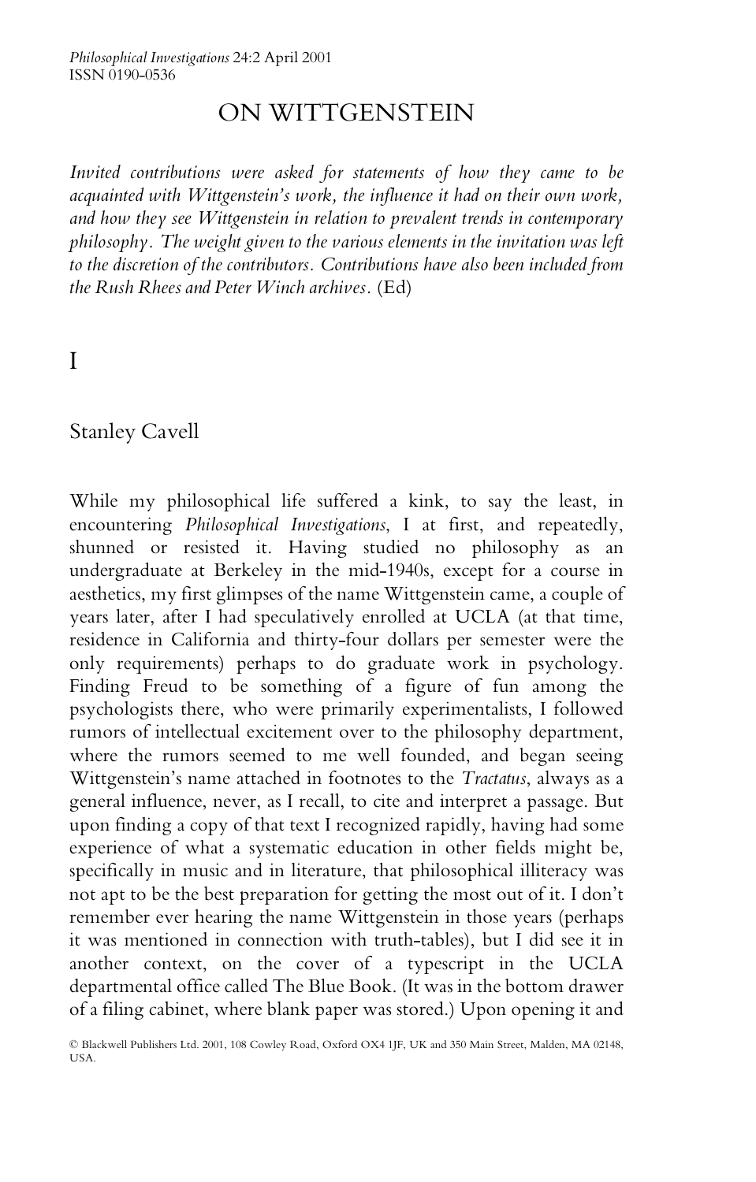# ON WITTGENSTEIN

*Invited contributions were asked for statements of how they came to be acquainted with Wittgenstein's work, the influence it had on their own work, and how they see Wittgenstein in relation to prevalent trends in contemporary philosophy. The weight given to the various elements in the invitation was left to the discretion of the contributors. Contributions have also been included from the Rush Rhees and Peter Winch archives.* (Ed)

## I

### Stanley Cavell

While my philosophical life suffered a kink, to say the least, in encountering *Philosophical Investigations*, I at first, and repeatedly, shunned or resisted it. Having studied no philosophy as an undergraduate at Berkeley in the mid-1940s, except for a course in aesthetics, my first glimpses of the name Wittgenstein came, a couple of years later, after I had speculatively enrolled at UCLA (at that time, residence in California and thirty-four dollars per semester were the only requirements) perhaps to do graduate work in psychology. Finding Freud to be something of a figure of fun among the psychologists there, who were primarily experimentalists, I followed rumors of intellectual excitement over to the philosophy department, where the rumors seemed to me well founded, and began seeing Wittgenstein's name attached in footnotes to the *Tractatus*, always as a general influence, never, as I recall, to cite and interpret a passage. But upon finding a copy of that text I recognized rapidly, having had some experience of what a systematic education in other fields might be, specifically in music and in literature, that philosophical illiteracy was not apt to be the best preparation for getting the most out of it. I don't remember ever hearing the name Wittgenstein in those years (perhaps it was mentioned in connection with truth-tables), but I did see it in another context, on the cover of a typescript in the UCLA departmental office called The Blue Book. (It was in the bottom drawer of a filing cabinet, where blank paper was stored.) Upon opening it and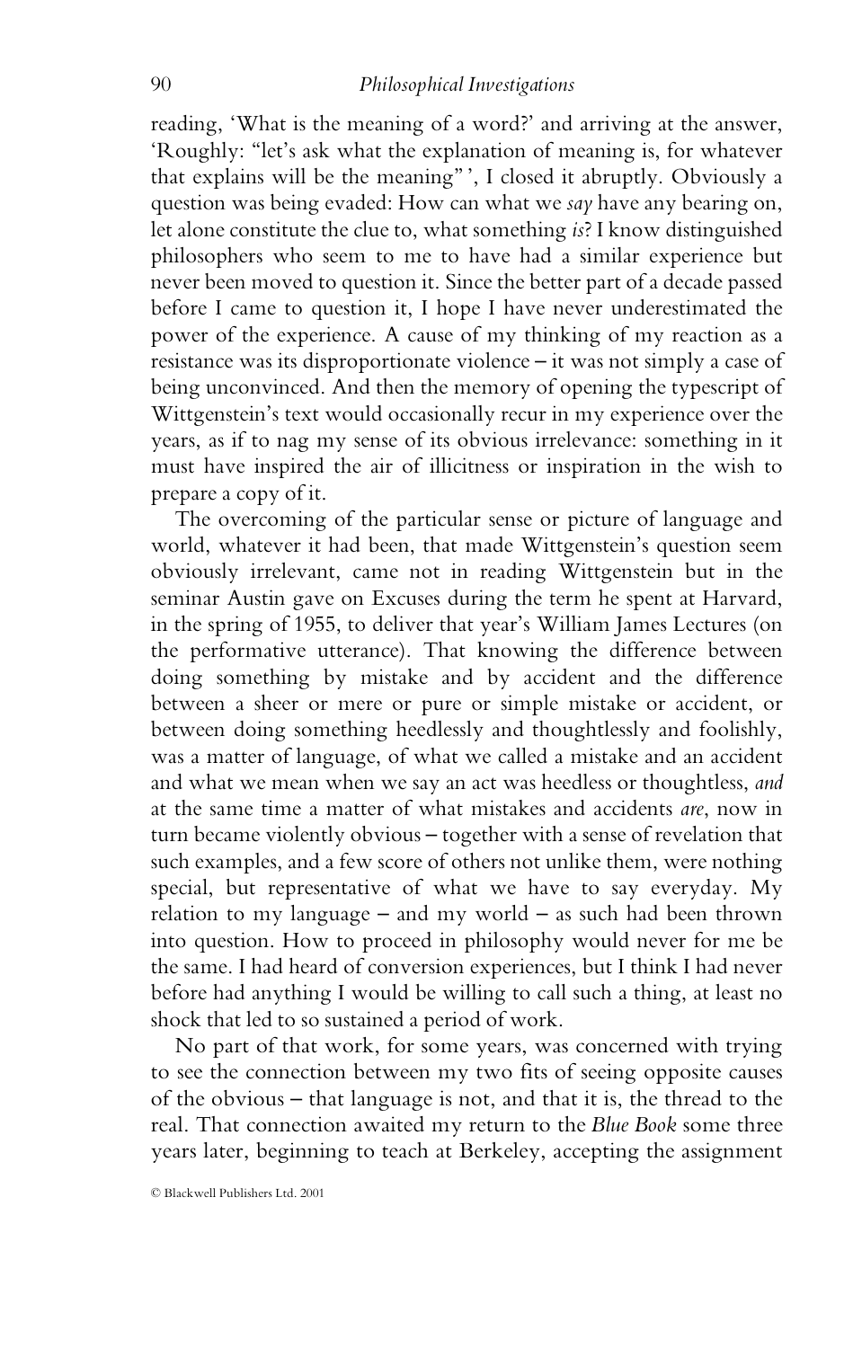reading, 'What is the meaning of a word?' and arriving at the answer, 'Roughly: "let's ask what the explanation of meaning is, for whatever that explains will be the meaning" ', I closed it abruptly. Obviously a question was being evaded: How can what we *say* have any bearing on, let alone constitute the clue to, what something *is*? I know distinguished philosophers who seem to me to have had a similar experience but never been moved to question it. Since the better part of a decade passed before I came to question it, I hope I have never underestimated the power of the experience. A cause of my thinking of my reaction as a resistance was its disproportionate violence – it was not simply a case of being unconvinced. And then the memory of opening the typescript of Wittgenstein's text would occasionally recur in my experience over the years, as if to nag my sense of its obvious irrelevance: something in it must have inspired the air of illicitness or inspiration in the wish to prepare a copy of it.

The overcoming of the particular sense or picture of language and world, whatever it had been, that made Wittgenstein's question seem obviously irrelevant, came not in reading Wittgenstein but in the seminar Austin gave on Excuses during the term he spent at Harvard, in the spring of 1955, to deliver that year's William James Lectures (on the performative utterance). That knowing the difference between doing something by mistake and by accident and the difference between a sheer or mere or pure or simple mistake or accident, or between doing something heedlessly and thoughtlessly and foolishly, was a matter of language, of what we called a mistake and an accident and what we mean when we say an act was heedless or thoughtless, *and* at the same time a matter of what mistakes and accidents *are*, now in turn became violently obvious – together with a sense of revelation that such examples, and a few score of others not unlike them, were nothing special, but representative of what we have to say everyday. My relation to my language – and my world – as such had been thrown into question. How to proceed in philosophy would never for me be the same. I had heard of conversion experiences, but I think I had never before had anything I would be willing to call such a thing, at least no shock that led to so sustained a period of work.

No part of that work, for some years, was concerned with trying to see the connection between my two fits of seeing opposite causes of the obvious – that language is not, and that it is, the thread to the real. That connection awaited my return to the *Blue Book* some three years later, beginning to teach at Berkeley, accepting the assignment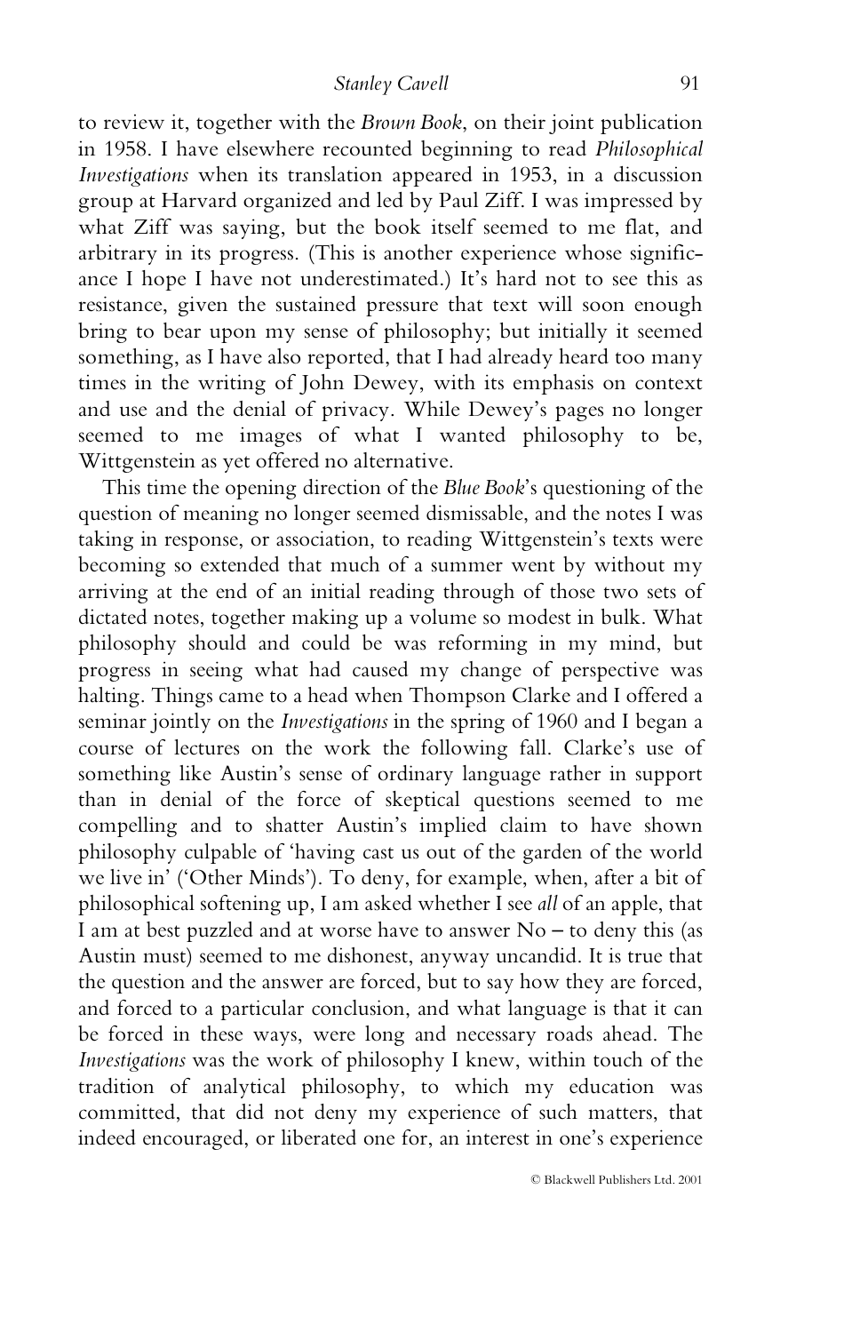to review it, together with the *Brown Book*, on their joint publication in 1958. I have elsewhere recounted beginning to read *Philosophical Investigations* when its translation appeared in 1953, in a discussion group at Harvard organized and led by Paul Ziff. I was impressed by what Ziff was saying, but the book itself seemed to me flat, and arbitrary in its progress. (This is another experience whose significance I hope I have not underestimated.) It's hard not to see this as resistance, given the sustained pressure that text will soon enough bring to bear upon my sense of philosophy; but initially it seemed something, as I have also reported, that I had already heard too many times in the writing of John Dewey, with its emphasis on context and use and the denial of privacy. While Dewey's pages no longer seemed to me images of what I wanted philosophy to be, Wittgenstein as yet offered no alternative.

This time the opening direction of the *Blue Book*'s questioning of the question of meaning no longer seemed dismissable, and the notes I was taking in response, or association, to reading Wittgenstein's texts were becoming so extended that much of a summer went by without my arriving at the end of an initial reading through of those two sets of dictated notes, together making up a volume so modest in bulk. What philosophy should and could be was reforming in my mind, but progress in seeing what had caused my change of perspective was halting. Things came to a head when Thompson Clarke and I offered a seminar jointly on the *Investigations* in the spring of 1960 and I began a course of lectures on the work the following fall. Clarke's use of something like Austin's sense of ordinary language rather in support than in denial of the force of skeptical questions seemed to me compelling and to shatter Austin's implied claim to have shown philosophy culpable of 'having cast us out of the garden of the world we live in' ('Other Minds'). To deny, for example, when, after a bit of philosophical softening up, I am asked whether I see *all* of an apple, that I am at best puzzled and at worse have to answer No – to deny this (as Austin must) seemed to me dishonest, anyway uncandid. It is true that the question and the answer are forced, but to say how they are forced, and forced to a particular conclusion, and what language is that it can be forced in these ways, were long and necessary roads ahead. The *Investigations* was the work of philosophy I knew, within touch of the tradition of analytical philosophy, to which my education was committed, that did not deny my experience of such matters, that indeed encouraged, or liberated one for, an interest in one's experience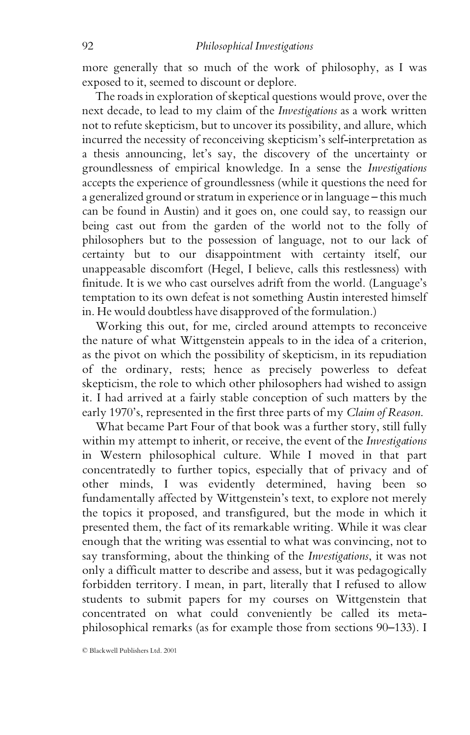more generally that so much of the work of philosophy, as I was exposed to it, seemed to discount or deplore.

The roads in exploration of skeptical questions would prove, over the next decade, to lead to my claim of the *Investigations* as a work written not to refute skepticism, but to uncover its possibility, and allure, which incurred the necessity of reconceiving skepticism's self-interpretation as a thesis announcing, let's say, the discovery of the uncertainty or groundlessness of empirical knowledge. In a sense the *Investigations* accepts the experience of groundlessness (while it questions the need for a generalized ground or stratum in experience or in language – this much can be found in Austin) and it goes on, one could say, to reassign our being cast out from the garden of the world not to the folly of philosophers but to the possession of language, not to our lack of certainty but to our disappointment with certainty itself, our unappeasable discomfort (Hegel, I believe, calls this restlessness) with finitude. It is we who cast ourselves adrift from the world. (Language's temptation to its own defeat is not something Austin interested himself in. He would doubtless have disapproved of the formulation.)

Working this out, for me, circled around attempts to reconceive the nature of what Wittgenstein appeals to in the idea of a criterion, as the pivot on which the possibility of skepticism, in its repudiation of the ordinary, rests; hence as precisely powerless to defeat skepticism, the role to which other philosophers had wished to assign it. I had arrived at a fairly stable conception of such matters by the early 1970's, represented in the first three parts of my *Claim of Reason*.

What became Part Four of that book was a further story, still fully within my attempt to inherit, or receive, the event of the *Investigations* in Western philosophical culture. While I moved in that part concentratedly to further topics, especially that of privacy and of other minds, I was evidently determined, having been so fundamentally affected by Wittgenstein's text, to explore not merely the topics it proposed, and transfigured, but the mode in which it presented them, the fact of its remarkable writing. While it was clear enough that the writing was essential to what was convincing, not to say transforming, about the thinking of the *Investigations*, it was not only a difficult matter to describe and assess, but it was pedagogically forbidden territory. I mean, in part, literally that I refused to allow students to submit papers for my courses on Wittgenstein that concentrated on what could conveniently be called its meta-philosophical remarks (as for example those from sections 90–133). I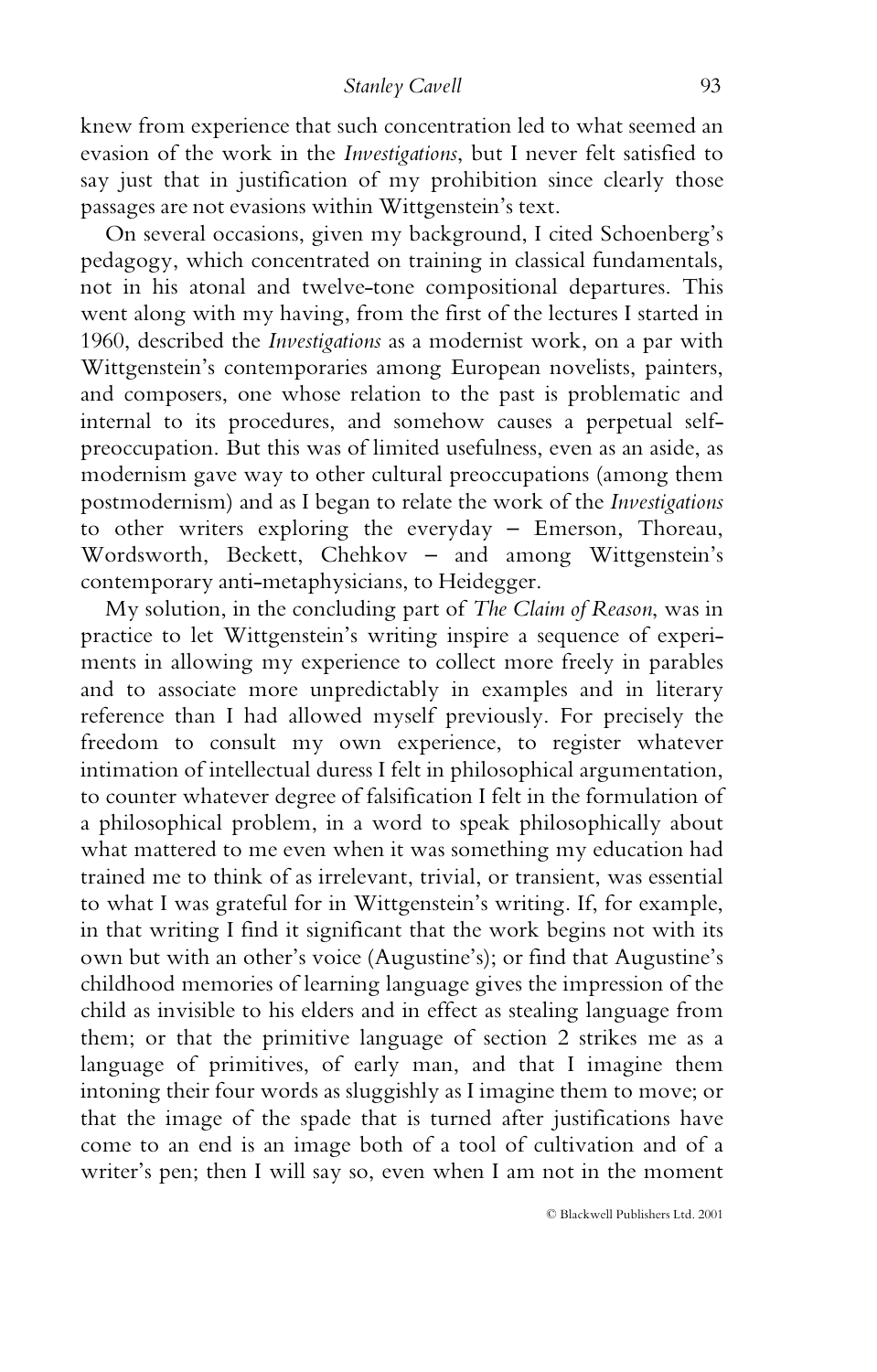knew from experience that such concentration led to what seemed an evasion of the work in the *Investigations*, but I never felt satisfied to say just that in justification of my prohibition since clearly those passages are not evasions within Wittgenstein's text.

On several occasions, given my background, I cited Schoenberg's pedagogy, which concentrated on training in classical fundamentals, not in his atonal and twelve-tone compositional departures. This went along with my having, from the first of the lectures I started in 1960, described the *Investigations* as a modernist work, on a par with Wittgenstein's contemporaries among European novelists, painters, and composers, one whose relation to the past is problematic and internal to its procedures, and somehow causes a perpetual self-preoccupation. But this was of limited usefulness, even as an aside, as modernism gave way to other cultural preoccupations (among them postmodernism) and as I began to relate the work of the *Investigations* to other writers exploring the everyday – Emerson, Thoreau, Wordsworth, Beckett, Chehkov – and among Wittgenstein's contemporary anti-metaphysicians, to Heidegger.

My solution, in the concluding part of *The Claim of Reason*, was in practice to let Wittgenstein's writing inspire a sequence of experiments in allowing my experience to collect more freely in parables and to associate more unpredictably in examples and in literary reference than I had allowed myself previously. For precisely the freedom to consult my own experience, to register whatever intimation of intellectual duress I felt in philosophical argumentation, to counter whatever degree of falsification I felt in the formulation of a philosophical problem, in a word to speak philosophically about what mattered to me even when it was something my education had trained me to think of as irrelevant, trivial, or transient, was essential to what I was grateful for in Wittgenstein's writing. If, for example, in that writing I find it significant that the work begins not with its own but with an other's voice (Augustine's); or find that Augustine's childhood memories of learning language gives the impression of the child as invisible to his elders and in effect as stealing language from them; or that the primitive language of section 2 strikes me as a language of primitives, of early man, and that I imagine them intoning their four words as sluggishly as I imagine them to move; or that the image of the spade that is turned after justifications have come to an end is an image both of a tool of cultivation and of a writer's pen; then I will say so, even when I am not in the moment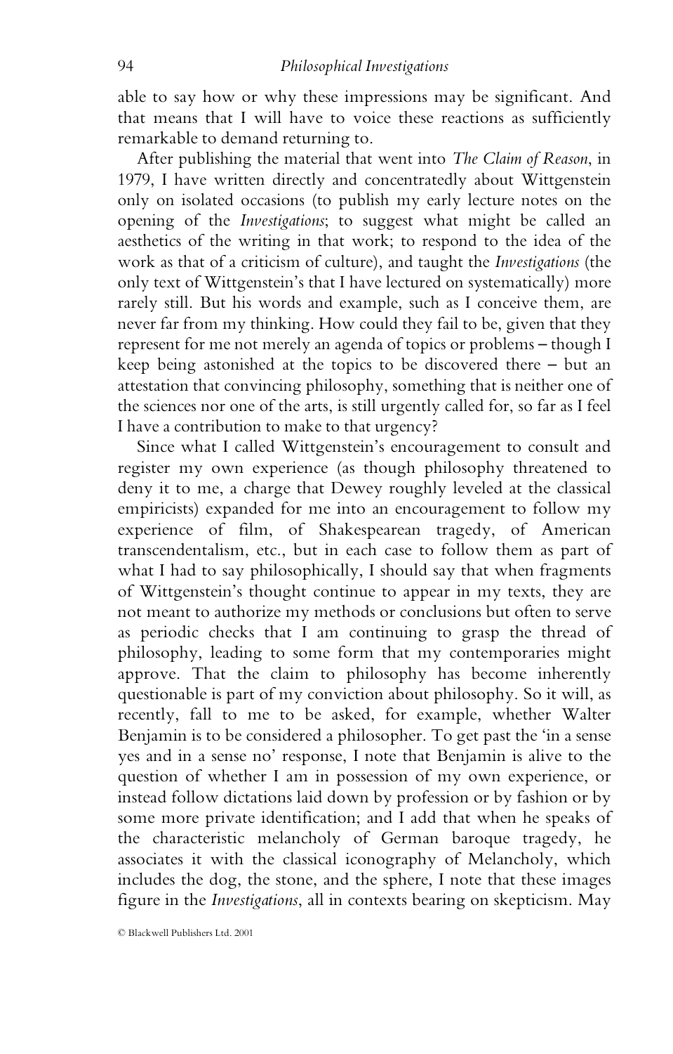able to say how or why these impressions may be significant. And that means that I will have to voice these reactions as sufficiently remarkable to demand returning to.

After publishing the material that went into *The Claim of Reason*, in 1979, I have written directly and concentratedly about Wittgenstein only on isolated occasions (to publish my early lecture notes on the opening of the *Investigations*; to suggest what might be called an aesthetics of the writing in that work; to respond to the idea of the work as that of a criticism of culture), and taught the *Investigations* (the only text of Wittgenstein's that I have lectured on systematically) more rarely still. But his words and example, such as I conceive them, are never far from my thinking. How could they fail to be, given that they represent for me not merely an agenda of topics or problems – though I keep being astonished at the topics to be discovered there – but an attestation that convincing philosophy, something that is neither one of the sciences nor one of the arts, is still urgently called for, so far as I feel I have a contribution to make to that urgency?

Since what I called Wittgenstein's encouragement to consult and register my own experience (as though philosophy threatened to deny it to me, a charge that Dewey roughly leveled at the classical empiricists) expanded for me into an encouragement to follow my experience of film, of Shakespearean tragedy, of American transcendentalism, etc., but in each case to follow them as part of what I had to say philosophically, I should say that when fragments of Wittgenstein's thought continue to appear in my texts, they are not meant to authorize my methods or conclusions but often to serve as periodic checks that I am continuing to grasp the thread of philosophy, leading to some form that my contemporaries might approve. That the claim to philosophy has become inherently questionable is part of my conviction about philosophy. So it will, as recently, fall to me to be asked, for example, whether Walter Benjamin is to be considered a philosopher. To get past the 'in a sense yes and in a sense no' response, I note that Benjamin is alive to the question of whether I am in possession of my own experience, or instead follow dictations laid down by profession or by fashion or by some more private identification; and I add that when he speaks of the characteristic melancholy of German baroque tragedy, he associates it with the classical iconography of Melancholy, which includes the dog, the stone, and the sphere, I note that these images figure in the *Investigations*, all in contexts bearing on skepticism. May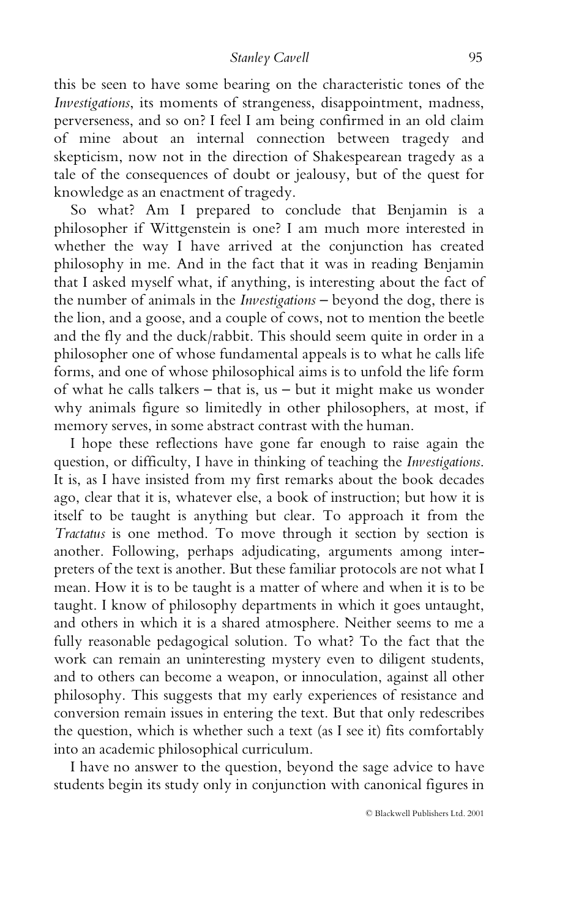this be seen to have some bearing on the characteristic tones of the *Investigations*, its moments of strangeness, disappointment, madness, perverseness, and so on? I feel I am being confirmed in an old claim of mine about an internal connection between tragedy and skepticism, now not in the direction of Shakespearean tragedy as a tale of the consequences of doubt or jealousy, but of the quest for knowledge as an enactment of tragedy.

So what? Am I prepared to conclude that Benjamin is a philosopher if Wittgenstein is one? I am much more interested in whether the way I have arrived at the conjunction has created philosophy in me. And in the fact that it was in reading Benjamin that I asked myself what, if anything, is interesting about the fact of the number of animals in the *Investigations* – beyond the dog, there is the lion, and a goose, and a couple of cows, not to mention the beetle and the fly and the duck/rabbit. This should seem quite in order in a philosopher one of whose fundamental appeals is to what he calls life forms, and one of whose philosophical aims is to unfold the life form of what he calls talkers – that is, us – but it might make us wonder why animals figure so limitedly in other philosophers, at most, if memory serves, in some abstract contrast with the human.

I hope these reflections have gone far enough to raise again the question, or difficulty, I have in thinking of teaching the *Investigations*. It is, as I have insisted from my first remarks about the book decades ago, clear that it is, whatever else, a book of instruction; but how it is itself to be taught is anything but clear. To approach it from the *Tractatus* is one method. To move through it section by section is another. Following, perhaps adjudicating, arguments among interpreters of the text is another. But these familiar protocols are not what I mean. How it is to be taught is a matter of where and when it is to be taught. I know of philosophy departments in which it goes untaught, and others in which it is a shared atmosphere. Neither seems to me a fully reasonable pedagogical solution. To what? To the fact that the work can remain an uninteresting mystery even to diligent students, and to others can become a weapon, or innoculation, against all other philosophy. This suggests that my early experiences of resistance and conversion remain issues in entering the text. But that only redescribes the question, which is whether such a text (as I see it) fits comfortably into an academic philosophical curriculum.

I have no answer to the question, beyond the sage advice to have students begin its study only in conjunction with canonical figures in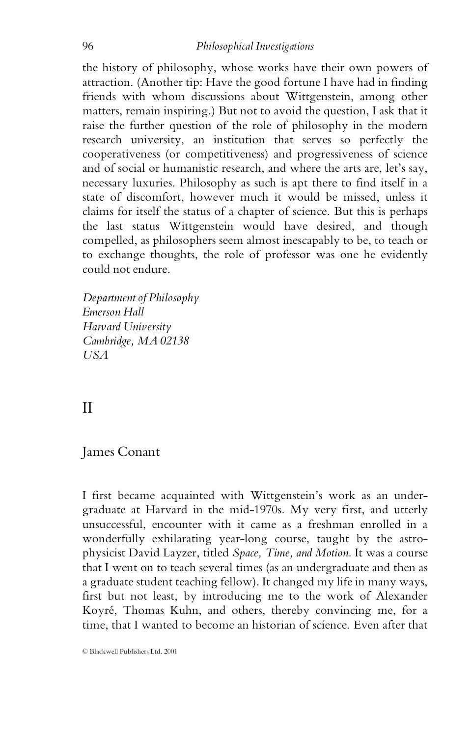the history of philosophy, whose works have their own powers of attraction. (Another tip: Have the good fortune I have had in finding friends with whom discussions about Wittgenstein, among other matters, remain inspiring.) But not to avoid the question, I ask that it raise the further question of the role of philosophy in the modern research university, an institution that serves so perfectly the cooperativeness (or competitiveness) and progressiveness of science and of social or humanistic research, and where the arts are, let's say, necessary luxuries. Philosophy as such is apt there to find itself in a state of discomfort, however much it would be missed, unless it claims for itself the status of a chapter of science. But this is perhaps the last status Wittgenstein would have desired, and though compelled, as philosophers seem almost inescapably to be, to teach or to exchange thoughts, the role of professor was one he evidently could not endure.

*Department of Philosophy*
*Emerson Hall*
*Harvard University*
*Cambridge, MA 02138*
*USA*

# II

## James Conant

I first became acquainted with Wittgenstein's work as an undergraduate at Harvard in the mid-1970s. My very first, and utterly unsuccessful, encounter with it came as a freshman enrolled in a wonderfully exhilarating year-long course, taught by the astrophysicist David Layzer, titled *Space, Time, and Motion*. It was a course that I went on to teach several times (as an undergraduate and then as a graduate student teaching fellow). It changed my life in many ways, first but not least, by introducing me to the work of Alexander Koyré, Thomas Kuhn, and others, thereby convincing me, for a time, that I wanted to become an historian of science. Even after that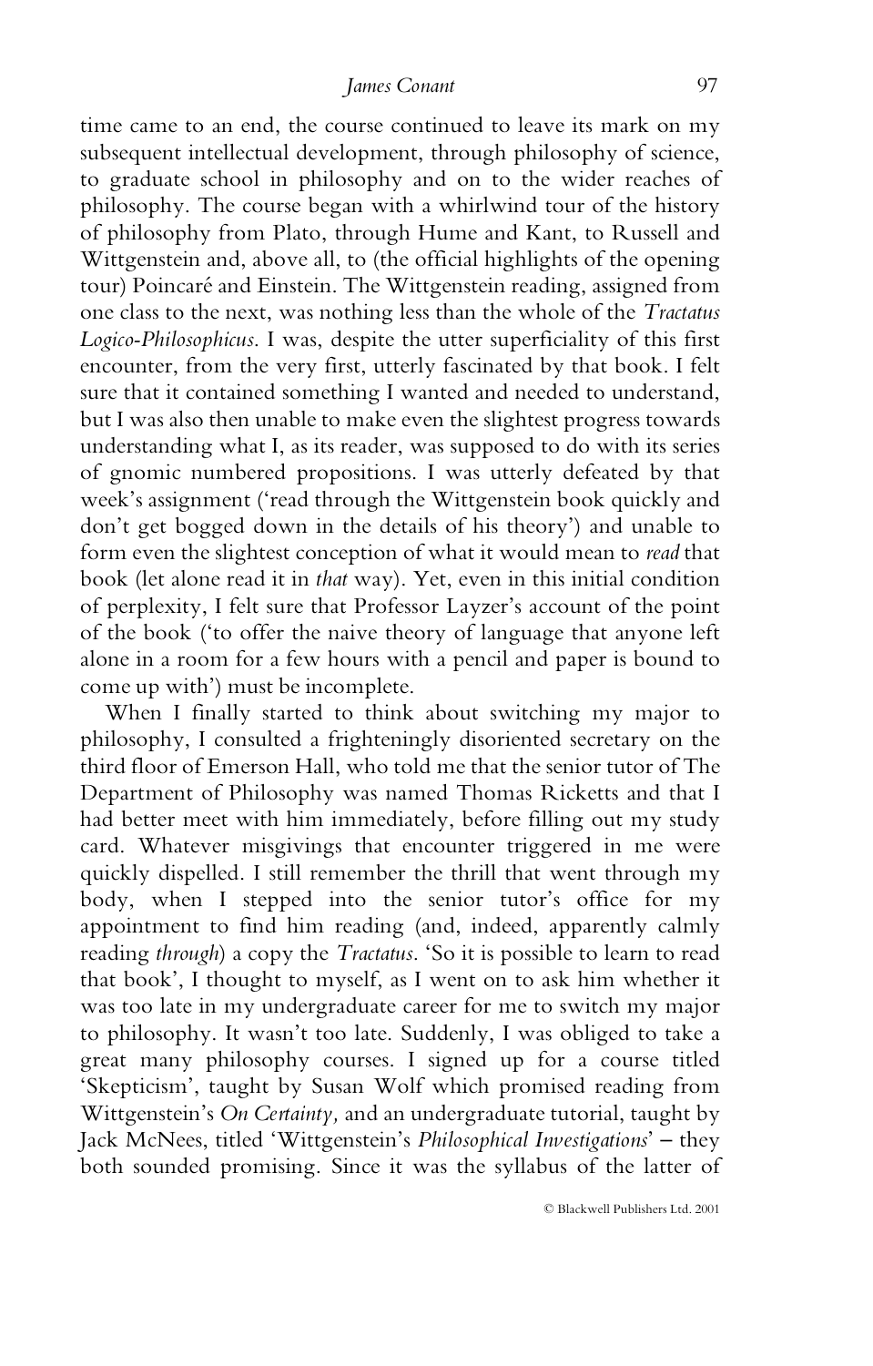time came to an end, the course continued to leave its mark on my subsequent intellectual development, through philosophy of science, to graduate school in philosophy and on to the wider reaches of philosophy. The course began with a whirlwind tour of the history of philosophy from Plato, through Hume and Kant, to Russell and Wittgenstein and, above all, to (the official highlights of the opening tour) Poincaré and Einstein. The Wittgenstein reading, assigned from one class to the next, was nothing less than the whole of the *Tractatus Logico-Philosophicus*. I was, despite the utter superficiality of this first encounter, from the very first, utterly fascinated by that book. I felt sure that it contained something I wanted and needed to understand, but I was also then unable to make even the slightest progress towards understanding what I, as its reader, was supposed to do with its series of gnomic numbered propositions. I was utterly defeated by that week's assignment ('read through the Wittgenstein book quickly and don't get bogged down in the details of his theory') and unable to form even the slightest conception of what it would mean to *read* that book (let alone read it in *that* way). Yet, even in this initial condition of perplexity, I felt sure that Professor Layzer's account of the point of the book ('to offer the naive theory of language that anyone left alone in a room for a few hours with a pencil and paper is bound to come up with') must be incomplete.

When I finally started to think about switching my major to philosophy, I consulted a frighteningly disoriented secretary on the third floor of Emerson Hall, who told me that the senior tutor of The Department of Philosophy was named Thomas Ricketts and that I had better meet with him immediately, before filling out my study card. Whatever misgivings that encounter triggered in me were quickly dispelled. I still remember the thrill that went through my body, when I stepped into the senior tutor's office for my appointment to find him reading (and, indeed, apparently calmly reading *through*) a copy the *Tractatus*. 'So it is possible to learn to read that book', I thought to myself, as I went on to ask him whether it was too late in my undergraduate career for me to switch my major to philosophy. It wasn't too late. Suddenly, I was obliged to take a great many philosophy courses. I signed up for a course titled 'Skepticism', taught by Susan Wolf which promised reading from Wittgenstein's *On Certainty,* and an undergraduate tutorial, taught by Jack McNees, titled 'Wittgenstein's *Philosophical Investigations*' – they both sounded promising. Since it was the syllabus of the latter of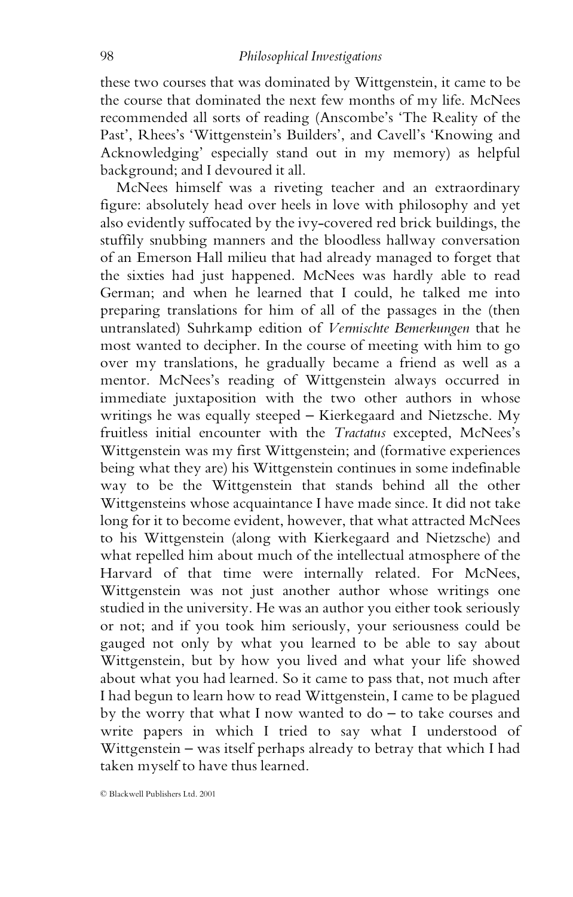these two courses that was dominated by Wittgenstein, it came to be the course that dominated the next few months of my life. McNees recommended all sorts of reading (Anscombe's 'The Reality of the Past', Rhees's 'Wittgenstein's Builders', and Cavell's 'Knowing and Acknowledging' especially stand out in my memory) as helpful background; and I devoured it all.

McNees himself was a riveting teacher and an extraordinary figure: absolutely head over heels in love with philosophy and yet also evidently suffocated by the ivy-covered red brick buildings, the stuffily snubbing manners and the bloodless hallway conversation of an Emerson Hall milieu that had already managed to forget that the sixties had just happened. McNees was hardly able to read German; and when he learned that I could, he talked me into preparing translations for him of all of the passages in the (then untranslated) Suhrkamp edition of *Vermischte Bemerkungen* that he most wanted to decipher. In the course of meeting with him to go over my translations, he gradually became a friend as well as a mentor. McNees's reading of Wittgenstein always occurred in immediate juxtaposition with the two other authors in whose writings he was equally steeped – Kierkegaard and Nietzsche. My fruitless initial encounter with the *Tractatus* excepted, McNees's Wittgenstein was my first Wittgenstein; and (formative experiences being what they are) his Wittgenstein continues in some indefinable way to be the Wittgenstein that stands behind all the other Wittgensteins whose acquaintance I have made since. It did not take long for it to become evident, however, that what attracted McNees to his Wittgenstein (along with Kierkegaard and Nietzsche) and what repelled him about much of the intellectual atmosphere of the Harvard of that time were internally related. For McNees, Wittgenstein was not just another author whose writings one studied in the university. He was an author you either took seriously or not; and if you took him seriously, your seriousness could be gauged not only by what you learned to be able to say about Wittgenstein, but by how you lived and what your life showed about what you had learned. So it came to pass that, not much after I had begun to learn how to read Wittgenstein, I came to be plagued by the worry that what I now wanted to do – to take courses and write papers in which I tried to say what I understood of Wittgenstein – was itself perhaps already to betray that which I had taken myself to have thus learned.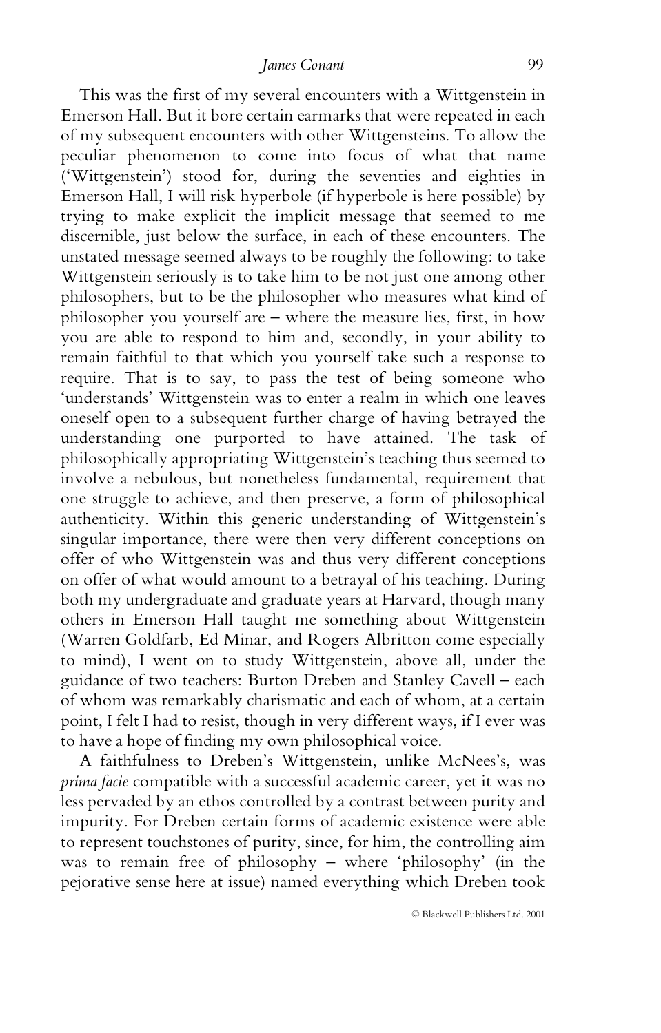This was the first of my several encounters with a Wittgenstein in Emerson Hall. But it bore certain earmarks that were repeated in each of my subsequent encounters with other Wittgensteins. To allow the peculiar phenomenon to come into focus of what that name ('Wittgenstein') stood for, during the seventies and eighties in Emerson Hall, I will risk hyperbole (if hyperbole is here possible) by trying to make explicit the implicit message that seemed to me discernible, just below the surface, in each of these encounters. The unstated message seemed always to be roughly the following: to take Wittgenstein seriously is to take him to be not just one among other philosophers, but to be the philosopher who measures what kind of philosopher you yourself are – where the measure lies, first, in how you are able to respond to him and, secondly, in your ability to remain faithful to that which you yourself take such a response to require. That is to say, to pass the test of being someone who 'understands' Wittgenstein was to enter a realm in which one leaves oneself open to a subsequent further charge of having betrayed the understanding one purported to have attained. The task of philosophically appropriating Wittgenstein's teaching thus seemed to involve a nebulous, but nonetheless fundamental, requirement that one struggle to achieve, and then preserve, a form of philosophical authenticity. Within this generic understanding of Wittgenstein's singular importance, there were then very different conceptions on offer of who Wittgenstein was and thus very different conceptions on offer of what would amount to a betrayal of his teaching. During both my undergraduate and graduate years at Harvard, though many others in Emerson Hall taught me something about Wittgenstein (Warren Goldfarb, Ed Minar, and Rogers Albritton come especially to mind), I went on to study Wittgenstein, above all, under the guidance of two teachers: Burton Dreben and Stanley Cavell – each of whom was remarkably charismatic and each of whom, at a certain point, I felt I had to resist, though in very different ways, if I ever was to have a hope of finding my own philosophical voice.

A faithfulness to Dreben's Wittgenstein, unlike McNees's, was *prima facie* compatible with a successful academic career, yet it was no less pervaded by an ethos controlled by a contrast between purity and impurity. For Dreben certain forms of academic existence were able to represent touchstones of purity, since, for him, the controlling aim was to remain free of philosophy – where 'philosophy' (in the pejorative sense here at issue) named everything which Dreben took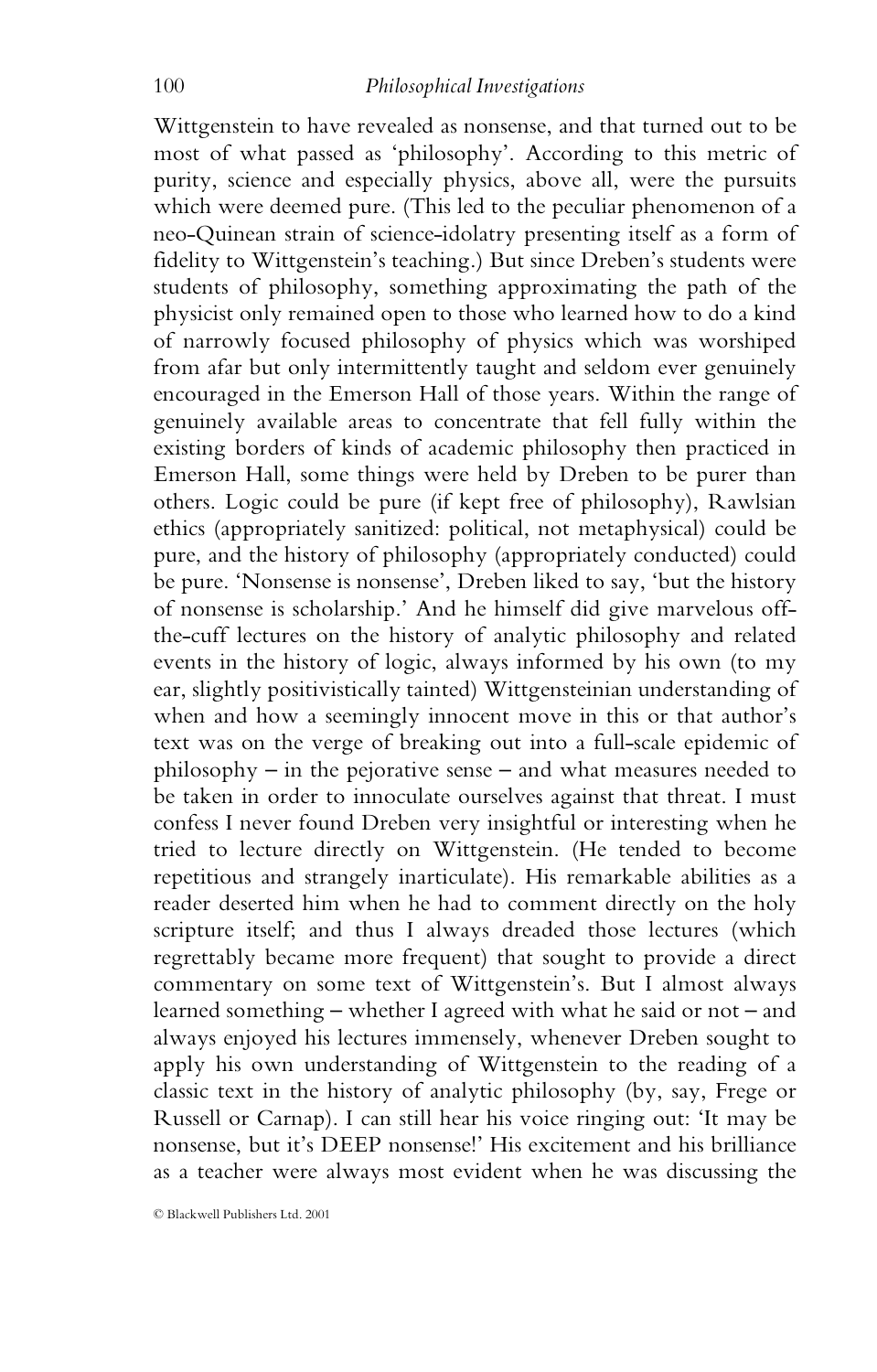Wittgenstein to have revealed as nonsense, and that turned out to be most of what passed as 'philosophy'. According to this metric of purity, science and especially physics, above all, were the pursuits which were deemed pure. (This led to the peculiar phenomenon of a neo-Quinean strain of science-idolatry presenting itself as a form of fidelity to Wittgenstein's teaching.) But since Dreben's students were students of philosophy, something approximating the path of the physicist only remained open to those who learned how to do a kind of narrowly focused philosophy of physics which was worshiped from afar but only intermittently taught and seldom ever genuinely encouraged in the Emerson Hall of those years. Within the range of genuinely available areas to concentrate that fell fully within the existing borders of kinds of academic philosophy then practiced in Emerson Hall, some things were held by Dreben to be purer than others. Logic could be pure (if kept free of philosophy), Rawlsian ethics (appropriately sanitized: political, not metaphysical) could be pure, and the history of philosophy (appropriately conducted) could be pure. 'Nonsense is nonsense', Dreben liked to say, 'but the history of nonsense is scholarship.' And he himself did give marvelous off-the-cuff lectures on the history of analytic philosophy and related events in the history of logic, always informed by his own (to my ear, slightly positivistically tainted) Wittgensteinian understanding of when and how a seemingly innocent move in this or that author's text was on the verge of breaking out into a full-scale epidemic of philosophy – in the pejorative sense – and what measures needed to be taken in order to innoculate ourselves against that threat. I must confess I never found Dreben very insightful or interesting when he tried to lecture directly on Wittgenstein. (He tended to become repetitious and strangely inarticulate). His remarkable abilities as a reader deserted him when he had to comment directly on the holy scripture itself; and thus I always dreaded those lectures (which regrettably became more frequent) that sought to provide a direct commentary on some text of Wittgenstein's. But I almost always learned something – whether I agreed with what he said or not – and always enjoyed his lectures immensely, whenever Dreben sought to apply his own understanding of Wittgenstein to the reading of a classic text in the history of analytic philosophy (by, say, Frege or Russell or Carnap). I can still hear his voice ringing out: 'It may be nonsense, but it's DEEP nonsense!' His excitement and his brilliance as a teacher were always most evident when he was discussing the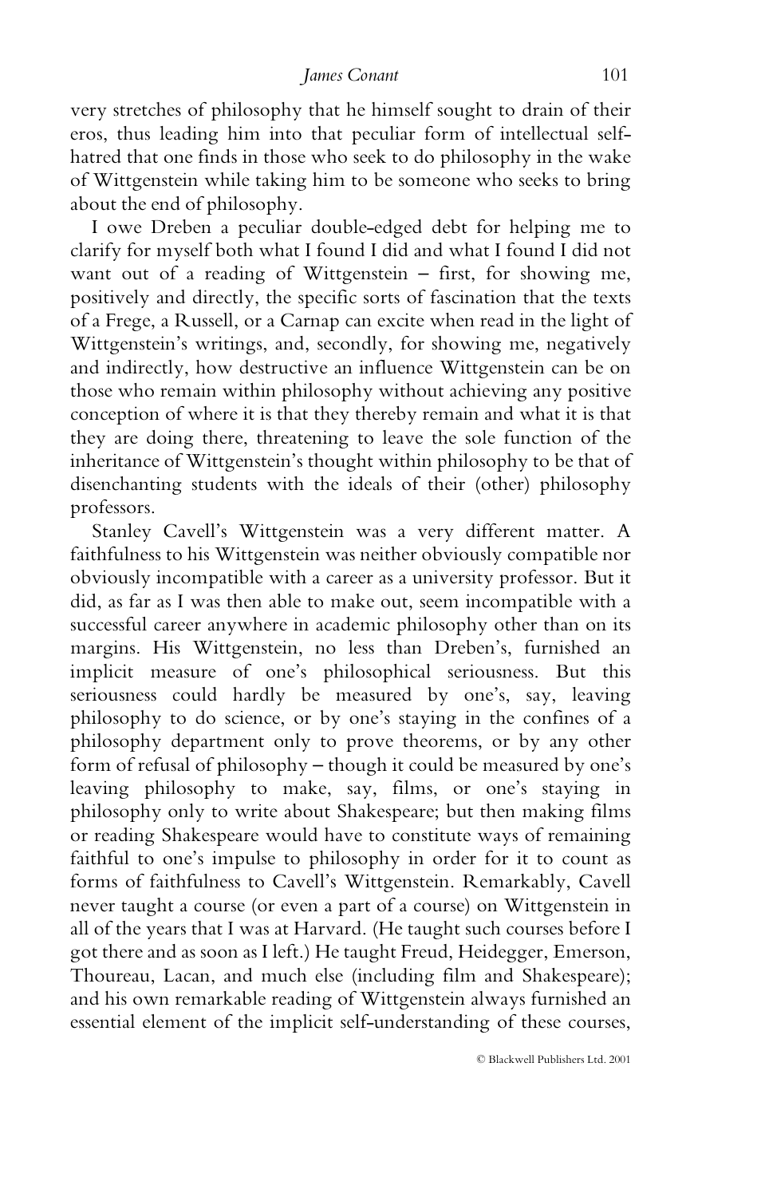very stretches of philosophy that he himself sought to drain of their eros, thus leading him into that peculiar form of intellectual self-hatred that one finds in those who seek to do philosophy in the wake of Wittgenstein while taking him to be someone who seeks to bring about the end of philosophy.

I owe Dreben a peculiar double-edged debt for helping me to clarify for myself both what I found I did and what I found I did not want out of a reading of Wittgenstein – first, for showing me, positively and directly, the specific sorts of fascination that the texts of a Frege, a Russell, or a Carnap can excite when read in the light of Wittgenstein's writings, and, secondly, for showing me, negatively and indirectly, how destructive an influence Wittgenstein can be on those who remain within philosophy without achieving any positive conception of where it is that they thereby remain and what it is that they are doing there, threatening to leave the sole function of the inheritance of Wittgenstein's thought within philosophy to be that of disenchanting students with the ideals of their (other) philosophy professors.

Stanley Cavell's Wittgenstein was a very different matter. A faithfulness to his Wittgenstein was neither obviously compatible nor obviously incompatible with a career as a university professor. But it did, as far as I was then able to make out, seem incompatible with a successful career anywhere in academic philosophy other than on its margins. His Wittgenstein, no less than Dreben's, furnished an implicit measure of one's philosophical seriousness. But this seriousness could hardly be measured by one's, say, leaving philosophy to do science, or by one's staying in the confines of a philosophy department only to prove theorems, or by any other form of refusal of philosophy – though it could be measured by one's leaving philosophy to make, say, films, or one's staying in philosophy only to write about Shakespeare; but then making films or reading Shakespeare would have to constitute ways of remaining faithful to one's impulse to philosophy in order for it to count as forms of faithfulness to Cavell's Wittgenstein. Remarkably, Cavell never taught a course (or even a part of a course) on Wittgenstein in all of the years that I was at Harvard. (He taught such courses before I got there and as soon as I left.) He taught Freud, Heidegger, Emerson, Thoureau, Lacan, and much else (including film and Shakespeare); and his own remarkable reading of Wittgenstein always furnished an essential element of the implicit self-understanding of these courses,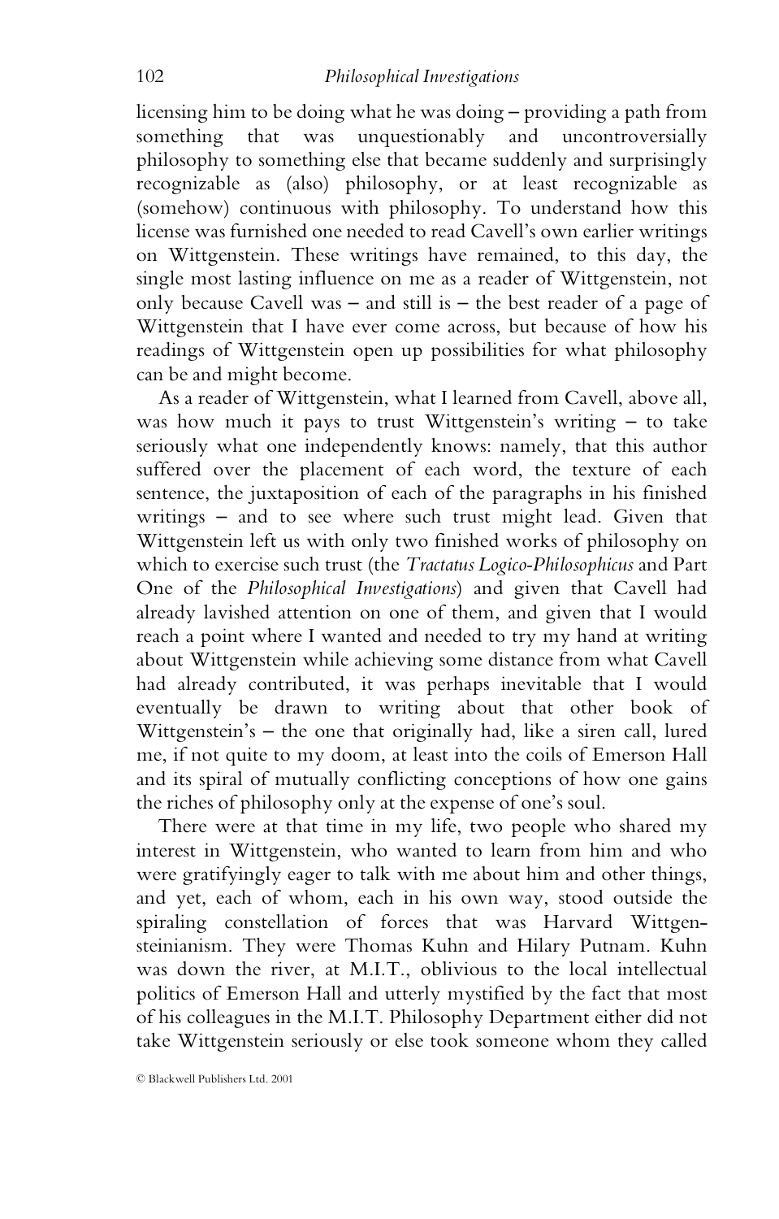licensing him to be doing what he was doing – providing a path from something that was unquestionably and uncontroversially philosophy to something else that became suddenly and surprisingly recognizable as (also) philosophy, or at least recognizable as (somehow) continuous with philosophy. To understand how this license was furnished one needed to read Cavell's own earlier writings on Wittgenstein. These writings have remained, to this day, the single most lasting influence on me as a reader of Wittgenstein, not only because Cavell was – and still is – the best reader of a page of Wittgenstein that I have ever come across, but because of how his readings of Wittgenstein open up possibilities for what philosophy can be and might become.

As a reader of Wittgenstein, what I learned from Cavell, above all, was how much it pays to trust Wittgenstein's writing – to take seriously what one independently knows: namely, that this author suffered over the placement of each word, the texture of each sentence, the juxtaposition of each of the paragraphs in his finished writings – and to see where such trust might lead. Given that Wittgenstein left us with only two finished works of philosophy on which to exercise such trust (the *Tractatus Logico-Philosophicus* and Part One of the *Philosophical Investigations*) and given that Cavell had already lavished attention on one of them, and given that I would reach a point where I wanted and needed to try my hand at writing about Wittgenstein while achieving some distance from what Cavell had already contributed, it was perhaps inevitable that I would eventually be drawn to writing about that other book of Wittgenstein's – the one that originally had, like a siren call, lured me, if not quite to my doom, at least into the coils of Emerson Hall and its spiral of mutually conflicting conceptions of how one gains the riches of philosophy only at the expense of one's soul.

There were at that time in my life, two people who shared my interest in Wittgenstein, who wanted to learn from him and who were gratifyingly eager to talk with me about him and other things, and yet, each of whom, each in his own way, stood outside the spiraling constellation of forces that was Harvard Wittgensteinianism. They were Thomas Kuhn and Hilary Putnam. Kuhn was down the river, at M.I.T., oblivious to the local intellectual politics of Emerson Hall and utterly mystified by the fact that most of his colleagues in the M.I.T. Philosophy Department either did not take Wittgenstein seriously or else took someone whom they called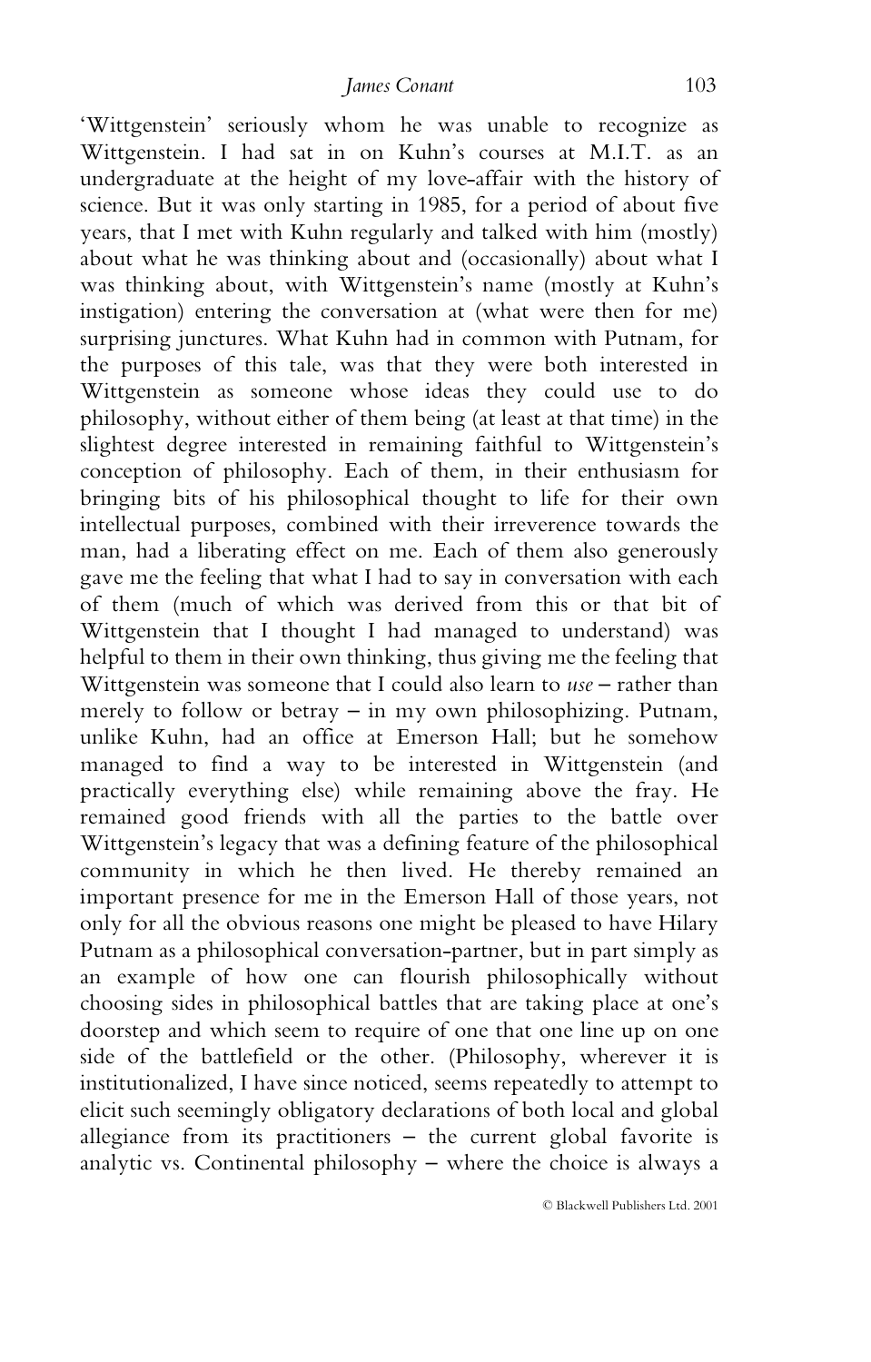'Wittgenstein' seriously whom he was unable to recognize as Wittgenstein. I had sat in on Kuhn's courses at M.I.T. as an undergraduate at the height of my love-affair with the history of science. But it was only starting in 1985, for a period of about five years, that I met with Kuhn regularly and talked with him (mostly) about what he was thinking about and (occasionally) about what I was thinking about, with Wittgenstein's name (mostly at Kuhn's instigation) entering the conversation at (what were then for me) surprising junctures. What Kuhn had in common with Putnam, for the purposes of this tale, was that they were both interested in Wittgenstein as someone whose ideas they could use to do philosophy, without either of them being (at least at that time) in the slightest degree interested in remaining faithful to Wittgenstein's conception of philosophy. Each of them, in their enthusiasm for bringing bits of his philosophical thought to life for their own intellectual purposes, combined with their irreverence towards the man, had a liberating effect on me. Each of them also generously gave me the feeling that what I had to say in conversation with each of them (much of which was derived from this or that bit of Wittgenstein that I thought I had managed to understand) was helpful to them in their own thinking, thus giving me the feeling that Wittgenstein was someone that I could also learn to *use* – rather than merely to follow or betray – in my own philosophizing. Putnam, unlike Kuhn, had an office at Emerson Hall; but he somehow managed to find a way to be interested in Wittgenstein (and practically everything else) while remaining above the fray. He remained good friends with all the parties to the battle over Wittgenstein's legacy that was a defining feature of the philosophical community in which he then lived. He thereby remained an important presence for me in the Emerson Hall of those years, not only for all the obvious reasons one might be pleased to have Hilary Putnam as a philosophical conversation-partner, but in part simply as an example of how one can flourish philosophically without choosing sides in philosophical battles that are taking place at one's doorstep and which seem to require of one that one line up on one side of the battlefield or the other. (Philosophy, wherever it is institutionalized, I have since noticed, seems repeatedly to attempt to elicit such seemingly obligatory declarations of both local and global allegiance from its practitioners – the current global favorite is analytic vs. Continental philosophy – where the choice is always a

© Blackwell Publishers Ltd. 2001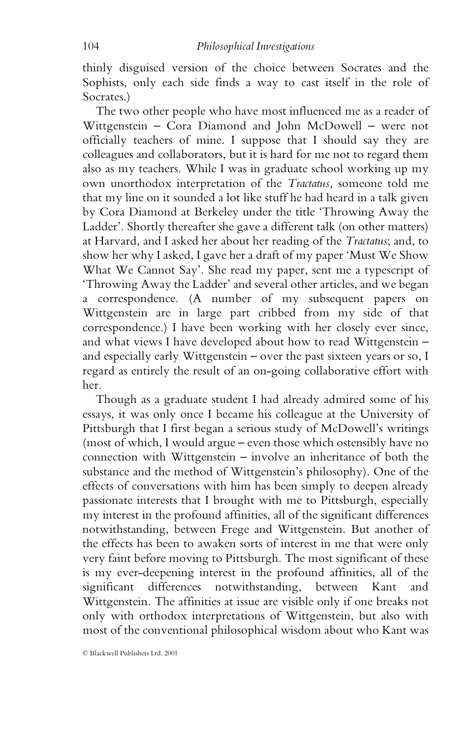thinly disguised version of the choice between Socrates and the Sophists, only each side finds a way to cast itself in the role of Socrates.)

The two other people who have most influenced me as a reader of Wittgenstein – Cora Diamond and John McDowell – were not officially teachers of mine. I suppose that I should say they are colleagues and collaborators, but it is hard for me not to regard them also as my teachers. While I was in graduate school working up my own unorthodox interpretation of the *Tractatus,* someone told me that my line on it sounded a lot like stuff he had heard in a talk given by Cora Diamond at Berkeley under the title 'Throwing Away the Ladder'. Shortly thereafter she gave a different talk (on other matters) at Harvard, and I asked her about her reading of the *Tractatus*; and, to show her why I asked, I gave her a draft of my paper 'Must We Show What We Cannot Say'. She read my paper, sent me a typescript of 'Throwing Away the Ladder' and several other articles, and we began a correspondence. (A number of my subsequent papers on Wittgenstein are in large part cribbed from my side of that correspondence.) I have been working with her closely ever since, and what views I have developed about how to read Wittgenstein – and especially early Wittgenstein – over the past sixteen years or so, I regard as entirely the result of an on-going collaborative effort with her.

Though as a graduate student I had already admired some of his essays, it was only once I became his colleague at the University of Pittsburgh that I first began a serious study of McDowell's writings (most of which, I would argue – even those which ostensibly have no connection with Wittgenstein – involve an inheritance of both the substance and the method of Wittgenstein's philosophy). One of the effects of conversations with him has been simply to deepen already passionate interests that I brought with me to Pittsburgh, especially my interest in the profound affinities, all of the significant differences notwithstanding, between Frege and Wittgenstein. But another of the effects has been to awaken sorts of interest in me that were only very faint before moving to Pittsburgh. The most significant of these is my ever-deepening interest in the profound affinities, all of the significant differences notwithstanding, between Kant and Wittgenstein. The affinities at issue are visible only if one breaks not only with orthodox interpretations of Wittgenstein, but also with most of the conventional philosophical wisdom about who Kant was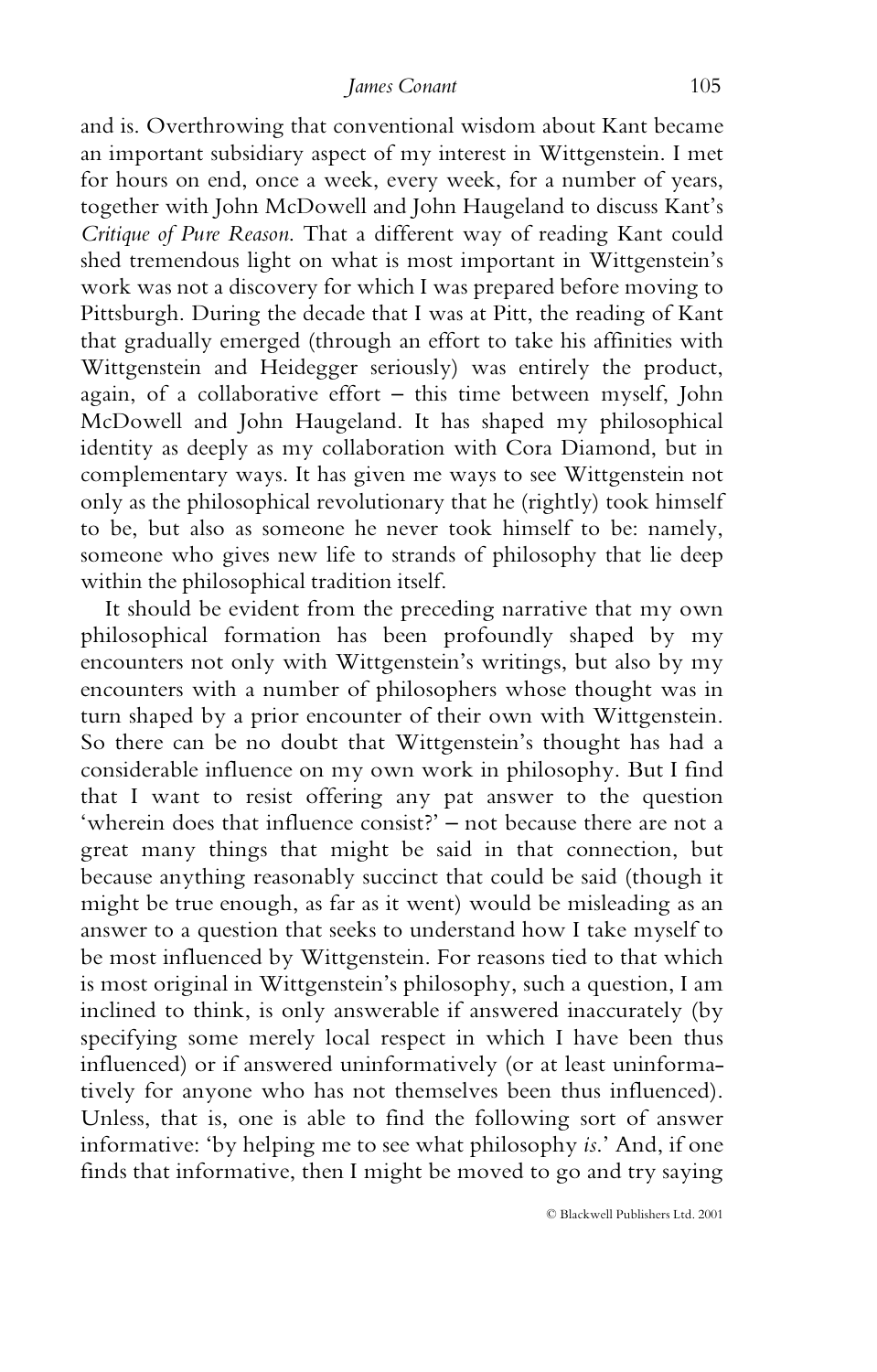and is. Overthrowing that conventional wisdom about Kant became an important subsidiary aspect of my interest in Wittgenstein. I met for hours on end, once a week, every week, for a number of years, together with John McDowell and John Haugeland to discuss Kant's *Critique of Pure Reason*. That a different way of reading Kant could shed tremendous light on what is most important in Wittgenstein's work was not a discovery for which I was prepared before moving to Pittsburgh. During the decade that I was at Pitt, the reading of Kant that gradually emerged (through an effort to take his affinities with Wittgenstein and Heidegger seriously) was entirely the product, again, of a collaborative effort – this time between myself, John McDowell and John Haugeland. It has shaped my philosophical identity as deeply as my collaboration with Cora Diamond, but in complementary ways. It has given me ways to see Wittgenstein not only as the philosophical revolutionary that he (rightly) took himself to be, but also as someone he never took himself to be: namely, someone who gives new life to strands of philosophy that lie deep within the philosophical tradition itself.

It should be evident from the preceding narrative that my own philosophical formation has been profoundly shaped by my encounters not only with Wittgenstein's writings, but also by my encounters with a number of philosophers whose thought was in turn shaped by a prior encounter of their own with Wittgenstein. So there can be no doubt that Wittgenstein's thought has had a considerable influence on my own work in philosophy. But I find that I want to resist offering any pat answer to the question 'wherein does that influence consist?' – not because there are not a great many things that might be said in that connection, but because anything reasonably succinct that could be said (though it might be true enough, as far as it went) would be misleading as an answer to a question that seeks to understand how I take myself to be most influenced by Wittgenstein. For reasons tied to that which is most original in Wittgenstein's philosophy, such a question, I am inclined to think, is only answerable if answered inaccurately (by specifying some merely local respect in which I have been thus influenced) or if answered uninformatively (or at least uninformatively for anyone who has not themselves been thus influenced). Unless, that is, one is able to find the following sort of answer informative: 'by helping me to see what philosophy *is*.' And, if one finds that informative, then I might be moved to go and try saying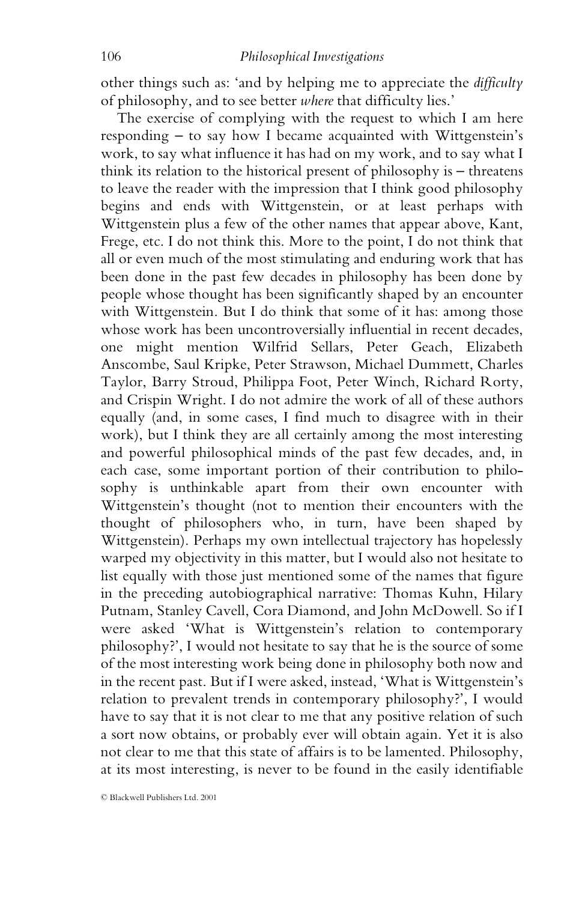other things such as: 'and by helping me to appreciate the *difficulty* of philosophy, and to see better *where* that difficulty lies.'

The exercise of complying with the request to which I am here responding – to say how I became acquainted with Wittgenstein's work, to say what influence it has had on my work, and to say what I think its relation to the historical present of philosophy is – threatens to leave the reader with the impression that I think good philosophy begins and ends with Wittgenstein, or at least perhaps with Wittgenstein plus a few of the other names that appear above, Kant, Frege, etc. I do not think this. More to the point, I do not think that all or even much of the most stimulating and enduring work that has been done in the past few decades in philosophy has been done by people whose thought has been significantly shaped by an encounter with Wittgenstein. But I do think that some of it has: among those whose work has been uncontroversially influential in recent decades, one might mention Wilfrid Sellars, Peter Geach, Elizabeth Anscombe, Saul Kripke, Peter Strawson, Michael Dummett, Charles Taylor, Barry Stroud, Philippa Foot, Peter Winch, Richard Rorty, and Crispin Wright. I do not admire the work of all of these authors equally (and, in some cases, I find much to disagree with in their work), but I think they are all certainly among the most interesting and powerful philosophical minds of the past few decades, and, in each case, some important portion of their contribution to philosophy is unthinkable apart from their own encounter with Wittgenstein's thought (not to mention their encounters with the thought of philosophers who, in turn, have been shaped by Wittgenstein). Perhaps my own intellectual trajectory has hopelessly warped my objectivity in this matter, but I would also not hesitate to list equally with those just mentioned some of the names that figure in the preceding autobiographical narrative: Thomas Kuhn, Hilary Putnam, Stanley Cavell, Cora Diamond, and John McDowell. So if I were asked 'What is Wittgenstein's relation to contemporary philosophy?', I would not hesitate to say that he is the source of some of the most interesting work being done in philosophy both now and in the recent past. But if I were asked, instead, 'What is Wittgenstein's relation to prevalent trends in contemporary philosophy?', I would have to say that it is not clear to me that any positive relation of such a sort now obtains, or probably ever will obtain again. Yet it is also not clear to me that this state of affairs is to be lamented. Philosophy, at its most interesting, is never to be found in the easily identifiable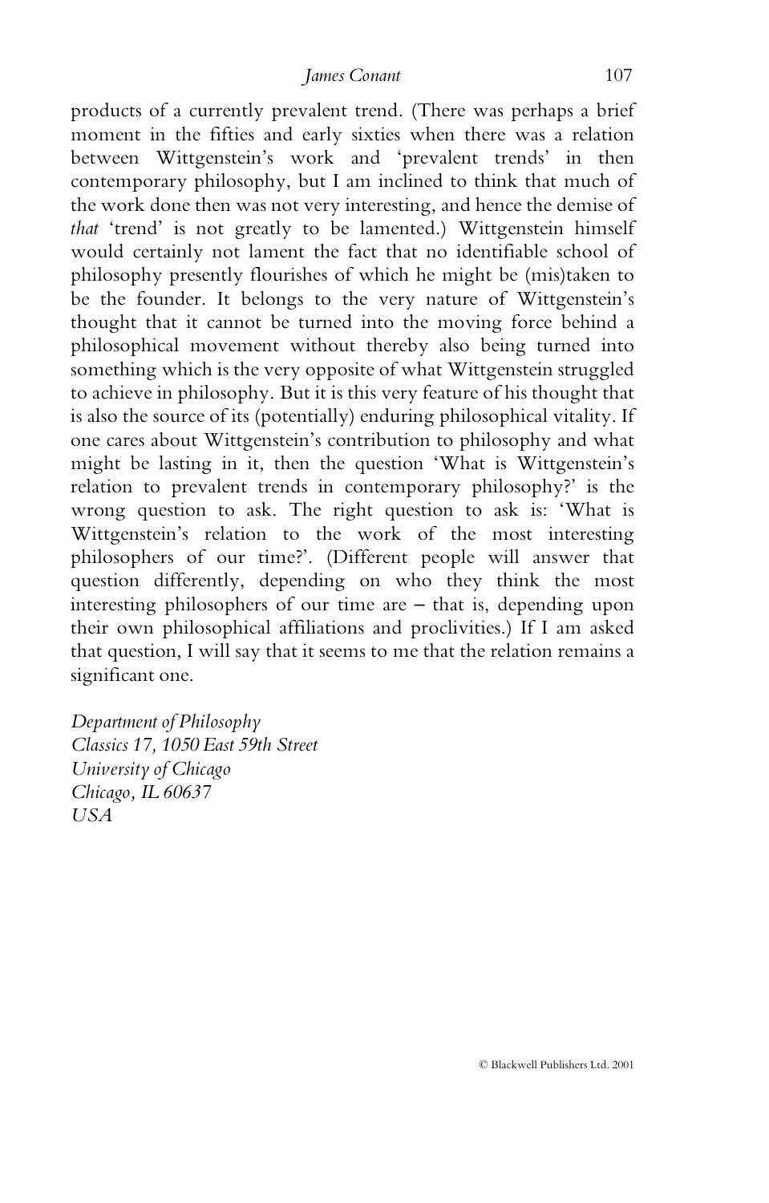products of a currently prevalent trend. (There was perhaps a brief moment in the fifties and early sixties when there was a relation between Wittgenstein's work and 'prevalent trends' in then contemporary philosophy, but I am inclined to think that much of the work done then was not very interesting, and hence the demise of *that* 'trend' is not greatly to be lamented.) Wittgenstein himself would certainly not lament the fact that no identifiable school of philosophy presently flourishes of which he might be (mis)taken to be the founder. It belongs to the very nature of Wittgenstein's thought that it cannot be turned into the moving force behind a philosophical movement without thereby also being turned into something which is the very opposite of what Wittgenstein struggled to achieve in philosophy. But it is this very feature of his thought that is also the source of its (potentially) enduring philosophical vitality. If one cares about Wittgenstein's contribution to philosophy and what might be lasting in it, then the question 'What is Wittgenstein's relation to prevalent trends in contemporary philosophy?' is the wrong question to ask. The right question to ask is: 'What is Wittgenstein's relation to the work of the most interesting philosophers of our time?'. (Different people will answer that question differently, depending on who they think the most interesting philosophers of our time are – that is, depending upon their own philosophical affiliations and proclivities.) If I am asked that question, I will say that it seems to me that the relation remains a significant one.

*Department of Philosophy*
*Classics 17, 1050 East 59th Street*
*University of Chicago*
*Chicago, IL 60637*
*USA*

© Blackwell Publishers Ltd. 2001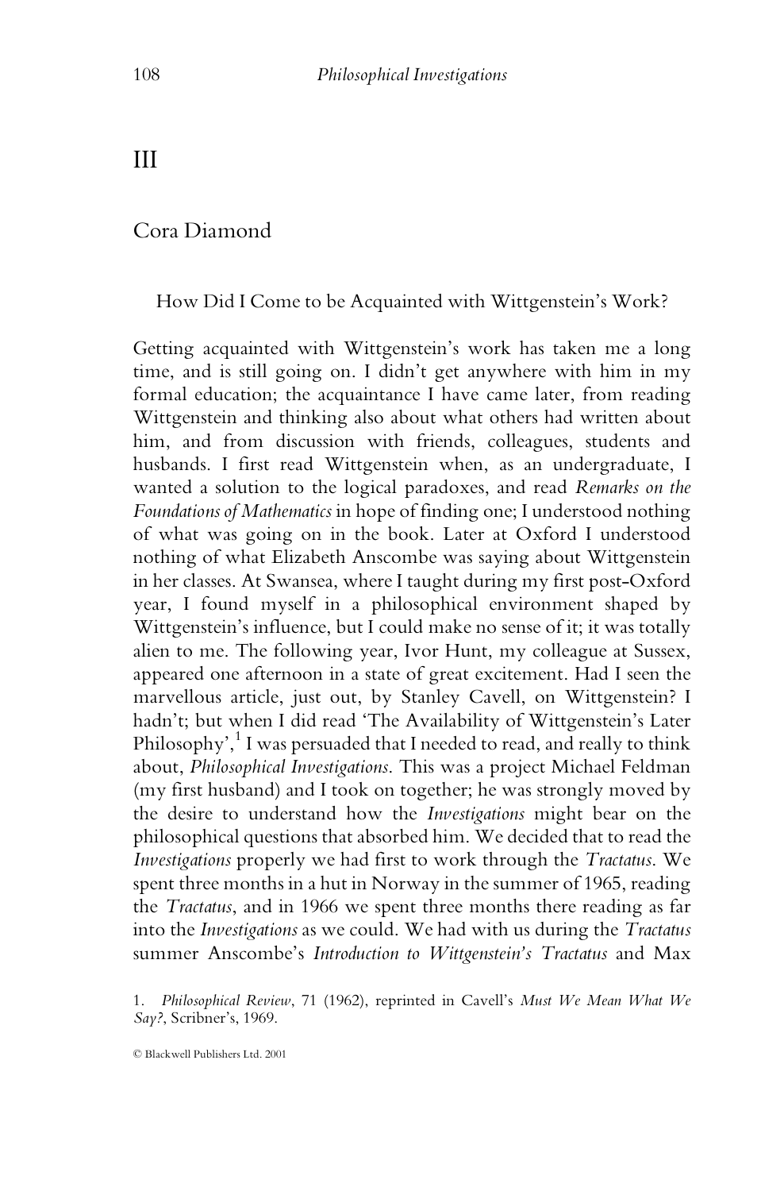# III

## Cora Diamond

### How Did I Come to be Acquainted with Wittgenstein's Work?

Getting acquainted with Wittgenstein's work has taken me a long time, and is still going on. I didn't get anywhere with him in my formal education; the acquaintance I have came later, from reading Wittgenstein and thinking also about what others had written about him, and from discussion with friends, colleagues, students and husbands. I first read Wittgenstein when, as an undergraduate, I wanted a solution to the logical paradoxes, and read *Remarks on the Foundations of Mathematics* in hope of finding one; I understood nothing of what was going on in the book. Later at Oxford I understood nothing of what Elizabeth Anscombe was saying about Wittgenstein in her classes. At Swansea, where I taught during my first post-Oxford year, I found myself in a philosophical environment shaped by Wittgenstein's influence, but I could make no sense of it; it was totally alien to me. The following year, Ivor Hunt, my colleague at Sussex, appeared one afternoon in a state of great excitement. Had I seen the marvellous article, just out, by Stanley Cavell, on Wittgenstein? I hadn't; but when I did read 'The Availability of Wittgenstein's Later Philosophy',[1] I was persuaded that I needed to read, and really to think about, *Philosophical Investigations*. This was a project Michael Feldman (my first husband) and I took on together; he was strongly moved by the desire to understand how the *Investigations* might bear on the philosophical questions that absorbed him. We decided that to read the *Investigations* properly we had first to work through the *Tractatus*. We spent three months in a hut in Norway in the summer of 1965, reading the *Tractatus*, and in 1966 we spent three months there reading as far into the *Investigations* as we could. We had with us during the *Tractatus* summer Anscombe's *Introduction to Wittgenstein's Tractatus* and Max

1. *Philosophical Review*, 71 (1962), reprinted in Cavell's *Must We Mean What We Say?*, Scribner's, 1969.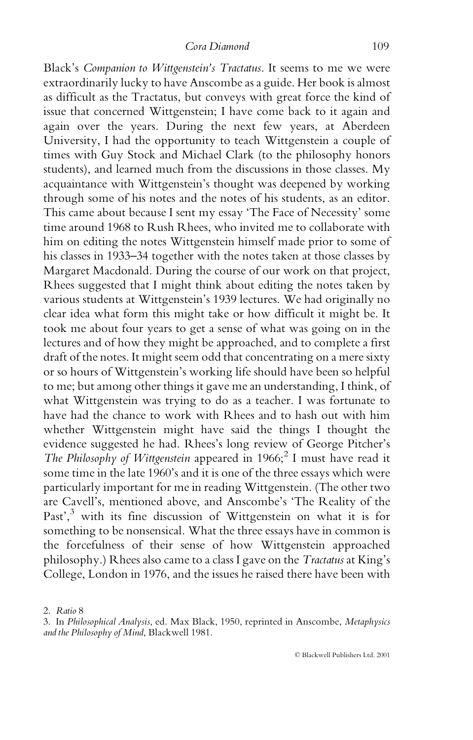Black's *Companion to Wittgenstein's Tractatus*. It seems to me we were extraordinarily lucky to have Anscombe as a guide. Her book is almost as difficult as the Tractatus, but conveys with great force the kind of issue that concerned Wittgenstein; I have come back to it again and again over the years. During the next few years, at Aberdeen University, I had the opportunity to teach Wittgenstein a couple of times with Guy Stock and Michael Clark (to the philosophy honors students), and learned much from the discussions in those classes. My acquaintance with Wittgenstein's thought was deepened by working through some of his notes and the notes of his students, as an editor. This came about because I sent my essay 'The Face of Necessity' some time around 1968 to Rush Rhees, who invited me to collaborate with him on editing the notes Wittgenstein himself made prior to some of his classes in 1933–34 together with the notes taken at those classes by Margaret Macdonald. During the course of our work on that project, Rhees suggested that I might think about editing the notes taken by various students at Wittgenstein's 1939 lectures. We had originally no clear idea what form this might take or how difficult it might be. It took me about four years to get a sense of what was going on in the lectures and of how they might be approached, and to complete a first draft of the notes. It might seem odd that concentrating on a mere sixty or so hours of Wittgenstein's working life should have been so helpful to me; but among other things it gave me an understanding, I think, of what Wittgenstein was trying to do as a teacher. I was fortunate to have had the chance to work with Rhees and to hash out with him whether Wittgenstein might have said the things I thought the evidence suggested he had. Rhees's long review of George Pitcher's *The Philosophy of Wittgenstein* appeared in 1966;[2] I must have read it some time in the late 1960's and it is one of the three essays which were particularly important for me in reading Wittgenstein. (The other two are Cavell's, mentioned above, and Anscombe's 'The Reality of the Past',[3] with its fine discussion of Wittgenstein on what it is for something to be nonsensical. What the three essays have in common is the forcefulness of their sense of how Wittgenstein approached philosophy.) Rhees also came to a class I gave on the *Tractatus* at King's College, London in 1976, and the issues he raised there have been with

2. *Ratio* 8

3. In *Philosophical Analysis*, ed. Max Black, 1950, reprinted in Anscombe, *Metaphysics and the Philosophy of Mind*, Blackwell 1981.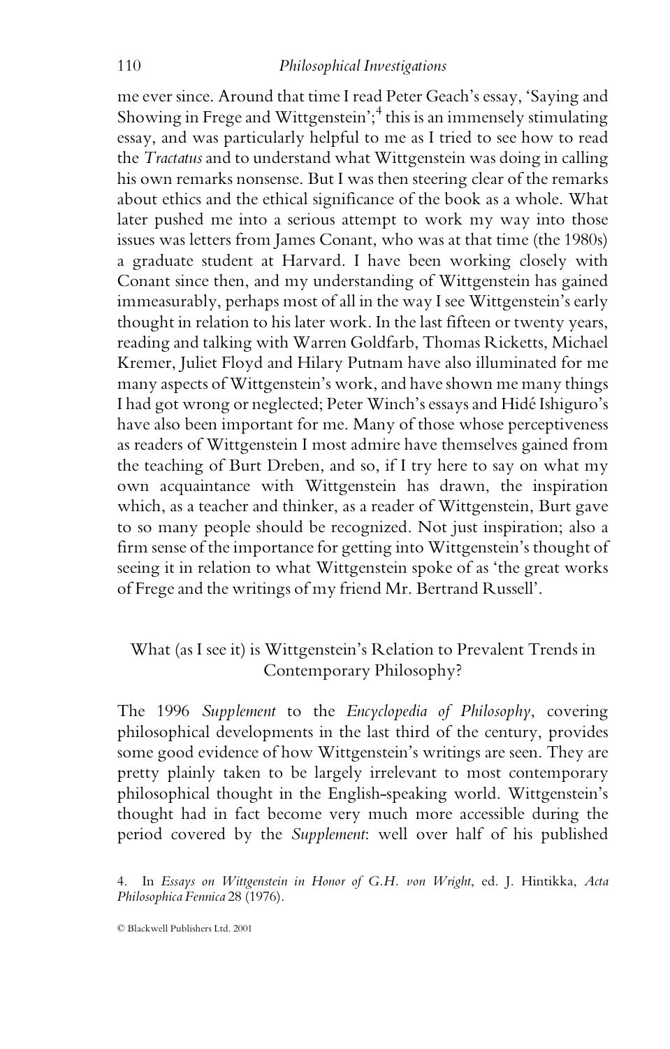me ever since. Around that time I read Peter Geach's essay, 'Saying and Showing in Frege and Wittgenstein';[4] this is an immensely stimulating essay, and was particularly helpful to me as I tried to see how to read the *Tractatus* and to understand what Wittgenstein was doing in calling his own remarks nonsense. But I was then steering clear of the remarks about ethics and the ethical significance of the book as a whole. What later pushed me into a serious attempt to work my way into those issues was letters from James Conant, who was at that time (the 1980s) a graduate student at Harvard. I have been working closely with Conant since then, and my understanding of Wittgenstein has gained immeasurably, perhaps most of all in the way I see Wittgenstein's early thought in relation to his later work. In the last fifteen or twenty years, reading and talking with Warren Goldfarb, Thomas Ricketts, Michael Kremer, Juliet Floyd and Hilary Putnam have also illuminated for me many aspects of Wittgenstein's work, and have shown me many things I had got wrong or neglected; Peter Winch's essays and Hidé Ishiguro's have also been important for me. Many of those whose perceptiveness as readers of Wittgenstein I most admire have themselves gained from the teaching of Burt Dreben, and so, if I try here to say on what my own acquaintance with Wittgenstein has drawn, the inspiration which, as a teacher and thinker, as a reader of Wittgenstein, Burt gave to so many people should be recognized. Not just inspiration; also a firm sense of the importance for getting into Wittgenstein's thought of seeing it in relation to what Wittgenstein spoke of as 'the great works of Frege and the writings of my friend Mr. Bertrand Russell'.

## What (as I see it) is Wittgenstein's Relation to Prevalent Trends in Contemporary Philosophy?

The 1996 *Supplement* to the *Encyclopedia of Philosophy*, covering philosophical developments in the last third of the century, provides some good evidence of how Wittgenstein's writings are seen. They are pretty plainly taken to be largely irrelevant to most contemporary philosophical thought in the English-speaking world. Wittgenstein's thought had in fact become very much more accessible during the period covered by the *Supplement*: well over half of his published

4. In *Essays on Wittgenstein in Honor of G.H. von Wright*, ed. J. Hintikka, *Acta Philosophica Fennica* 28 (1976).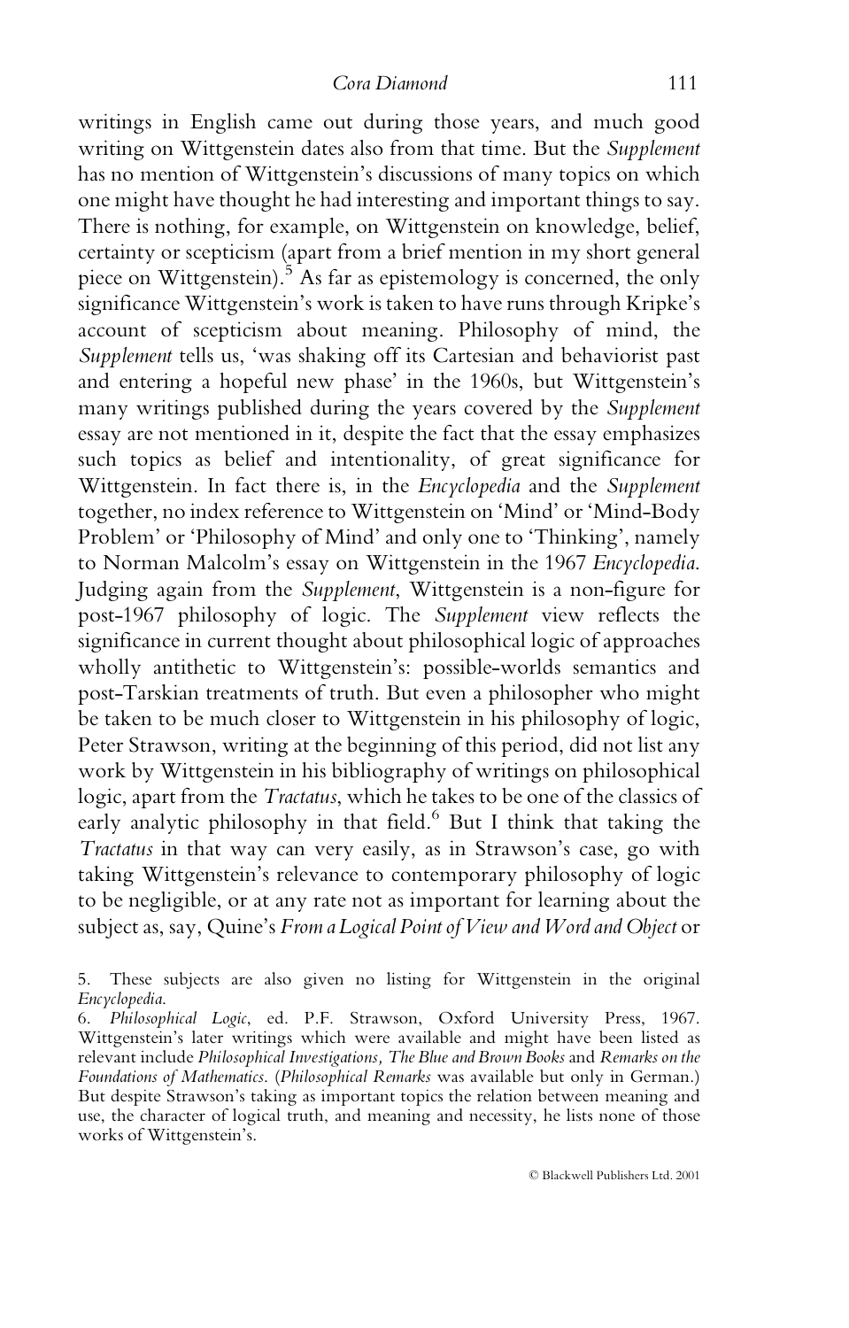writings in English came out during those years, and much good writing on Wittgenstein dates also from that time. But the *Supplement* has no mention of Wittgenstein's discussions of many topics on which one might have thought he had interesting and important things to say. There is nothing, for example, on Wittgenstein on knowledge, belief, certainty or scepticism (apart from a brief mention in my short general piece on Wittgenstein).[5] As far as epistemology is concerned, the only significance Wittgenstein's work is taken to have runs through Kripke's account of scepticism about meaning. Philosophy of mind, the *Supplement* tells us, 'was shaking off its Cartesian and behaviorist past and entering a hopeful new phase' in the 1960s, but Wittgenstein's many writings published during the years covered by the *Supplement* essay are not mentioned in it, despite the fact that the essay emphasizes such topics as belief and intentionality, of great significance for Wittgenstein. In fact there is, in the *Encyclopedia* and the *Supplement* together, no index reference to Wittgenstein on 'Mind' or 'Mind-Body Problem' or 'Philosophy of Mind' and only one to 'Thinking', namely to Norman Malcolm's essay on Wittgenstein in the 1967 *Encyclopedia*. Judging again from the *Supplement*, Wittgenstein is a non-figure for post-1967 philosophy of logic. The *Supplement* view reflects the significance in current thought about philosophical logic of approaches wholly antithetic to Wittgenstein's: possible-worlds semantics and post-Tarskian treatments of truth. But even a philosopher who might be taken to be much closer to Wittgenstein in his philosophy of logic, Peter Strawson, writing at the beginning of this period, did not list any work by Wittgenstein in his bibliography of writings on philosophical logic, apart from the *Tractatus*, which he takes to be one of the classics of early analytic philosophy in that field.[6] But I think that taking the *Tractatus* in that way can very easily, as in Strawson's case, go with taking Wittgenstein's relevance to contemporary philosophy of logic to be negligible, or at any rate not as important for learning about the subject as, say, Quine's *From a Logical Point of View and Word and Object* or

5. These subjects are also given no listing for Wittgenstein in the original *Encyclopedia*.

6. *Philosophical Logic*, ed. P.F. Strawson, Oxford University Press, 1967. Wittgenstein's later writings which were available and might have been listed as relevant include *Philosophical Investigations, The Blue and Brown Books* and *Remarks on the Foundations of Mathematics*. (*Philosophical Remarks* was available but only in German.) But despite Strawson's taking as important topics the relation between meaning and use, the character of logical truth, and meaning and necessity, he lists none of those works of Wittgenstein's.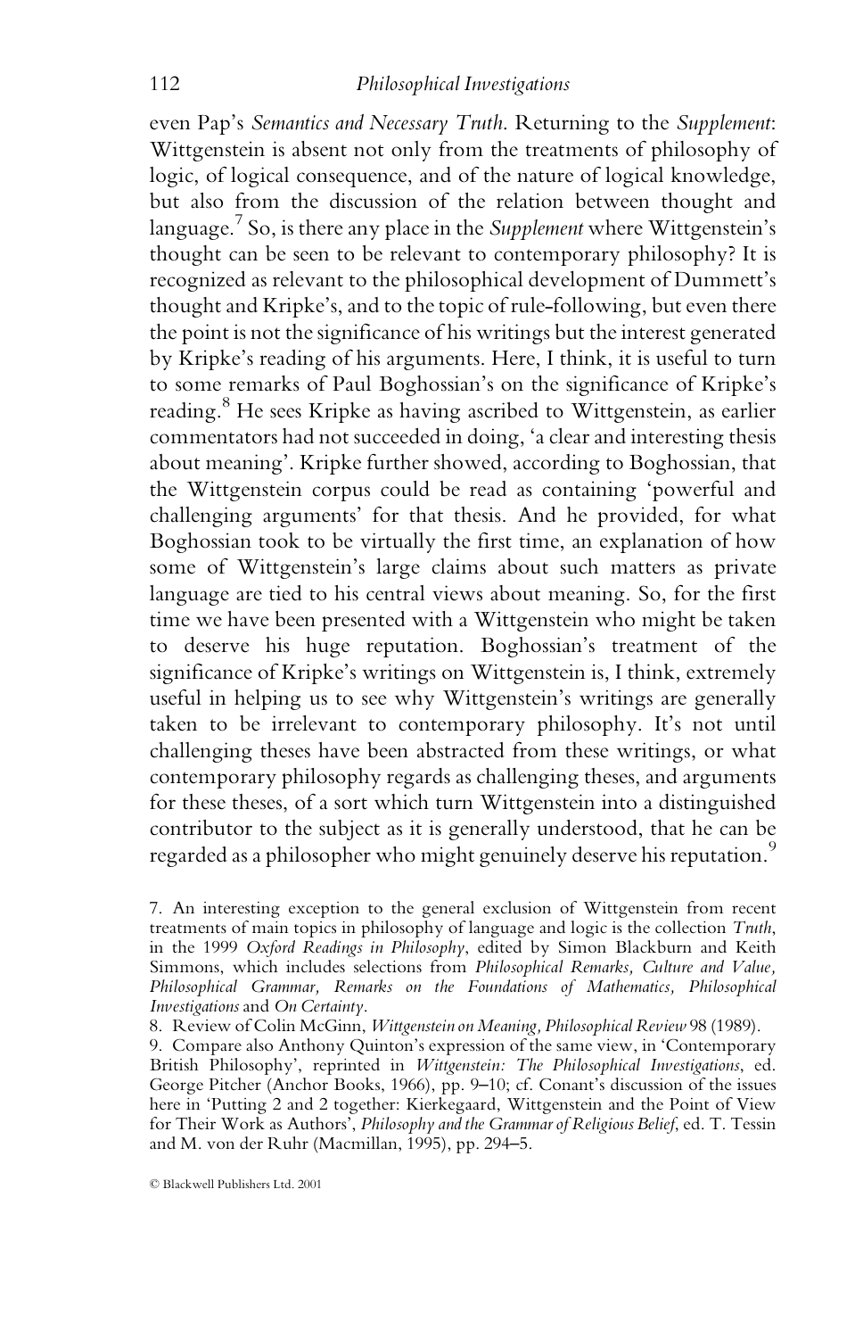even Pap's *Semantics and Necessary Truth*. Returning to the *Supplement*: Wittgenstein is absent not only from the treatments of philosophy of logic, of logical consequence, and of the nature of logical knowledge, but also from the discussion of the relation between thought and language.[7] So, is there any place in the *Supplement* where Wittgenstein's thought can be seen to be relevant to contemporary philosophy? It is recognized as relevant to the philosophical development of Dummett's thought and Kripke's, and to the topic of rule-following, but even there the point is not the significance of his writings but the interest generated by Kripke's reading of his arguments. Here, I think, it is useful to turn to some remarks of Paul Boghossian's on the significance of Kripke's reading.[8] He sees Kripke as having ascribed to Wittgenstein, as earlier commentators had not succeeded in doing, 'a clear and interesting thesis about meaning'. Kripke further showed, according to Boghossian, that the Wittgenstein corpus could be read as containing 'powerful and challenging arguments' for that thesis. And he provided, for what Boghossian took to be virtually the first time, an explanation of how some of Wittgenstein's large claims about such matters as private language are tied to his central views about meaning. So, for the first time we have been presented with a Wittgenstein who might be taken to deserve his huge reputation. Boghossian's treatment of the significance of Kripke's writings on Wittgenstein is, I think, extremely useful in helping us to see why Wittgenstein's writings are generally taken to be irrelevant to contemporary philosophy. It's not until challenging theses have been abstracted from these writings, or what contemporary philosophy regards as challenging theses, and arguments for these theses, of a sort which turn Wittgenstein into a distinguished contributor to the subject as it is generally understood, that he can be regarded as a philosopher who might genuinely deserve his reputation.[9]

7. An interesting exception to the general exclusion of Wittgenstein from recent treatments of main topics in philosophy of language and logic is the collection *Truth*, in the 1999 *Oxford Readings in Philosophy*, edited by Simon Blackburn and Keith Simmons, which includes selections from *Philosophical Remarks, Culture and Value, Philosophical Grammar, Remarks on the Foundations of Mathematics, Philosophical Investigations* and *On Certainty*.

8. Review of Colin McGinn, *Wittgenstein on Meaning, Philosophical Review* 98 (1989).

9. Compare also Anthony Quinton's expression of the same view, in 'Contemporary British Philosophy', reprinted in *Wittgenstein: The Philosophical Investigations*, ed. George Pitcher (Anchor Books, 1966), pp. 9–10; cf. Conant's discussion of the issues here in 'Putting 2 and 2 together: Kierkegaard, Wittgenstein and the Point of View for Their Work as Authors', *Philosophy and the Grammar of Religious Belief*, ed. T. Tessin and M. von der Ruhr (Macmillan, 1995), pp. 294–5.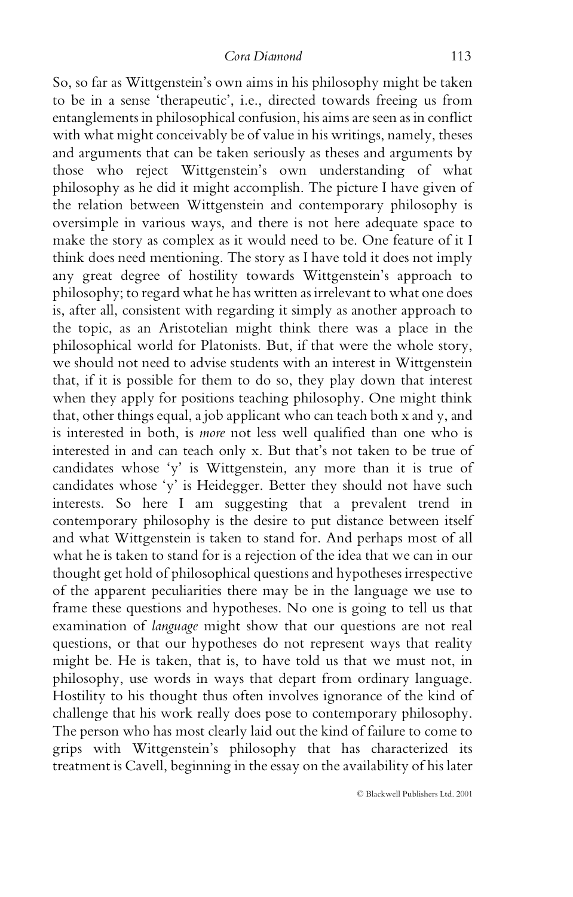So, so far as Wittgenstein's own aims in his philosophy might be taken to be in a sense 'therapeutic', i.e., directed towards freeing us from entanglements in philosophical confusion, his aims are seen as in conflict with what might conceivably be of value in his writings, namely, theses and arguments that can be taken seriously as theses and arguments by those who reject Wittgenstein's own understanding of what philosophy as he did it might accomplish. The picture I have given of the relation between Wittgenstein and contemporary philosophy is oversimple in various ways, and there is not here adequate space to make the story as complex as it would need to be. One feature of it I think does need mentioning. The story as I have told it does not imply any great degree of hostility towards Wittgenstein's approach to philosophy; to regard what he has written as irrelevant to what one does is, after all, consistent with regarding it simply as another approach to the topic, as an Aristotelian might think there was a place in the philosophical world for Platonists. But, if that were the whole story, we should not need to advise students with an interest in Wittgenstein that, if it is possible for them to do so, they play down that interest when they apply for positions teaching philosophy. One might think that, other things equal, a job applicant who can teach both x and y, and is interested in both, is *more* not less well qualified than one who is interested in and can teach only x. But that's not taken to be true of candidates whose 'y' is Wittgenstein, any more than it is true of candidates whose 'y' is Heidegger. Better they should not have such interests. So here I am suggesting that a prevalent trend in contemporary philosophy is the desire to put distance between itself and what Wittgenstein is taken to stand for. And perhaps most of all what he is taken to stand for is a rejection of the idea that we can in our thought get hold of philosophical questions and hypotheses irrespective of the apparent peculiarities there may be in the language we use to frame these questions and hypotheses. No one is going to tell us that examination of *language* might show that our questions are not real questions, or that our hypotheses do not represent ways that reality might be. He is taken, that is, to have told us that we must not, in philosophy, use words in ways that depart from ordinary language. Hostility to his thought thus often involves ignorance of the kind of challenge that his work really does pose to contemporary philosophy. The person who has most clearly laid out the kind of failure to come to grips with Wittgenstein's philosophy that has characterized its treatment is Cavell, beginning in the essay on the availability of his later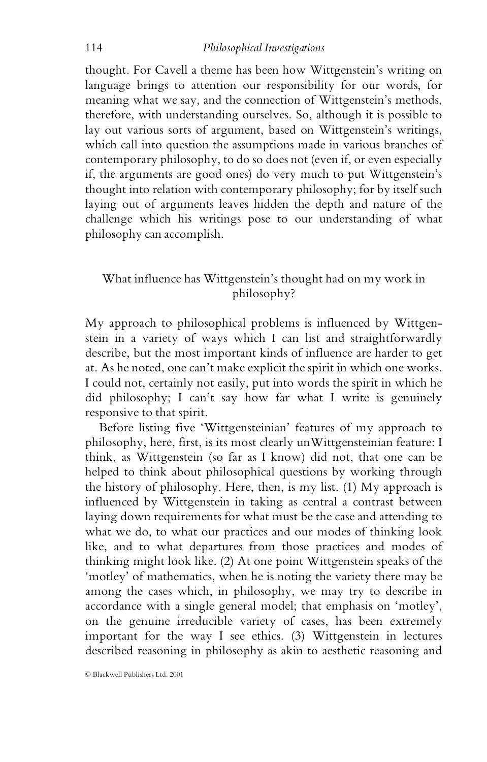thought. For Cavell a theme has been how Wittgenstein's writing on language brings to attention our responsibility for our words, for meaning what we say, and the connection of Wittgenstein's methods, therefore, with understanding ourselves. So, although it is possible to lay out various sorts of argument, based on Wittgenstein's writings, which call into question the assumptions made in various branches of contemporary philosophy, to do so does not (even if, or even especially if, the arguments are good ones) do very much to put Wittgenstein's thought into relation with contemporary philosophy; for by itself such laying out of arguments leaves hidden the depth and nature of the challenge which his writings pose to our understanding of what philosophy can accomplish.

## What influence has Wittgenstein's thought had on my work in philosophy?

My approach to philosophical problems is influenced by Wittgenstein in a variety of ways which I can list and straightforwardly describe, but the most important kinds of influence are harder to get at. As he noted, one can't make explicit the spirit in which one works. I could not, certainly not easily, put into words the spirit in which he did philosophy; I can't say how far what I write is genuinely responsive to that spirit.

Before listing five 'Wittgensteinian' features of my approach to philosophy, here, first, is its most clearly unWittgensteinian feature: I think, as Wittgenstein (so far as I know) did not, that one can be helped to think about philosophical questions by working through the history of philosophy. Here, then, is my list. (1) My approach is influenced by Wittgenstein in taking as central a contrast between laying down requirements for what must be the case and attending to what we do, to what our practices and our modes of thinking look like, and to what departures from those practices and modes of thinking might look like. (2) At one point Wittgenstein speaks of the 'motley' of mathematics, when he is noting the variety there may be among the cases which, in philosophy, we may try to describe in accordance with a single general model; that emphasis on 'motley', on the genuine irreducible variety of cases, has been extremely important for the way I see ethics. (3) Wittgenstein in lectures described reasoning in philosophy as akin to aesthetic reasoning and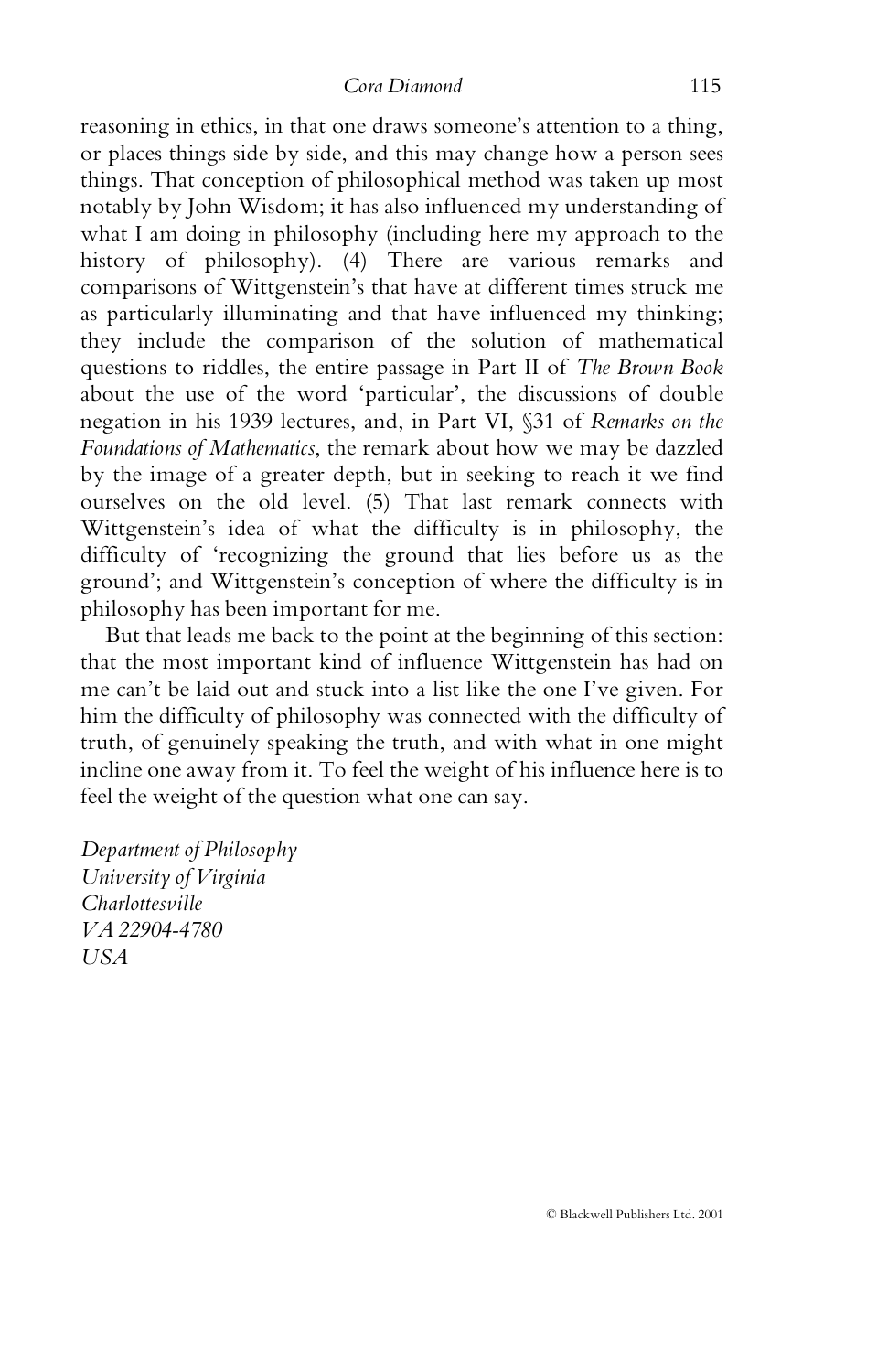reasoning in ethics, in that one draws someone's attention to a thing, or places things side by side, and this may change how a person sees things. That conception of philosophical method was taken up most notably by John Wisdom; it has also influenced my understanding of what I am doing in philosophy (including here my approach to the history of philosophy). (4) There are various remarks and comparisons of Wittgenstein's that have at different times struck me as particularly illuminating and that have influenced my thinking; they include the comparison of the solution of mathematical questions to riddles, the entire passage in Part II of *The Brown Book* about the use of the word 'particular', the discussions of double negation in his 1939 lectures, and, in Part VI, §31 of *Remarks on the Foundations of Mathematics*, the remark about how we may be dazzled by the image of a greater depth, but in seeking to reach it we find ourselves on the old level. (5) That last remark connects with Wittgenstein's idea of what the difficulty is in philosophy, the difficulty of 'recognizing the ground that lies before us as the ground'; and Wittgenstein's conception of where the difficulty is in philosophy has been important for me.

But that leads me back to the point at the beginning of this section: that the most important kind of influence Wittgenstein has had on me can't be laid out and stuck into a list like the one I've given. For him the difficulty of philosophy was connected with the difficulty of truth, of genuinely speaking the truth, and with what in one might incline one away from it. To feel the weight of his influence here is to feel the weight of the question what one can say.

*Department of Philosophy*
*University of Virginia*
*Charlottesville*
*VA 22904-4780*
*USA*

© Blackwell Publishers Ltd. 2001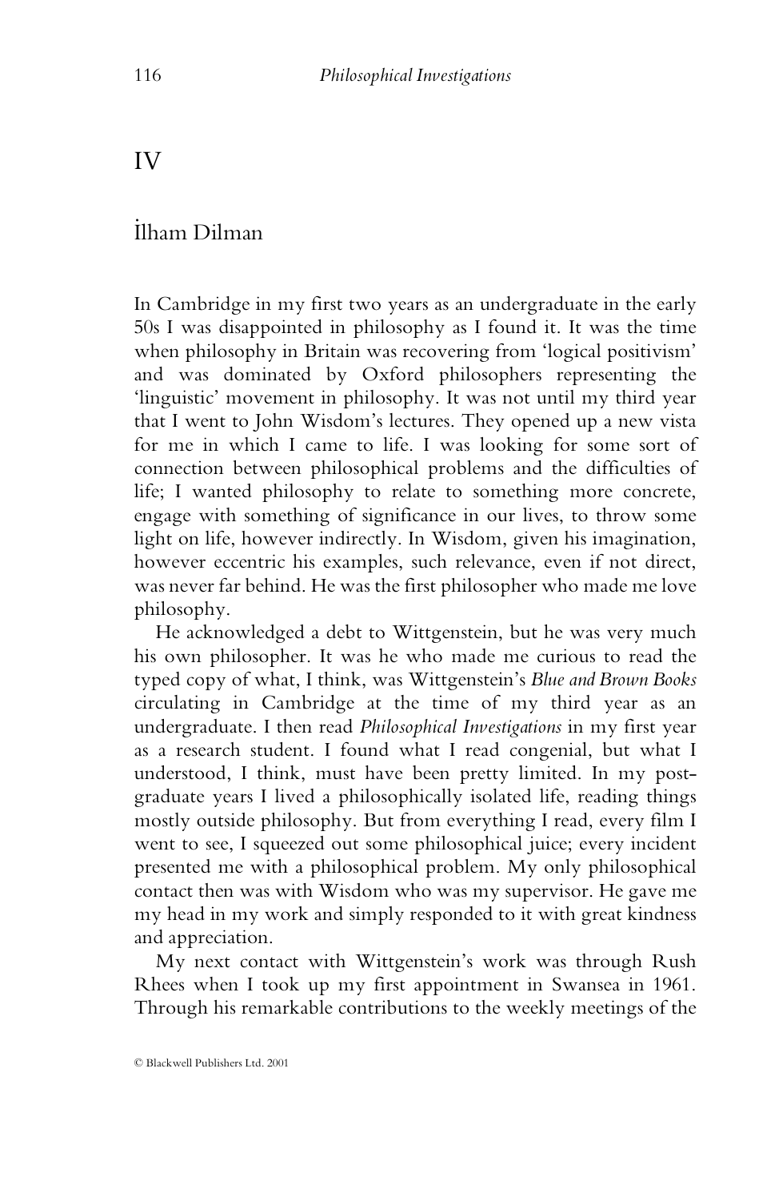## IV

### İlham Dilman

In Cambridge in my first two years as an undergraduate in the early 50s I was disappointed in philosophy as I found it. It was the time when philosophy in Britain was recovering from 'logical positivism' and was dominated by Oxford philosophers representing the 'linguistic' movement in philosophy. It was not until my third year that I went to John Wisdom's lectures. They opened up a new vista for me in which I came to life. I was looking for some sort of connection between philosophical problems and the difficulties of life; I wanted philosophy to relate to something more concrete, engage with something of significance in our lives, to throw some light on life, however indirectly. In Wisdom, given his imagination, however eccentric his examples, such relevance, even if not direct, was never far behind. He was the first philosopher who made me love philosophy.

He acknowledged a debt to Wittgenstein, but he was very much his own philosopher. It was he who made me curious to read the typed copy of what, I think, was Wittgenstein's *Blue and Brown Books* circulating in Cambridge at the time of my third year as an undergraduate. I then read *Philosophical Investigations* in my first year as a research student. I found what I read congenial, but what I understood, I think, must have been pretty limited. In my post-graduate years I lived a philosophically isolated life, reading things mostly outside philosophy. But from everything I read, every film I went to see, I squeezed out some philosophical juice; every incident presented me with a philosophical problem. My only philosophical contact then was with Wisdom who was my supervisor. He gave me my head in my work and simply responded to it with great kindness and appreciation.

My next contact with Wittgenstein's work was through Rush Rhees when I took up my first appointment in Swansea in 1961. Through his remarkable contributions to the weekly meetings of the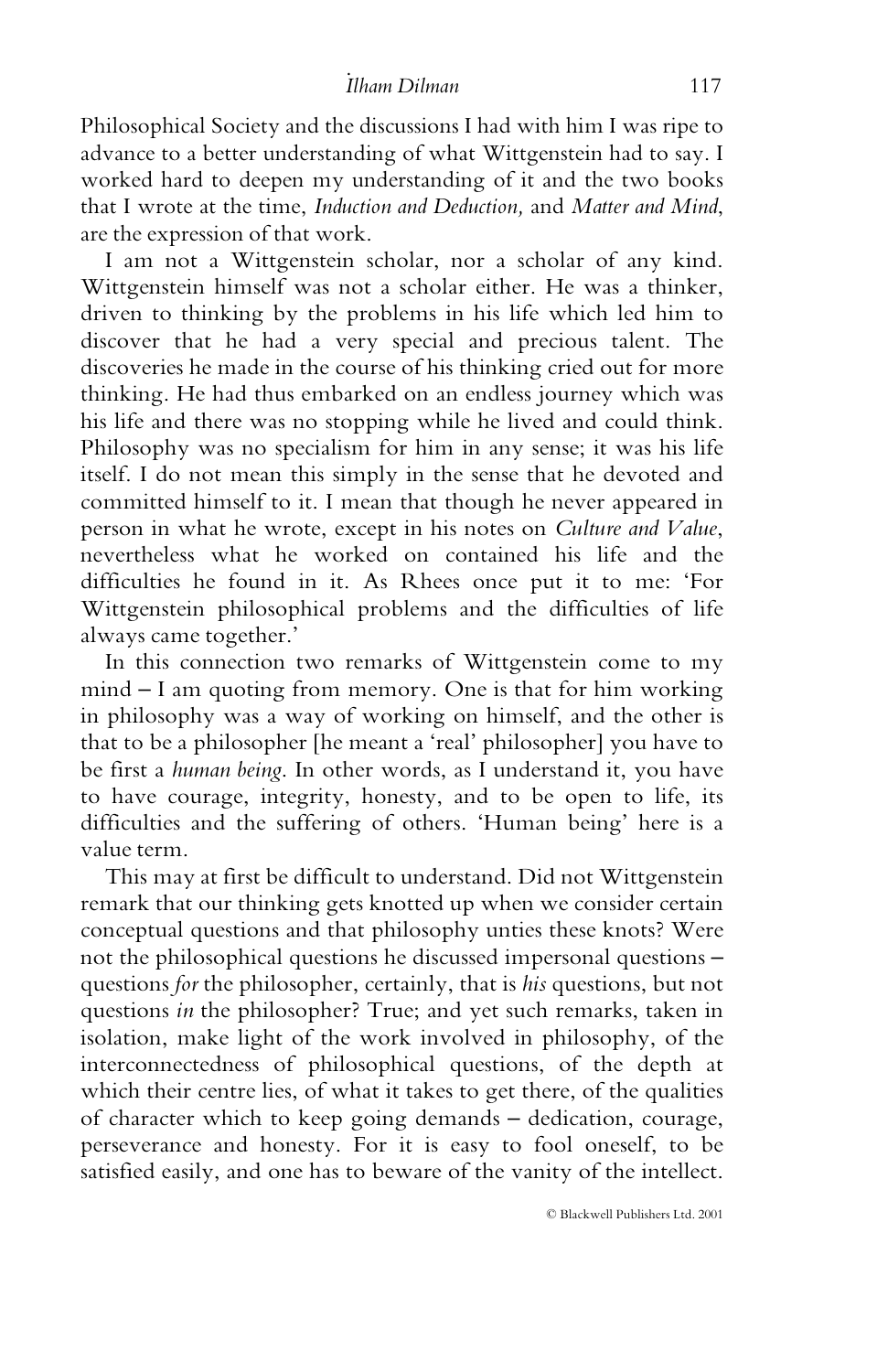Philosophical Society and the discussions I had with him I was ripe to advance to a better understanding of what Wittgenstein had to say. I worked hard to deepen my understanding of it and the two books that I wrote at the time, *Induction and Deduction,* and *Matter and Mind*, are the expression of that work.

I am not a Wittgenstein scholar, nor a scholar of any kind. Wittgenstein himself was not a scholar either. He was a thinker, driven to thinking by the problems in his life which led him to discover that he had a very special and precious talent. The discoveries he made in the course of his thinking cried out for more thinking. He had thus embarked on an endless journey which was his life and there was no stopping while he lived and could think. Philosophy was no specialism for him in any sense; it was his life itself. I do not mean this simply in the sense that he devoted and committed himself to it. I mean that though he never appeared in person in what he wrote, except in his notes on *Culture and Value*, nevertheless what he worked on contained his life and the difficulties he found in it. As Rhees once put it to me: 'For Wittgenstein philosophical problems and the difficulties of life always came together.'

In this connection two remarks of Wittgenstein come to my mind – I am quoting from memory. One is that for him working in philosophy was a way of working on himself, and the other is that to be a philosopher [he meant a 'real' philosopher] you have to be first a *human being*. In other words, as I understand it, you have to have courage, integrity, honesty, and to be open to life, its difficulties and the suffering of others. 'Human being' here is a value term.

This may at first be difficult to understand. Did not Wittgenstein remark that our thinking gets knotted up when we consider certain conceptual questions and that philosophy unties these knots? Were not the philosophical questions he discussed impersonal questions – questions *for* the philosopher, certainly, that is *his* questions, but not questions *in* the philosopher? True; and yet such remarks, taken in isolation, make light of the work involved in philosophy, of the interconnectedness of philosophical questions, of the depth at which their centre lies, of what it takes to get there, of the qualities of character which to keep going demands – dedication, courage, perseverance and honesty. For it is easy to fool oneself, to be satisfied easily, and one has to beware of the vanity of the intellect.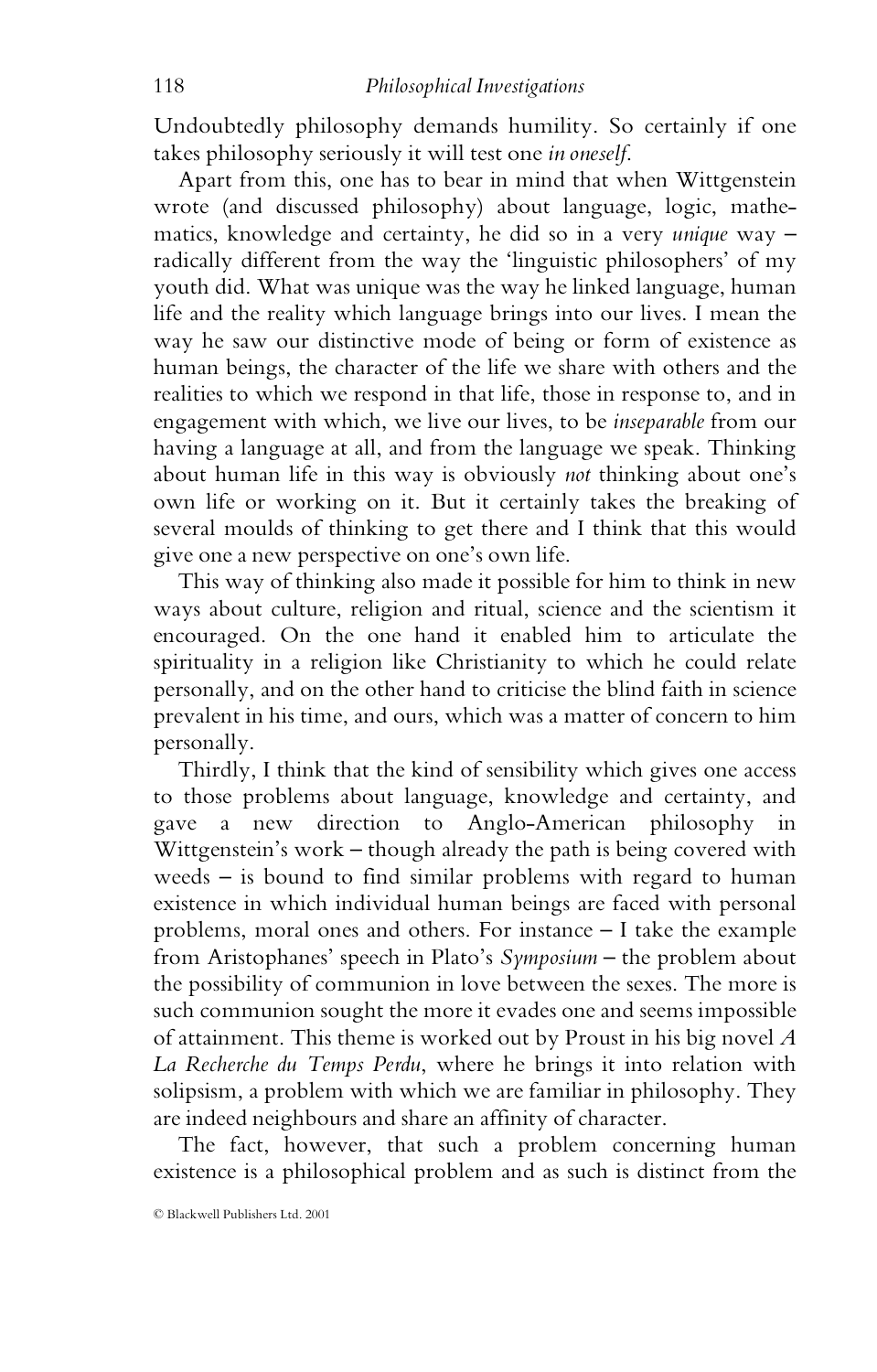Undoubtedly philosophy demands humility. So certainly if one takes philosophy seriously it will test one *in oneself*.

Apart from this, one has to bear in mind that when Wittgenstein wrote (and discussed philosophy) about language, logic, mathematics, knowledge and certainty, he did so in a very *unique* way – radically different from the way the 'linguistic philosophers' of my youth did. What was unique was the way he linked language, human life and the reality which language brings into our lives. I mean the way he saw our distinctive mode of being or form of existence as human beings, the character of the life we share with others and the realities to which we respond in that life, those in response to, and in engagement with which, we live our lives, to be *inseparable* from our having a language at all, and from the language we speak. Thinking about human life in this way is obviously *not* thinking about one's own life or working on it. But it certainly takes the breaking of several moulds of thinking to get there and I think that this would give one a new perspective on one's own life.

This way of thinking also made it possible for him to think in new ways about culture, religion and ritual, science and the scientism it encouraged. On the one hand it enabled him to articulate the spirituality in a religion like Christianity to which he could relate personally, and on the other hand to criticise the blind faith in science prevalent in his time, and ours, which was a matter of concern to him personally.

Thirdly, I think that the kind of sensibility which gives one access to those problems about language, knowledge and certainty, and gave a new direction to Anglo-American philosophy in Wittgenstein's work – though already the path is being covered with weeds – is bound to find similar problems with regard to human existence in which individual human beings are faced with personal problems, moral ones and others. For instance – I take the example from Aristophanes' speech in Plato's *Symposium* – the problem about the possibility of communion in love between the sexes. The more is such communion sought the more it evades one and seems impossible of attainment. This theme is worked out by Proust in his big novel *A La Recherche du Temps Perdu*, where he brings it into relation with solipsism, a problem with which we are familiar in philosophy. They are indeed neighbours and share an affinity of character.

The fact, however, that such a problem concerning human existence is a philosophical problem and as such is distinct from the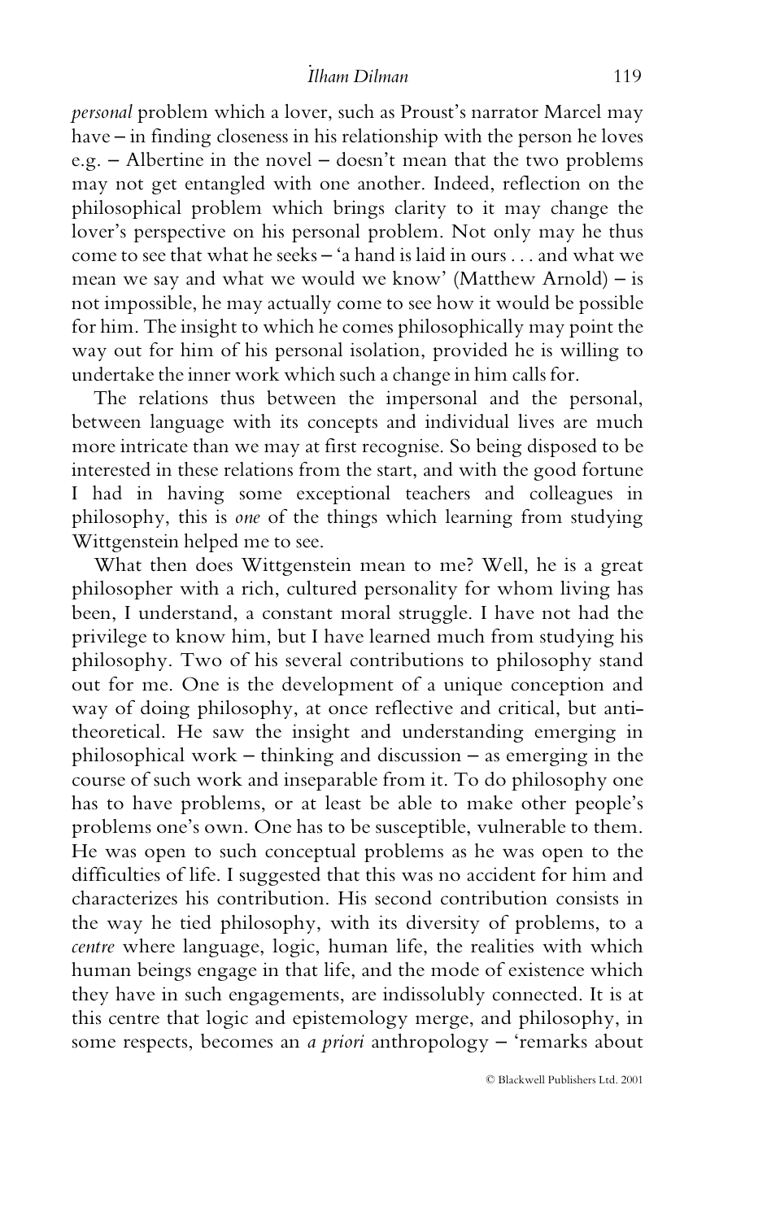*personal* problem which a lover, such as Proust's narrator Marcel may have – in finding closeness in his relationship with the person he loves e.g. – Albertine in the novel – doesn't mean that the two problems may not get entangled with one another. Indeed, reflection on the philosophical problem which brings clarity to it may change the lover's perspective on his personal problem. Not only may he thus come to see that what he seeks – 'a hand is laid in ours . . . and what we mean we say and what we would we know' (Matthew Arnold) – is not impossible, he may actually come to see how it would be possible for him. The insight to which he comes philosophically may point the way out for him of his personal isolation, provided he is willing to undertake the inner work which such a change in him calls for.

The relations thus between the impersonal and the personal, between language with its concepts and individual lives are much more intricate than we may at first recognise. So being disposed to be interested in these relations from the start, and with the good fortune I had in having some exceptional teachers and colleagues in philosophy, this is *one* of the things which learning from studying Wittgenstein helped me to see.

What then does Wittgenstein mean to me? Well, he is a great philosopher with a rich, cultured personality for whom living has been, I understand, a constant moral struggle. I have not had the privilege to know him, but I have learned much from studying his philosophy. Two of his several contributions to philosophy stand out for me. One is the development of a unique conception and way of doing philosophy, at once reflective and critical, but anti-theoretical. He saw the insight and understanding emerging in philosophical work – thinking and discussion – as emerging in the course of such work and inseparable from it. To do philosophy one has to have problems, or at least be able to make other people's problems one's own. One has to be susceptible, vulnerable to them. He was open to such conceptual problems as he was open to the difficulties of life. I suggested that this was no accident for him and characterizes his contribution. His second contribution consists in the way he tied philosophy, with its diversity of problems, to a *centre* where language, logic, human life, the realities with which human beings engage in that life, and the mode of existence which they have in such engagements, are indissolubly connected. It is at this centre that logic and epistemology merge, and philosophy, in some respects, becomes an *a priori* anthropology – 'remarks about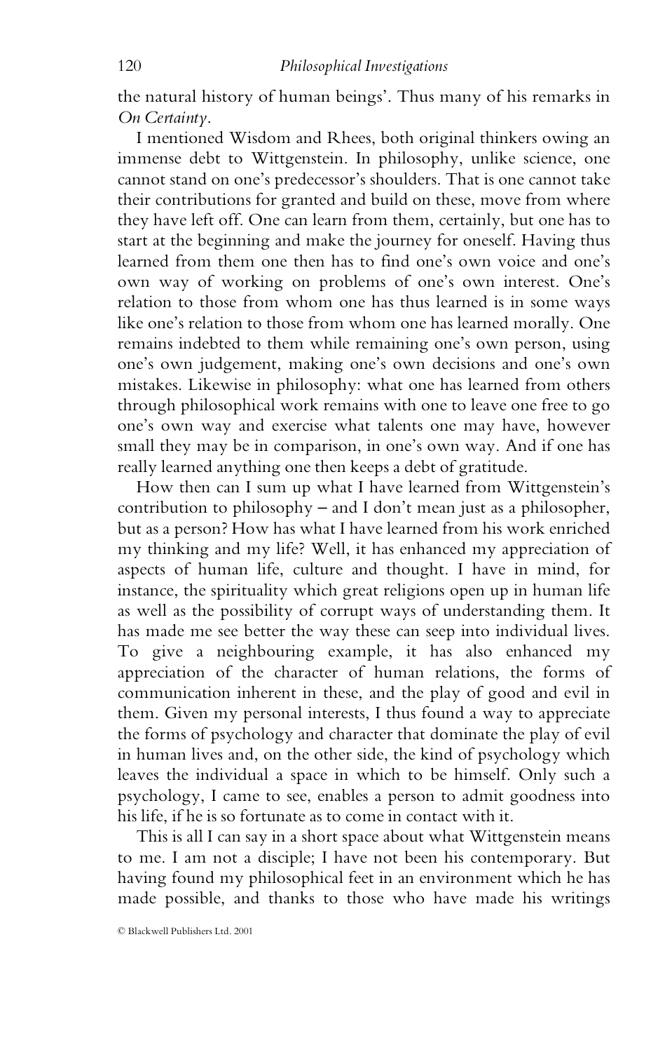the natural history of human beings'. Thus many of his remarks in *On Certainty*.

I mentioned Wisdom and Rhees, both original thinkers owing an immense debt to Wittgenstein. In philosophy, unlike science, one cannot stand on one's predecessor's shoulders. That is one cannot take their contributions for granted and build on these, move from where they have left off. One can learn from them, certainly, but one has to start at the beginning and make the journey for oneself. Having thus learned from them one then has to find one's own voice and one's own way of working on problems of one's own interest. One's relation to those from whom one has thus learned is in some ways like one's relation to those from whom one has learned morally. One remains indebted to them while remaining one's own person, using one's own judgement, making one's own decisions and one's own mistakes. Likewise in philosophy: what one has learned from others through philosophical work remains with one to leave one free to go one's own way and exercise what talents one may have, however small they may be in comparison, in one's own way. And if one has really learned anything one then keeps a debt of gratitude.

How then can I sum up what I have learned from Wittgenstein's contribution to philosophy – and I don't mean just as a philosopher, but as a person? How has what I have learned from his work enriched my thinking and my life? Well, it has enhanced my appreciation of aspects of human life, culture and thought. I have in mind, for instance, the spirituality which great religions open up in human life as well as the possibility of corrupt ways of understanding them. It has made me see better the way these can seep into individual lives. To give a neighbouring example, it has also enhanced my appreciation of the character of human relations, the forms of communication inherent in these, and the play of good and evil in them. Given my personal interests, I thus found a way to appreciate the forms of psychology and character that dominate the play of evil in human lives and, on the other side, the kind of psychology which leaves the individual a space in which to be himself. Only such a psychology, I came to see, enables a person to admit goodness into his life, if he is so fortunate as to come in contact with it.

This is all I can say in a short space about what Wittgenstein means to me. I am not a disciple; I have not been his contemporary. But having found my philosophical feet in an environment which he has made possible, and thanks to those who have made his writings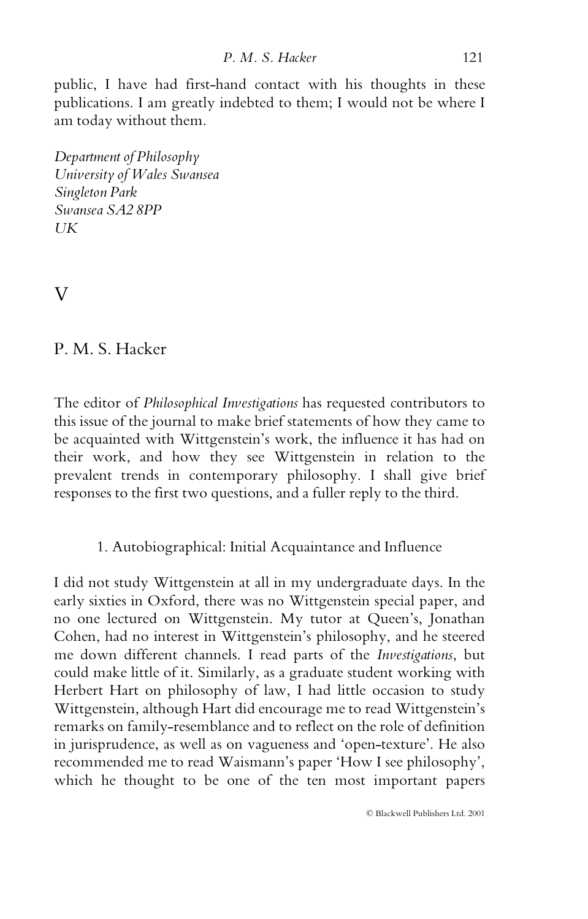public, I have had first-hand contact with his thoughts in these publications. I am greatly indebted to them; I would not be where I am today without them.

*Department of Philosophy*
*University of Wales Swansea*
*Singleton Park*
*Swansea SA2 8PP*
*UK*

# V

## P. M. S. Hacker

The editor of *Philosophical Investigations* has requested contributors to this issue of the journal to make brief statements of how they came to be acquainted with Wittgenstein's work, the influence it has had on their work, and how they see Wittgenstein in relation to the prevalent trends in contemporary philosophy. I shall give brief responses to the first two questions, and a fuller reply to the third.

### 1. Autobiographical: Initial Acquaintance and Influence

I did not study Wittgenstein at all in my undergraduate days. In the early sixties in Oxford, there was no Wittgenstein special paper, and no one lectured on Wittgenstein. My tutor at Queen's, Jonathan Cohen, had no interest in Wittgenstein's philosophy, and he steered me down different channels. I read parts of the *Investigations*, but could make little of it. Similarly, as a graduate student working with Herbert Hart on philosophy of law, I had little occasion to study Wittgenstein, although Hart did encourage me to read Wittgenstein's remarks on family-resemblance and to reflect on the role of definition in jurisprudence, as well as on vagueness and 'open-texture'. He also recommended me to read Waismann's paper 'How I see philosophy', which he thought to be one of the ten most important papers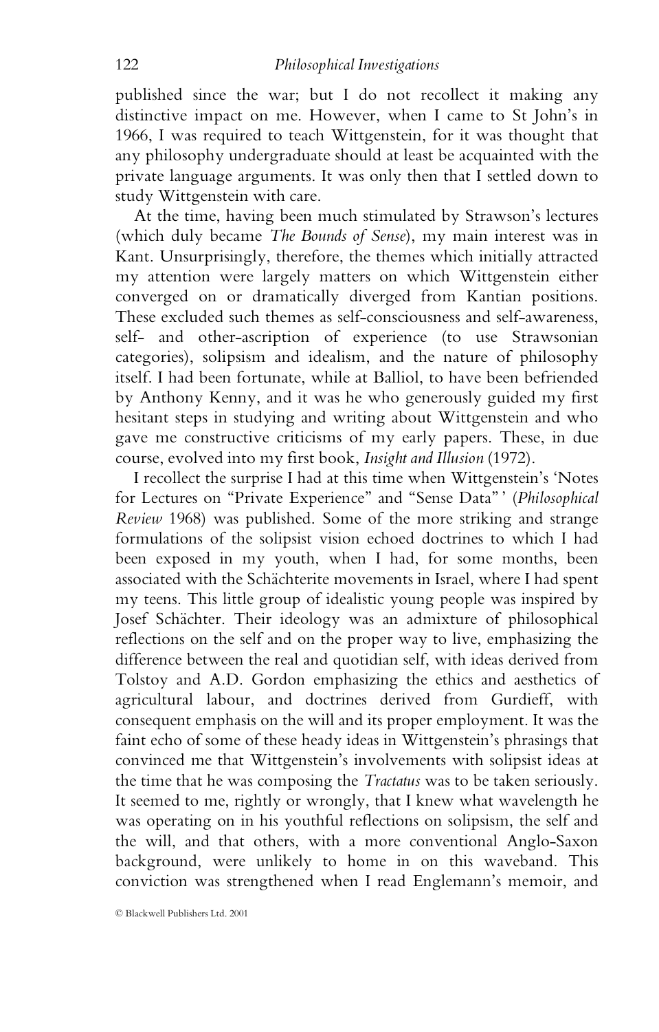published since the war; but I do not recollect it making any distinctive impact on me. However, when I came to St John's in 1966, I was required to teach Wittgenstein, for it was thought that any philosophy undergraduate should at least be acquainted with the private language arguments. It was only then that I settled down to study Wittgenstein with care.

At the time, having been much stimulated by Strawson's lectures (which duly became *The Bounds of Sense*), my main interest was in Kant. Unsurprisingly, therefore, the themes which initially attracted my attention were largely matters on which Wittgenstein either converged on or dramatically diverged from Kantian positions. These excluded such themes as self-consciousness and self-awareness, self- and other-ascription of experience (to use Strawsonian categories), solipsism and idealism, and the nature of philosophy itself. I had been fortunate, while at Balliol, to have been befriended by Anthony Kenny, and it was he who generously guided my first hesitant steps in studying and writing about Wittgenstein and who gave me constructive criticisms of my early papers. These, in due course, evolved into my first book, *Insight and Illusion* (1972).

I recollect the surprise I had at this time when Wittgenstein's 'Notes for Lectures on "Private Experience" and "Sense Data"' (*Philosophical Review* 1968) was published. Some of the more striking and strange formulations of the solipsist vision echoed doctrines to which I had been exposed in my youth, when I had, for some months, been associated with the Schächterite movements in Israel, where I had spent my teens. This little group of idealistic young people was inspired by Josef Schächter. Their ideology was an admixture of philosophical reflections on the self and on the proper way to live, emphasizing the difference between the real and quotidian self, with ideas derived from Tolstoy and A.D. Gordon emphasizing the ethics and aesthetics of agricultural labour, and doctrines derived from Gurdieff, with consequent emphasis on the will and its proper employment. It was the faint echo of some of these heady ideas in Wittgenstein's phrasings that convinced me that Wittgenstein's involvements with solipsist ideas at the time that he was composing the *Tractatus* was to be taken seriously. It seemed to me, rightly or wrongly, that I knew what wavelength he was operating on in his youthful reflections on solipsism, the self and the will, and that others, with a more conventional Anglo-Saxon background, were unlikely to home in on this waveband. This conviction was strengthened when I read Englemann's memoir, and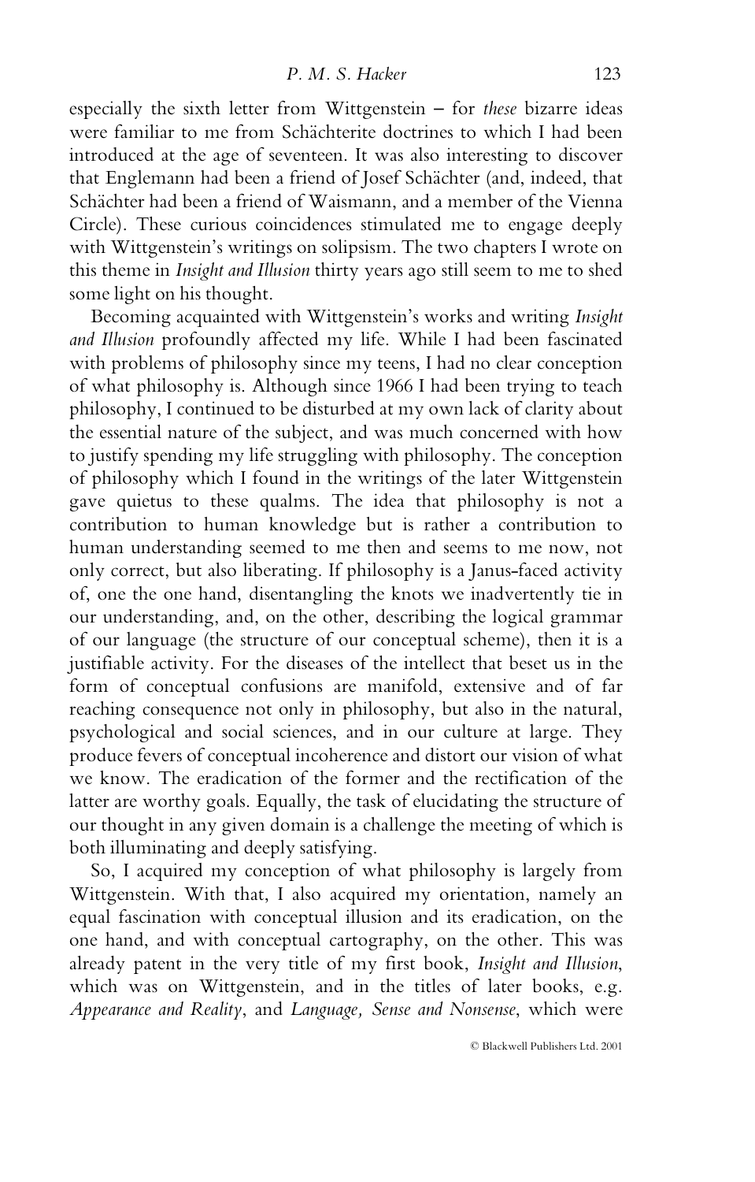especially the sixth letter from Wittgenstein – for *these* bizarre ideas were familiar to me from Schächterite doctrines to which I had been introduced at the age of seventeen. It was also interesting to discover that Englemann had been a friend of Josef Schächter (and, indeed, that Schächter had been a friend of Waismann, and a member of the Vienna Circle). These curious coincidences stimulated me to engage deeply with Wittgenstein's writings on solipsism. The two chapters I wrote on this theme in *Insight and Illusion* thirty years ago still seem to me to shed some light on his thought.

Becoming acquainted with Wittgenstein's works and writing *Insight and Illusion* profoundly affected my life. While I had been fascinated with problems of philosophy since my teens, I had no clear conception of what philosophy is. Although since 1966 I had been trying to teach philosophy, I continued to be disturbed at my own lack of clarity about the essential nature of the subject, and was much concerned with how to justify spending my life struggling with philosophy. The conception of philosophy which I found in the writings of the later Wittgenstein gave quietus to these qualms. The idea that philosophy is not a contribution to human knowledge but is rather a contribution to human understanding seemed to me then and seems to me now, not only correct, but also liberating. If philosophy is a Janus-faced activity of, one the one hand, disentangling the knots we inadvertently tie in our understanding, and, on the other, describing the logical grammar of our language (the structure of our conceptual scheme), then it is a justifiable activity. For the diseases of the intellect that beset us in the form of conceptual confusions are manifold, extensive and of far reaching consequence not only in philosophy, but also in the natural, psychological and social sciences, and in our culture at large. They produce fevers of conceptual incoherence and distort our vision of what we know. The eradication of the former and the rectification of the latter are worthy goals. Equally, the task of elucidating the structure of our thought in any given domain is a challenge the meeting of which is both illuminating and deeply satisfying.

So, I acquired my conception of what philosophy is largely from Wittgenstein. With that, I also acquired my orientation, namely an equal fascination with conceptual illusion and its eradication, on the one hand, and with conceptual cartography, on the other. This was already patent in the very title of my first book, *Insight and Illusion*, which was on Wittgenstein, and in the titles of later books, e.g. *Appearance and Reality*, and *Language, Sense and Nonsense*, which were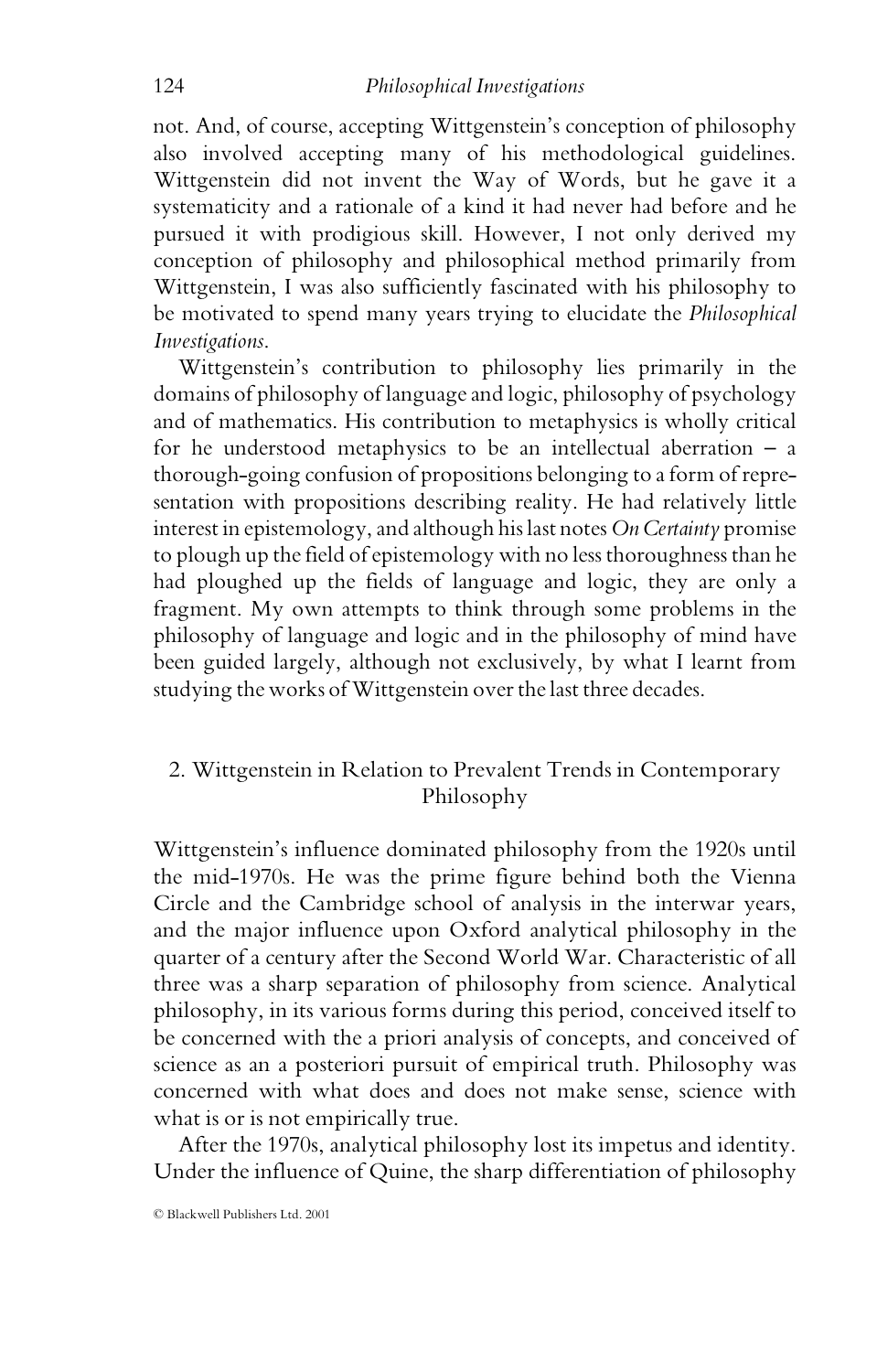not. And, of course, accepting Wittgenstein's conception of philosophy also involved accepting many of his methodological guidelines. Wittgenstein did not invent the Way of Words, but he gave it a systematicity and a rationale of a kind it had never had before and he pursued it with prodigious skill. However, I not only derived my conception of philosophy and philosophical method primarily from Wittgenstein, I was also sufficiently fascinated with his philosophy to be motivated to spend many years trying to elucidate the *Philosophical Investigations*.

Wittgenstein's contribution to philosophy lies primarily in the domains of philosophy of language and logic, philosophy of psychology and of mathematics. His contribution to metaphysics is wholly critical for he understood metaphysics to be an intellectual aberration – a thorough-going confusion of propositions belonging to a form of representation with propositions describing reality. He had relatively little interest in epistemology, and although his last notes *On Certainty* promise to plough up the field of epistemology with no less thoroughness than he had ploughed up the fields of language and logic, they are only a fragment. My own attempts to think through some problems in the philosophy of language and logic and in the philosophy of mind have been guided largely, although not exclusively, by what I learnt from studying the works of Wittgenstein over the last three decades.

## 2. Wittgenstein in Relation to Prevalent Trends in Contemporary Philosophy

Wittgenstein's influence dominated philosophy from the 1920s until the mid-1970s. He was the prime figure behind both the Vienna Circle and the Cambridge school of analysis in the interwar years, and the major influence upon Oxford analytical philosophy in the quarter of a century after the Second World War. Characteristic of all three was a sharp separation of philosophy from science. Analytical philosophy, in its various forms during this period, conceived itself to be concerned with the a priori analysis of concepts, and conceived of science as an a posteriori pursuit of empirical truth. Philosophy was concerned with what does and does not make sense, science with what is or is not empirically true.

After the 1970s, analytical philosophy lost its impetus and identity. Under the influence of Quine, the sharp differentiation of philosophy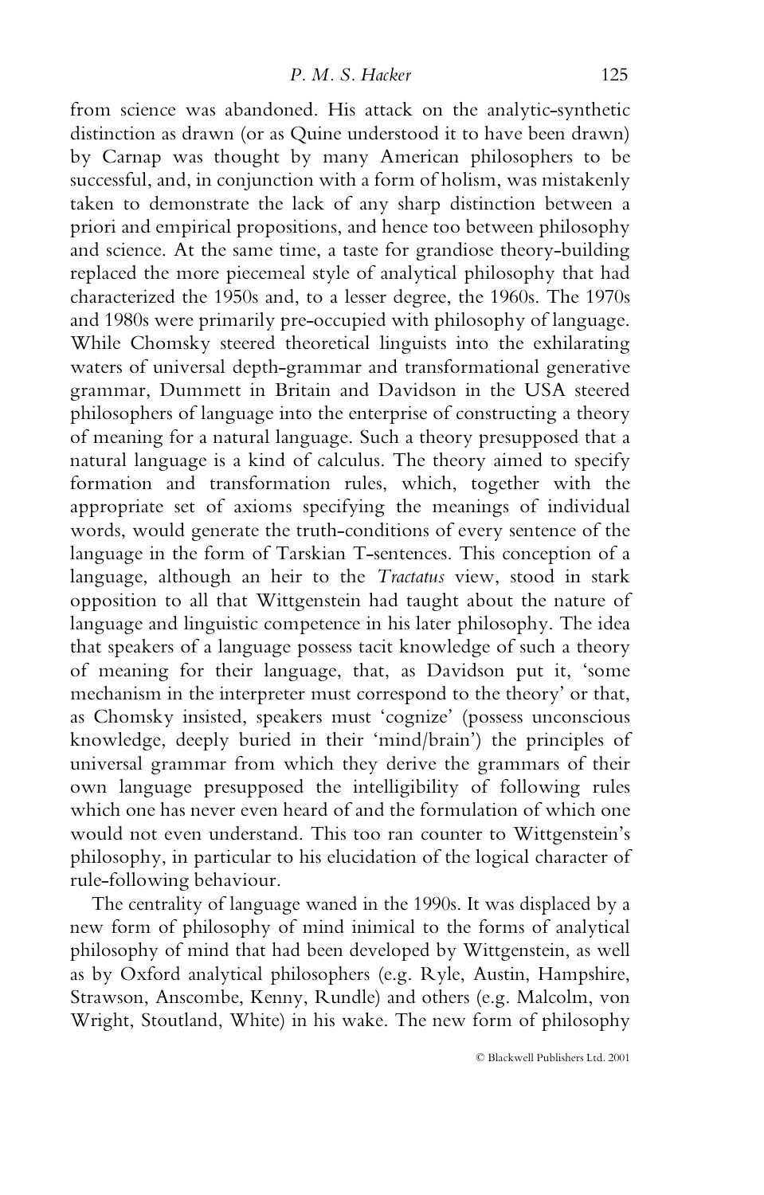from science was abandoned. His attack on the analytic-synthetic distinction as drawn (or as Quine understood it to have been drawn) by Carnap was thought by many American philosophers to be successful, and, in conjunction with a form of holism, was mistakenly taken to demonstrate the lack of any sharp distinction between a priori and empirical propositions, and hence too between philosophy and science. At the same time, a taste for grandiose theory-building replaced the more piecemeal style of analytical philosophy that had characterized the 1950s and, to a lesser degree, the 1960s. The 1970s and 1980s were primarily pre-occupied with philosophy of language. While Chomsky steered theoretical linguists into the exhilarating waters of universal depth-grammar and transformational generative grammar, Dummett in Britain and Davidson in the USA steered philosophers of language into the enterprise of constructing a theory of meaning for a natural language. Such a theory presupposed that a natural language is a kind of calculus. The theory aimed to specify formation and transformation rules, which, together with the appropriate set of axioms specifying the meanings of individual words, would generate the truth-conditions of every sentence of the language in the form of Tarskian T-sentences. This conception of a language, although an heir to the *Tractatus* view, stood in stark opposition to all that Wittgenstein had taught about the nature of language and linguistic competence in his later philosophy. The idea that speakers of a language possess tacit knowledge of such a theory of meaning for their language, that, as Davidson put it, 'some mechanism in the interpreter must correspond to the theory' or that, as Chomsky insisted, speakers must 'cognize' (possess unconscious knowledge, deeply buried in their 'mind/brain') the principles of universal grammar from which they derive the grammars of their own language presupposed the intelligibility of following rules which one has never even heard of and the formulation of which one would not even understand. This too ran counter to Wittgenstein's philosophy, in particular to his elucidation of the logical character of rule-following behaviour.

The centrality of language waned in the 1990s. It was displaced by a new form of philosophy of mind inimical to the forms of analytical philosophy of mind that had been developed by Wittgenstein, as well as by Oxford analytical philosophers (e.g. Ryle, Austin, Hampshire, Strawson, Anscombe, Kenny, Rundle) and others (e.g. Malcolm, von Wright, Stoutland, White) in his wake. The new form of philosophy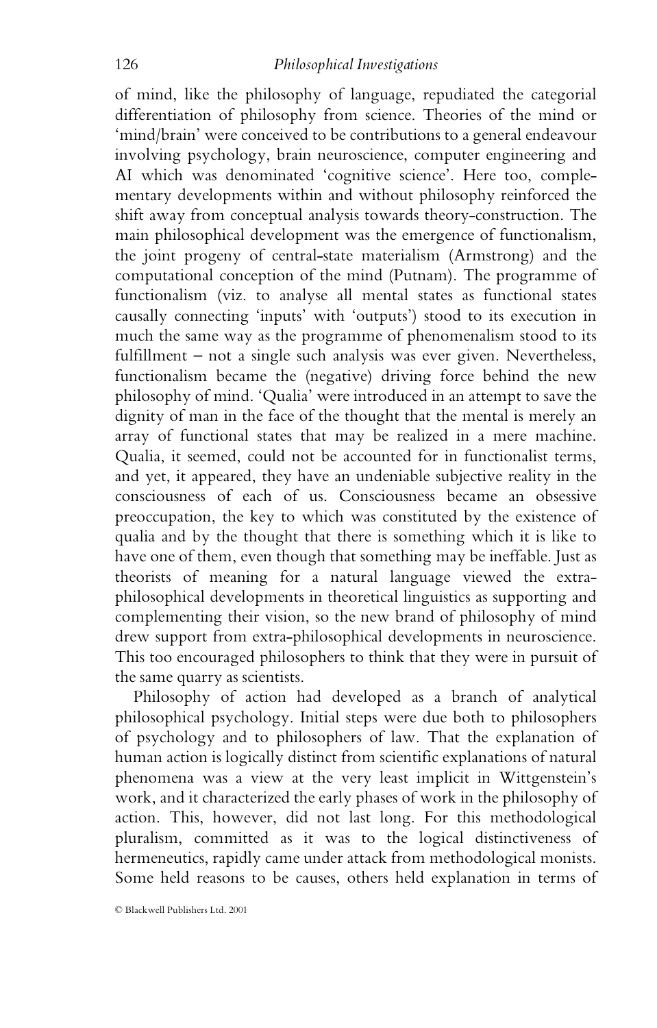of mind, like the philosophy of language, repudiated the categorial differentiation of philosophy from science. Theories of the mind or 'mind/brain' were conceived to be contributions to a general endeavour involving psychology, brain neuroscience, computer engineering and AI which was denominated 'cognitive science'. Here too, complementary developments within and without philosophy reinforced the shift away from conceptual analysis towards theory-construction. The main philosophical development was the emergence of functionalism, the joint progeny of central-state materialism (Armstrong) and the computational conception of the mind (Putnam). The programme of functionalism (viz. to analyse all mental states as functional states causally connecting 'inputs' with 'outputs') stood to its execution in much the same way as the programme of phenomenalism stood to its fulfillment – not a single such analysis was ever given. Nevertheless, functionalism became the (negative) driving force behind the new philosophy of mind. 'Qualia' were introduced in an attempt to save the dignity of man in the face of the thought that the mental is merely an array of functional states that may be realized in a mere machine. Qualia, it seemed, could not be accounted for in functionalist terms, and yet, it appeared, they have an undeniable subjective reality in the consciousness of each of us. Consciousness became an obsessive preoccupation, the key to which was constituted by the existence of qualia and by the thought that there is something which it is like to have one of them, even though that something may be ineffable. Just as theorists of meaning for a natural language viewed the extra-philosophical developments in theoretical linguistics as supporting and complementing their vision, so the new brand of philosophy of mind drew support from extra-philosophical developments in neuroscience. This too encouraged philosophers to think that they were in pursuit of the same quarry as scientists.

Philosophy of action had developed as a branch of analytical philosophical psychology. Initial steps were due both to philosophers of psychology and to philosophers of law. That the explanation of human action is logically distinct from scientific explanations of natural phenomena was a view at the very least implicit in Wittgenstein's work, and it characterized the early phases of work in the philosophy of action. This, however, did not last long. For this methodological pluralism, committed as it was to the logical distinctiveness of hermeneutics, rapidly came under attack from methodological monists. Some held reasons to be causes, others held explanation in terms of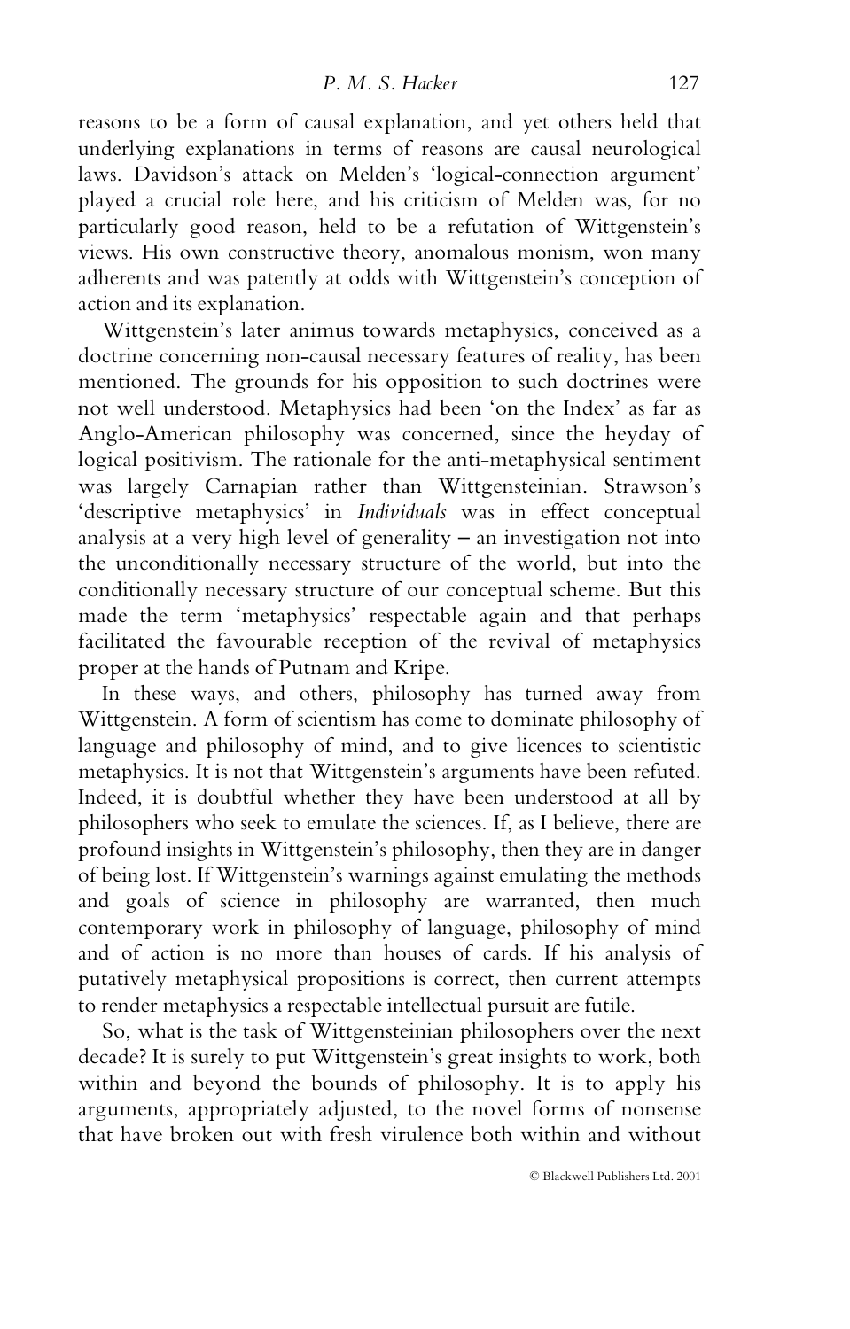reasons to be a form of causal explanation, and yet others held that underlying explanations in terms of reasons are causal neurological laws. Davidson's attack on Melden's 'logical-connection argument' played a crucial role here, and his criticism of Melden was, for no particularly good reason, held to be a refutation of Wittgenstein's views. His own constructive theory, anomalous monism, won many adherents and was patently at odds with Wittgenstein's conception of action and its explanation.

Wittgenstein's later animus towards metaphysics, conceived as a doctrine concerning non-causal necessary features of reality, has been mentioned. The grounds for his opposition to such doctrines were not well understood. Metaphysics had been 'on the Index' as far as Anglo-American philosophy was concerned, since the heyday of logical positivism. The rationale for the anti-metaphysical sentiment was largely Carnapian rather than Wittgensteinian. Strawson's 'descriptive metaphysics' in *Individuals* was in effect conceptual analysis at a very high level of generality – an investigation not into the unconditionally necessary structure of the world, but into the conditionally necessary structure of our conceptual scheme. But this made the term 'metaphysics' respectable again and that perhaps facilitated the favourable reception of the revival of metaphysics proper at the hands of Putnam and Kripe.

In these ways, and others, philosophy has turned away from Wittgenstein. A form of scientism has come to dominate philosophy of language and philosophy of mind, and to give licences to scientistic metaphysics. It is not that Wittgenstein's arguments have been refuted. Indeed, it is doubtful whether they have been understood at all by philosophers who seek to emulate the sciences. If, as I believe, there are profound insights in Wittgenstein's philosophy, then they are in danger of being lost. If Wittgenstein's warnings against emulating the methods and goals of science in philosophy are warranted, then much contemporary work in philosophy of language, philosophy of mind and of action is no more than houses of cards. If his analysis of putatively metaphysical propositions is correct, then current attempts to render metaphysics a respectable intellectual pursuit are futile.

So, what is the task of Wittgensteinian philosophers over the next decade? It is surely to put Wittgenstein's great insights to work, both within and beyond the bounds of philosophy. It is to apply his arguments, appropriately adjusted, to the novel forms of nonsense that have broken out with fresh virulence both within and without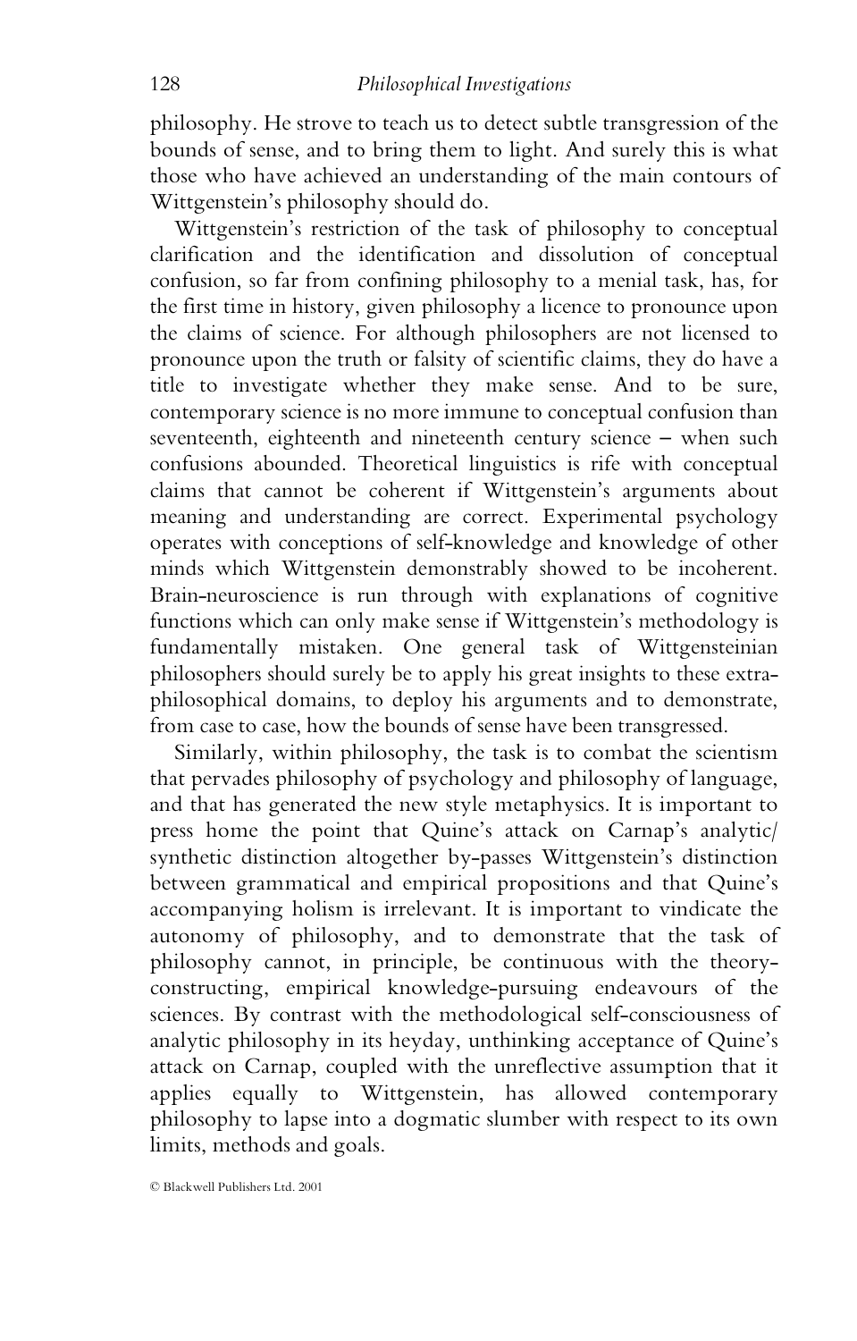philosophy. He strove to teach us to detect subtle transgression of the bounds of sense, and to bring them to light. And surely this is what those who have achieved an understanding of the main contours of Wittgenstein's philosophy should do.

Wittgenstein's restriction of the task of philosophy to conceptual clarification and the identification and dissolution of conceptual confusion, so far from confining philosophy to a menial task, has, for the first time in history, given philosophy a licence to pronounce upon the claims of science. For although philosophers are not licensed to pronounce upon the truth or falsity of scientific claims, they do have a title to investigate whether they make sense. And to be sure, contemporary science is no more immune to conceptual confusion than seventeenth, eighteenth and nineteenth century science – when such confusions abounded. Theoretical linguistics is rife with conceptual claims that cannot be coherent if Wittgenstein's arguments about meaning and understanding are correct. Experimental psychology operates with conceptions of self-knowledge and knowledge of other minds which Wittgenstein demonstrably showed to be incoherent. Brain-neuroscience is run through with explanations of cognitive functions which can only make sense if Wittgenstein's methodology is fundamentally mistaken. One general task of Wittgensteinian philosophers should surely be to apply his great insights to these extra-philosophical domains, to deploy his arguments and to demonstrate, from case to case, how the bounds of sense have been transgressed.

Similarly, within philosophy, the task is to combat the scientism that pervades philosophy of psychology and philosophy of language, and that has generated the new style metaphysics. It is important to press home the point that Quine's attack on Carnap's analytic/synthetic distinction altogether by-passes Wittgenstein's distinction between grammatical and empirical propositions and that Quine's accompanying holism is irrelevant. It is important to vindicate the autonomy of philosophy, and to demonstrate that the task of philosophy cannot, in principle, be continuous with the theory-constructing, empirical knowledge-pursuing endeavours of the sciences. By contrast with the methodological self-consciousness of analytic philosophy in its heyday, unthinking acceptance of Quine's attack on Carnap, coupled with the unreflective assumption that it applies equally to Wittgenstein, has allowed contemporary philosophy to lapse into a dogmatic slumber with respect to its own limits, methods and goals.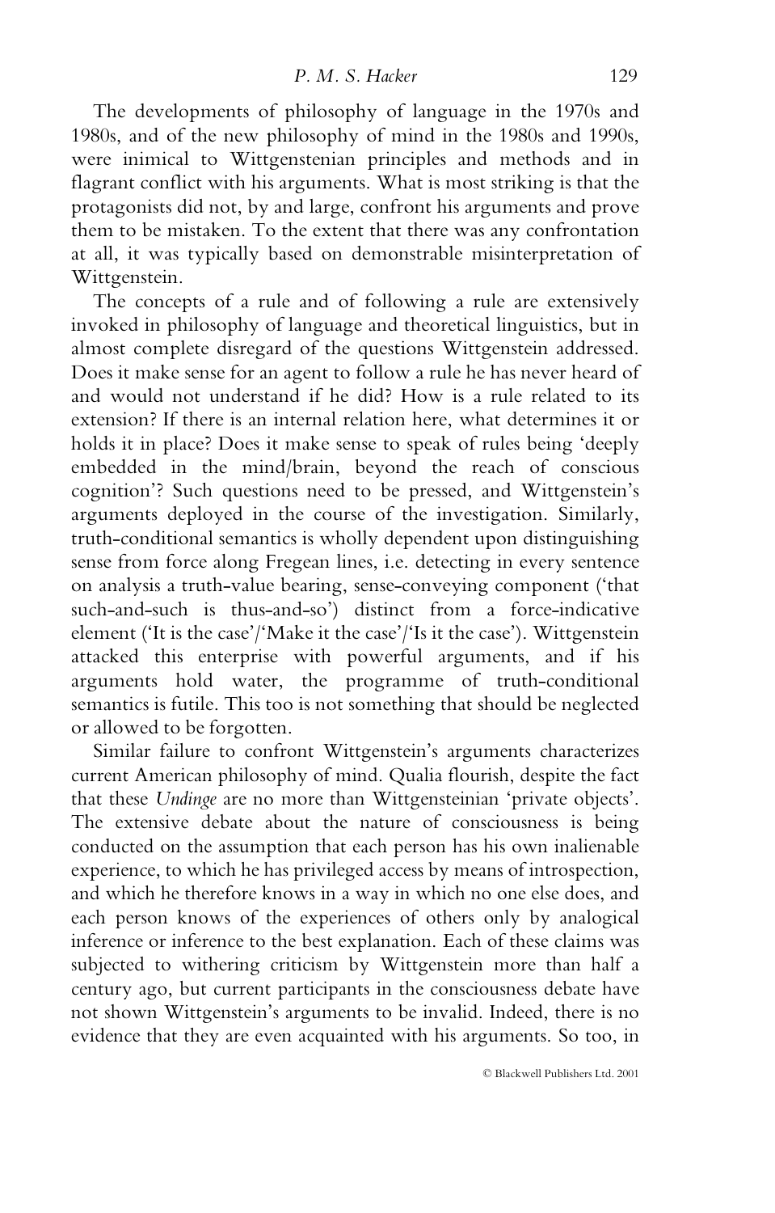The developments of philosophy of language in the 1970s and 1980s, and of the new philosophy of mind in the 1980s and 1990s, were inimical to Wittgenstenian principles and methods and in flagrant conflict with his arguments. What is most striking is that the protagonists did not, by and large, confront his arguments and prove them to be mistaken. To the extent that there was any confrontation at all, it was typically based on demonstrable misinterpretation of Wittgenstein.

The concepts of a rule and of following a rule are extensively invoked in philosophy of language and theoretical linguistics, but in almost complete disregard of the questions Wittgenstein addressed. Does it make sense for an agent to follow a rule he has never heard of and would not understand if he did? How is a rule related to its extension? If there is an internal relation here, what determines it or holds it in place? Does it make sense to speak of rules being 'deeply embedded in the mind/brain, beyond the reach of conscious cognition'? Such questions need to be pressed, and Wittgenstein's arguments deployed in the course of the investigation. Similarly, truth-conditional semantics is wholly dependent upon distinguishing sense from force along Fregean lines, i.e. detecting in every sentence on analysis a truth-value bearing, sense-conveying component ('that such-and-such is thus-and-so') distinct from a force-indicative element ('It is the case'/'Make it the case'/'Is it the case'). Wittgenstein attacked this enterprise with powerful arguments, and if his arguments hold water, the programme of truth-conditional semantics is futile. This too is not something that should be neglected or allowed to be forgotten.

Similar failure to confront Wittgenstein's arguments characterizes current American philosophy of mind. Qualia flourish, despite the fact that these *Undinge* are no more than Wittgensteinian 'private objects'. The extensive debate about the nature of consciousness is being conducted on the assumption that each person has his own inalienable experience, to which he has privileged access by means of introspection, and which he therefore knows in a way in which no one else does, and each person knows of the experiences of others only by analogical inference or inference to the best explanation. Each of these claims was subjected to withering criticism by Wittgenstein more than half a century ago, but current participants in the consciousness debate have not shown Wittgenstein's arguments to be invalid. Indeed, there is no evidence that they are even acquainted with his arguments. So too, in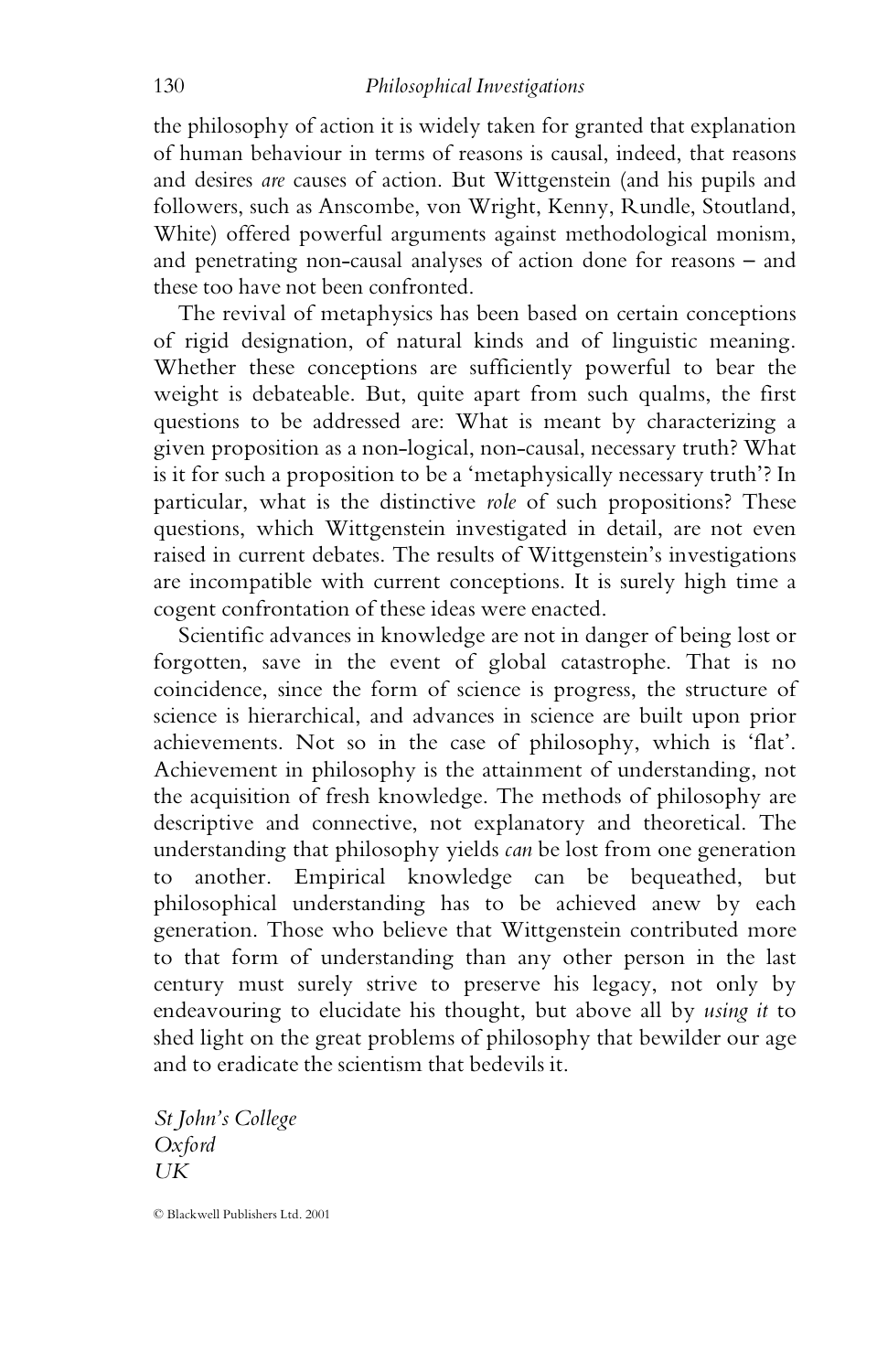the philosophy of action it is widely taken for granted that explanation of human behaviour in terms of reasons is causal, indeed, that reasons and desires *are* causes of action. But Wittgenstein (and his pupils and followers, such as Anscombe, von Wright, Kenny, Rundle, Stoutland, White) offered powerful arguments against methodological monism, and penetrating non-causal analyses of action done for reasons – and these too have not been confronted.

The revival of metaphysics has been based on certain conceptions of rigid designation, of natural kinds and of linguistic meaning. Whether these conceptions are sufficiently powerful to bear the weight is debateable. But, quite apart from such qualms, the first questions to be addressed are: What is meant by characterizing a given proposition as a non-logical, non-causal, necessary truth? What is it for such a proposition to be a 'metaphysically necessary truth'? In particular, what is the distinctive *role* of such propositions? These questions, which Wittgenstein investigated in detail, are not even raised in current debates. The results of Wittgenstein's investigations are incompatible with current conceptions. It is surely high time a cogent confrontation of these ideas were enacted.

Scientific advances in knowledge are not in danger of being lost or forgotten, save in the event of global catastrophe. That is no coincidence, since the form of science is progress, the structure of science is hierarchical, and advances in science are built upon prior achievements. Not so in the case of philosophy, which is 'flat'. Achievement in philosophy is the attainment of understanding, not the acquisition of fresh knowledge. The methods of philosophy are descriptive and connective, not explanatory and theoretical. The understanding that philosophy yields *can* be lost from one generation to another. Empirical knowledge can be bequeathed, but philosophical understanding has to be achieved anew by each generation. Those who believe that Wittgenstein contributed more to that form of understanding than any other person in the last century must surely strive to preserve his legacy, not only by endeavouring to elucidate his thought, but above all by *using it* to shed light on the great problems of philosophy that bewilder our age and to eradicate the scientism that bedevils it.

*St John's College*
*Oxford*
*UK*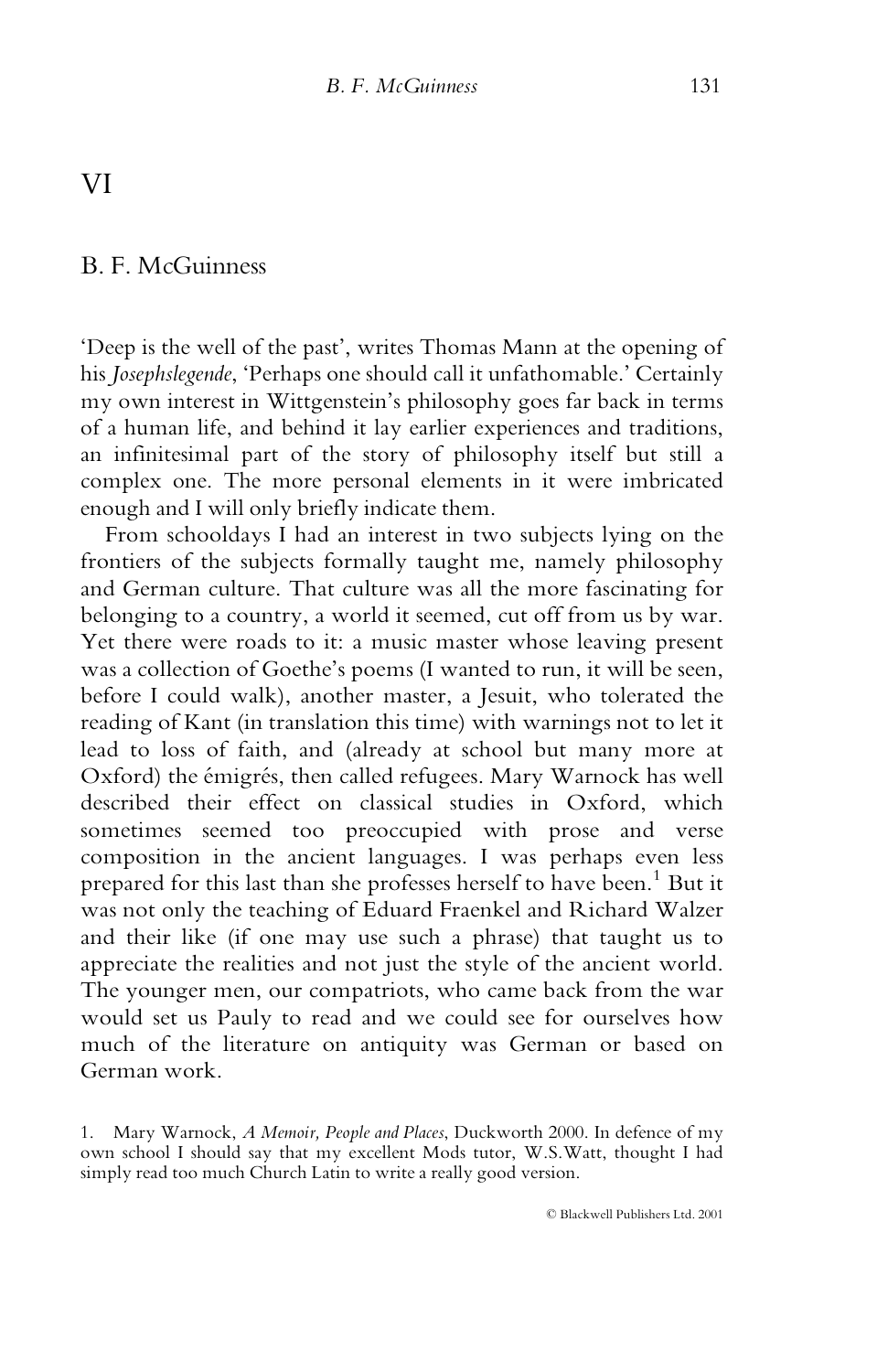# VI

## B. F. McGuinness

'Deep is the well of the past', writes Thomas Mann at the opening of his *Josephslegende*, 'Perhaps one should call it unfathomable.' Certainly my own interest in Wittgenstein's philosophy goes far back in terms of a human life, and behind it lay earlier experiences and traditions, an infinitesimal part of the story of philosophy itself but still a complex one. The more personal elements in it were imbricated enough and I will only briefly indicate them.

From schooldays I had an interest in two subjects lying on the frontiers of the subjects formally taught me, namely philosophy and German culture. That culture was all the more fascinating for belonging to a country, a world it seemed, cut off from us by war. Yet there were roads to it: a music master whose leaving present was a collection of Goethe's poems (I wanted to run, it will be seen, before I could walk), another master, a Jesuit, who tolerated the reading of Kant (in translation this time) with warnings not to let it lead to loss of faith, and (already at school but many more at Oxford) the émigrés, then called refugees. Mary Warnock has well described their effect on classical studies in Oxford, which sometimes seemed too preoccupied with prose and verse composition in the ancient languages. I was perhaps even less prepared for this last than she professes herself to have been.[1] But it was not only the teaching of Eduard Fraenkel and Richard Walzer and their like (if one may use such a phrase) that taught us to appreciate the realities and not just the style of the ancient world. The younger men, our compatriots, who came back from the war would set us Pauly to read and we could see for ourselves how much of the literature on antiquity was German or based on German work.

1. Mary Warnock, *A Memoir, People and Places*, Duckworth 2000. In defence of my own school I should say that my excellent Mods tutor, W.S.Watt, thought I had simply read too much Church Latin to write a really good version.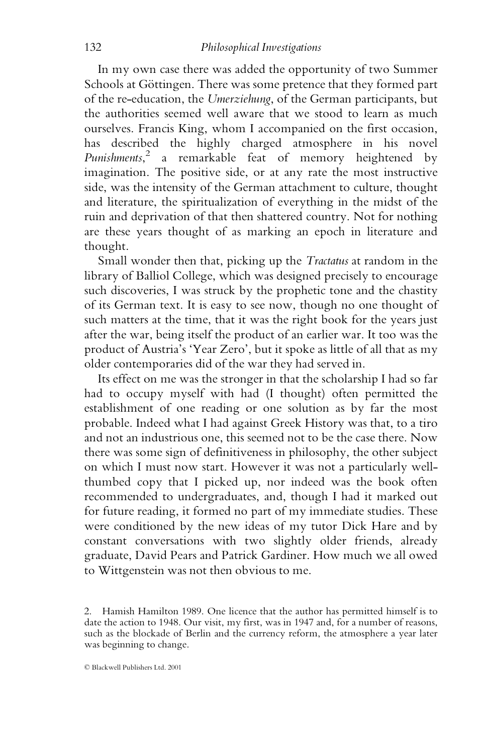In my own case there was added the opportunity of two Summer Schools at Göttingen. There was some pretence that they formed part of the re-education, the *Umerziehung*, of the German participants, but the authorities seemed well aware that we stood to learn as much ourselves. Francis King, whom I accompanied on the first occasion, has described the highly charged atmosphere in his novel *Punishments*,[2] a remarkable feat of memory heightened by imagination. The positive side, or at any rate the most instructive side, was the intensity of the German attachment to culture, thought and literature, the spiritualization of everything in the midst of the ruin and deprivation of that then shattered country. Not for nothing are these years thought of as marking an epoch in literature and thought.

Small wonder then that, picking up the *Tractatus* at random in the library of Balliol College, which was designed precisely to encourage such discoveries, I was struck by the prophetic tone and the chastity of its German text. It is easy to see now, though no one thought of such matters at the time, that it was the right book for the years just after the war, being itself the product of an earlier war. It too was the product of Austria's 'Year Zero', but it spoke as little of all that as my older contemporaries did of the war they had served in.

Its effect on me was the stronger in that the scholarship I had so far had to occupy myself with had (I thought) often permitted the establishment of one reading or one solution as by far the most probable. Indeed what I had against Greek History was that, to a tiro and not an industrious one, this seemed not to be the case there. Now there was some sign of definitiveness in philosophy, the other subject on which I must now start. However it was not a particularly well-thumbed copy that I picked up, nor indeed was the book often recommended to undergraduates, and, though I had it marked out for future reading, it formed no part of my immediate studies. These were conditioned by the new ideas of my tutor Dick Hare and by constant conversations with two slightly older friends, already graduate, David Pears and Patrick Gardiner. How much we all owed to Wittgenstein was not then obvious to me.

2. Hamish Hamilton 1989. One licence that the author has permitted himself is to date the action to 1948. Our visit, my first, was in 1947 and, for a number of reasons, such as the blockade of Berlin and the currency reform, the atmosphere a year later was beginning to change.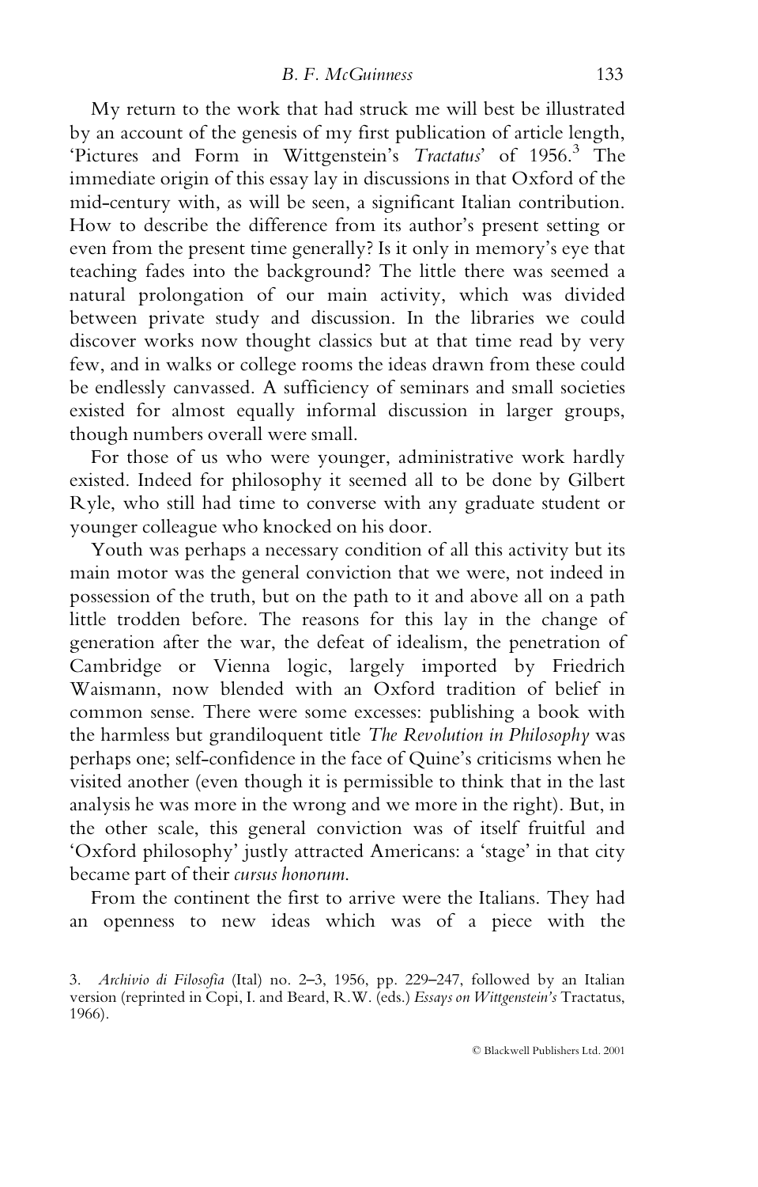My return to the work that had struck me will best be illustrated by an account of the genesis of my first publication of article length, 'Pictures and Form in Wittgenstein's *Tractatus*' of 1956.[3] The immediate origin of this essay lay in discussions in that Oxford of the mid-century with, as will be seen, a significant Italian contribution. How to describe the difference from its author's present setting or even from the present time generally? Is it only in memory's eye that teaching fades into the background? The little there was seemed a natural prolongation of our main activity, which was divided between private study and discussion. In the libraries we could discover works now thought classics but at that time read by very few, and in walks or college rooms the ideas drawn from these could be endlessly canvassed. A sufficiency of seminars and small societies existed for almost equally informal discussion in larger groups, though numbers overall were small.

For those of us who were younger, administrative work hardly existed. Indeed for philosophy it seemed all to be done by Gilbert Ryle, who still had time to converse with any graduate student or younger colleague who knocked on his door.

Youth was perhaps a necessary condition of all this activity but its main motor was the general conviction that we were, not indeed in possession of the truth, but on the path to it and above all on a path little trodden before. The reasons for this lay in the change of generation after the war, the defeat of idealism, the penetration of Cambridge or Vienna logic, largely imported by Friedrich Waismann, now blended with an Oxford tradition of belief in common sense. There were some excesses: publishing a book with the harmless but grandiloquent title *The Revolution in Philosophy* was perhaps one; self-confidence in the face of Quine's criticisms when he visited another (even though it is permissible to think that in the last analysis he was more in the wrong and we more in the right). But, in the other scale, this general conviction was of itself fruitful and 'Oxford philosophy' justly attracted Americans: a 'stage' in that city became part of their *cursus honorum*.

From the continent the first to arrive were the Italians. They had an openness to new ideas which was of a piece with the

3. *Archivio di Filosofia* (Ital) no. 2–3, 1956, pp. 229–247, followed by an Italian version (reprinted in Copi, I. and Beard, R.W. (eds.) *Essays on Wittgenstein's* Tractatus, 1966).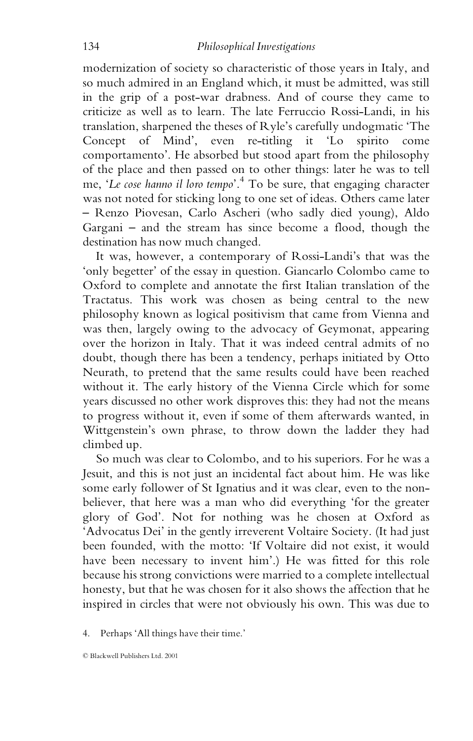modernization of society so characteristic of those years in Italy, and so much admired in an England which, it must be admitted, was still in the grip of a post-war drabness. And of course they came to criticize as well as to learn. The late Ferruccio Rossi-Landi, in his translation, sharpened the theses of Ryle's carefully undogmatic 'The Concept of Mind', even re-titling it 'Lo spirito come comportamento'. He absorbed but stood apart from the philosophy of the place and then passed on to other things: later he was to tell me, '*Le cose hanno il loro tempo*'.[4] To be sure, that engaging character was not noted for sticking long to one set of ideas. Others came later – Renzo Piovesan, Carlo Ascheri (who sadly died young), Aldo Gargani – and the stream has since become a flood, though the destination has now much changed.

It was, however, a contemporary of Rossi-Landi's that was the 'only begetter' of the essay in question. Giancarlo Colombo came to Oxford to complete and annotate the first Italian translation of the Tractatus. This work was chosen as being central to the new philosophy known as logical positivism that came from Vienna and was then, largely owing to the advocacy of Geymonat, appearing over the horizon in Italy. That it was indeed central admits of no doubt, though there has been a tendency, perhaps initiated by Otto Neurath, to pretend that the same results could have been reached without it. The early history of the Vienna Circle which for some years discussed no other work disproves this: they had not the means to progress without it, even if some of them afterwards wanted, in Wittgenstein's own phrase, to throw down the ladder they had climbed up.

So much was clear to Colombo, and to his superiors. For he was a Jesuit, and this is not just an incidental fact about him. He was like some early follower of St Ignatius and it was clear, even to the non-believer, that here was a man who did everything 'for the greater glory of God'. Not for nothing was he chosen at Oxford as 'Advocatus Dei' in the gently irreverent Voltaire Society. (It had just been founded, with the motto: 'If Voltaire did not exist, it would have been necessary to invent him'.) He was fitted for this role because his strong convictions were married to a complete intellectual honesty, but that he was chosen for it also shows the affection that he inspired in circles that were not obviously his own. This was due to

4. Perhaps 'All things have their time.'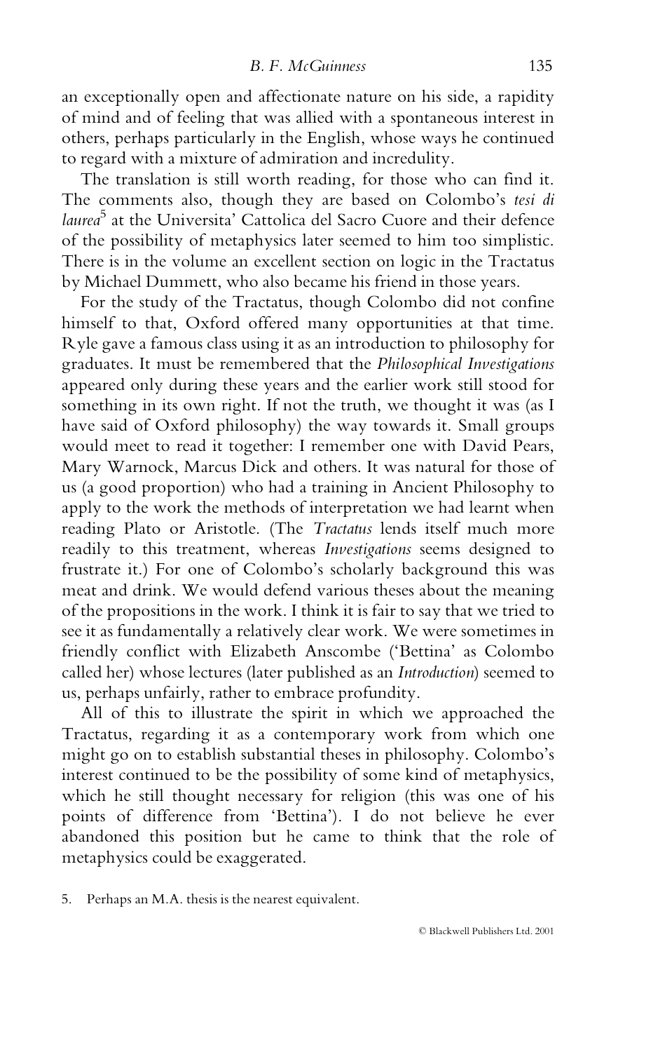an exceptionally open and affectionate nature on his side, a rapidity of mind and of feeling that was allied with a spontaneous interest in others, perhaps particularly in the English, whose ways he continued to regard with a mixture of admiration and incredulity.

The translation is still worth reading, for those who can find it. The comments also, though they are based on Colombo's *tesi di laurea*[5] at the Universita' Cattolica del Sacro Cuore and their defence of the possibility of metaphysics later seemed to him too simplistic. There is in the volume an excellent section on logic in the Tractatus by Michael Dummett, who also became his friend in those years.

For the study of the Tractatus, though Colombo did not confine himself to that, Oxford offered many opportunities at that time. Ryle gave a famous class using it as an introduction to philosophy for graduates. It must be remembered that the *Philosophical Investigations* appeared only during these years and the earlier work still stood for something in its own right. If not the truth, we thought it was (as I have said of Oxford philosophy) the way towards it. Small groups would meet to read it together: I remember one with David Pears, Mary Warnock, Marcus Dick and others. It was natural for those of us (a good proportion) who had a training in Ancient Philosophy to apply to the work the methods of interpretation we had learnt when reading Plato or Aristotle. (The *Tractatus* lends itself much more readily to this treatment, whereas *Investigations* seems designed to frustrate it.) For one of Colombo's scholarly background this was meat and drink. We would defend various theses about the meaning of the propositions in the work. I think it is fair to say that we tried to see it as fundamentally a relatively clear work. We were sometimes in friendly conflict with Elizabeth Anscombe ('Bettina' as Colombo called her) whose lectures (later published as an *Introduction*) seemed to us, perhaps unfairly, rather to embrace profundity.

All of this to illustrate the spirit in which we approached the Tractatus, regarding it as a contemporary work from which one might go on to establish substantial theses in philosophy. Colombo's interest continued to be the possibility of some kind of metaphysics, which he still thought necessary for religion (this was one of his points of difference from 'Bettina'). I do not believe he ever abandoned this position but he came to think that the role of metaphysics could be exaggerated.

5. Perhaps an M.A. thesis is the nearest equivalent.

© Blackwell Publishers Ltd. 2001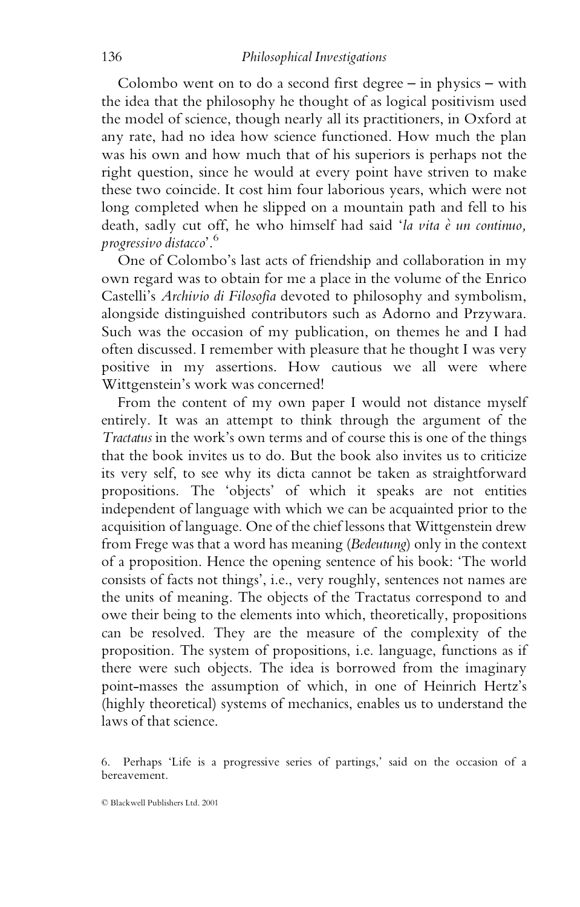Colombo went on to do a second first degree – in physics – with the idea that the philosophy he thought of as logical positivism used the model of science, though nearly all its practitioners, in Oxford at any rate, had no idea how science functioned. How much the plan was his own and how much that of his superiors is perhaps not the right question, since he would at every point have striven to make these two coincide. It cost him four laborious years, which were not long completed when he slipped on a mountain path and fell to his death, sadly cut off, he who himself had said '*la vita è un continuo, progressivo distacco*'.[6]

One of Colombo's last acts of friendship and collaboration in my own regard was to obtain for me a place in the volume of the Enrico Castelli's *Archivio di Filosofia* devoted to philosophy and symbolism, alongside distinguished contributors such as Adorno and Przywara. Such was the occasion of my publication, on themes he and I had often discussed. I remember with pleasure that he thought I was very positive in my assertions. How cautious we all were where Wittgenstein's work was concerned!

From the content of my own paper I would not distance myself entirely. It was an attempt to think through the argument of the *Tractatus* in the work's own terms and of course this is one of the things that the book invites us to do. But the book also invites us to criticize its very self, to see why its dicta cannot be taken as straightforward propositions. The 'objects' of which it speaks are not entities independent of language with which we can be acquainted prior to the acquisition of language. One of the chief lessons that Wittgenstein drew from Frege was that a word has meaning (*Bedeutung*) only in the context of a proposition. Hence the opening sentence of his book: 'The world consists of facts not things', i.e., very roughly, sentences not names are the units of meaning. The objects of the Tractatus correspond to and owe their being to the elements into which, theoretically, propositions can be resolved. They are the measure of the complexity of the proposition. The system of propositions, i.e. language, functions as if there were such objects. The idea is borrowed from the imaginary point-masses the assumption of which, in one of Heinrich Hertz's (highly theoretical) systems of mechanics, enables us to understand the laws of that science.

6. Perhaps 'Life is a progressive series of partings,' said on the occasion of a bereavement.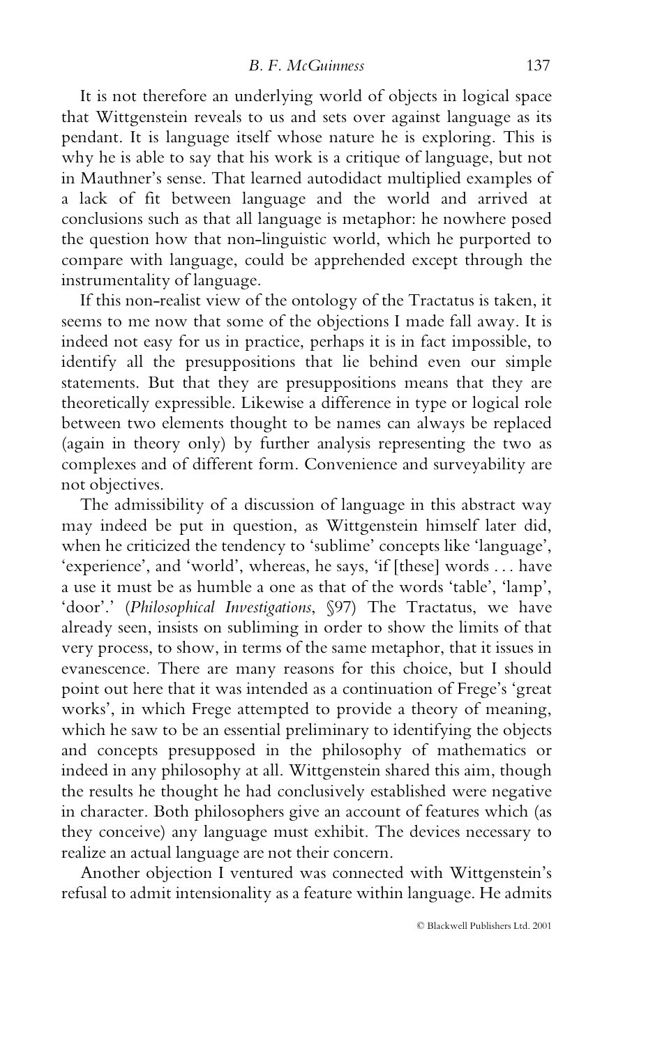It is not therefore an underlying world of objects in logical space that Wittgenstein reveals to us and sets over against language as its pendant. It is language itself whose nature he is exploring. This is why he is able to say that his work is a critique of language, but not in Mauthner's sense. That learned autodidact multiplied examples of a lack of fit between language and the world and arrived at conclusions such as that all language is metaphor: he nowhere posed the question how that non-linguistic world, which he purported to compare with language, could be apprehended except through the instrumentality of language.

If this non-realist view of the ontology of the Tractatus is taken, it seems to me now that some of the objections I made fall away. It is indeed not easy for us in practice, perhaps it is in fact impossible, to identify all the presuppositions that lie behind even our simple statements. But that they are presuppositions means that they are theoretically expressible. Likewise a difference in type or logical role between two elements thought to be names can always be replaced (again in theory only) by further analysis representing the two as complexes and of different form. Convenience and surveyability are not objectives.

The admissibility of a discussion of language in this abstract way may indeed be put in question, as Wittgenstein himself later did, when he criticized the tendency to 'sublime' concepts like 'language', 'experience', and 'world', whereas, he says, 'if [these] words . . . have a use it must be as humble a one as that of the words 'table', 'lamp', 'door'.' (*Philosophical Investigations*, §97) The Tractatus, we have already seen, insists on subliming in order to show the limits of that very process, to show, in terms of the same metaphor, that it issues in evanescence. There are many reasons for this choice, but I should point out here that it was intended as a continuation of Frege's 'great works', in which Frege attempted to provide a theory of meaning, which he saw to be an essential preliminary to identifying the objects and concepts presupposed in the philosophy of mathematics or indeed in any philosophy at all. Wittgenstein shared this aim, though the results he thought he had conclusively established were negative in character. Both philosophers give an account of features which (as they conceive) any language must exhibit. The devices necessary to realize an actual language are not their concern.

Another objection I ventured was connected with Wittgenstein's refusal to admit intensionality as a feature within language. He admits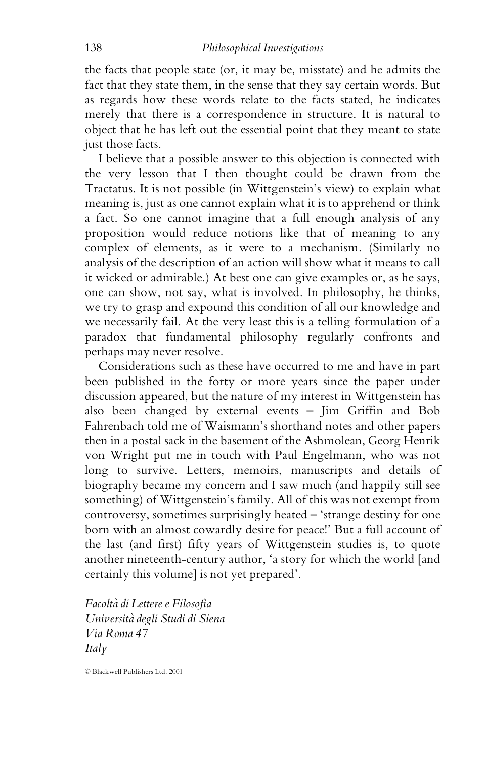the facts that people state (or, it may be, misstate) and he admits the fact that they state them, in the sense that they say certain words. But as regards how these words relate to the facts stated, he indicates merely that there is a correspondence in structure. It is natural to object that he has left out the essential point that they meant to state just those facts.

I believe that a possible answer to this objection is connected with the very lesson that I then thought could be drawn from the Tractatus. It is not possible (in Wittgenstein's view) to explain what meaning is, just as one cannot explain what it is to apprehend or think a fact. So one cannot imagine that a full enough analysis of any proposition would reduce notions like that of meaning to any complex of elements, as it were to a mechanism. (Similarly no analysis of the description of an action will show what it means to call it wicked or admirable.) At best one can give examples or, as he says, one can show, not say, what is involved. In philosophy, he thinks, we try to grasp and expound this condition of all our knowledge and we necessarily fail. At the very least this is a telling formulation of a paradox that fundamental philosophy regularly confronts and perhaps may never resolve.

Considerations such as these have occurred to me and have in part been published in the forty or more years since the paper under discussion appeared, but the nature of my interest in Wittgenstein has also been changed by external events – Jim Griffin and Bob Fahrenbach told me of Waismann's shorthand notes and other papers then in a postal sack in the basement of the Ashmolean, Georg Henrik von Wright put me in touch with Paul Engelmann, who was not long to survive. Letters, memoirs, manuscripts and details of biography became my concern and I saw much (and happily still see something) of Wittgenstein's family. All of this was not exempt from controversy, sometimes surprisingly heated – 'strange destiny for one born with an almost cowardly desire for peace!' But a full account of the last (and first) fifty years of Wittgenstein studies is, to quote another nineteenth-century author, 'a story for which the world [and certainly this volume] is not yet prepared'.

*Facoltà di Lettere e Filosofia*
*Università degli Studi di Siena*
*Via Roma 47*
*Italy*

© Blackwell Publishers Ltd. 2001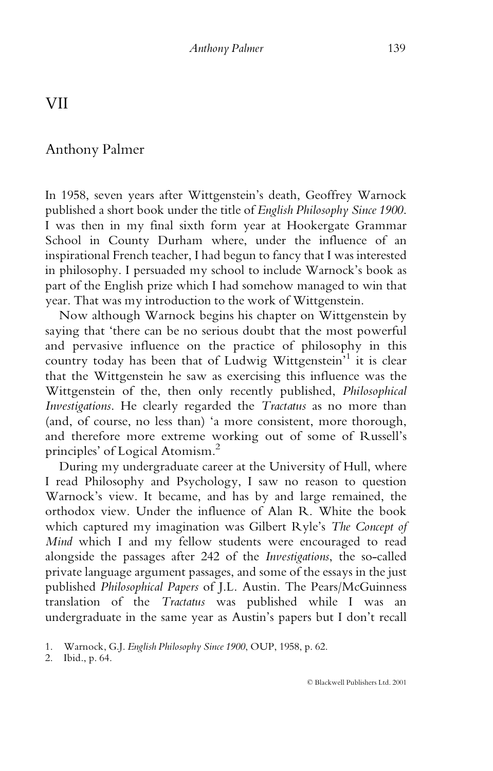# VII

## Anthony Palmer

In 1958, seven years after Wittgenstein's death, Geoffrey Warnock published a short book under the title of *English Philosophy Since 1900*. I was then in my final sixth form year at Hookergate Grammar School in County Durham where, under the influence of an inspirational French teacher, I had begun to fancy that I was interested in philosophy. I persuaded my school to include Warnock's book as part of the English prize which I had somehow managed to win that year. That was my introduction to the work of Wittgenstein.

Now although Warnock begins his chapter on Wittgenstein by saying that 'there can be no serious doubt that the most powerful and pervasive influence on the practice of philosophy in this country today has been that of Ludwig Wittgenstein'[1] it is clear that the Wittgenstein he saw as exercising this influence was the Wittgenstein of the, then only recently published, *Philosophical Investigations*. He clearly regarded the *Tractatus* as no more than (and, of course, no less than) 'a more consistent, more thorough, and therefore more extreme working out of some of Russell's principles' of Logical Atomism.[2]

During my undergraduate career at the University of Hull, where I read Philosophy and Psychology, I saw no reason to question Warnock's view. It became, and has by and large remained, the orthodox view. Under the influence of Alan R. White the book which captured my imagination was Gilbert Ryle's *The Concept of Mind* which I and my fellow students were encouraged to read alongside the passages after 242 of the *Investigations*, the so-called private language argument passages, and some of the essays in the just published *Philosophical Papers* of J.L. Austin. The Pears/McGuinness translation of the *Tractatus* was published while I was an undergraduate in the same year as Austin's papers but I don't recall

1. Warnock, G.J. *English Philosophy Since 1900*, OUP, 1958, p. 62.
2. Ibid., p. 64.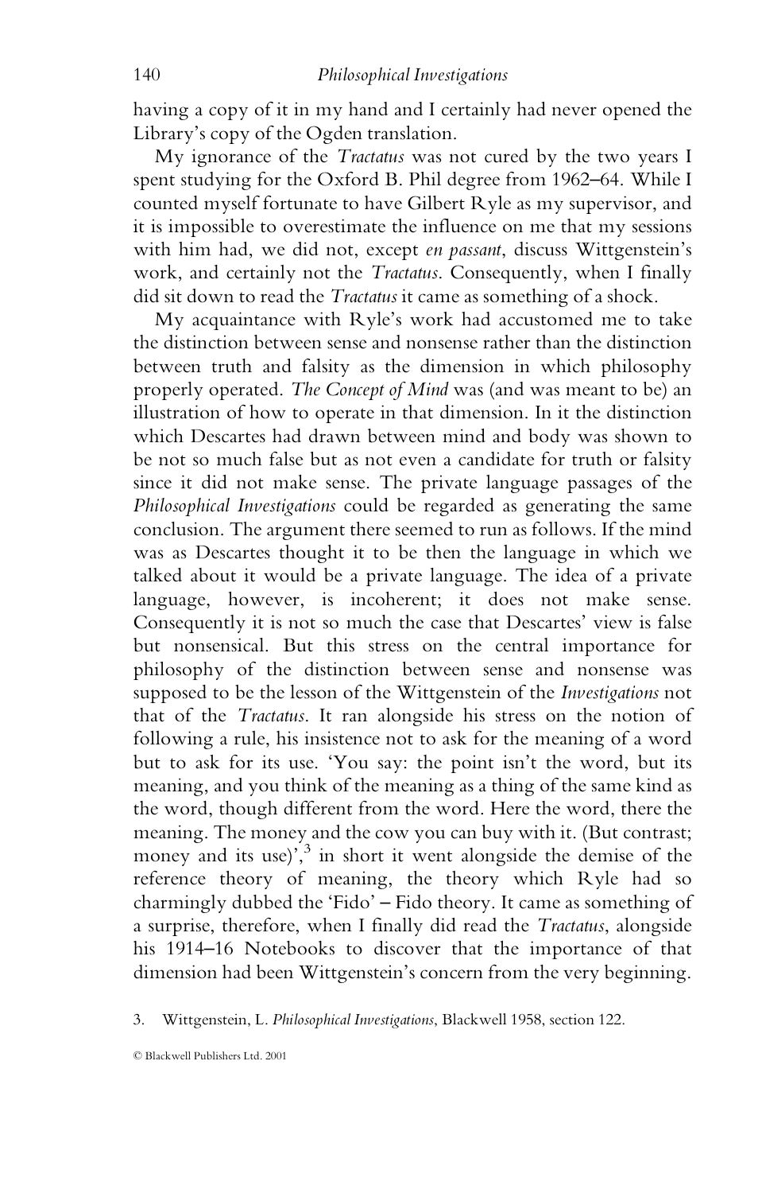having a copy of it in my hand and I certainly had never opened the Library's copy of the Ogden translation.

My ignorance of the *Tractatus* was not cured by the two years I spent studying for the Oxford B. Phil degree from 1962–64. While I counted myself fortunate to have Gilbert Ryle as my supervisor, and it is impossible to overestimate the influence on me that my sessions with him had, we did not, except *en passant*, discuss Wittgenstein's work, and certainly not the *Tractatus*. Consequently, when I finally did sit down to read the *Tractatus* it came as something of a shock.

My acquaintance with Ryle's work had accustomed me to take the distinction between sense and nonsense rather than the distinction between truth and falsity as the dimension in which philosophy properly operated. *The Concept of Mind* was (and was meant to be) an illustration of how to operate in that dimension. In it the distinction which Descartes had drawn between mind and body was shown to be not so much false but as not even a candidate for truth or falsity since it did not make sense. The private language passages of the *Philosophical Investigations* could be regarded as generating the same conclusion. The argument there seemed to run as follows. If the mind was as Descartes thought it to be then the language in which we talked about it would be a private language. The idea of a private language, however, is incoherent; it does not make sense. Consequently it is not so much the case that Descartes' view is false but nonsensical. But this stress on the central importance for philosophy of the distinction between sense and nonsense was supposed to be the lesson of the Wittgenstein of the *Investigations* not that of the *Tractatus*. It ran alongside his stress on the notion of following a rule, his insistence not to ask for the meaning of a word but to ask for its use. 'You say: the point isn't the word, but its meaning, and you think of the meaning as a thing of the same kind as the word, though different from the word. Here the word, there the meaning. The money and the cow you can buy with it. (But contrast; money and its use)',[3] in short it went alongside the demise of the reference theory of meaning, the theory which Ryle had so charmingly dubbed the 'Fido' – Fido theory. It came as something of a surprise, therefore, when I finally did read the *Tractatus*, alongside his 1914–16 Notebooks to discover that the importance of that dimension had been Wittgenstein's concern from the very beginning.

3. Wittgenstein, L. *Philosophical Investigations*, Blackwell 1958, section 122.

© Blackwell Publishers Ltd. 2001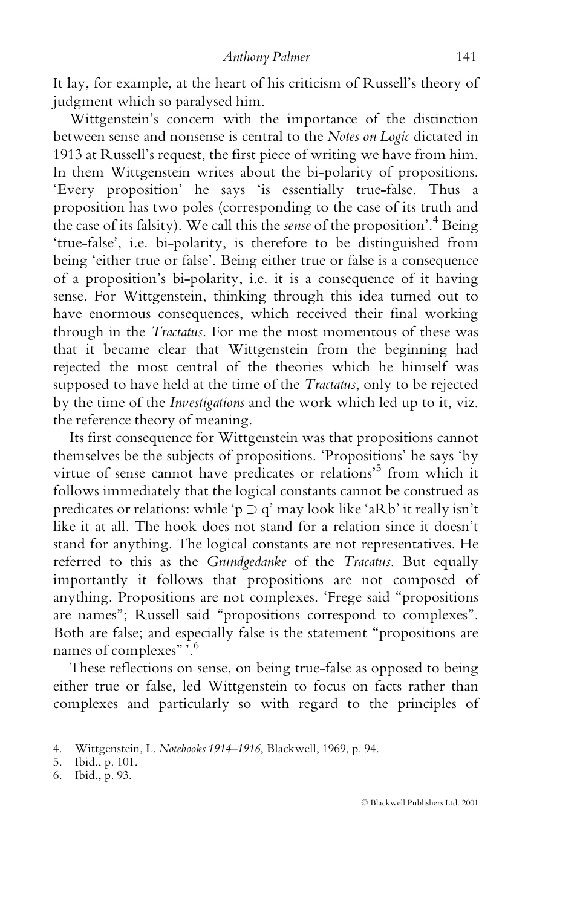It lay, for example, at the heart of his criticism of Russell's theory of judgment which so paralysed him.

Wittgenstein's concern with the importance of the distinction between sense and nonsense is central to the *Notes on Logic* dictated in 1913 at Russell's request, the first piece of writing we have from him. In them Wittgenstein writes about the bi-polarity of propositions. 'Every proposition' he says 'is essentially true-false. Thus a proposition has two poles (corresponding to the case of its truth and the case of its falsity). We call this the *sense* of the proposition'.[4] Being 'true-false', i.e. bi-polarity, is therefore to be distinguished from being 'either true or false'. Being either true or false is a consequence of a proposition's bi-polarity, i.e. it is a consequence of it having sense. For Wittgenstein, thinking through this idea turned out to have enormous consequences, which received their final working through in the *Tractatus*. For me the most momentous of these was that it became clear that Wittgenstein from the beginning had rejected the most central of the theories which he himself was supposed to have held at the time of the *Tractatus*, only to be rejected by the time of the *Investigations* and the work which led up to it, viz. the reference theory of meaning.

Its first consequence for Wittgenstein was that propositions cannot themselves be the subjects of propositions. 'Propositions' he says 'by virtue of sense cannot have predicates or relations'[5] from which it follows immediately that the logical constants cannot be construed as predicates or relations: while 'p ⊃ q' may look like 'aRb' it really isn't like it at all. The hook does not stand for a relation since it doesn't stand for anything. The logical constants are not representatives. He referred to this as the *Grundgedanke* of the *Tracatus*. But equally importantly it follows that propositions are not composed of anything. Propositions are not complexes. 'Frege said "propositions are names"; Russell said "propositions correspond to complexes". Both are false; and especially false is the statement "propositions are names of complexes" '.[6]

These reflections on sense, on being true-false as opposed to being either true or false, led Wittgenstein to focus on facts rather than complexes and particularly so with regard to the principles of

4. Wittgenstein, L. *Notebooks 1914–1916*, Blackwell, 1969, p. 94.
5. Ibid., p. 101.
6. Ibid., p. 93.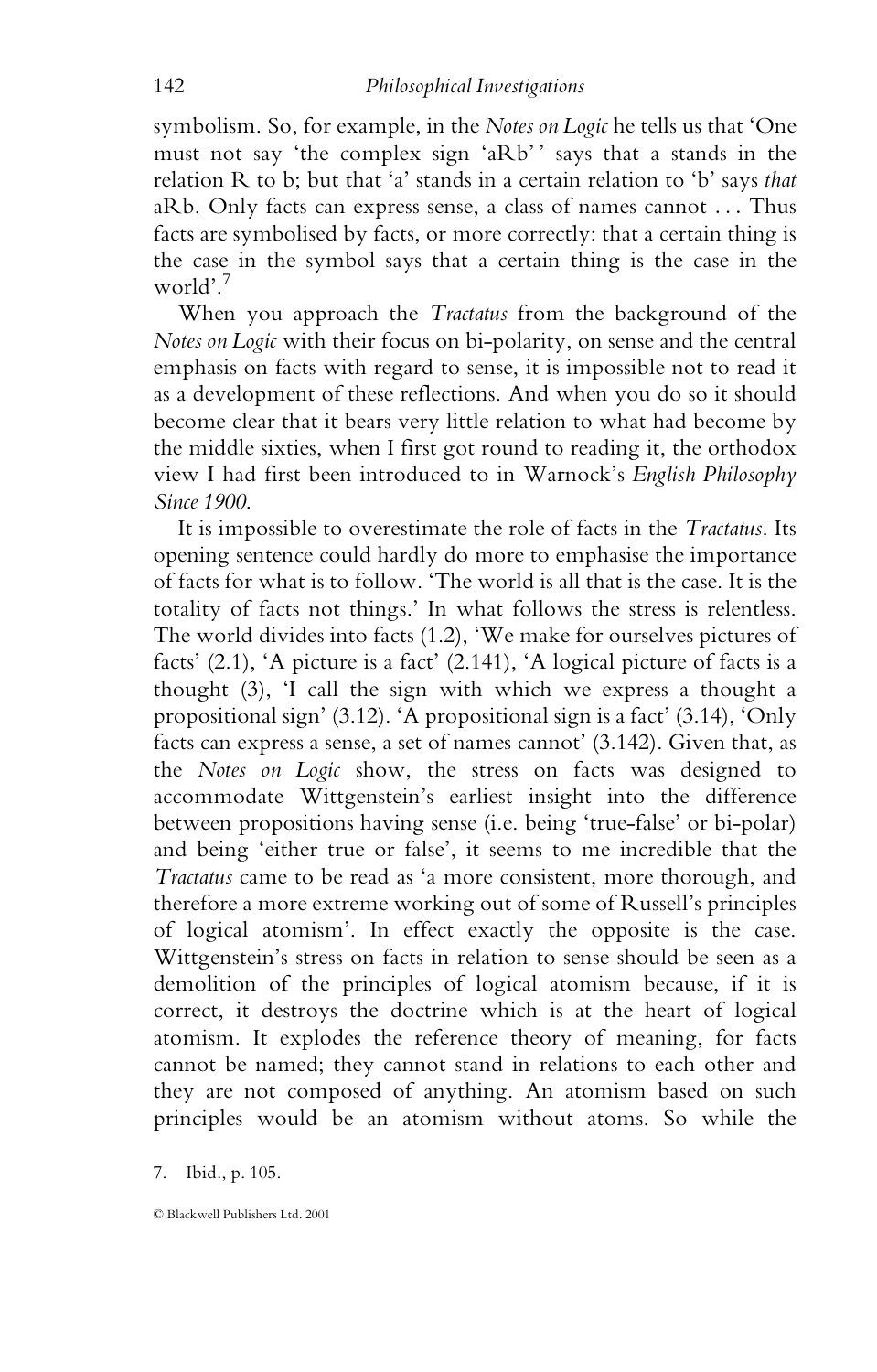symbolism. So, for example, in the *Notes on Logic* he tells us that 'One must not say 'the complex sign 'aRb'' says that a stands in the relation R to b; but that 'a' stands in a certain relation to 'b' says *that* aRb. Only facts can express sense, a class of names cannot . . . Thus facts are symbolised by facts, or more correctly: that a certain thing is the case in the symbol says that a certain thing is the case in the world'.[7]

When you approach the *Tractatus* from the background of the *Notes on Logic* with their focus on bi-polarity, on sense and the central emphasis on facts with regard to sense, it is impossible not to read it as a development of these reflections. And when you do so it should become clear that it bears very little relation to what had become by the middle sixties, when I first got round to reading it, the orthodox view I had first been introduced to in Warnock's *English Philosophy Since 1900*.

It is impossible to overestimate the role of facts in the *Tractatus*. Its opening sentence could hardly do more to emphasise the importance of facts for what is to follow. 'The world is all that is the case. It is the totality of facts not things.' In what follows the stress is relentless. The world divides into facts (1.2), 'We make for ourselves pictures of facts' (2.1), 'A picture is a fact' (2.141), 'A logical picture of facts is a thought (3), 'I call the sign with which we express a thought a propositional sign' (3.12). 'A propositional sign is a fact' (3.14), 'Only facts can express a sense, a set of names cannot' (3.142). Given that, as the *Notes on Logic* show, the stress on facts was designed to accommodate Wittgenstein's earliest insight into the difference between propositions having sense (i.e. being 'true-false' or bi-polar) and being 'either true or false', it seems to me incredible that the *Tractatus* came to be read as 'a more consistent, more thorough, and therefore a more extreme working out of some of Russell's principles of logical atomism'. In effect exactly the opposite is the case. Wittgenstein's stress on facts in relation to sense should be seen as a demolition of the principles of logical atomism because, if it is correct, it destroys the doctrine which is at the heart of logical atomism. It explodes the reference theory of meaning, for facts cannot be named; they cannot stand in relations to each other and they are not composed of anything. An atomism based on such principles would be an atomism without atoms. So while the

7. Ibid., p. 105.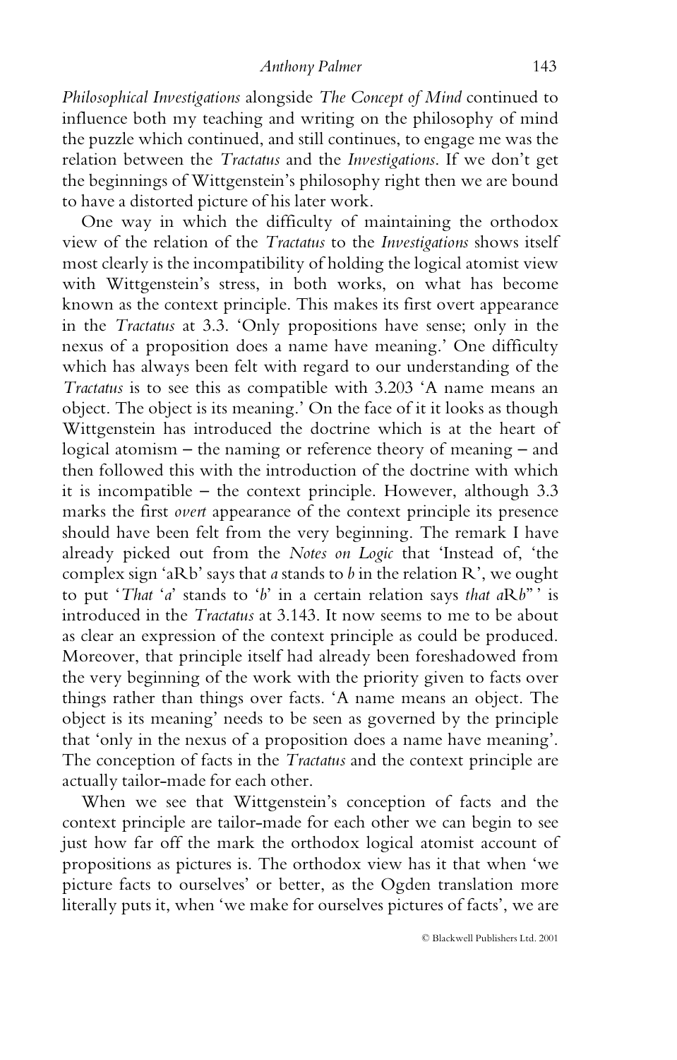*Philosophical Investigations* alongside *The Concept of Mind* continued to influence both my teaching and writing on the philosophy of mind the puzzle which continued, and still continues, to engage me was the relation between the *Tractatus* and the *Investigations*. If we don't get the beginnings of Wittgenstein's philosophy right then we are bound to have a distorted picture of his later work.

One way in which the difficulty of maintaining the orthodox view of the relation of the *Tractatus* to the *Investigations* shows itself most clearly is the incompatibility of holding the logical atomist view with Wittgenstein's stress, in both works, on what has become known as the context principle. This makes its first overt appearance in the *Tractatus* at 3.3. 'Only propositions have sense; only in the nexus of a proposition does a name have meaning.' One difficulty which has always been felt with regard to our understanding of the *Tractatus* is to see this as compatible with 3.203 'A name means an object. The object is its meaning.' On the face of it it looks as though Wittgenstein has introduced the doctrine which is at the heart of logical atomism – the naming or reference theory of meaning – and then followed this with the introduction of the doctrine with which it is incompatible – the context principle. However, although 3.3 marks the first *overt* appearance of the context principle its presence should have been felt from the very beginning. The remark I have already picked out from the *Notes on Logic* that 'Instead of, 'the complex sign 'aRb' says that *a* stands to *b* in the relation R', we ought to put '*That* '*a*' stands to '*b*' in a certain relation says *that a*R*b*'' ' is introduced in the *Tractatus* at 3.143. It now seems to me to be about as clear an expression of the context principle as could be produced. Moreover, that principle itself had already been foreshadowed from the very beginning of the work with the priority given to facts over things rather than things over facts. 'A name means an object. The object is its meaning' needs to be seen as governed by the principle that 'only in the nexus of a proposition does a name have meaning'. The conception of facts in the *Tractatus* and the context principle are actually tailor-made for each other.

When we see that Wittgenstein's conception of facts and the context principle are tailor-made for each other we can begin to see just how far off the mark the orthodox logical atomist account of propositions as pictures is. The orthodox view has it that when 'we picture facts to ourselves' or better, as the Ogden translation more literally puts it, when 'we make for ourselves pictures of facts', we are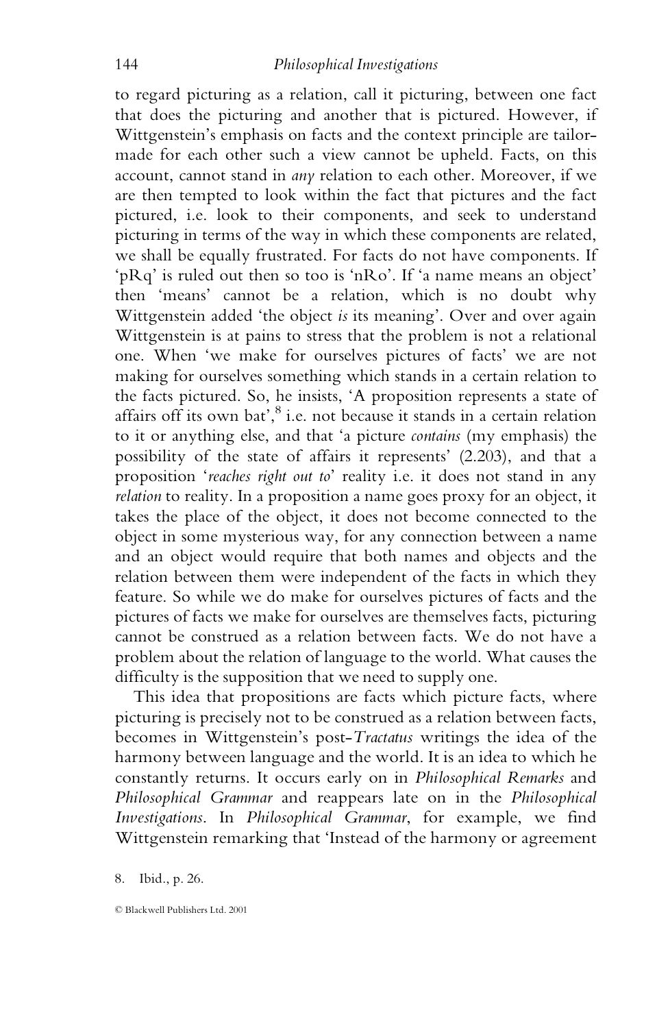to regard picturing as a relation, call it picturing, between one fact that does the picturing and another that is pictured. However, if Wittgenstein's emphasis on facts and the context principle are tailor-made for each other such a view cannot be upheld. Facts, on this account, cannot stand in *any* relation to each other. Moreover, if we are then tempted to look within the fact that pictures and the fact pictured, i.e. look to their components, and seek to understand picturing in terms of the way in which these components are related, we shall be equally frustrated. For facts do not have components. If 'pRq' is ruled out then so too is 'nRo'. If 'a name means an object' then 'means' cannot be a relation, which is no doubt why Wittgenstein added 'the object *is* its meaning'. Over and over again Wittgenstein is at pains to stress that the problem is not a relational one. When 'we make for ourselves pictures of facts' we are not making for ourselves something which stands in a certain relation to the facts pictured. So, he insists, 'A proposition represents a state of affairs off its own bat',[8] i.e. not because it stands in a certain relation to it or anything else, and that 'a picture *contains* (my emphasis) the possibility of the state of affairs it represents' (2.203), and that a proposition '*reaches right out to*' reality i.e. it does not stand in any *relation* to reality. In a proposition a name goes proxy for an object, it takes the place of the object, it does not become connected to the object in some mysterious way, for any connection between a name and an object would require that both names and objects and the relation between them were independent of the facts in which they feature. So while we do make for ourselves pictures of facts and the pictures of facts we make for ourselves are themselves facts, picturing cannot be construed as a relation between facts. We do not have a problem about the relation of language to the world. What causes the difficulty is the supposition that we need to supply one.

This idea that propositions are facts which picture facts, where picturing is precisely not to be construed as a relation between facts, becomes in Wittgenstein's post-*Tractatus* writings the idea of the harmony between language and the world. It is an idea to which he constantly returns. It occurs early on in *Philosophical Remarks* and *Philosophical Grammar* and reappears late on in the *Philosophical Investigations*. In *Philosophical Grammar*, for example, we find Wittgenstein remarking that 'Instead of the harmony or agreement

8. Ibid., p. 26.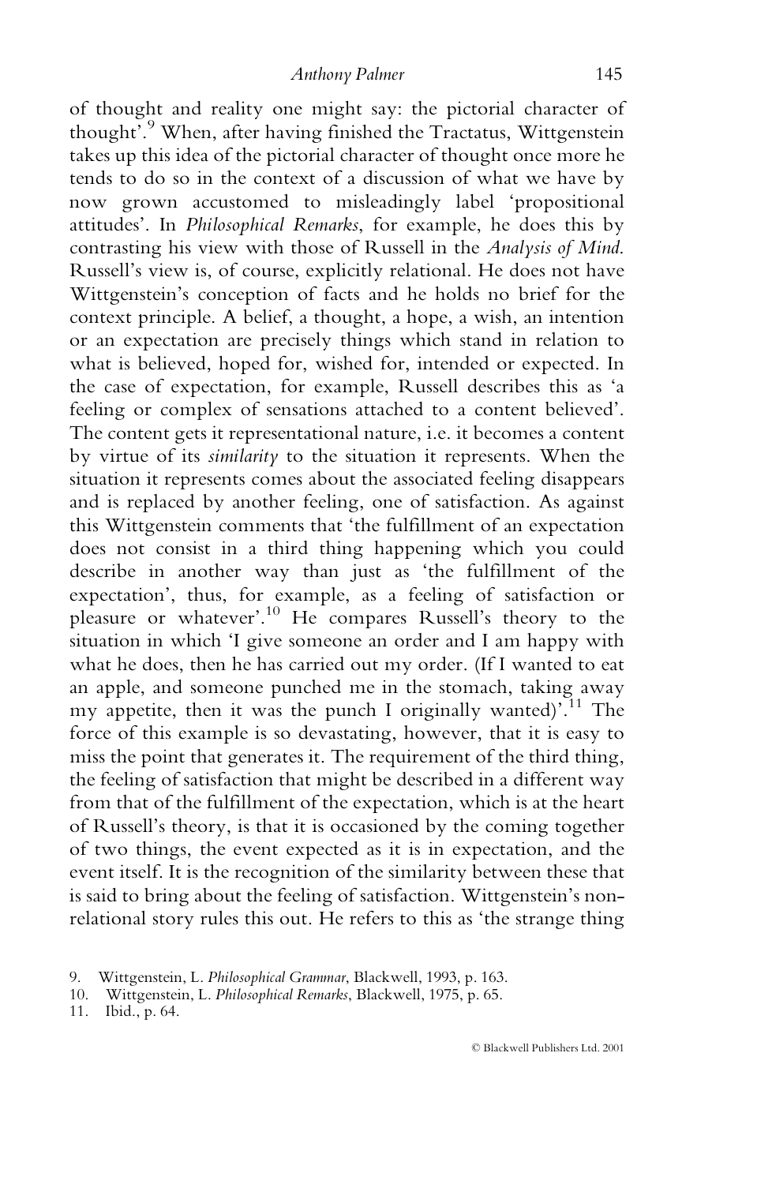of thought and reality one might say: the pictorial character of thought'.[9] When, after having finished the Tractatus, Wittgenstein takes up this idea of the pictorial character of thought once more he tends to do so in the context of a discussion of what we have by now grown accustomed to misleadingly label 'propositional attitudes'. In *Philosophical Remarks*, for example, he does this by contrasting his view with those of Russell in the *Analysis of Mind*. Russell's view is, of course, explicitly relational. He does not have Wittgenstein's conception of facts and he holds no brief for the context principle. A belief, a thought, a hope, a wish, an intention or an expectation are precisely things which stand in relation to what is believed, hoped for, wished for, intended or expected. In the case of expectation, for example, Russell describes this as 'a feeling or complex of sensations attached to a content believed'. The content gets it representational nature, i.e. it becomes a content by virtue of its *similarity* to the situation it represents. When the situation it represents comes about the associated feeling disappears and is replaced by another feeling, one of satisfaction. As against this Wittgenstein comments that 'the fulfillment of an expectation does not consist in a third thing happening which you could describe in another way than just as 'the fulfillment of the expectation', thus, for example, as a feeling of satisfaction or pleasure or whatever'.[10] He compares Russell's theory to the situation in which 'I give someone an order and I am happy with what he does, then he has carried out my order. (If I wanted to eat an apple, and someone punched me in the stomach, taking away my appetite, then it was the punch I originally wanted)'.[11] The force of this example is so devastating, however, that it is easy to miss the point that generates it. The requirement of the third thing, the feeling of satisfaction that might be described in a different way from that of the fulfillment of the expectation, which is at the heart of Russell's theory, is that it is occasioned by the coming together of two things, the event expected as it is in expectation, and the event itself. It is the recognition of the similarity between these that is said to bring about the feeling of satisfaction. Wittgenstein's non-relational story rules this out. He refers to this as 'the strange thing

9. Wittgenstein, L. *Philosophical Grammar*, Blackwell, 1993, p. 163.
10. Wittgenstein, L. *Philosophical Remarks*, Blackwell, 1975, p. 65.
11. Ibid., p. 64.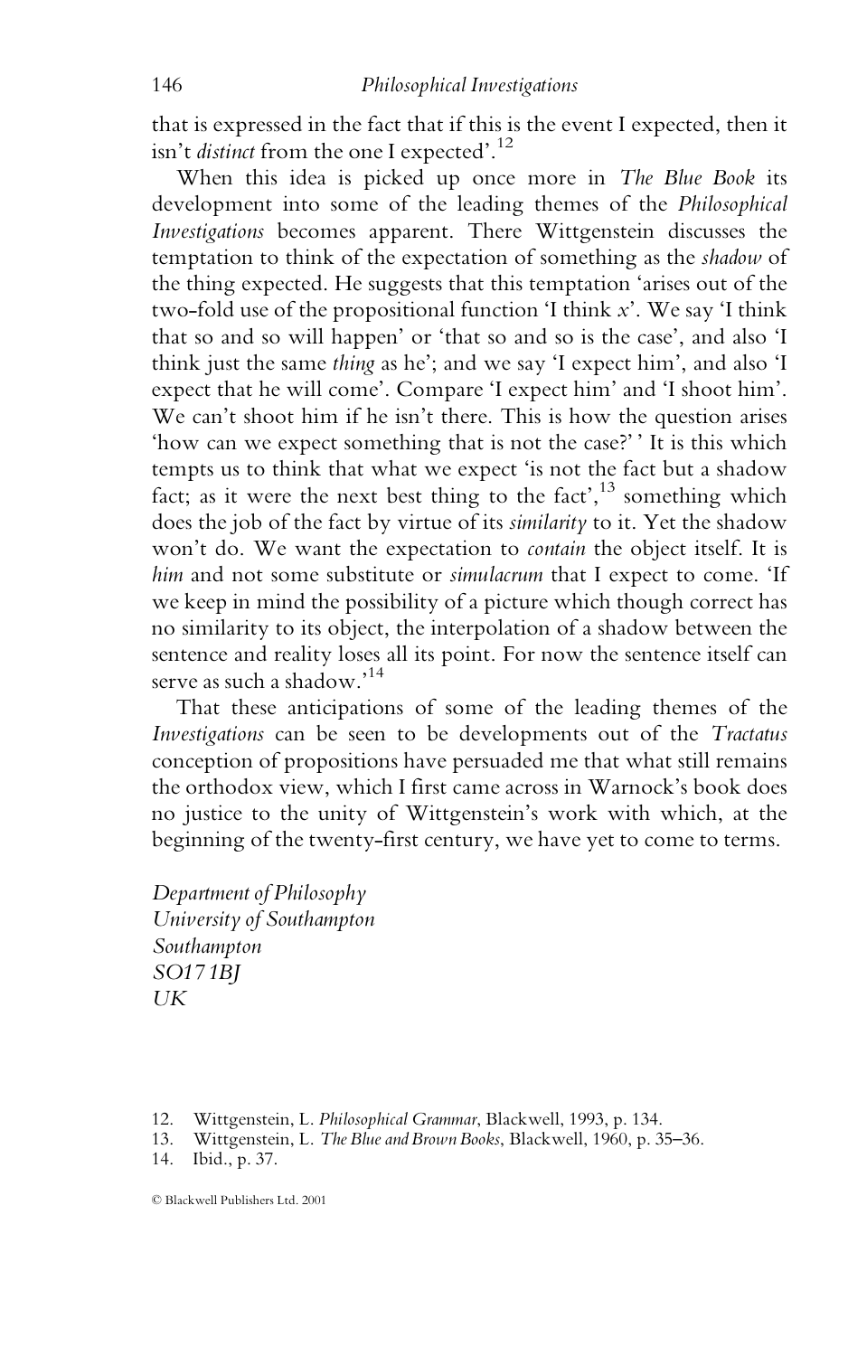that is expressed in the fact that if this is the event I expected, then it isn't *distinct* from the one I expected'.[12]

When this idea is picked up once more in *The Blue Book* its development into some of the leading themes of the *Philosophical Investigations* becomes apparent. There Wittgenstein discusses the temptation to think of the expectation of something as the *shadow* of the thing expected. He suggests that this temptation 'arises out of the two-fold use of the propositional function 'I think *x*'. We say 'I think that so and so will happen' or 'that so and so is the case', and also 'I think just the same *thing* as he'; and we say 'I expect him', and also 'I expect that he will come'. Compare 'I expect him' and 'I shoot him'. We can't shoot him if he isn't there. This is how the question arises 'how can we expect something that is not the case?' ' It is this which tempts us to think that what we expect 'is not the fact but a shadow fact; as it were the next best thing to the fact',[13] something which does the job of the fact by virtue of its *similarity* to it. Yet the shadow won't do. We want the expectation to *contain* the object itself. It is *him* and not some substitute or *simulacrum* that I expect to come. 'If we keep in mind the possibility of a picture which though correct has no similarity to its object, the interpolation of a shadow between the sentence and reality loses all its point. For now the sentence itself can serve as such a shadow.'[14]

That these anticipations of some of the leading themes of the *Investigations* can be seen to be developments out of the *Tractatus* conception of propositions have persuaded me that what still remains the orthodox view, which I first came across in Warnock's book does no justice to the unity of Wittgenstein's work with which, at the beginning of the twenty-first century, we have yet to come to terms.

*Department of Philosophy*
*University of Southampton*
*Southampton*
*SO17 1BJ*
*UK*

12. Wittgenstein, L. *Philosophical Grammar*, Blackwell, 1993, p. 134.
13. Wittgenstein, L. *The Blue and Brown Books*, Blackwell, 1960, p. 35–36.
14. Ibid., p. 37.

© Blackwell Publishers Ltd. 2001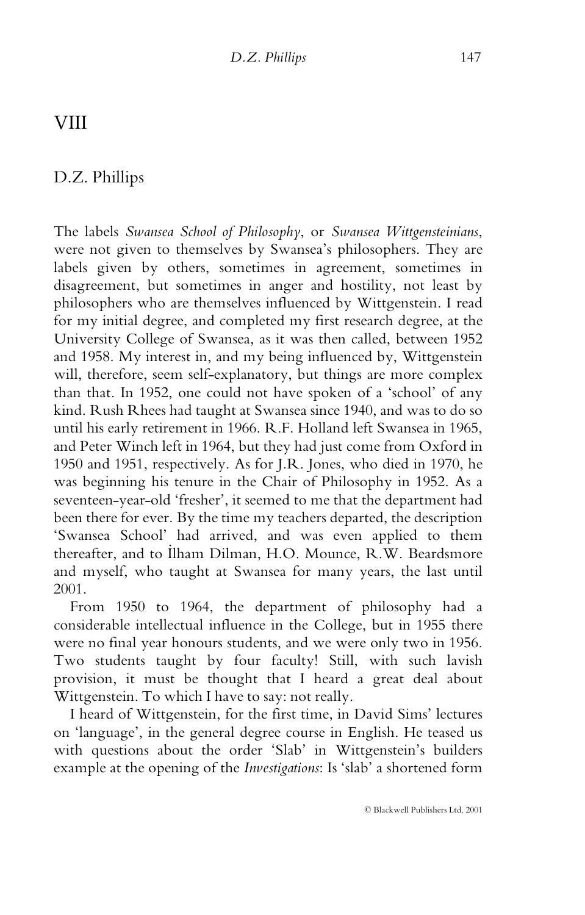# VIII

## D.Z. Phillips

The labels *Swansea School of Philosophy*, or *Swansea Wittgensteinians*, were not given to themselves by Swansea's philosophers. They are labels given by others, sometimes in agreement, sometimes in disagreement, but sometimes in anger and hostility, not least by philosophers who are themselves influenced by Wittgenstein. I read for my initial degree, and completed my first research degree, at the University College of Swansea, as it was then called, between 1952 and 1958. My interest in, and my being influenced by, Wittgenstein will, therefore, seem self-explanatory, but things are more complex than that. In 1952, one could not have spoken of a 'school' of any kind. Rush Rhees had taught at Swansea since 1940, and was to do so until his early retirement in 1966. R.F. Holland left Swansea in 1965, and Peter Winch left in 1964, but they had just come from Oxford in 1950 and 1951, respectively. As for J.R. Jones, who died in 1970, he was beginning his tenure in the Chair of Philosophy in 1952. As a seventeen-year-old 'fresher', it seemed to me that the department had been there for ever. By the time my teachers departed, the description 'Swansea School' had arrived, and was even applied to them thereafter, and to İlham Dilman, H.O. Mounce, R.W. Beardsmore and myself, who taught at Swansea for many years, the last until 2001.

From 1950 to 1964, the department of philosophy had a considerable intellectual influence in the College, but in 1955 there were no final year honours students, and we were only two in 1956. Two students taught by four faculty! Still, with such lavish provision, it must be thought that I heard a great deal about Wittgenstein. To which I have to say: not really.

I heard of Wittgenstein, for the first time, in David Sims' lectures on 'language', in the general degree course in English. He teased us with questions about the order 'Slab' in Wittgenstein's builders example at the opening of the *Investigations*: Is 'slab' a shortened form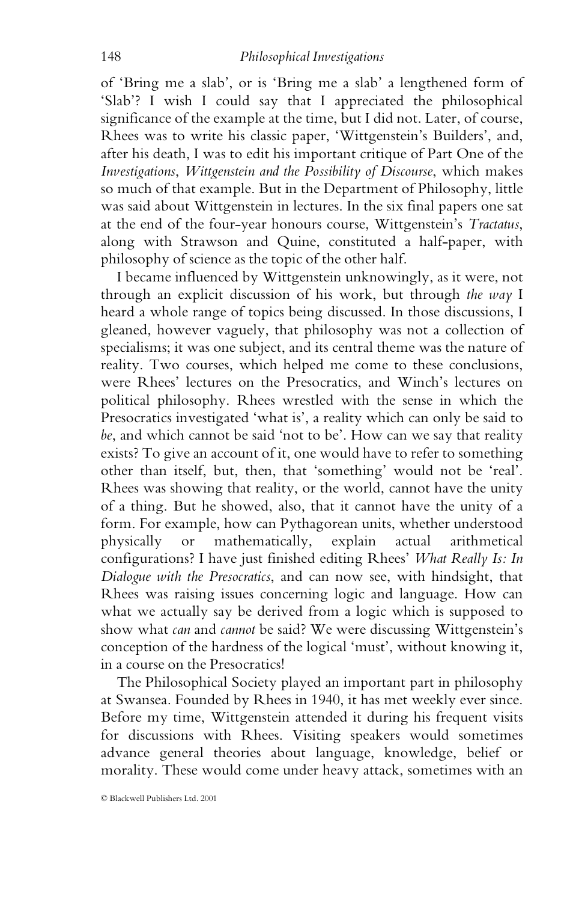of 'Bring me a slab', or is 'Bring me a slab' a lengthened form of 'Slab'? I wish I could say that I appreciated the philosophical significance of the example at the time, but I did not. Later, of course, Rhees was to write his classic paper, 'Wittgenstein's Builders', and, after his death, I was to edit his important critique of Part One of the *Investigations*, *Wittgenstein and the Possibility of Discourse*, which makes so much of that example. But in the Department of Philosophy, little was said about Wittgenstein in lectures. In the six final papers one sat at the end of the four-year honours course, Wittgenstein's *Tractatus*, along with Strawson and Quine, constituted a half-paper, with philosophy of science as the topic of the other half.

I became influenced by Wittgenstein unknowingly, as it were, not through an explicit discussion of his work, but through *the way* I heard a whole range of topics being discussed. In those discussions, I gleaned, however vaguely, that philosophy was not a collection of specialisms; it was one subject, and its central theme was the nature of reality. Two courses, which helped me come to these conclusions, were Rhees' lectures on the Presocratics, and Winch's lectures on political philosophy. Rhees wrestled with the sense in which the Presocratics investigated 'what is', a reality which can only be said to *be*, and which cannot be said 'not to be'. How can we say that reality exists? To give an account of it, one would have to refer to something other than itself, but, then, that 'something' would not be 'real'. Rhees was showing that reality, or the world, cannot have the unity of a thing. But he showed, also, that it cannot have the unity of a form. For example, how can Pythagorean units, whether understood physically or mathematically, explain actual arithmetical configurations? I have just finished editing Rhees' *What Really Is: In Dialogue with the Presocratics*, and can now see, with hindsight, that Rhees was raising issues concerning logic and language. How can what we actually say be derived from a logic which is supposed to show what *can* and *cannot* be said? We were discussing Wittgenstein's conception of the hardness of the logical 'must', without knowing it, in a course on the Presocratics!

The Philosophical Society played an important part in philosophy at Swansea. Founded by Rhees in 1940, it has met weekly ever since. Before my time, Wittgenstein attended it during his frequent visits for discussions with Rhees. Visiting speakers would sometimes advance general theories about language, knowledge, belief or morality. These would come under heavy attack, sometimes with an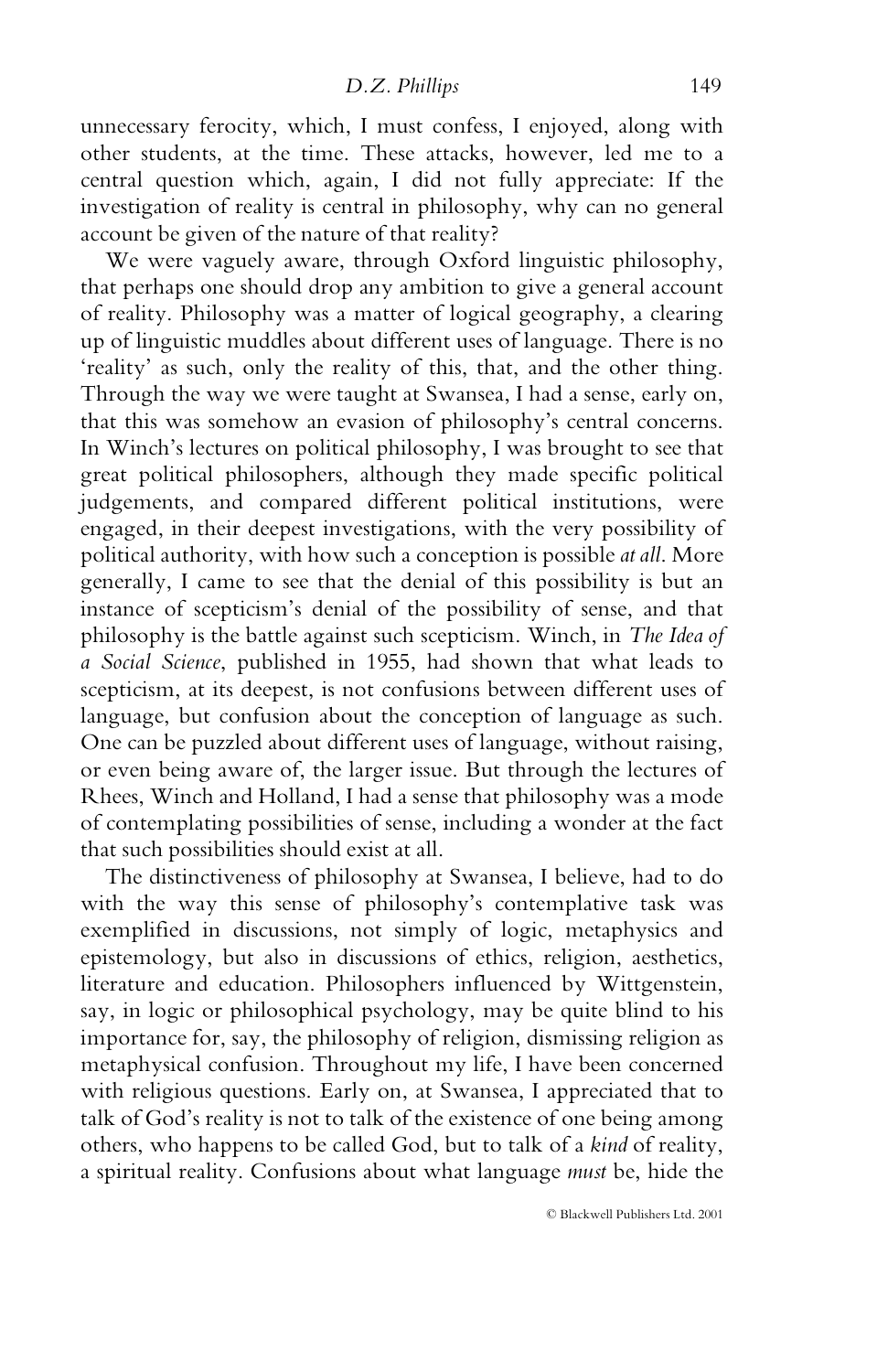unnecessary ferocity, which, I must confess, I enjoyed, along with other students, at the time. These attacks, however, led me to a central question which, again, I did not fully appreciate: If the investigation of reality is central in philosophy, why can no general account be given of the nature of that reality?

We were vaguely aware, through Oxford linguistic philosophy, that perhaps one should drop any ambition to give a general account of reality. Philosophy was a matter of logical geography, a clearing up of linguistic muddles about different uses of language. There is no 'reality' as such, only the reality of this, that, and the other thing. Through the way we were taught at Swansea, I had a sense, early on, that this was somehow an evasion of philosophy's central concerns. In Winch's lectures on political philosophy, I was brought to see that great political philosophers, although they made specific political judgements, and compared different political institutions, were engaged, in their deepest investigations, with the very possibility of political authority, with how such a conception is possible *at all*. More generally, I came to see that the denial of this possibility is but an instance of scepticism's denial of the possibility of sense, and that philosophy is the battle against such scepticism. Winch, in *The Idea of a Social Science*, published in 1955, had shown that what leads to scepticism, at its deepest, is not confusions between different uses of language, but confusion about the conception of language as such. One can be puzzled about different uses of language, without raising, or even being aware of, the larger issue. But through the lectures of Rhees, Winch and Holland, I had a sense that philosophy was a mode of contemplating possibilities of sense, including a wonder at the fact that such possibilities should exist at all.

The distinctiveness of philosophy at Swansea, I believe, had to do with the way this sense of philosophy's contemplative task was exemplified in discussions, not simply of logic, metaphysics and epistemology, but also in discussions of ethics, religion, aesthetics, literature and education. Philosophers influenced by Wittgenstein, say, in logic or philosophical psychology, may be quite blind to his importance for, say, the philosophy of religion, dismissing religion as metaphysical confusion. Throughout my life, I have been concerned with religious questions. Early on, at Swansea, I appreciated that to talk of God's reality is not to talk of the existence of one being among others, who happens to be called God, but to talk of a *kind* of reality, a spiritual reality. Confusions about what language *must* be, hide the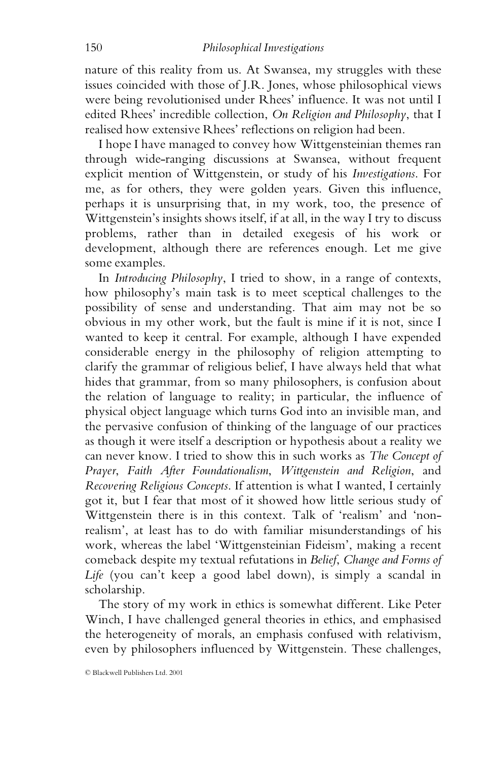nature of this reality from us. At Swansea, my struggles with these issues coincided with those of J.R. Jones, whose philosophical views were being revolutionised under Rhees' influence. It was not until I edited Rhees' incredible collection, *On Religion and Philosophy*, that I realised how extensive Rhees' reflections on religion had been.

I hope I have managed to convey how Wittgensteinian themes ran through wide-ranging discussions at Swansea, without frequent explicit mention of Wittgenstein, or study of his *Investigations*. For me, as for others, they were golden years. Given this influence, perhaps it is unsurprising that, in my work, too, the presence of Wittgenstein's insights shows itself, if at all, in the way I try to discuss problems, rather than in detailed exegesis of his work or development, although there are references enough. Let me give some examples.

In *Introducing Philosophy*, I tried to show, in a range of contexts, how philosophy's main task is to meet sceptical challenges to the possibility of sense and understanding. That aim may not be so obvious in my other work, but the fault is mine if it is not, since I wanted to keep it central. For example, although I have expended considerable energy in the philosophy of religion attempting to clarify the grammar of religious belief, I have always held that what hides that grammar, from so many philosophers, is confusion about the relation of language to reality; in particular, the influence of physical object language which turns God into an invisible man, and the pervasive confusion of thinking of the language of our practices as though it were itself a description or hypothesis about a reality we can never know. I tried to show this in such works as *The Concept of Prayer*, *Faith After Foundationalism*, *Wittgenstein and Religion*, and *Recovering Religious Concepts*. If attention is what I wanted, I certainly got it, but I fear that most of it showed how little serious study of Wittgenstein there is in this context. Talk of 'realism' and 'non-realism', at least has to do with familiar misunderstandings of his work, whereas the label 'Wittgensteinian Fideism', making a recent comeback despite my textual refutations in *Belief, Change and Forms of Life* (you can't keep a good label down), is simply a scandal in scholarship.

The story of my work in ethics is somewhat different. Like Peter Winch, I have challenged general theories in ethics, and emphasised the heterogeneity of morals, an emphasis confused with relativism, even by philosophers influenced by Wittgenstein. These challenges,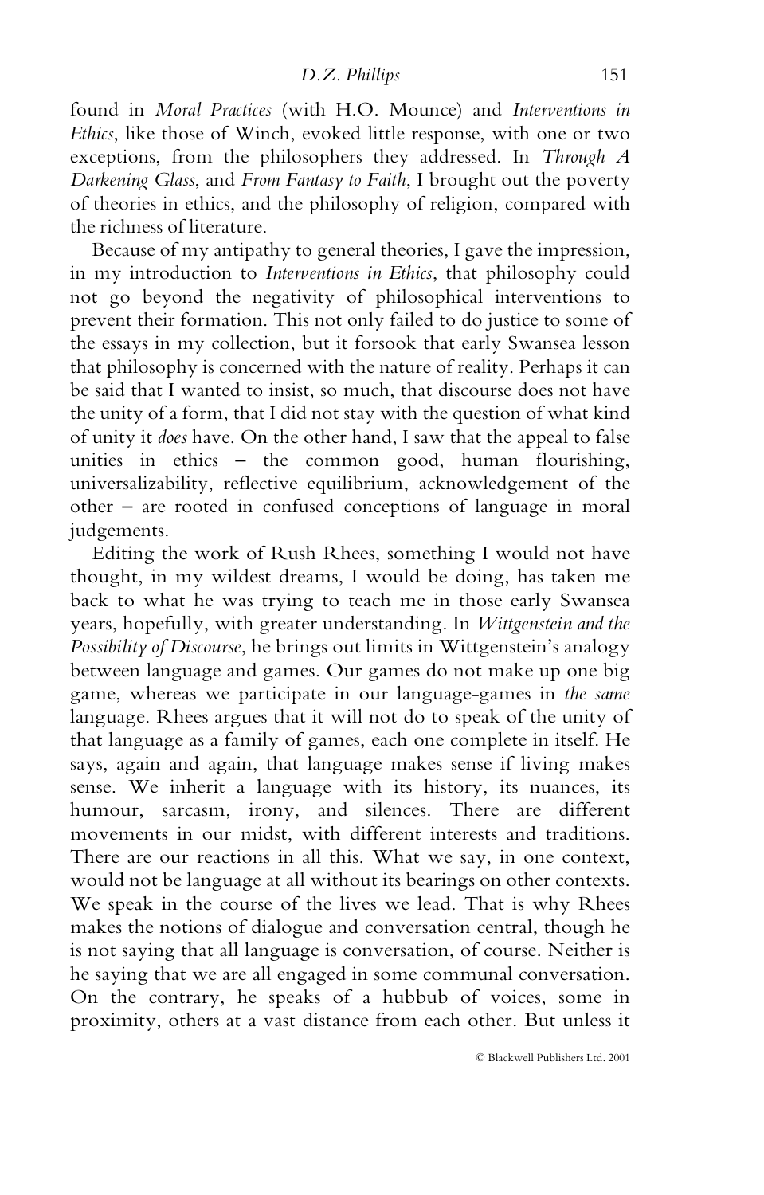found in *Moral Practices* (with H.O. Mounce) and *Interventions in Ethics*, like those of Winch, evoked little response, with one or two exceptions, from the philosophers they addressed. In *Through A Darkening Glass*, and *From Fantasy to Faith*, I brought out the poverty of theories in ethics, and the philosophy of religion, compared with the richness of literature.

Because of my antipathy to general theories, I gave the impression, in my introduction to *Interventions in Ethics*, that philosophy could not go beyond the negativity of philosophical interventions to prevent their formation. This not only failed to do justice to some of the essays in my collection, but it forsook that early Swansea lesson that philosophy is concerned with the nature of reality. Perhaps it can be said that I wanted to insist, so much, that discourse does not have the unity of a form, that I did not stay with the question of what kind of unity it *does* have. On the other hand, I saw that the appeal to false unities in ethics – the common good, human flourishing, universalizability, reflective equilibrium, acknowledgement of the other – are rooted in confused conceptions of language in moral judgements.

Editing the work of Rush Rhees, something I would not have thought, in my wildest dreams, I would be doing, has taken me back to what he was trying to teach me in those early Swansea years, hopefully, with greater understanding. In *Wittgenstein and the Possibility of Discourse*, he brings out limits in Wittgenstein's analogy between language and games. Our games do not make up one big game, whereas we participate in our language-games in *the same* language. Rhees argues that it will not do to speak of the unity of that language as a family of games, each one complete in itself. He says, again and again, that language makes sense if living makes sense. We inherit a language with its history, its nuances, its humour, sarcasm, irony, and silences. There are different movements in our midst, with different interests and traditions. There are our reactions in all this. What we say, in one context, would not be language at all without its bearings on other contexts. We speak in the course of the lives we lead. That is why Rhees makes the notions of dialogue and conversation central, though he is not saying that all language is conversation, of course. Neither is he saying that we are all engaged in some communal conversation. On the contrary, he speaks of a hubbub of voices, some in proximity, others at a vast distance from each other. But unless it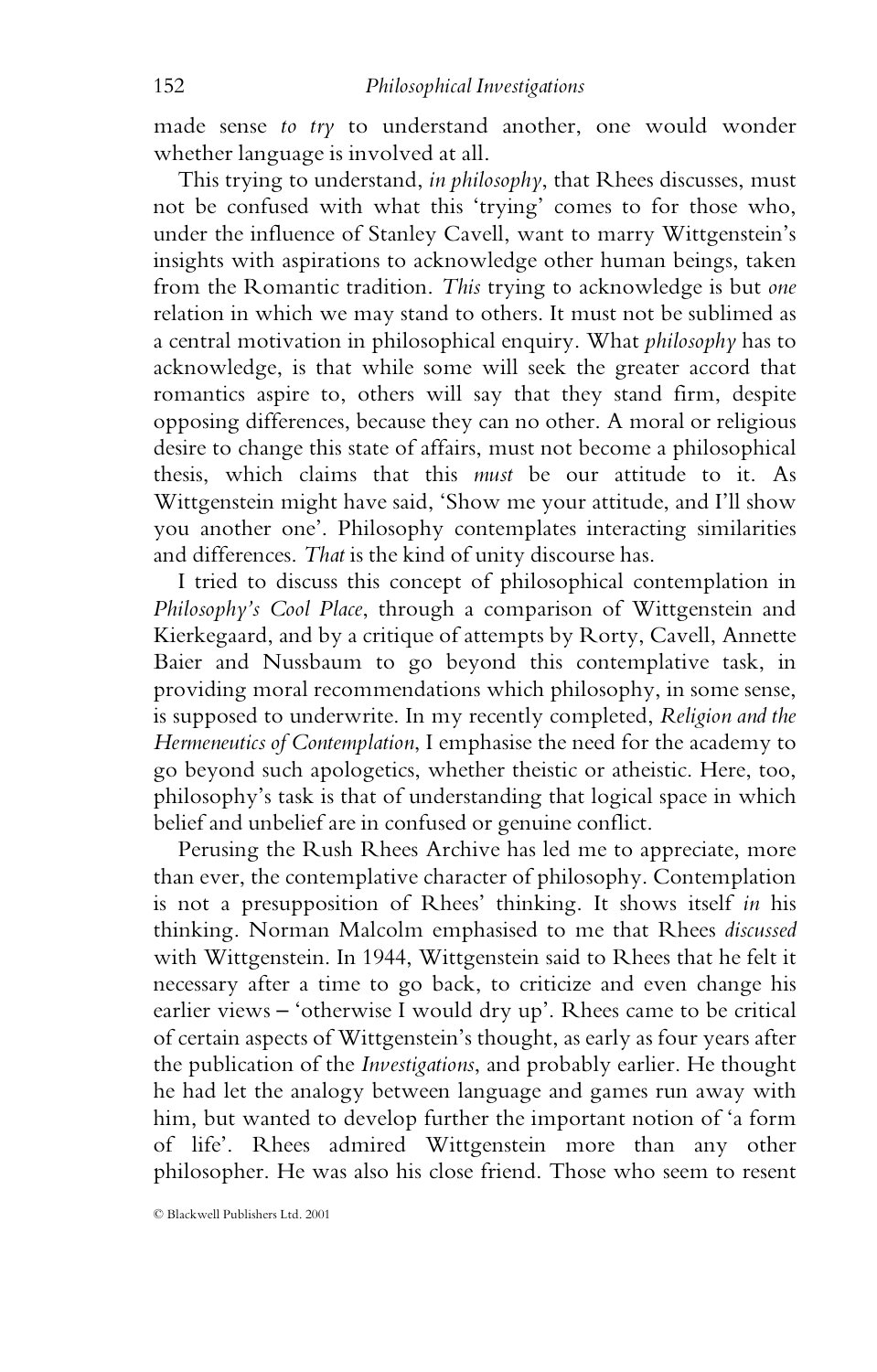made sense *to try* to understand another, one would wonder whether language is involved at all.

This trying to understand, *in philosophy*, that Rhees discusses, must not be confused with what this 'trying' comes to for those who, under the influence of Stanley Cavell, want to marry Wittgenstein's insights with aspirations to acknowledge other human beings, taken from the Romantic tradition. *This* trying to acknowledge is but *one* relation in which we may stand to others. It must not be sublimed as a central motivation in philosophical enquiry. What *philosophy* has to acknowledge, is that while some will seek the greater accord that romantics aspire to, others will say that they stand firm, despite opposing differences, because they can no other. A moral or religious desire to change this state of affairs, must not become a philosophical thesis, which claims that this *must* be our attitude to it. As Wittgenstein might have said, 'Show me your attitude, and I'll show you another one'. Philosophy contemplates interacting similarities and differences. *That* is the kind of unity discourse has.

I tried to discuss this concept of philosophical contemplation in *Philosophy's Cool Place*, through a comparison of Wittgenstein and Kierkegaard, and by a critique of attempts by Rorty, Cavell, Annette Baier and Nussbaum to go beyond this contemplative task, in providing moral recommendations which philosophy, in some sense, is supposed to underwrite. In my recently completed, *Religion and the Hermeneutics of Contemplation*, I emphasise the need for the academy to go beyond such apologetics, whether theistic or atheistic. Here, too, philosophy's task is that of understanding that logical space in which belief and unbelief are in confused or genuine conflict.

Perusing the Rush Rhees Archive has led me to appreciate, more than ever, the contemplative character of philosophy. Contemplation is not a presupposition of Rhees' thinking. It shows itself *in* his thinking. Norman Malcolm emphasised to me that Rhees *discussed* with Wittgenstein. In 1944, Wittgenstein said to Rhees that he felt it necessary after a time to go back, to criticize and even change his earlier views – 'otherwise I would dry up'. Rhees came to be critical of certain aspects of Wittgenstein's thought, as early as four years after the publication of the *Investigations*, and probably earlier. He thought he had let the analogy between language and games run away with him, but wanted to develop further the important notion of 'a form of life'. Rhees admired Wittgenstein more than any other philosopher. He was also his close friend. Those who seem to resent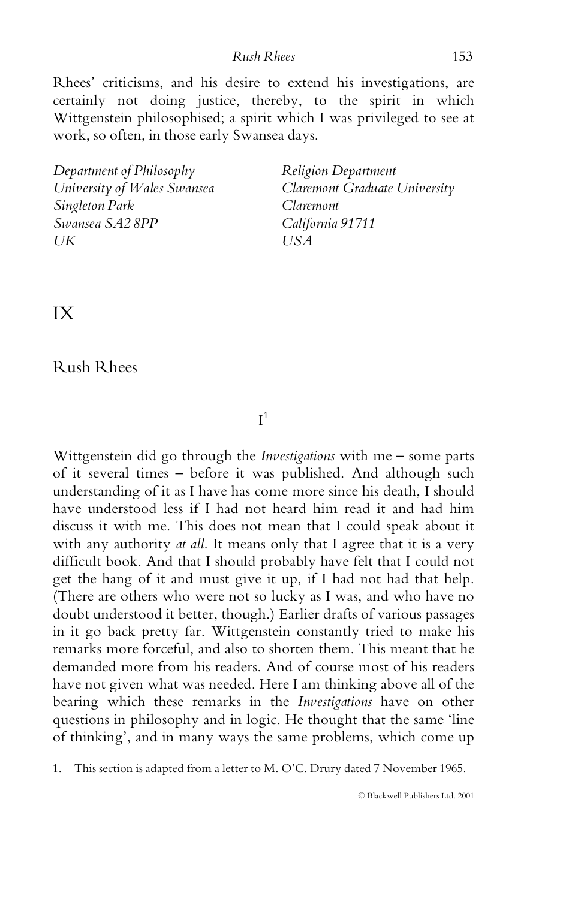Rhees' criticisms, and his desire to extend his investigations, are certainly not doing justice, thereby, to the spirit in which Wittgenstein philosophised; a spirit which I was privileged to see at work, so often, in those early Swansea days.

*Department of Philosophy*
*University of Wales Swansea*
*Singleton Park*
*Swansea SA2 8PP*
*UK*

*Religion Department*
*Claremont Graduate University*
*Claremont*
*California 91711*
*USA*

# IX

## Rush Rhees

### I[1]

Wittgenstein did go through the *Investigations* with me – some parts of it several times – before it was published. And although such understanding of it as I have has come more since his death, I should have understood less if I had not heard him read it and had him discuss it with me. This does not mean that I could speak about it with any authority *at all*. It means only that I agree that it is a very difficult book. And that I should probably have felt that I could not get the hang of it and must give it up, if I had not had that help. (There are others who were not so lucky as I was, and who have no doubt understood it better, though.) Earlier drafts of various passages in it go back pretty far. Wittgenstein constantly tried to make his remarks more forceful, and also to shorten them. This meant that he demanded more from his readers. And of course most of his readers have not given what was needed. Here I am thinking above all of the bearing which these remarks in the *Investigations* have on other questions in philosophy and in logic. He thought that the same 'line of thinking', and in many ways the same problems, which come up

1. This section is adapted from a letter to M. O'C. Drury dated 7 November 1965.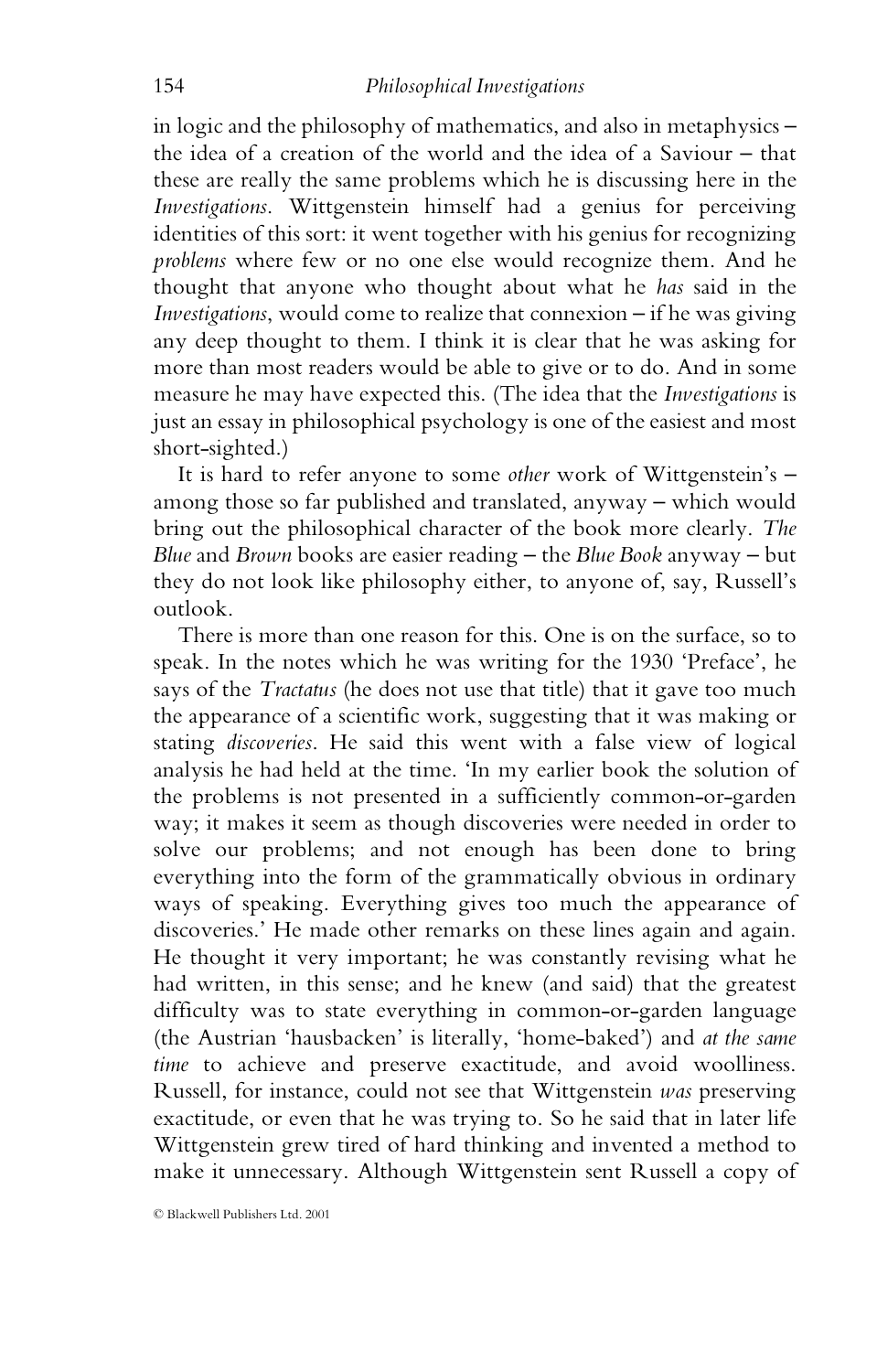in logic and the philosophy of mathematics, and also in metaphysics – the idea of a creation of the world and the idea of a Saviour – that these are really the same problems which he is discussing here in the *Investigations*. Wittgenstein himself had a genius for perceiving identities of this sort: it went together with his genius for recognizing *problems* where few or no one else would recognize them. And he thought that anyone who thought about what he *has* said in the *Investigations*, would come to realize that connexion – if he was giving any deep thought to them. I think it is clear that he was asking for more than most readers would be able to give or to do. And in some measure he may have expected this. (The idea that the *Investigations* is just an essay in philosophical psychology is one of the easiest and most short-sighted.)

It is hard to refer anyone to some *other* work of Wittgenstein's – among those so far published and translated, anyway – which would bring out the philosophical character of the book more clearly. *The Blue* and *Brown* books are easier reading – the *Blue Book* anyway – but they do not look like philosophy either, to anyone of, say, Russell's outlook.

There is more than one reason for this. One is on the surface, so to speak. In the notes which he was writing for the 1930 'Preface', he says of the *Tractatus* (he does not use that title) that it gave too much the appearance of a scientific work, suggesting that it was making or stating *discoveries*. He said this went with a false view of logical analysis he had held at the time. 'In my earlier book the solution of the problems is not presented in a sufficiently common-or-garden way; it makes it seem as though discoveries were needed in order to solve our problems; and not enough has been done to bring everything into the form of the grammatically obvious in ordinary ways of speaking. Everything gives too much the appearance of discoveries.' He made other remarks on these lines again and again. He thought it very important; he was constantly revising what he had written, in this sense; and he knew (and said) that the greatest difficulty was to state everything in common-or-garden language (the Austrian 'hausbacken' is literally, 'home-baked') and *at the same time* to achieve and preserve exactitude, and avoid woolliness. Russell, for instance, could not see that Wittgenstein *was* preserving exactitude, or even that he was trying to. So he said that in later life Wittgenstein grew tired of hard thinking and invented a method to make it unnecessary. Although Wittgenstein sent Russell a copy of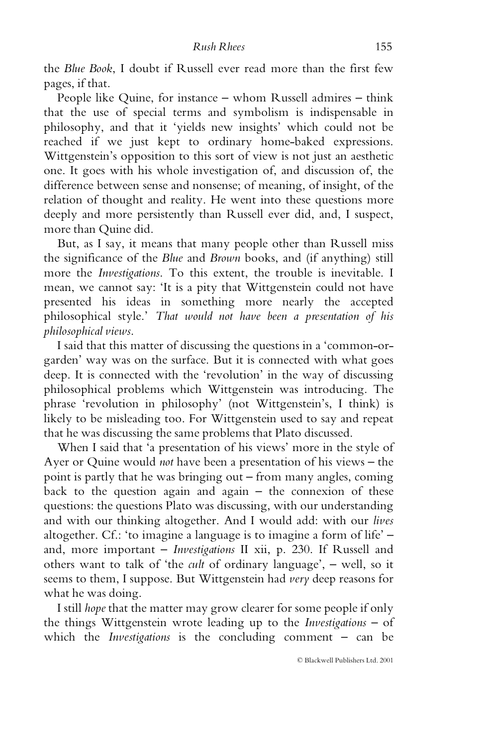the *Blue Book*, I doubt if Russell ever read more than the first few pages, if that.

People like Quine, for instance – whom Russell admires – think that the use of special terms and symbolism is indispensable in philosophy, and that it 'yields new insights' which could not be reached if we just kept to ordinary home-baked expressions. Wittgenstein's opposition to this sort of view is not just an aesthetic one. It goes with his whole investigation of, and discussion of, the difference between sense and nonsense; of meaning, of insight, of the relation of thought and reality. He went into these questions more deeply and more persistently than Russell ever did, and, I suspect, more than Quine did.

But, as I say, it means that many people other than Russell miss the significance of the *Blue* and *Brown* books, and (if anything) still more the *Investigations*. To this extent, the trouble is inevitable. I mean, we cannot say: 'It is a pity that Wittgenstein could not have presented his ideas in something more nearly the accepted philosophical style.' *That would not have been a presentation of his philosophical views.*

I said that this matter of discussing the questions in a 'common-or-garden' way was on the surface. But it is connected with what goes deep. It is connected with the 'revolution' in the way of discussing philosophical problems which Wittgenstein was introducing. The phrase 'revolution in philosophy' (not Wittgenstein's, I think) is likely to be misleading too. For Wittgenstein used to say and repeat that he was discussing the same problems that Plato discussed.

When I said that 'a presentation of his views' more in the style of Ayer or Quine would *not* have been a presentation of his views – the point is partly that he was bringing out – from many angles, coming back to the question again and again – the connexion of these questions: the questions Plato was discussing, with our understanding and with our thinking altogether. And I would add: with our *lives* altogether. Cf.: 'to imagine a language is to imagine a form of life' – and, more important – *Investigations* II xii, p. 230. If Russell and others want to talk of 'the *cult* of ordinary language', – well, so it seems to them, I suppose. But Wittgenstein had *very* deep reasons for what he was doing.

I still *hope* that the matter may grow clearer for some people if only the things Wittgenstein wrote leading up to the *Investigations* – of which the *Investigations* is the concluding comment – can be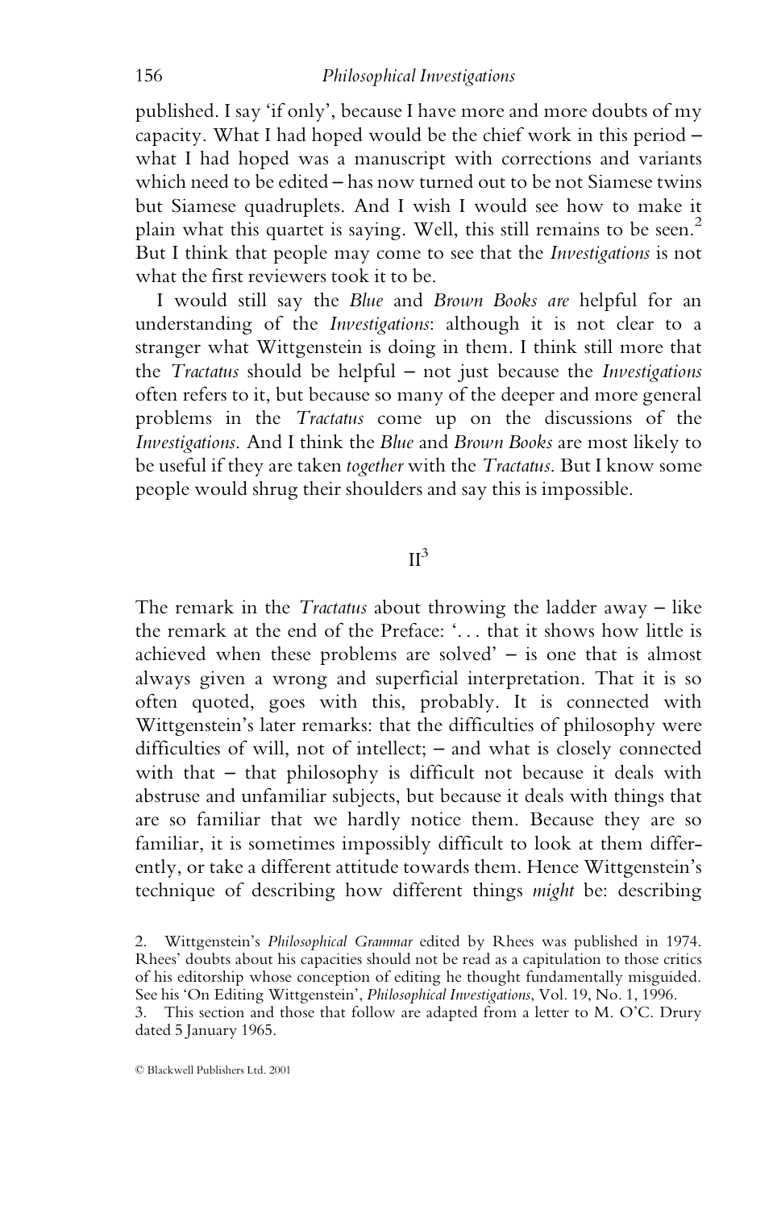published. I say 'if only', because I have more and more doubts of my capacity. What I had hoped would be the chief work in this period – what I had hoped was a manuscript with corrections and variants which need to be edited – has now turned out to be not Siamese twins but Siamese quadruplets. And I wish I would see how to make it plain what this quartet is saying. Well, this still remains to be seen.[2] But I think that people may come to see that the *Investigations* is not what the first reviewers took it to be.

I would still say the *Blue* and *Brown Books are* helpful for an understanding of the *Investigations*: although it is not clear to a stranger what Wittgenstein is doing in them. I think still more that the *Tractatus* should be helpful – not just because the *Investigations* often refers to it, but because so many of the deeper and more general problems in the *Tractatus* come up on the discussions of the *Investigations*. And I think the *Blue* and *Brown Books* are most likely to be useful if they are taken *together* with the *Tractatus*. But I know some people would shrug their shoulders and say this is impossible.

## II[3]

The remark in the *Tractatus* about throwing the ladder away – like the remark at the end of the Preface: '... that it shows how little is achieved when these problems are solved' – is one that is almost always given a wrong and superficial interpretation. That it is so often quoted, goes with this, probably. It is connected with Wittgenstein's later remarks: that the difficulties of philosophy were difficulties of will, not of intellect; – and what is closely connected with that – that philosophy is difficult not because it deals with abstruse and unfamiliar subjects, but because it deals with things that are so familiar that we hardly notice them. Because they are so familiar, it is sometimes impossibly difficult to look at them differently, or take a different attitude towards them. Hence Wittgenstein's technique of describing how different things *might* be: describing

2. Wittgenstein's *Philosophical Grammar* edited by Rhees was published in 1974. Rhees' doubts about his capacities should not be read as a capitulation to those critics of his editorship whose conception of editing he thought fundamentally misguided. See his 'On Editing Wittgenstein', *Philosophical Investigations*, Vol. 19, No. 1, 1996.

3. This section and those that follow are adapted from a letter to M. O'C. Drury dated 5 January 1965.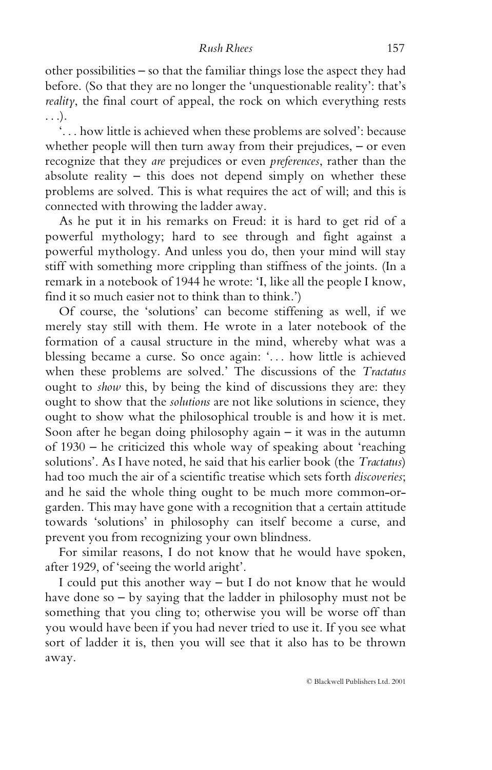other possibilities – so that the familiar things lose the aspect they had before. (So that they are no longer the 'unquestionable reality': that's *reality*, the final court of appeal, the rock on which everything rests . . .).

'. . . how little is achieved when these problems are solved': because whether people will then turn away from their prejudices, – or even recognize that they *are* prejudices or even *preferences*, rather than the absolute reality – this does not depend simply on whether these problems are solved. This is what requires the act of will; and this is connected with throwing the ladder away.

As he put it in his remarks on Freud: it is hard to get rid of a powerful mythology; hard to see through and fight against a powerful mythology. And unless you do, then your mind will stay stiff with something more crippling than stiffness of the joints. (In a remark in a notebook of 1944 he wrote: 'I, like all the people I know, find it so much easier not to think than to think.')

Of course, the 'solutions' can become stiffening as well, if we merely stay still with them. He wrote in a later notebook of the formation of a causal structure in the mind, whereby what was a blessing became a curse. So once again: '. . . how little is achieved when these problems are solved.' The discussions of the *Tractatus* ought to *show* this, by being the kind of discussions they are: they ought to show that the *solutions* are not like solutions in science, they ought to show what the philosophical trouble is and how it is met. Soon after he began doing philosophy again – it was in the autumn of 1930 – he criticized this whole way of speaking about 'reaching solutions'. As I have noted, he said that his earlier book (the *Tractatus*) had too much the air of a scientific treatise which sets forth *discoveries*; and he said the whole thing ought to be much more common-or-garden. This may have gone with a recognition that a certain attitude towards 'solutions' in philosophy can itself become a curse, and prevent you from recognizing your own blindness.

For similar reasons, I do not know that he would have spoken, after 1929, of 'seeing the world aright'.

I could put this another way – but I do not know that he would have done so – by saying that the ladder in philosophy must not be something that you cling to; otherwise you will be worse off than you would have been if you had never tried to use it. If you see what sort of ladder it is, then you will see that it also has to be thrown away.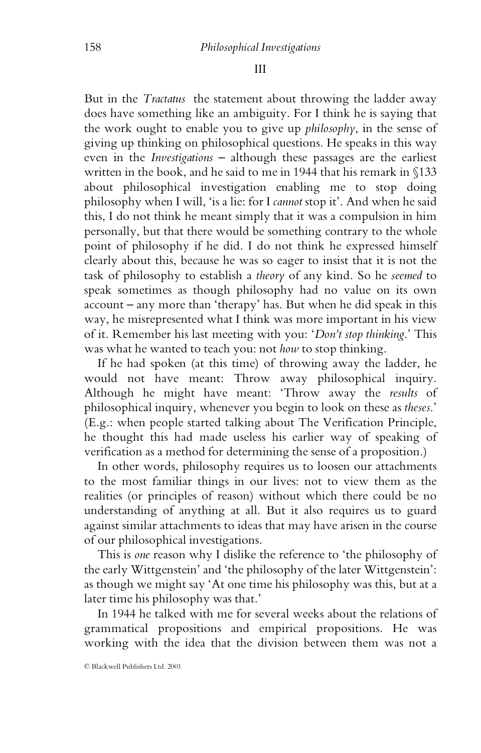III

But in the *Tractatus* the statement about throwing the ladder away does have something like an ambiguity. For I think he is saying that the work ought to enable you to give up *philosophy*, in the sense of giving up thinking on philosophical questions. He speaks in this way even in the *Investigations* – although these passages are the earliest written in the book, and he said to me in 1944 that his remark in §133 about philosophical investigation enabling me to stop doing philosophy when I will, 'is a lie: for I *cannot* stop it'. And when he said this, I do not think he meant simply that it was a compulsion in him personally, but that there would be something contrary to the whole point of philosophy if he did. I do not think he expressed himself clearly about this, because he was so eager to insist that it is not the task of philosophy to establish a *theory* of any kind. So he *seemed* to speak sometimes as though philosophy had no value on its own account – any more than 'therapy' has. But when he did speak in this way, he misrepresented what I think was more important in his view of it. Remember his last meeting with you: '*Don't stop thinking*.' This was what he wanted to teach you: not *how* to stop thinking.

If he had spoken (at this time) of throwing away the ladder, he would not have meant: Throw away philosophical inquiry. Although he might have meant: 'Throw away the *results* of philosophical inquiry, whenever you begin to look on these as *theses*.' (E.g.: when people started talking about The Verification Principle, he thought this had made useless his earlier way of speaking of verification as a method for determining the sense of a proposition.)

In other words, philosophy requires us to loosen our attachments to the most familiar things in our lives: not to view them as the realities (or principles of reason) without which there could be no understanding of anything at all. But it also requires us to guard against similar attachments to ideas that may have arisen in the course of our philosophical investigations.

This is *one* reason why I dislike the reference to 'the philosophy of the early Wittgenstein' and 'the philosophy of the later Wittgenstein': as though we might say 'At one time his philosophy was this, but at a later time his philosophy was that.'

In 1944 he talked with me for several weeks about the relations of grammatical propositions and empirical propositions. He was working with the idea that the division between them was not a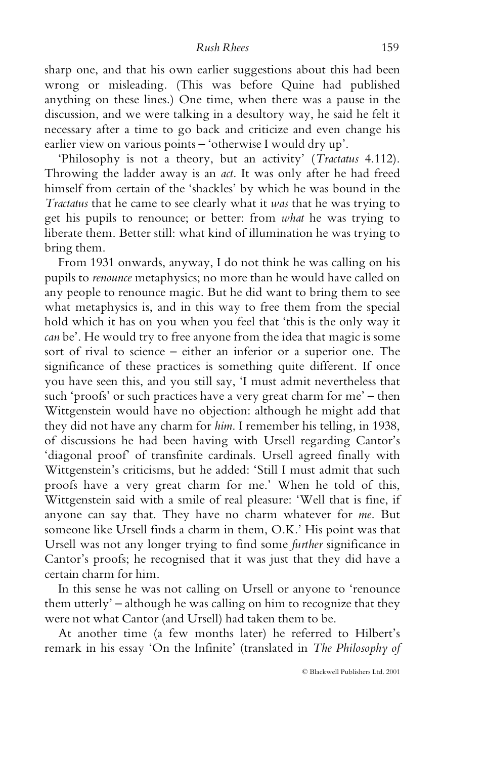sharp one, and that his own earlier suggestions about this had been wrong or misleading. (This was before Quine had published anything on these lines.) One time, when there was a pause in the discussion, and we were talking in a desultory way, he said he felt it necessary after a time to go back and criticize and even change his earlier view on various points – 'otherwise I would dry up'.

'Philosophy is not a theory, but an activity' (*Tractatus* 4.112). Throwing the ladder away is an *act*. It was only after he had freed himself from certain of the 'shackles' by which he was bound in the *Tractatus* that he came to see clearly what it *was* that he was trying to get his pupils to renounce; or better: from *what* he was trying to liberate them. Better still: what kind of illumination he was trying to bring them.

From 1931 onwards, anyway, I do not think he was calling on his pupils to *renounce* metaphysics; no more than he would have called on any people to renounce magic. But he did want to bring them to see what metaphysics is, and in this way to free them from the special hold which it has on you when you feel that 'this is the only way it *can* be'. He would try to free anyone from the idea that magic is some sort of rival to science – either an inferior or a superior one. The significance of these practices is something quite different. If once you have seen this, and you still say, 'I must admit nevertheless that such 'proofs' or such practices have a very great charm for me' – then Wittgenstein would have no objection: although he might add that they did not have any charm for *him*. I remember his telling, in 1938, of discussions he had been having with Ursell regarding Cantor's 'diagonal proof' of transfinite cardinals. Ursell agreed finally with Wittgenstein's criticisms, but he added: 'Still I must admit that such proofs have a very great charm for me.' When he told of this, Wittgenstein said with a smile of real pleasure: 'Well that is fine, if anyone can say that. They have no charm whatever for *me*. But someone like Ursell finds a charm in them, O.K.' His point was that Ursell was not any longer trying to find some *further* significance in Cantor's proofs; he recognised that it was just that they did have a certain charm for him.

In this sense he was not calling on Ursell or anyone to 'renounce them utterly' – although he was calling on him to recognize that they were not what Cantor (and Ursell) had taken them to be.

At another time (a few months later) he referred to Hilbert's remark in his essay 'On the Infinite' (translated in *The Philosophy of*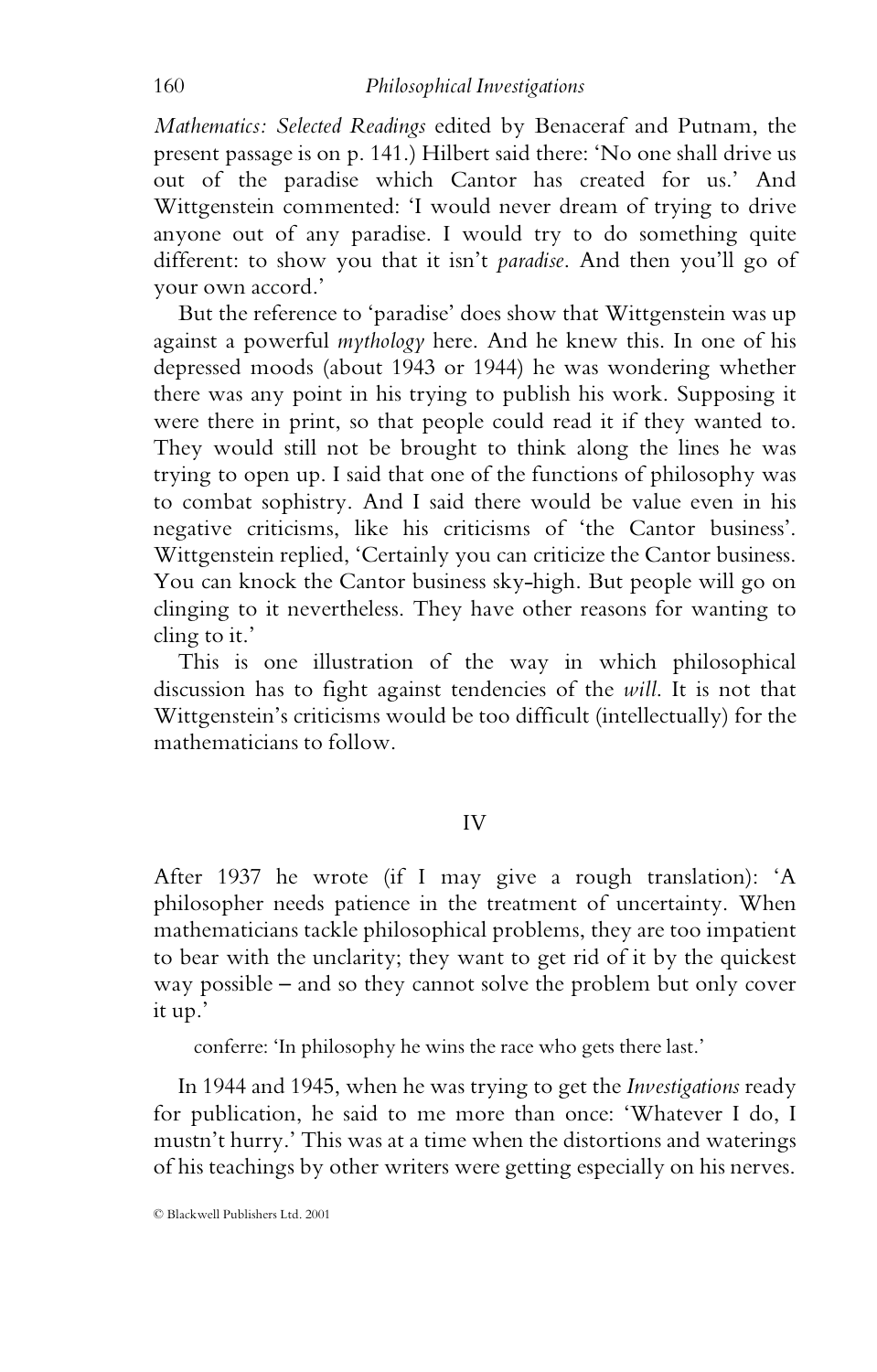*Mathematics: Selected Readings* edited by Benaceraf and Putnam, the present passage is on p. 141.) Hilbert said there: 'No one shall drive us out of the paradise which Cantor has created for us.' And Wittgenstein commented: 'I would never dream of trying to drive anyone out of any paradise. I would try to do something quite different: to show you that it isn't *paradise*. And then you'll go of your own accord.'

But the reference to 'paradise' does show that Wittgenstein was up against a powerful *mythology* here. And he knew this. In one of his depressed moods (about 1943 or 1944) he was wondering whether there was any point in his trying to publish his work. Supposing it were there in print, so that people could read it if they wanted to. They would still not be brought to think along the lines he was trying to open up. I said that one of the functions of philosophy was to combat sophistry. And I said there would be value even in his negative criticisms, like his criticisms of 'the Cantor business'. Wittgenstein replied, 'Certainly you can criticize the Cantor business. You can knock the Cantor business sky-high. But people will go on clinging to it nevertheless. They have other reasons for wanting to cling to it.'

This is one illustration of the way in which philosophical discussion has to fight against tendencies of the *will*. It is not that Wittgenstein's criticisms would be too difficult (intellectually) for the mathematicians to follow.

## IV

After 1937 he wrote (if I may give a rough translation): 'A philosopher needs patience in the treatment of uncertainty. When mathematicians tackle philosophical problems, they are too impatient to bear with the unclarity; they want to get rid of it by the quickest way possible – and so they cannot solve the problem but only cover it up.'

> conferre: 'In philosophy he wins the race who gets there last.'

In 1944 and 1945, when he was trying to get the *Investigations* ready for publication, he said to me more than once: 'Whatever I do, I mustn't hurry.' This was at a time when the distortions and waterings of his teachings by other writers were getting especially on his nerves.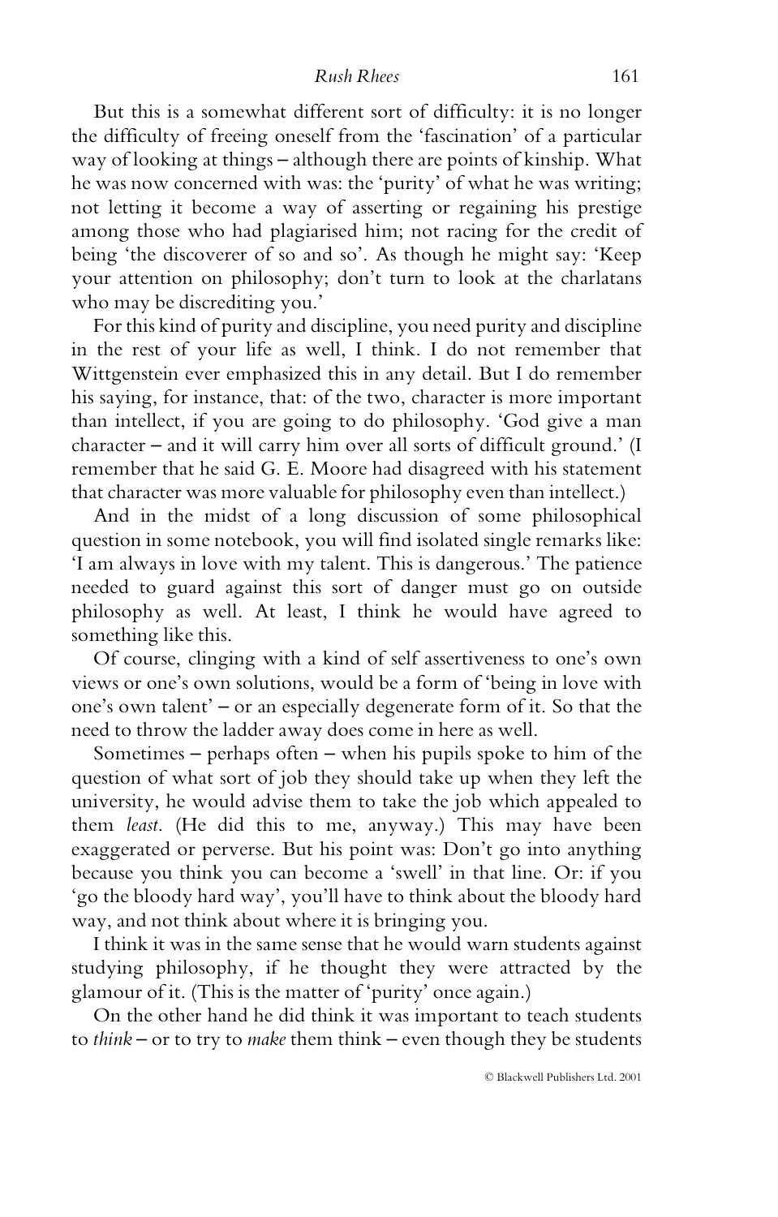But this is a somewhat different sort of difficulty: it is no longer the difficulty of freeing oneself from the 'fascination' of a particular way of looking at things – although there are points of kinship. What he was now concerned with was: the 'purity' of what he was writing; not letting it become a way of asserting or regaining his prestige among those who had plagiarised him; not racing for the credit of being 'the discoverer of so and so'. As though he might say: 'Keep your attention on philosophy; don't turn to look at the charlatans who may be discrediting you.'

For this kind of purity and discipline, you need purity and discipline in the rest of your life as well, I think. I do not remember that Wittgenstein ever emphasized this in any detail. But I do remember his saying, for instance, that: of the two, character is more important than intellect, if you are going to do philosophy. 'God give a man character – and it will carry him over all sorts of difficult ground.' (I remember that he said G. E. Moore had disagreed with his statement that character was more valuable for philosophy even than intellect.)

And in the midst of a long discussion of some philosophical question in some notebook, you will find isolated single remarks like: 'I am always in love with my talent. This is dangerous.' The patience needed to guard against this sort of danger must go on outside philosophy as well. At least, I think he would have agreed to something like this.

Of course, clinging with a kind of self assertiveness to one's own views or one's own solutions, would be a form of 'being in love with one's own talent' – or an especially degenerate form of it. So that the need to throw the ladder away does come in here as well.

Sometimes – perhaps often – when his pupils spoke to him of the question of what sort of job they should take up when they left the university, he would advise them to take the job which appealed to them *least*. (He did this to me, anyway.) This may have been exaggerated or perverse. But his point was: Don't go into anything because you think you can become a 'swell' in that line. Or: if you 'go the bloody hard way', you'll have to think about the bloody hard way, and not think about where it is bringing you.

I think it was in the same sense that he would warn students against studying philosophy, if he thought they were attracted by the glamour of it. (This is the matter of 'purity' once again.)

On the other hand he did think it was important to teach students to *think* – or to try to *make* them think – even though they be students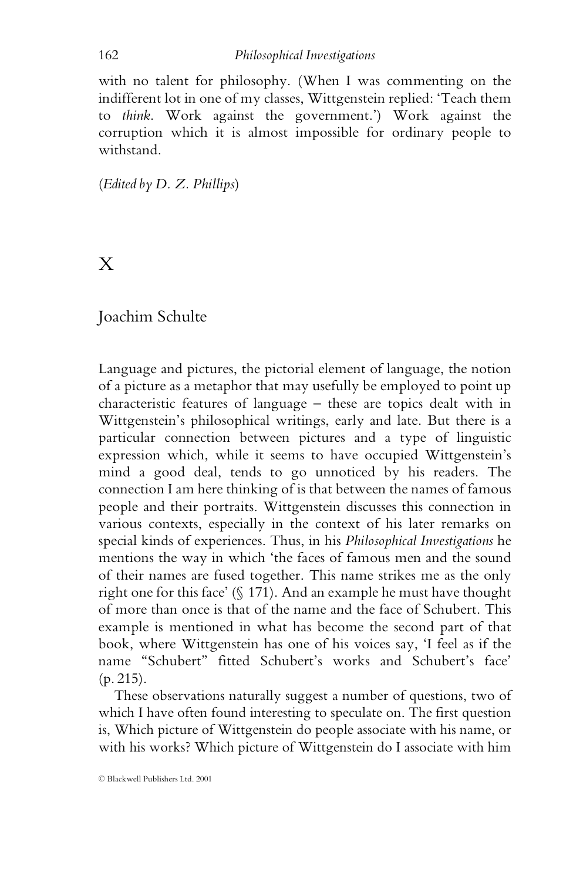with no talent for philosophy. (When I was commenting on the indifferent lot in one of my classes, Wittgenstein replied: 'Teach them to *think*. Work against the government.') Work against the corruption which it is almost impossible for ordinary people to withstand.

(*Edited by D. Z. Phillips*)

# X

## Joachim Schulte

Language and pictures, the pictorial element of language, the notion of a picture as a metaphor that may usefully be employed to point up characteristic features of language – these are topics dealt with in Wittgenstein's philosophical writings, early and late. But there is a particular connection between pictures and a type of linguistic expression which, while it seems to have occupied Wittgenstein's mind a good deal, tends to go unnoticed by his readers. The connection I am here thinking of is that between the names of famous people and their portraits. Wittgenstein discusses this connection in various contexts, especially in the context of his later remarks on special kinds of experiences. Thus, in his *Philosophical Investigations* he mentions the way in which 'the faces of famous men and the sound of their names are fused together. This name strikes me as the only right one for this face' (§ 171). And an example he must have thought of more than once is that of the name and the face of Schubert. This example is mentioned in what has become the second part of that book, where Wittgenstein has one of his voices say, 'I feel as if the name "Schubert" fitted Schubert's works and Schubert's face' (p. 215).

These observations naturally suggest a number of questions, two of which I have often found interesting to speculate on. The first question is, Which picture of Wittgenstein do people associate with his name, or with his works? Which picture of Wittgenstein do I associate with him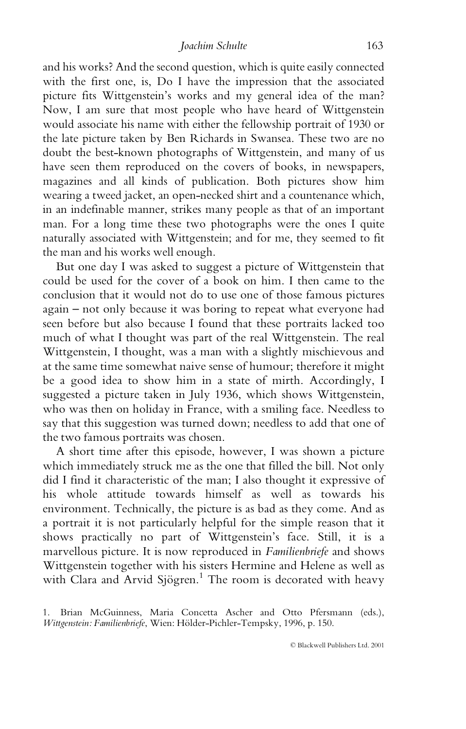and his works? And the second question, which is quite easily connected with the first one, is, Do I have the impression that the associated picture fits Wittgenstein's works and my general idea of the man? Now, I am sure that most people who have heard of Wittgenstein would associate his name with either the fellowship portrait of 1930 or the late picture taken by Ben Richards in Swansea. These two are no doubt the best-known photographs of Wittgenstein, and many of us have seen them reproduced on the covers of books, in newspapers, magazines and all kinds of publication. Both pictures show him wearing a tweed jacket, an open-necked shirt and a countenance which, in an indefinable manner, strikes many people as that of an important man. For a long time these two photographs were the ones I quite naturally associated with Wittgenstein; and for me, they seemed to fit the man and his works well enough.

But one day I was asked to suggest a picture of Wittgenstein that could be used for the cover of a book on him. I then came to the conclusion that it would not do to use one of those famous pictures again – not only because it was boring to repeat what everyone had seen before but also because I found that these portraits lacked too much of what I thought was part of the real Wittgenstein. The real Wittgenstein, I thought, was a man with a slightly mischievous and at the same time somewhat naive sense of humour; therefore it might be a good idea to show him in a state of mirth. Accordingly, I suggested a picture taken in July 1936, which shows Wittgenstein, who was then on holiday in France, with a smiling face. Needless to say that this suggestion was turned down; needless to add that one of the two famous portraits was chosen.

A short time after this episode, however, I was shown a picture which immediately struck me as the one that filled the bill. Not only did I find it characteristic of the man; I also thought it expressive of his whole attitude towards himself as well as towards his environment. Technically, the picture is as bad as they come. And as a portrait it is not particularly helpful for the simple reason that it shows practically no part of Wittgenstein's face. Still, it is a marvellous picture. It is now reproduced in *Familienbriefe* and shows Wittgenstein together with his sisters Hermine and Helene as well as with Clara and Arvid Sjögren.[1] The room is decorated with heavy

1. Brian McGuinness, Maria Concetta Ascher and Otto Pfersmann (eds.), *Wittgenstein: Familienbriefe*, Wien: Hölder-Pichler-Tempsky, 1996, p. 150.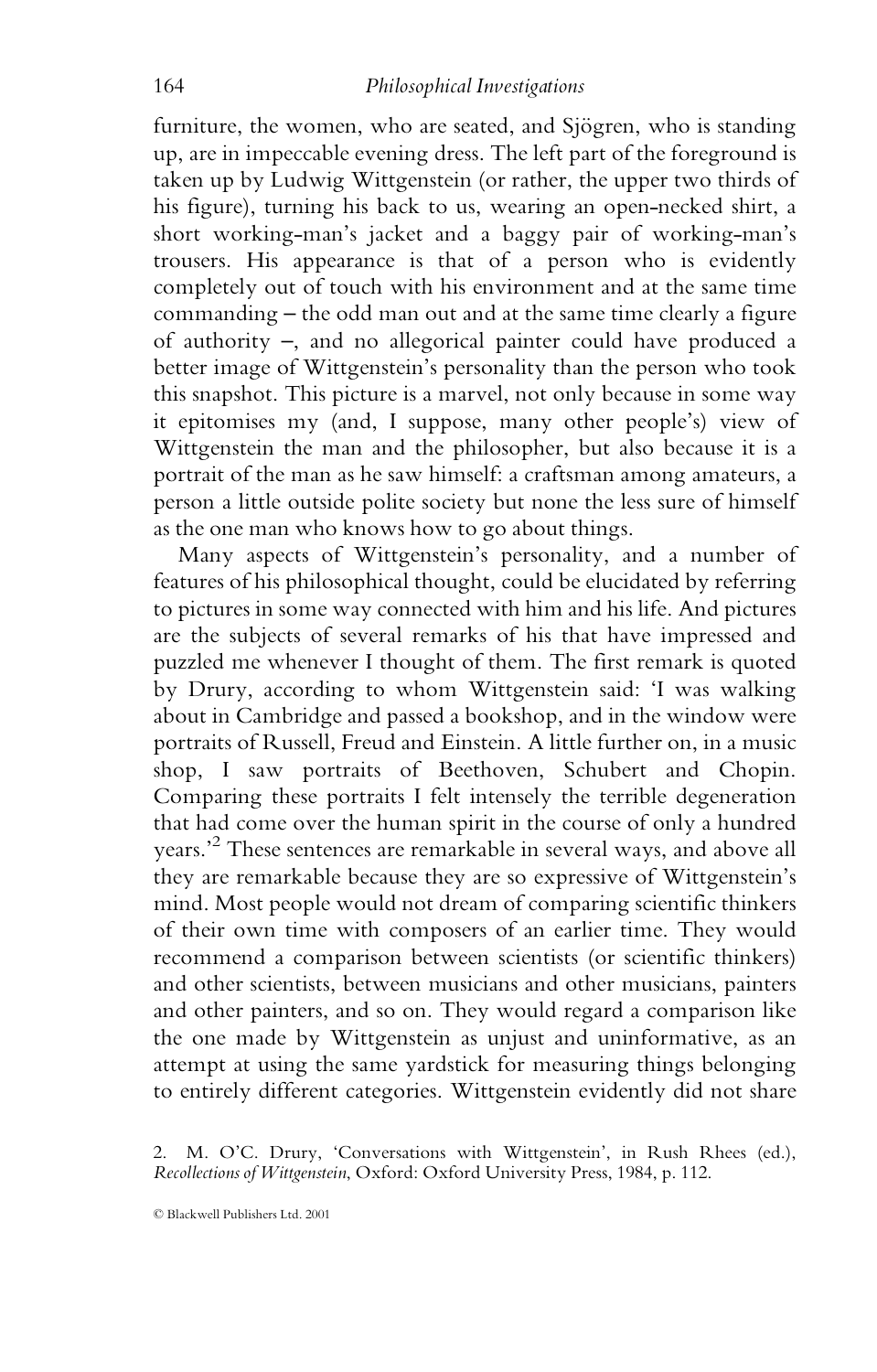furniture, the women, who are seated, and Sjögren, who is standing up, are in impeccable evening dress. The left part of the foreground is taken up by Ludwig Wittgenstein (or rather, the upper two thirds of his figure), turning his back to us, wearing an open-necked shirt, a short working-man's jacket and a baggy pair of working-man's trousers. His appearance is that of a person who is evidently completely out of touch with his environment and at the same time commanding – the odd man out and at the same time clearly a figure of authority –, and no allegorical painter could have produced a better image of Wittgenstein's personality than the person who took this snapshot. This picture is a marvel, not only because in some way it epitomises my (and, I suppose, many other people's) view of Wittgenstein the man and the philosopher, but also because it is a portrait of the man as he saw himself: a craftsman among amateurs, a person a little outside polite society but none the less sure of himself as the one man who knows how to go about things.

Many aspects of Wittgenstein's personality, and a number of features of his philosophical thought, could be elucidated by referring to pictures in some way connected with him and his life. And pictures are the subjects of several remarks of his that have impressed and puzzled me whenever I thought of them. The first remark is quoted by Drury, according to whom Wittgenstein said: 'I was walking about in Cambridge and passed a bookshop, and in the window were portraits of Russell, Freud and Einstein. A little further on, in a music shop, I saw portraits of Beethoven, Schubert and Chopin. Comparing these portraits I felt intensely the terrible degeneration that had come over the human spirit in the course of only a hundred years.'[2] These sentences are remarkable in several ways, and above all they are remarkable because they are so expressive of Wittgenstein's mind. Most people would not dream of comparing scientific thinkers of their own time with composers of an earlier time. They would recommend a comparison between scientists (or scientific thinkers) and other scientists, between musicians and other musicians, painters and other painters, and so on. They would regard a comparison like the one made by Wittgenstein as unjust and uninformative, as an attempt at using the same yardstick for measuring things belonging to entirely different categories. Wittgenstein evidently did not share

2. M. O'C. Drury, 'Conversations with Wittgenstein', in Rush Rhees (ed.), *Recollections of Wittgenstein*, Oxford: Oxford University Press, 1984, p. 112.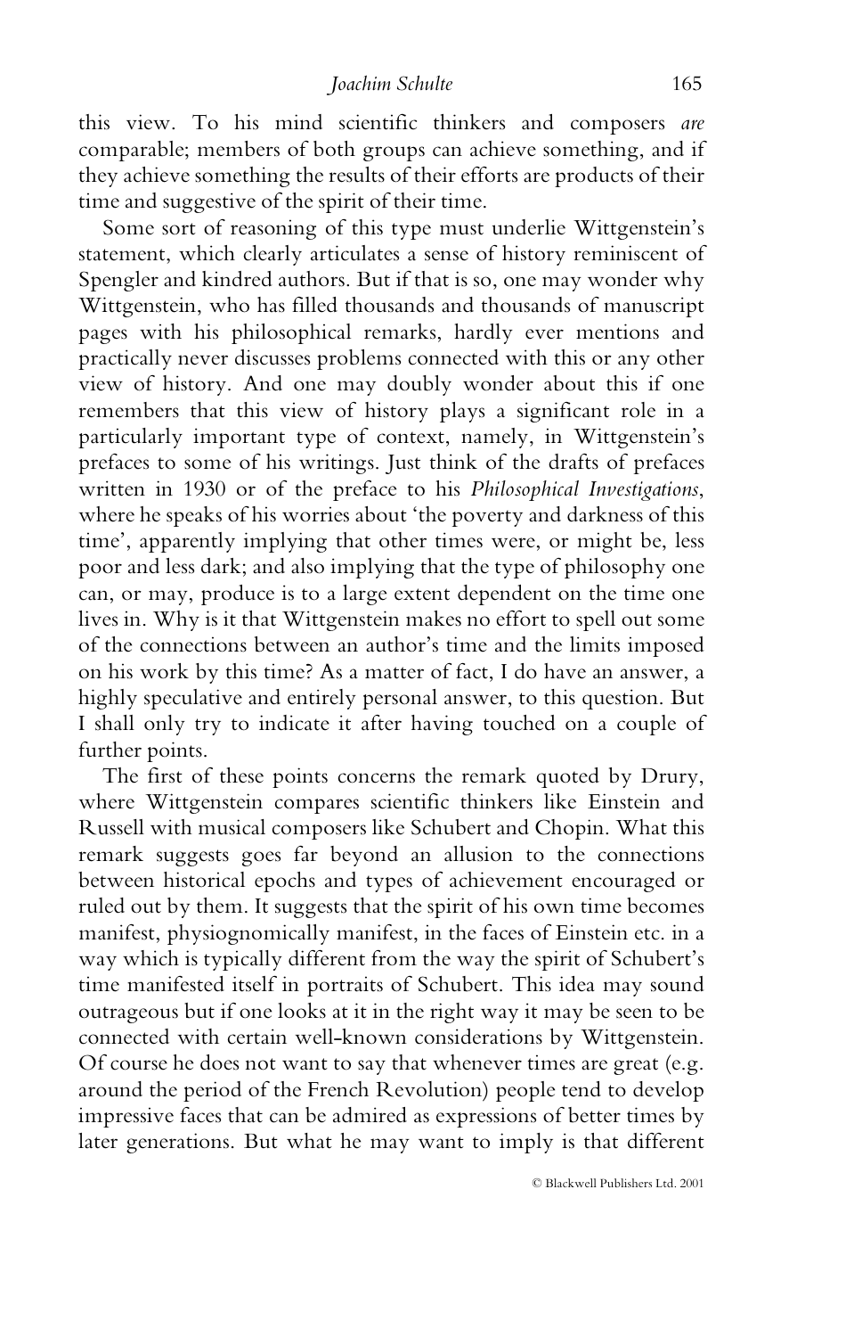this view. To his mind scientific thinkers and composers *are* comparable; members of both groups can achieve something, and if they achieve something the results of their efforts are products of their time and suggestive of the spirit of their time.

Some sort of reasoning of this type must underlie Wittgenstein's statement, which clearly articulates a sense of history reminiscent of Spengler and kindred authors. But if that is so, one may wonder why Wittgenstein, who has filled thousands and thousands of manuscript pages with his philosophical remarks, hardly ever mentions and practically never discusses problems connected with this or any other view of history. And one may doubly wonder about this if one remembers that this view of history plays a significant role in a particularly important type of context, namely, in Wittgenstein's prefaces to some of his writings. Just think of the drafts of prefaces written in 1930 or of the preface to his *Philosophical Investigations*, where he speaks of his worries about 'the poverty and darkness of this time', apparently implying that other times were, or might be, less poor and less dark; and also implying that the type of philosophy one can, or may, produce is to a large extent dependent on the time one lives in. Why is it that Wittgenstein makes no effort to spell out some of the connections between an author's time and the limits imposed on his work by this time? As a matter of fact, I do have an answer, a highly speculative and entirely personal answer, to this question. But I shall only try to indicate it after having touched on a couple of further points.

The first of these points concerns the remark quoted by Drury, where Wittgenstein compares scientific thinkers like Einstein and Russell with musical composers like Schubert and Chopin. What this remark suggests goes far beyond an allusion to the connections between historical epochs and types of achievement encouraged or ruled out by them. It suggests that the spirit of his own time becomes manifest, physiognomically manifest, in the faces of Einstein etc. in a way which is typically different from the way the spirit of Schubert's time manifested itself in portraits of Schubert. This idea may sound outrageous but if one looks at it in the right way it may be seen to be connected with certain well-known considerations by Wittgenstein. Of course he does not want to say that whenever times are great (e.g. around the period of the French Revolution) people tend to develop impressive faces that can be admired as expressions of better times by later generations. But what he may want to imply is that different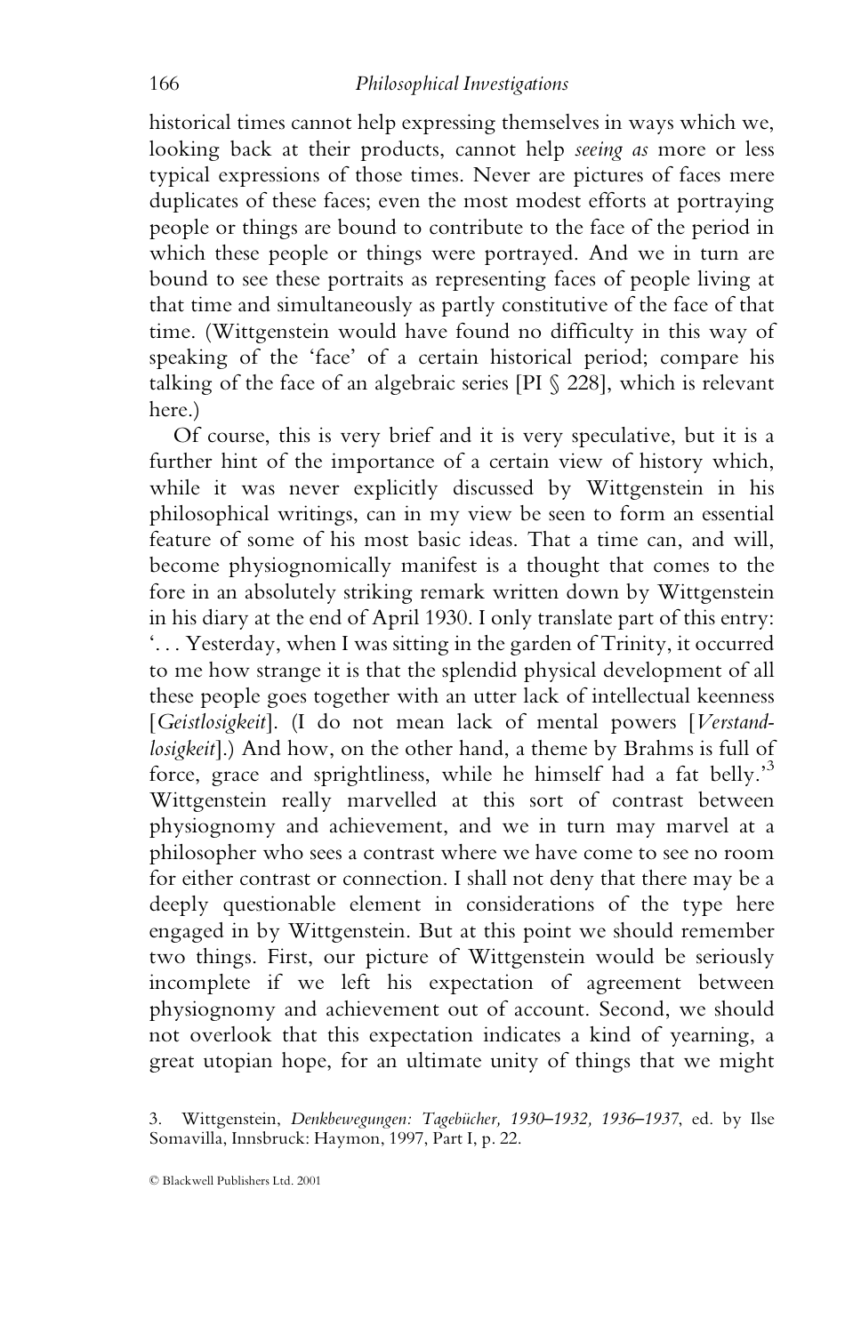historical times cannot help expressing themselves in ways which we, looking back at their products, cannot help *seeing as* more or less typical expressions of those times. Never are pictures of faces mere duplicates of these faces; even the most modest efforts at portraying people or things are bound to contribute to the face of the period in which these people or things were portrayed. And we in turn are bound to see these portraits as representing faces of people living at that time and simultaneously as partly constitutive of the face of that time. (Wittgenstein would have found no difficulty in this way of speaking of the 'face' of a certain historical period; compare his talking of the face of an algebraic series [PI § 228], which is relevant here.)

Of course, this is very brief and it is very speculative, but it is a further hint of the importance of a certain view of history which, while it was never explicitly discussed by Wittgenstein in his philosophical writings, can in my view be seen to form an essential feature of some of his most basic ideas. That a time can, and will, become physiognomically manifest is a thought that comes to the fore in an absolutely striking remark written down by Wittgenstein in his diary at the end of April 1930. I only translate part of this entry: '. . . Yesterday, when I was sitting in the garden of Trinity, it occurred to me how strange it is that the splendid physical development of all these people goes together with an utter lack of intellectual keenness [*Geistlosigkeit*]. (I do not mean lack of mental powers [*Verstandlosigkeit*].) And how, on the other hand, a theme by Brahms is full of force, grace and sprightliness, while he himself had a fat belly.'[3] Wittgenstein really marvelled at this sort of contrast between physiognomy and achievement, and we in turn may marvel at a philosopher who sees a contrast where we have come to see no room for either contrast or connection. I shall not deny that there may be a deeply questionable element in considerations of the type here engaged in by Wittgenstein. But at this point we should remember two things. First, our picture of Wittgenstein would be seriously incomplete if we left his expectation of agreement between physiognomy and achievement out of account. Second, we should not overlook that this expectation indicates a kind of yearning, a great utopian hope, for an ultimate unity of things that we might

3. Wittgenstein, *Denkbewegungen: Tagebücher, 1930–1932, 1936–1937*, ed. by Ilse Somavilla, Innsbruck: Haymon, 1997, Part I, p. 22.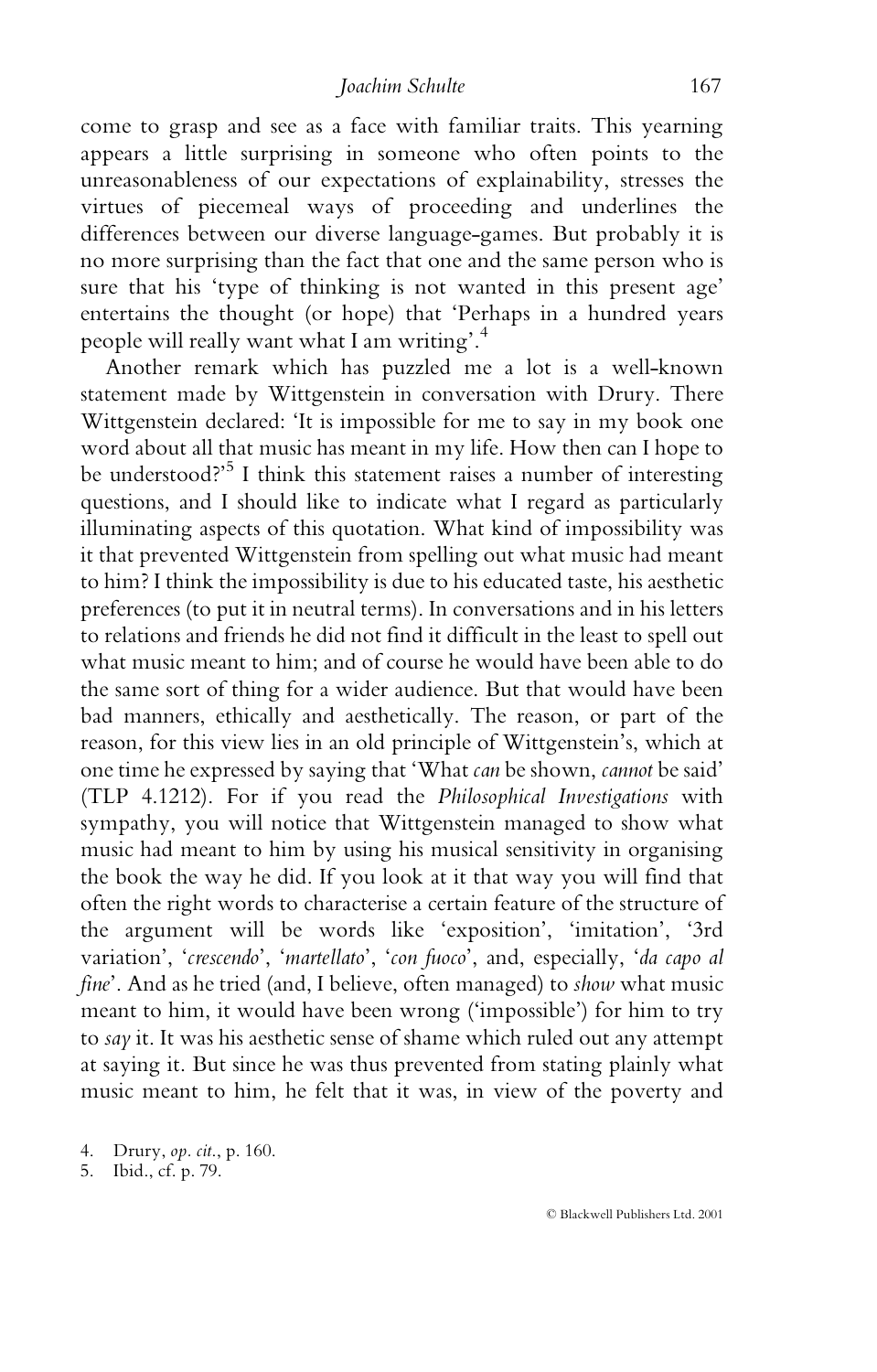come to grasp and see as a face with familiar traits. This yearning appears a little surprising in someone who often points to the unreasonableness of our expectations of explainability, stresses the virtues of piecemeal ways of proceeding and underlines the differences between our diverse language-games. But probably it is no more surprising than the fact that one and the same person who is sure that his 'type of thinking is not wanted in this present age' entertains the thought (or hope) that 'Perhaps in a hundred years people will really want what I am writing'.[4]

Another remark which has puzzled me a lot is a well-known statement made by Wittgenstein in conversation with Drury. There Wittgenstein declared: 'It is impossible for me to say in my book one word about all that music has meant in my life. How then can I hope to be understood?'[5] I think this statement raises a number of interesting questions, and I should like to indicate what I regard as particularly illuminating aspects of this quotation. What kind of impossibility was it that prevented Wittgenstein from spelling out what music had meant to him? I think the impossibility is due to his educated taste, his aesthetic preferences (to put it in neutral terms). In conversations and in his letters to relations and friends he did not find it difficult in the least to spell out what music meant to him; and of course he would have been able to do the same sort of thing for a wider audience. But that would have been bad manners, ethically and aesthetically. The reason, or part of the reason, for this view lies in an old principle of Wittgenstein's, which at one time he expressed by saying that 'What *can* be shown, *cannot* be said' (TLP 4.1212). For if you read the *Philosophical Investigations* with sympathy, you will notice that Wittgenstein managed to show what music had meant to him by using his musical sensitivity in organising the book the way he did. If you look at it that way you will find that often the right words to characterise a certain feature of the structure of the argument will be words like 'exposition', 'imitation', '3rd variation', '*crescendo*', '*martellato*', '*con fuoco*', and, especially, '*da capo al fine*'. And as he tried (and, I believe, often managed) to *show* what music meant to him, it would have been wrong ('impossible') for him to try to *say* it. It was his aesthetic sense of shame which ruled out any attempt at saying it. But since he was thus prevented from stating plainly what music meant to him, he felt that it was, in view of the poverty and

4. Drury, *op. cit.*, p. 160.
5. Ibid., cf. p. 79.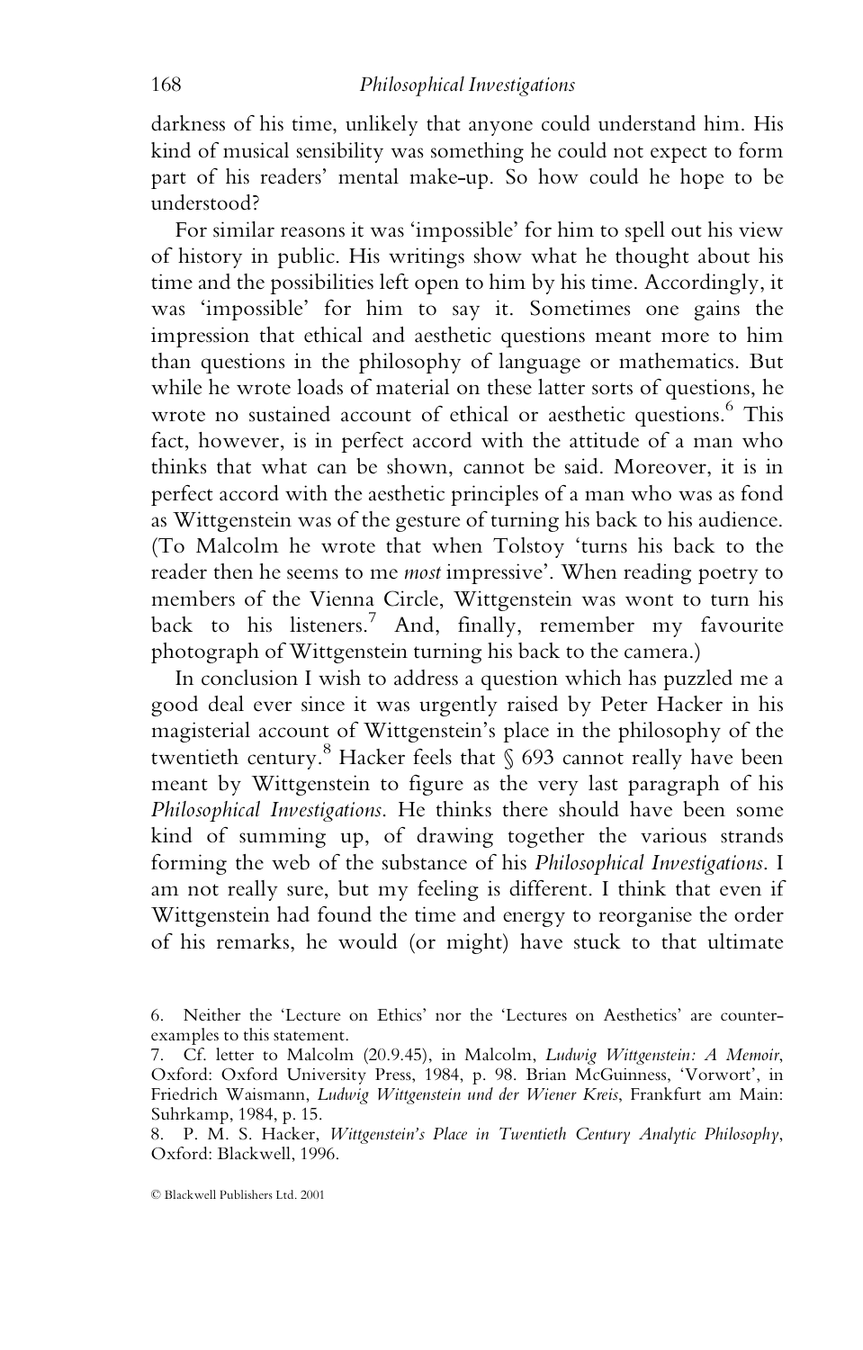darkness of his time, unlikely that anyone could understand him. His kind of musical sensibility was something he could not expect to form part of his readers' mental make-up. So how could he hope to be understood?

For similar reasons it was 'impossible' for him to spell out his view of history in public. His writings show what he thought about his time and the possibilities left open to him by his time. Accordingly, it was 'impossible' for him to say it. Sometimes one gains the impression that ethical and aesthetic questions meant more to him than questions in the philosophy of language or mathematics. But while he wrote loads of material on these latter sorts of questions, he wrote no sustained account of ethical or aesthetic questions.[6] This fact, however, is in perfect accord with the attitude of a man who thinks that what can be shown, cannot be said. Moreover, it is in perfect accord with the aesthetic principles of a man who was as fond as Wittgenstein was of the gesture of turning his back to his audience. (To Malcolm he wrote that when Tolstoy 'turns his back to the reader then he seems to me *most* impressive'. When reading poetry to members of the Vienna Circle, Wittgenstein was wont to turn his back to his listeners.[7] And, finally, remember my favourite photograph of Wittgenstein turning his back to the camera.)

In conclusion I wish to address a question which has puzzled me a good deal ever since it was urgently raised by Peter Hacker in his magisterial account of Wittgenstein's place in the philosophy of the twentieth century.[8] Hacker feels that § 693 cannot really have been meant by Wittgenstein to figure as the very last paragraph of his *Philosophical Investigations*. He thinks there should have been some kind of summing up, of drawing together the various strands forming the web of the substance of his *Philosophical Investigations*. I am not really sure, but my feeling is different. I think that even if Wittgenstein had found the time and energy to reorganise the order of his remarks, he would (or might) have stuck to that ultimate

6. Neither the 'Lecture on Ethics' nor the 'Lectures on Aesthetics' are counter-examples to this statement.

7. Cf. letter to Malcolm (20.9.45), in Malcolm, *Ludwig Wittgenstein: A Memoir*, Oxford: Oxford University Press, 1984, p. 98. Brian McGuinness, 'Vorwort', in Friedrich Waismann, *Ludwig Wittgenstein und der Wiener Kreis*, Frankfurt am Main: Suhrkamp, 1984, p. 15.

8. P. M. S. Hacker, *Wittgenstein's Place in Twentieth Century Analytic Philosophy*, Oxford: Blackwell, 1996.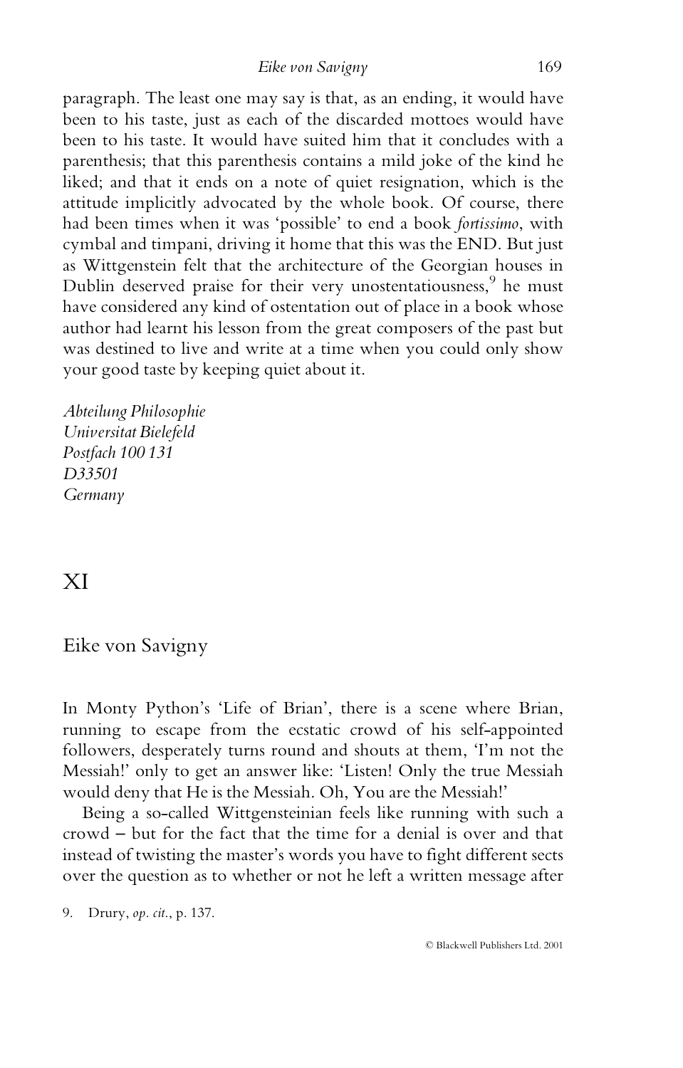paragraph. The least one may say is that, as an ending, it would have been to his taste, just as each of the discarded mottoes would have been to his taste. It would have suited him that it concludes with a parenthesis; that this parenthesis contains a mild joke of the kind he liked; and that it ends on a note of quiet resignation, which is the attitude implicitly advocated by the whole book. Of course, there had been times when it was 'possible' to end a book *fortissimo*, with cymbal and timpani, driving it home that this was the END. But just as Wittgenstein felt that the architecture of the Georgian houses in Dublin deserved praise for their very unostentatiousness,[9] he must have considered any kind of ostentation out of place in a book whose author had learnt his lesson from the great composers of the past but was destined to live and write at a time when you could only show your good taste by keeping quiet about it.

*Abteilung Philosophie*
*Universitat Bielefeld*
*Postfach 100 131*
*D33501*
*Germany*

# XI

## Eike von Savigny

In Monty Python's 'Life of Brian', there is a scene where Brian, running to escape from the ecstatic crowd of his self-appointed followers, desperately turns round and shouts at them, 'I'm not the Messiah!' only to get an answer like: 'Listen! Only the true Messiah would deny that He is the Messiah. Oh, You are the Messiah!'

Being a so-called Wittgensteinian feels like running with such a crowd – but for the fact that the time for a denial is over and that instead of twisting the master's words you have to fight different sects over the question as to whether or not he left a written message after

9. Drury, *op. cit.*, p. 137.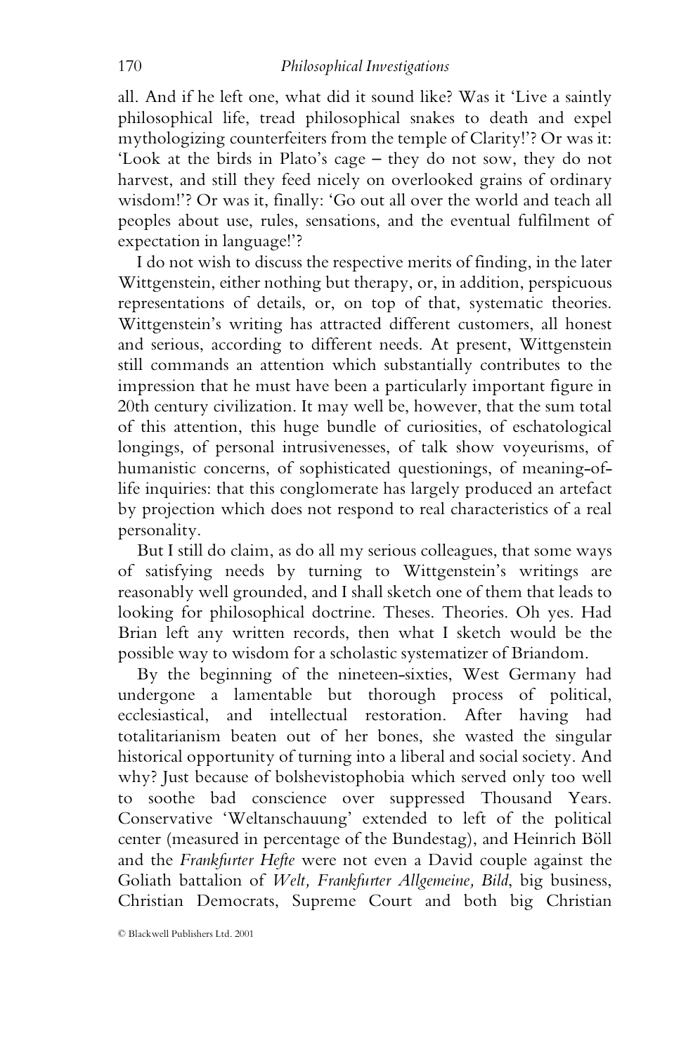all. And if he left one, what did it sound like? Was it 'Live a saintly philosophical life, tread philosophical snakes to death and expel mythologizing counterfeiters from the temple of Clarity!'? Or was it: 'Look at the birds in Plato's cage – they do not sow, they do not harvest, and still they feed nicely on overlooked grains of ordinary wisdom!'? Or was it, finally: 'Go out all over the world and teach all peoples about use, rules, sensations, and the eventual fulfilment of expectation in language!'?

I do not wish to discuss the respective merits of finding, in the later Wittgenstein, either nothing but therapy, or, in addition, perspicuous representations of details, or, on top of that, systematic theories. Wittgenstein's writing has attracted different customers, all honest and serious, according to different needs. At present, Wittgenstein still commands an attention which substantially contributes to the impression that he must have been a particularly important figure in 20th century civilization. It may well be, however, that the sum total of this attention, this huge bundle of curiosities, of eschatological longings, of personal intrusivenesses, of talk show voyeurisms, of humanistic concerns, of sophisticated questionings, of meaning-of-life inquiries: that this conglomerate has largely produced an artefact by projection which does not respond to real characteristics of a real personality.

But I still do claim, as do all my serious colleagues, that some ways of satisfying needs by turning to Wittgenstein's writings are reasonably well grounded, and I shall sketch one of them that leads to looking for philosophical doctrine. Theses. Theories. Oh yes. Had Brian left any written records, then what I sketch would be the possible way to wisdom for a scholastic systematizer of Briandom.

By the beginning of the nineteen-sixties, West Germany had undergone a lamentable but thorough process of political, ecclesiastical, and intellectual restoration. After having had totalitarianism beaten out of her bones, she wasted the singular historical opportunity of turning into a liberal and social society. And why? Just because of bolshevistophobia which served only too well to soothe bad conscience over suppressed Thousand Years. Conservative 'Weltanschauung' extended to left of the political center (measured in percentage of the Bundestag), and Heinrich Böll and the *Frankfurter Hefte* were not even a David couple against the Goliath battalion of *Welt, Frankfurter Allgemeine, Bild*, big business, Christian Democrats, Supreme Court and both big Christian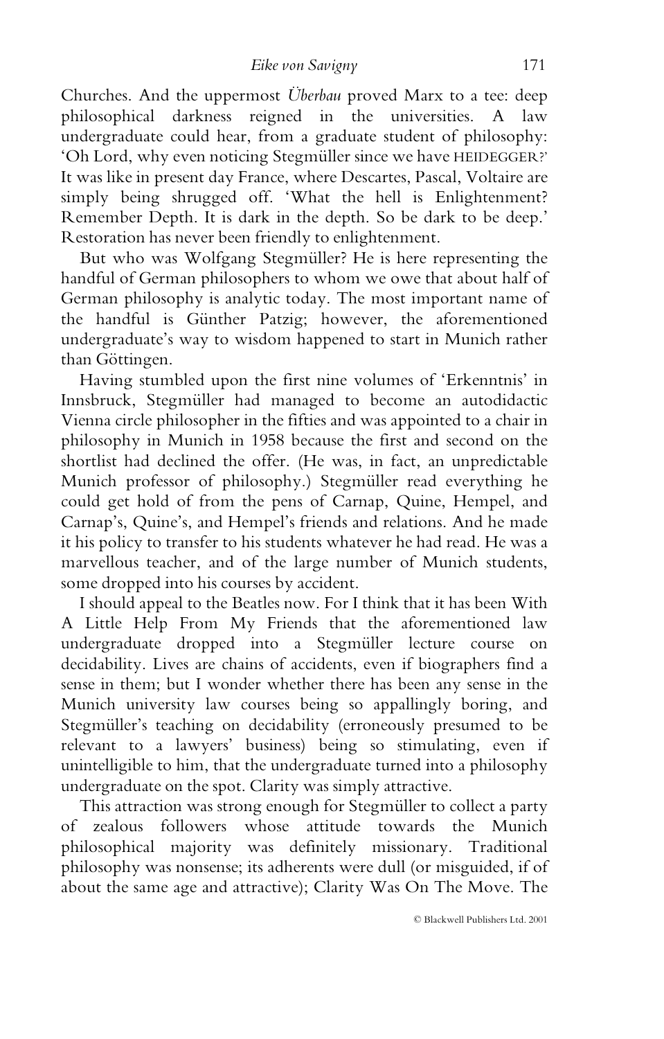Churches. And the uppermost *Überbau* proved Marx to a tee: deep philosophical darkness reigned in the universities. A law undergraduate could hear, from a graduate student of philosophy: 'Oh Lord, why even noticing Stegmüller since we have HEIDEGGER?' It was like in present day France, where Descartes, Pascal, Voltaire are simply being shrugged off. 'What the hell is Enlightenment? Remember Depth. It is dark in the depth. So be dark to be deep.' Restoration has never been friendly to enlightenment.

But who was Wolfgang Stegmüller? He is here representing the handful of German philosophers to whom we owe that about half of German philosophy is analytic today. The most important name of the handful is Günther Patzig; however, the aforementioned undergraduate's way to wisdom happened to start in Munich rather than Göttingen.

Having stumbled upon the first nine volumes of 'Erkenntnis' in Innsbruck, Stegmüller had managed to become an autodidactic Vienna circle philosopher in the fifties and was appointed to a chair in philosophy in Munich in 1958 because the first and second on the shortlist had declined the offer. (He was, in fact, an unpredictable Munich professor of philosophy.) Stegmüller read everything he could get hold of from the pens of Carnap, Quine, Hempel, and Carnap's, Quine's, and Hempel's friends and relations. And he made it his policy to transfer to his students whatever he had read. He was a marvellous teacher, and of the large number of Munich students, some dropped into his courses by accident.

I should appeal to the Beatles now. For I think that it has been With A Little Help From My Friends that the aforementioned law undergraduate dropped into a Stegmüller lecture course on decidability. Lives are chains of accidents, even if biographers find a sense in them; but I wonder whether there has been any sense in the Munich university law courses being so appallingly boring, and Stegmüller's teaching on decidability (erroneously presumed to be relevant to a lawyers' business) being so stimulating, even if unintelligible to him, that the undergraduate turned into a philosophy undergraduate on the spot. Clarity was simply attractive.

This attraction was strong enough for Stegmüller to collect a party of zealous followers whose attitude towards the Munich philosophical majority was definitely missionary. Traditional philosophy was nonsense; its adherents were dull (or misguided, if of about the same age and attractive); Clarity Was On The Move. The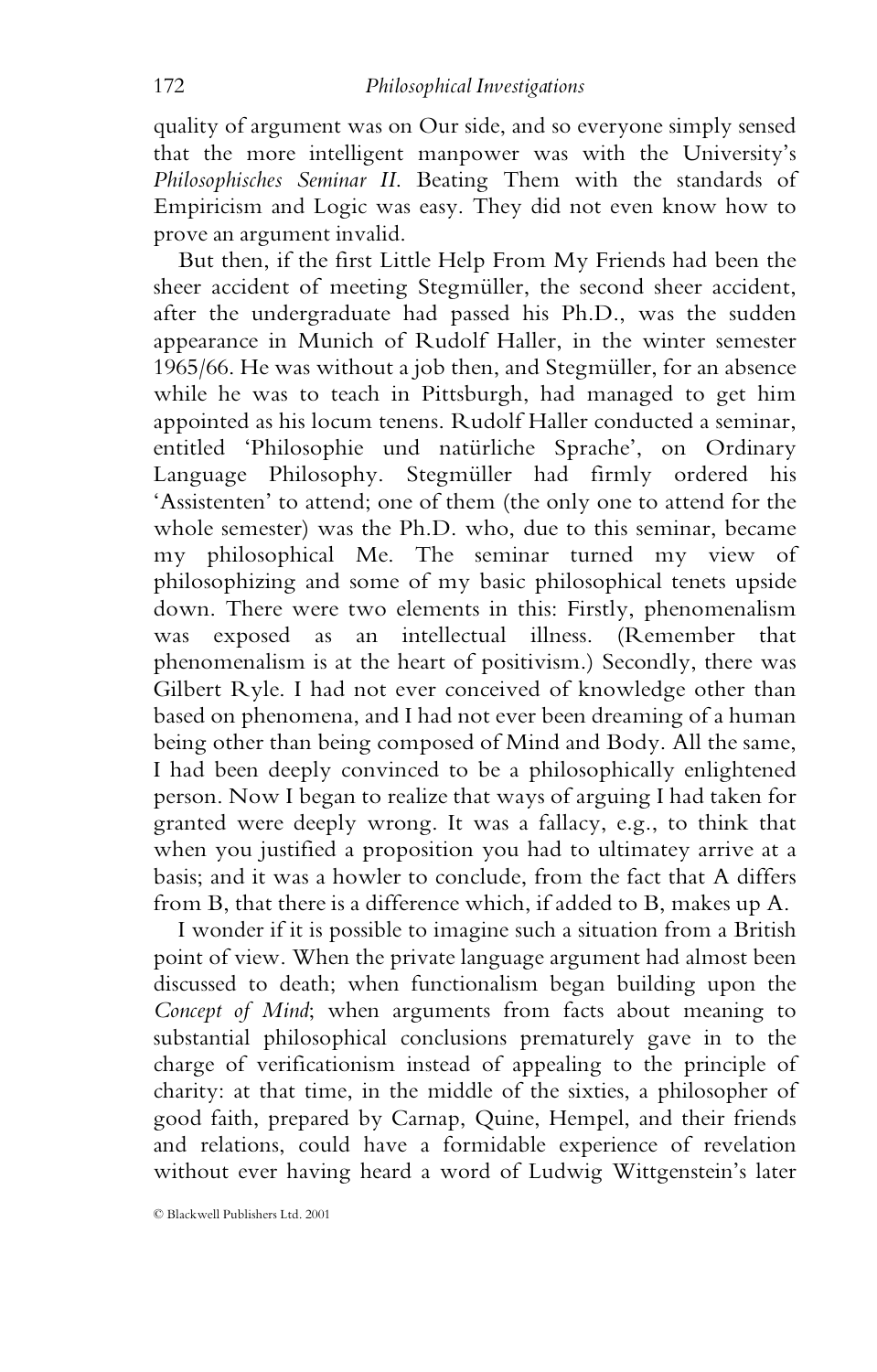quality of argument was on Our side, and so everyone simply sensed that the more intelligent manpower was with the University's *Philosophisches Seminar II*. Beating Them with the standards of Empiricism and Logic was easy. They did not even know how to prove an argument invalid.

But then, if the first Little Help From My Friends had been the sheer accident of meeting Stegmüller, the second sheer accident, after the undergraduate had passed his Ph.D., was the sudden appearance in Munich of Rudolf Haller, in the winter semester 1965/66. He was without a job then, and Stegmüller, for an absence while he was to teach in Pittsburgh, had managed to get him appointed as his locum tenens. Rudolf Haller conducted a seminar, entitled 'Philosophie und natürliche Sprache', on Ordinary Language Philosophy. Stegmüller had firmly ordered his 'Assistenten' to attend; one of them (the only one to attend for the whole semester) was the Ph.D. who, due to this seminar, became my philosophical Me. The seminar turned my view of philosophizing and some of my basic philosophical tenets upside down. There were two elements in this: Firstly, phenomenalism was exposed as an intellectual illness. (Remember that phenomenalism is at the heart of positivism.) Secondly, there was Gilbert Ryle. I had not ever conceived of knowledge other than based on phenomena, and I had not ever been dreaming of a human being other than being composed of Mind and Body. All the same, I had been deeply convinced to be a philosophically enlightened person. Now I began to realize that ways of arguing I had taken for granted were deeply wrong. It was a fallacy, e.g., to think that when you justified a proposition you had to ultimatey arrive at a basis; and it was a howler to conclude, from the fact that A differs from B, that there is a difference which, if added to B, makes up A.

I wonder if it is possible to imagine such a situation from a British point of view. When the private language argument had almost been discussed to death; when functionalism began building upon the *Concept of Mind*; when arguments from facts about meaning to substantial philosophical conclusions prematurely gave in to the charge of verificationism instead of appealing to the principle of charity: at that time, in the middle of the sixties, a philosopher of good faith, prepared by Carnap, Quine, Hempel, and their friends and relations, could have a formidable experience of revelation without ever having heard a word of Ludwig Wittgenstein's later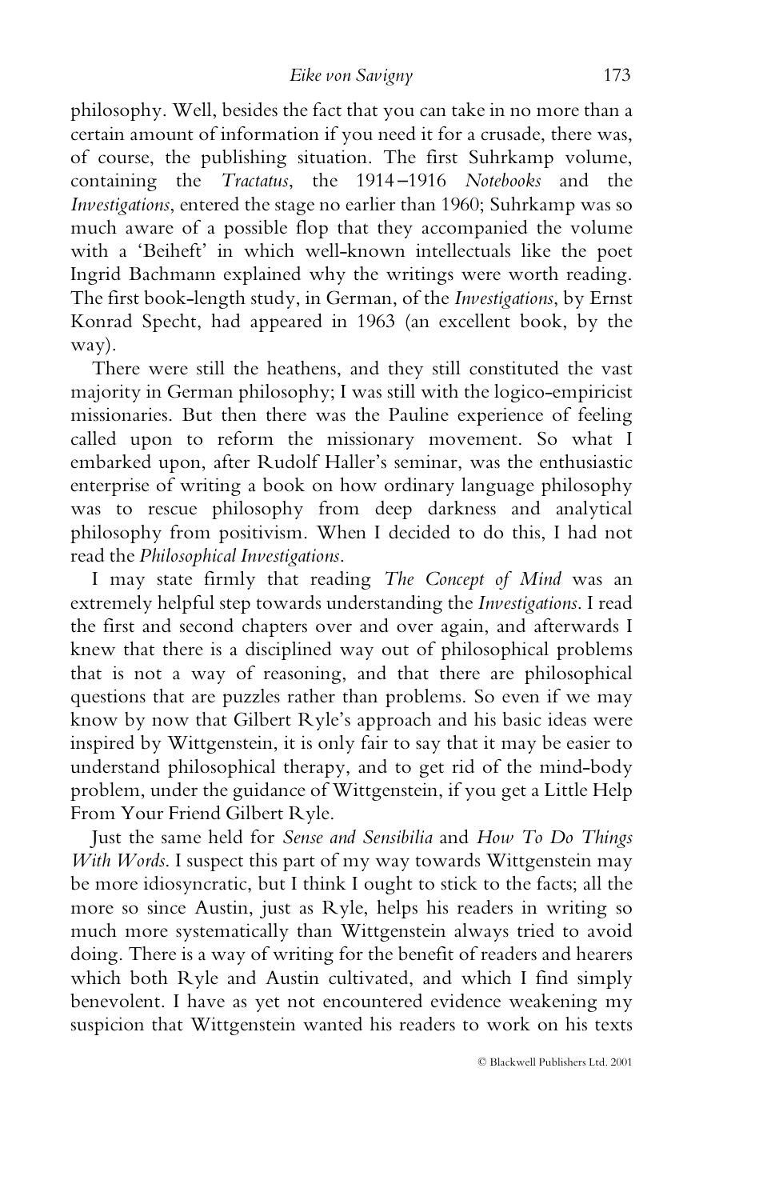philosophy. Well, besides the fact that you can take in no more than a certain amount of information if you need it for a crusade, there was, of course, the publishing situation. The first Suhrkamp volume, containing the *Tractatus*, the 1914–1916 *Notebooks* and the *Investigations*, entered the stage no earlier than 1960; Suhrkamp was so much aware of a possible flop that they accompanied the volume with a 'Beiheft' in which well-known intellectuals like the poet Ingrid Bachmann explained why the writings were worth reading. The first book-length study, in German, of the *Investigations*, by Ernst Konrad Specht, had appeared in 1963 (an excellent book, by the way).

There were still the heathens, and they still constituted the vast majority in German philosophy; I was still with the logico-empiricist missionaries. But then there was the Pauline experience of feeling called upon to reform the missionary movement. So what I embarked upon, after Rudolf Haller's seminar, was the enthusiastic enterprise of writing a book on how ordinary language philosophy was to rescue philosophy from deep darkness and analytical philosophy from positivism. When I decided to do this, I had not read the *Philosophical Investigations*.

I may state firmly that reading *The Concept of Mind* was an extremely helpful step towards understanding the *Investigations*. I read the first and second chapters over and over again, and afterwards I knew that there is a disciplined way out of philosophical problems that is not a way of reasoning, and that there are philosophical questions that are puzzles rather than problems. So even if we may know by now that Gilbert Ryle's approach and his basic ideas were inspired by Wittgenstein, it is only fair to say that it may be easier to understand philosophical therapy, and to get rid of the mind-body problem, under the guidance of Wittgenstein, if you get a Little Help From Your Friend Gilbert Ryle.

Just the same held for *Sense and Sensibilia* and *How To Do Things With Words*. I suspect this part of my way towards Wittgenstein may be more idiosyncratic, but I think I ought to stick to the facts; all the more so since Austin, just as Ryle, helps his readers in writing so much more systematically than Wittgenstein always tried to avoid doing. There is a way of writing for the benefit of readers and hearers which both Ryle and Austin cultivated, and which I find simply benevolent. I have as yet not encountered evidence weakening my suspicion that Wittgenstein wanted his readers to work on his texts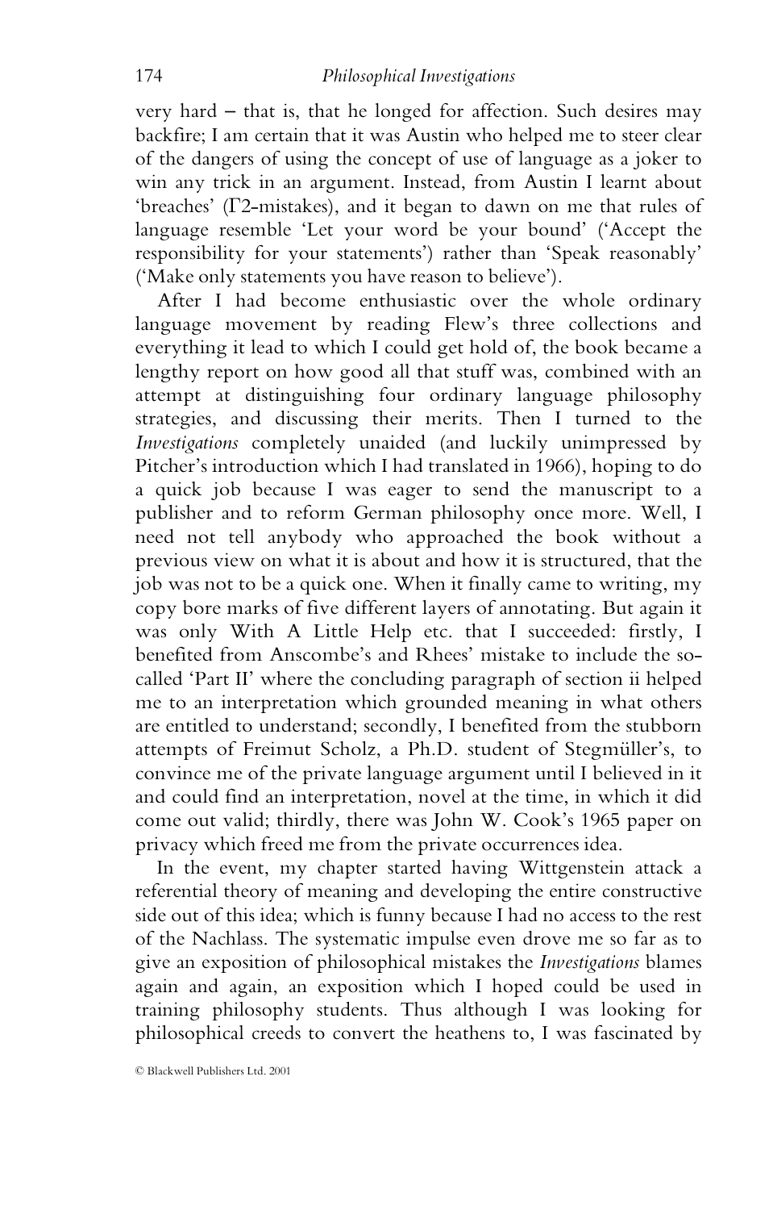very hard – that is, that he longed for affection. Such desires may backfire; I am certain that it was Austin who helped me to steer clear of the dangers of using the concept of use of language as a joker to win any trick in an argument. Instead, from Austin I learnt about 'breaches' (Γ2-mistakes), and it began to dawn on me that rules of language resemble 'Let your word be your bound' ('Accept the responsibility for your statements') rather than 'Speak reasonably' ('Make only statements you have reason to believe').

After I had become enthusiastic over the whole ordinary language movement by reading Flew's three collections and everything it lead to which I could get hold of, the book became a lengthy report on how good all that stuff was, combined with an attempt at distinguishing four ordinary language philosophy strategies, and discussing their merits. Then I turned to the *Investigations* completely unaided (and luckily unimpressed by Pitcher's introduction which I had translated in 1966), hoping to do a quick job because I was eager to send the manuscript to a publisher and to reform German philosophy once more. Well, I need not tell anybody who approached the book without a previous view on what it is about and how it is structured, that the job was not to be a quick one. When it finally came to writing, my copy bore marks of five different layers of annotating. But again it was only With A Little Help etc. that I succeeded: firstly, I benefited from Anscombe's and Rhees' mistake to include the so-called 'Part II' where the concluding paragraph of section ii helped me to an interpretation which grounded meaning in what others are entitled to understand; secondly, I benefited from the stubborn attempts of Freimut Scholz, a Ph.D. student of Stegmüller's, to convince me of the private language argument until I believed in it and could find an interpretation, novel at the time, in which it did come out valid; thirdly, there was John W. Cook's 1965 paper on privacy which freed me from the private occurrences idea.

In the event, my chapter started having Wittgenstein attack a referential theory of meaning and developing the entire constructive side out of this idea; which is funny because I had no access to the rest of the Nachlass. The systematic impulse even drove me so far as to give an exposition of philosophical mistakes the *Investigations* blames again and again, an exposition which I hoped could be used in training philosophy students. Thus although I was looking for philosophical creeds to convert the heathens to, I was fascinated by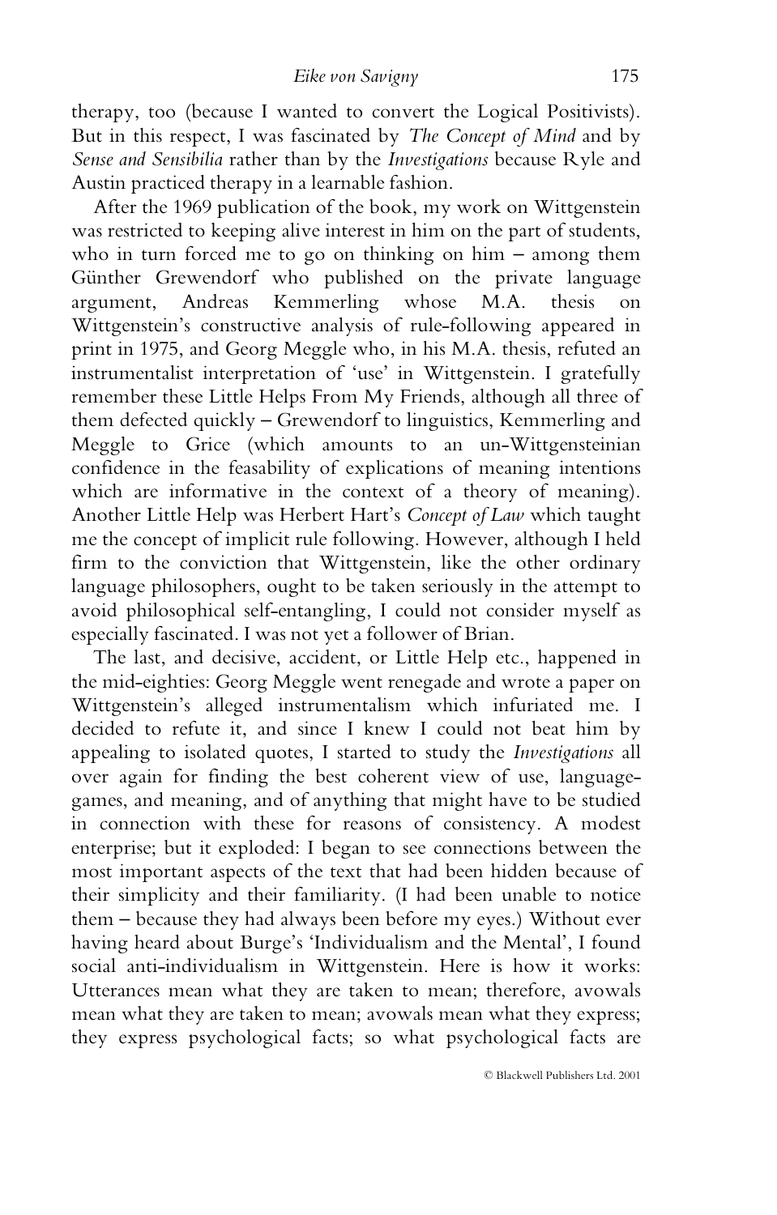therapy, too (because I wanted to convert the Logical Positivists). But in this respect, I was fascinated by *The Concept of Mind* and by *Sense and Sensibilia* rather than by the *Investigations* because Ryle and Austin practiced therapy in a learnable fashion.

After the 1969 publication of the book, my work on Wittgenstein was restricted to keeping alive interest in him on the part of students, who in turn forced me to go on thinking on him – among them Günther Grewendorf who published on the private language argument, Andreas Kemmerling whose M.A. thesis on Wittgenstein's constructive analysis of rule-following appeared in print in 1975, and Georg Meggle who, in his M.A. thesis, refuted an instrumentalist interpretation of 'use' in Wittgenstein. I gratefully remember these Little Helps From My Friends, although all three of them defected quickly – Grewendorf to linguistics, Kemmerling and Meggle to Grice (which amounts to an un-Wittgensteinian confidence in the feasability of explications of meaning intentions which are informative in the context of a theory of meaning). Another Little Help was Herbert Hart's *Concept of Law* which taught me the concept of implicit rule following. However, although I held firm to the conviction that Wittgenstein, like the other ordinary language philosophers, ought to be taken seriously in the attempt to avoid philosophical self-entangling, I could not consider myself as especially fascinated. I was not yet a follower of Brian.

The last, and decisive, accident, or Little Help etc., happened in the mid-eighties: Georg Meggle went renegade and wrote a paper on Wittgenstein's alleged instrumentalism which infuriated me. I decided to refute it, and since I knew I could not beat him by appealing to isolated quotes, I started to study the *Investigations* all over again for finding the best coherent view of use, language-games, and meaning, and of anything that might have to be studied in connection with these for reasons of consistency. A modest enterprise; but it exploded: I began to see connections between the most important aspects of the text that had been hidden because of their simplicity and their familiarity. (I had been unable to notice them – because they had always been before my eyes.) Without ever having heard about Burge's 'Individualism and the Mental', I found social anti-individualism in Wittgenstein. Here is how it works: Utterances mean what they are taken to mean; therefore, avowals mean what they are taken to mean; avowals mean what they express; they express psychological facts; so what psychological facts are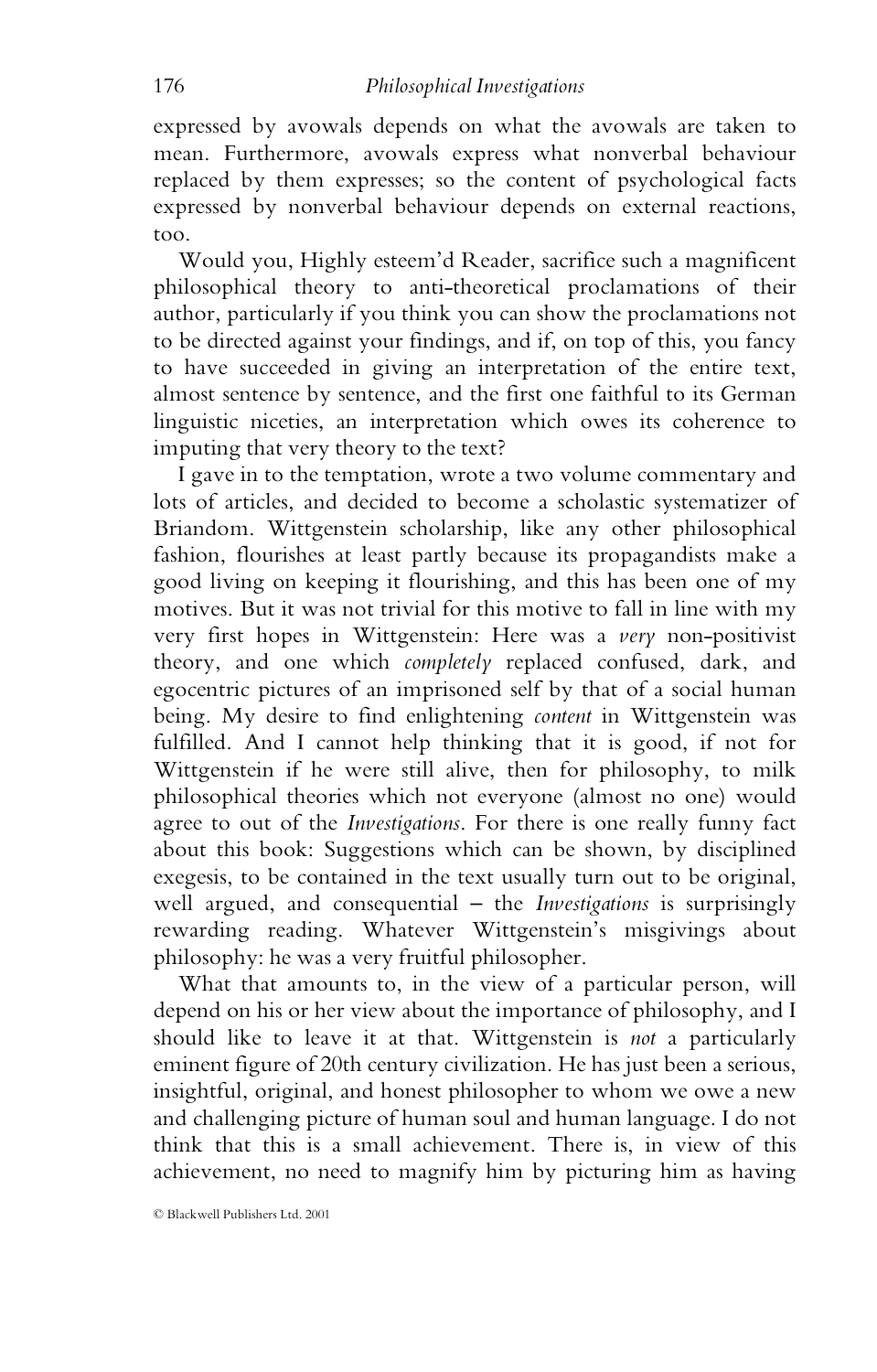expressed by avowals depends on what the avowals are taken to mean. Furthermore, avowals express what nonverbal behaviour replaced by them expresses; so the content of psychological facts expressed by nonverbal behaviour depends on external reactions, too.

Would you, Highly esteem'd Reader, sacrifice such a magnificent philosophical theory to anti-theoretical proclamations of their author, particularly if you think you can show the proclamations not to be directed against your findings, and if, on top of this, you fancy to have succeeded in giving an interpretation of the entire text, almost sentence by sentence, and the first one faithful to its German linguistic niceties, an interpretation which owes its coherence to imputing that very theory to the text?

I gave in to the temptation, wrote a two volume commentary and lots of articles, and decided to become a scholastic systematizer of Briandom. Wittgenstein scholarship, like any other philosophical fashion, flourishes at least partly because its propagandists make a good living on keeping it flourishing, and this has been one of my motives. But it was not trivial for this motive to fall in line with my very first hopes in Wittgenstein: Here was a *very* non-positivist theory, and one which *completely* replaced confused, dark, and egocentric pictures of an imprisoned self by that of a social human being. My desire to find enlightening *content* in Wittgenstein was fulfilled. And I cannot help thinking that it is good, if not for Wittgenstein if he were still alive, then for philosophy, to milk philosophical theories which not everyone (almost no one) would agree to out of the *Investigations*. For there is one really funny fact about this book: Suggestions which can be shown, by disciplined exegesis, to be contained in the text usually turn out to be original, well argued, and consequential – the *Investigations* is surprisingly rewarding reading. Whatever Wittgenstein's misgivings about philosophy: he was a very fruitful philosopher.

What that amounts to, in the view of a particular person, will depend on his or her view about the importance of philosophy, and I should like to leave it at that. Wittgenstein is *not* a particularly eminent figure of 20th century civilization. He has just been a serious, insightful, original, and honest philosopher to whom we owe a new and challenging picture of human soul and human language. I do not think that this is a small achievement. There is, in view of this achievement, no need to magnify him by picturing him as having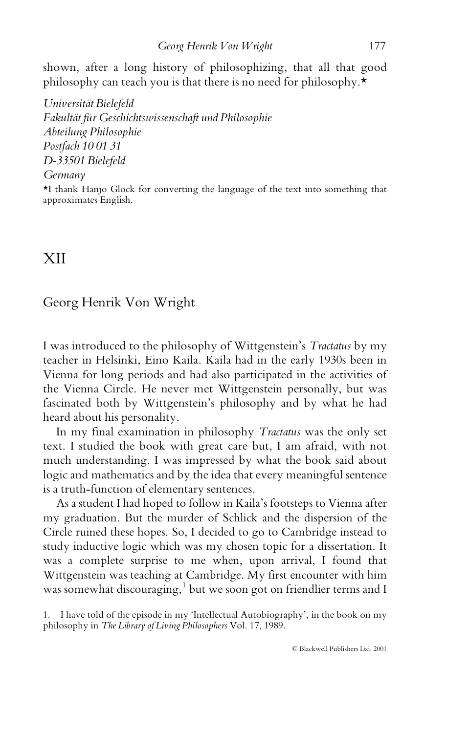shown, after a long history of philosophizing, that all that good philosophy can teach you is that there is no need for philosophy.*

*Universität Bielefeld*
*Fakultät für Geschichtswissenschaft und Philosophie*
*Abteilung Philosophie*
*Postfach 10 01 31*
*D-33501 Bielefeld*
*Germany*

*I thank Hanjo Glock for converting the language of the text into something that approximates English.

# XII

## Georg Henrik Von Wright

I was introduced to the philosophy of Wittgenstein's *Tractatus* by my teacher in Helsinki, Eino Kaila. Kaila had in the early 1930s been in Vienna for long periods and had also participated in the activities of the Vienna Circle. He never met Wittgenstein personally, but was fascinated both by Wittgenstein's philosophy and by what he had heard about his personality.

In my final examination in philosophy *Tractatus* was the only set text. I studied the book with great care but, I am afraid, with not much understanding. I was impressed by what the book said about logic and mathematics and by the idea that every meaningful sentence is a truth-function of elementary sentences.

As a student I had hoped to follow in Kaila's footsteps to Vienna after my graduation. But the murder of Schlick and the dispersion of the Circle ruined these hopes. So, I decided to go to Cambridge instead to study inductive logic which was my chosen topic for a dissertation. It was a complete surprise to me when, upon arrival, I found that Wittgenstein was teaching at Cambridge. My first encounter with him was somewhat discouraging,[1] but we soon got on friendlier terms and I

1. I have told of the episode in my 'Intellectual Autobiography', in the book on my philosophy in *The Library of Living Philosophers* Vol. 17, 1989.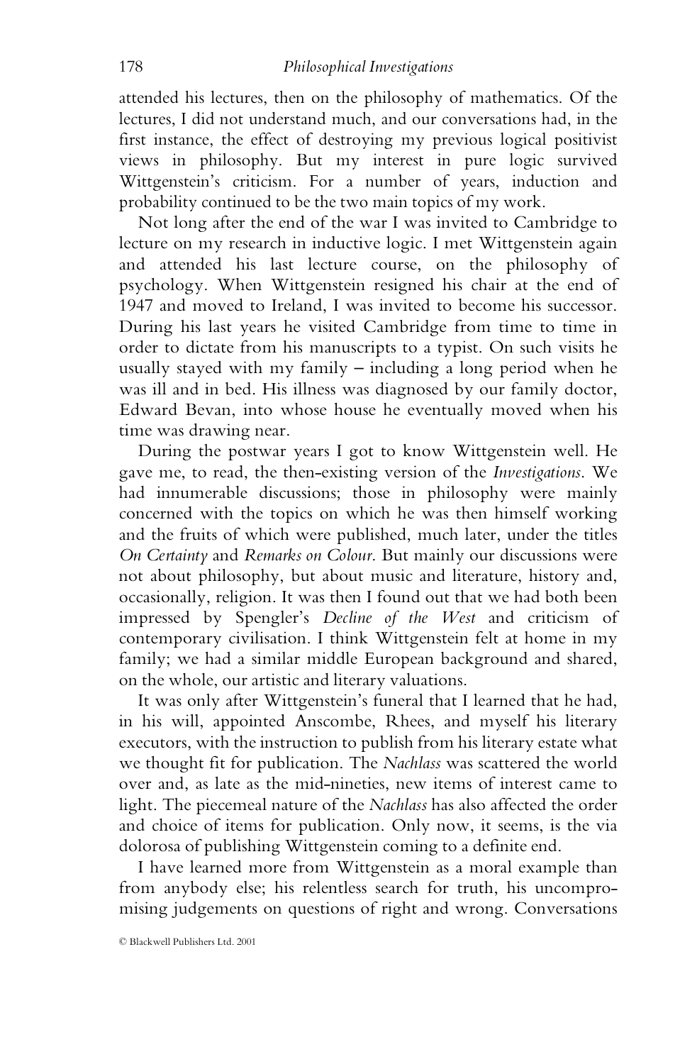attended his lectures, then on the philosophy of mathematics. Of the lectures, I did not understand much, and our conversations had, in the first instance, the effect of destroying my previous logical positivist views in philosophy. But my interest in pure logic survived Wittgenstein's criticism. For a number of years, induction and probability continued to be the two main topics of my work.

Not long after the end of the war I was invited to Cambridge to lecture on my research in inductive logic. I met Wittgenstein again and attended his last lecture course, on the philosophy of psychology. When Wittgenstein resigned his chair at the end of 1947 and moved to Ireland, I was invited to become his successor. During his last years he visited Cambridge from time to time in order to dictate from his manuscripts to a typist. On such visits he usually stayed with my family – including a long period when he was ill and in bed. His illness was diagnosed by our family doctor, Edward Bevan, into whose house he eventually moved when his time was drawing near.

During the postwar years I got to know Wittgenstein well. He gave me, to read, the then-existing version of the *Investigations*. We had innumerable discussions; those in philosophy were mainly concerned with the topics on which he was then himself working and the fruits of which were published, much later, under the titles *On Certainty* and *Remarks on Colour*. But mainly our discussions were not about philosophy, but about music and literature, history and, occasionally, religion. It was then I found out that we had both been impressed by Spengler's *Decline of the West* and criticism of contemporary civilisation. I think Wittgenstein felt at home in my family; we had a similar middle European background and shared, on the whole, our artistic and literary valuations.

It was only after Wittgenstein's funeral that I learned that he had, in his will, appointed Anscombe, Rhees, and myself his literary executors, with the instruction to publish from his literary estate what we thought fit for publication. The *Nachlass* was scattered the world over and, as late as the mid-nineties, new items of interest came to light. The piecemeal nature of the *Nachlass* has also affected the order and choice of items for publication. Only now, it seems, is the via dolorosa of publishing Wittgenstein coming to a definite end.

I have learned more from Wittgenstein as a moral example than from anybody else; his relentless search for truth, his uncompromising judgements on questions of right and wrong. Conversations

© Blackwell Publishers Ltd. 2001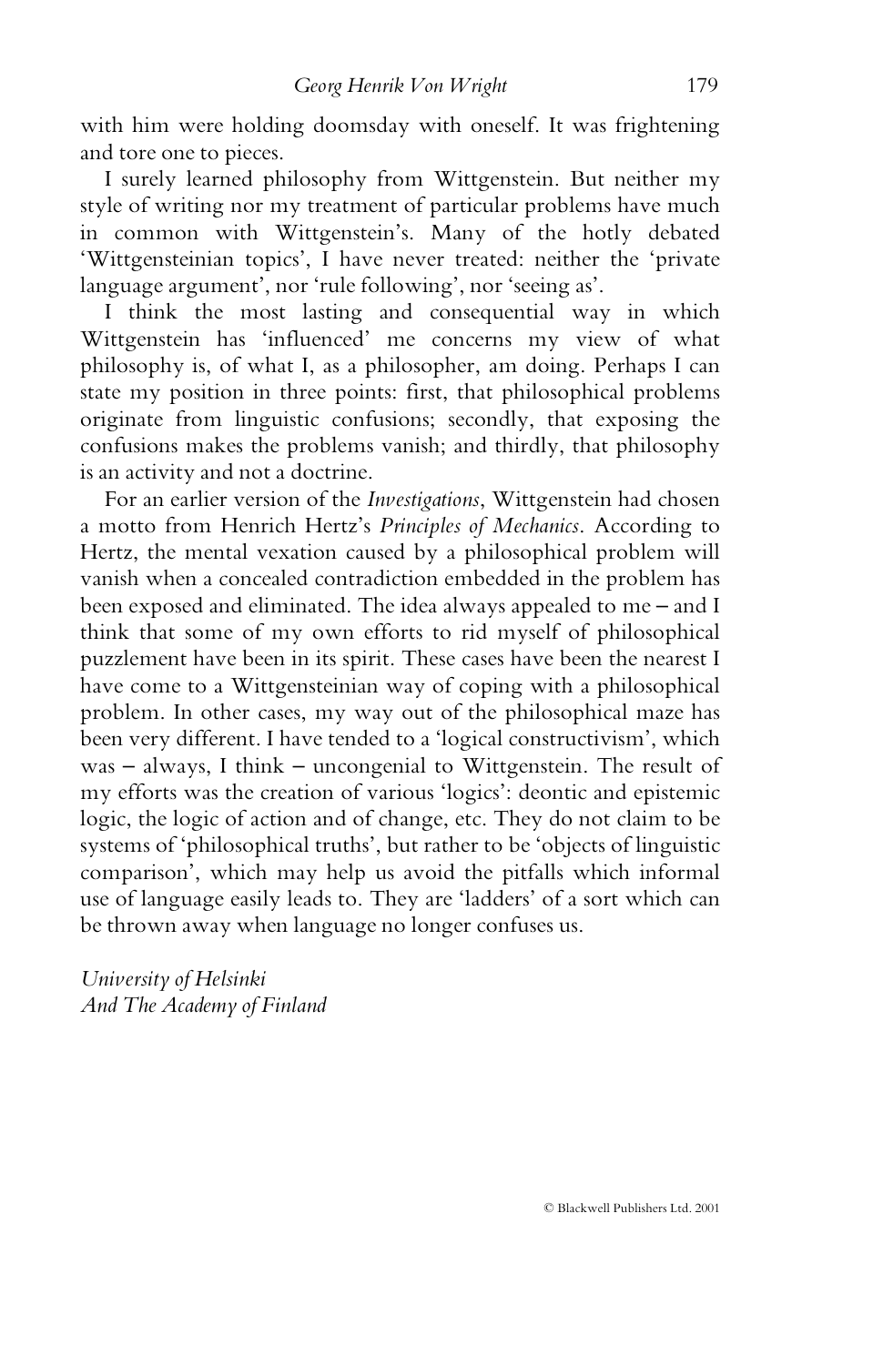with him were holding doomsday with oneself. It was frightening and tore one to pieces.

I surely learned philosophy from Wittgenstein. But neither my style of writing nor my treatment of particular problems have much in common with Wittgenstein's. Many of the hotly debated 'Wittgensteinian topics', I have never treated: neither the 'private language argument', nor 'rule following', nor 'seeing as'.

I think the most lasting and consequential way in which Wittgenstein has 'influenced' me concerns my view of what philosophy is, of what I, as a philosopher, am doing. Perhaps I can state my position in three points: first, that philosophical problems originate from linguistic confusions; secondly, that exposing the confusions makes the problems vanish; and thirdly, that philosophy is an activity and not a doctrine.

For an earlier version of the *Investigations*, Wittgenstein had chosen a motto from Henrich Hertz's *Principles of Mechanics*. According to Hertz, the mental vexation caused by a philosophical problem will vanish when a concealed contradiction embedded in the problem has been exposed and eliminated. The idea always appealed to me – and I think that some of my own efforts to rid myself of philosophical puzzlement have been in its spirit. These cases have been the nearest I have come to a Wittgensteinian way of coping with a philosophical problem. In other cases, my way out of the philosophical maze has been very different. I have tended to a 'logical constructivism', which was – always, I think – uncongenial to Wittgenstein. The result of my efforts was the creation of various 'logics': deontic and epistemic logic, the logic of action and of change, etc. They do not claim to be systems of 'philosophical truths', but rather to be 'objects of linguistic comparison', which may help us avoid the pitfalls which informal use of language easily leads to. They are 'ladders' of a sort which can be thrown away when language no longer confuses us.

*University of Helsinki*
*And The Academy of Finland*

© Blackwell Publishers Ltd. 2001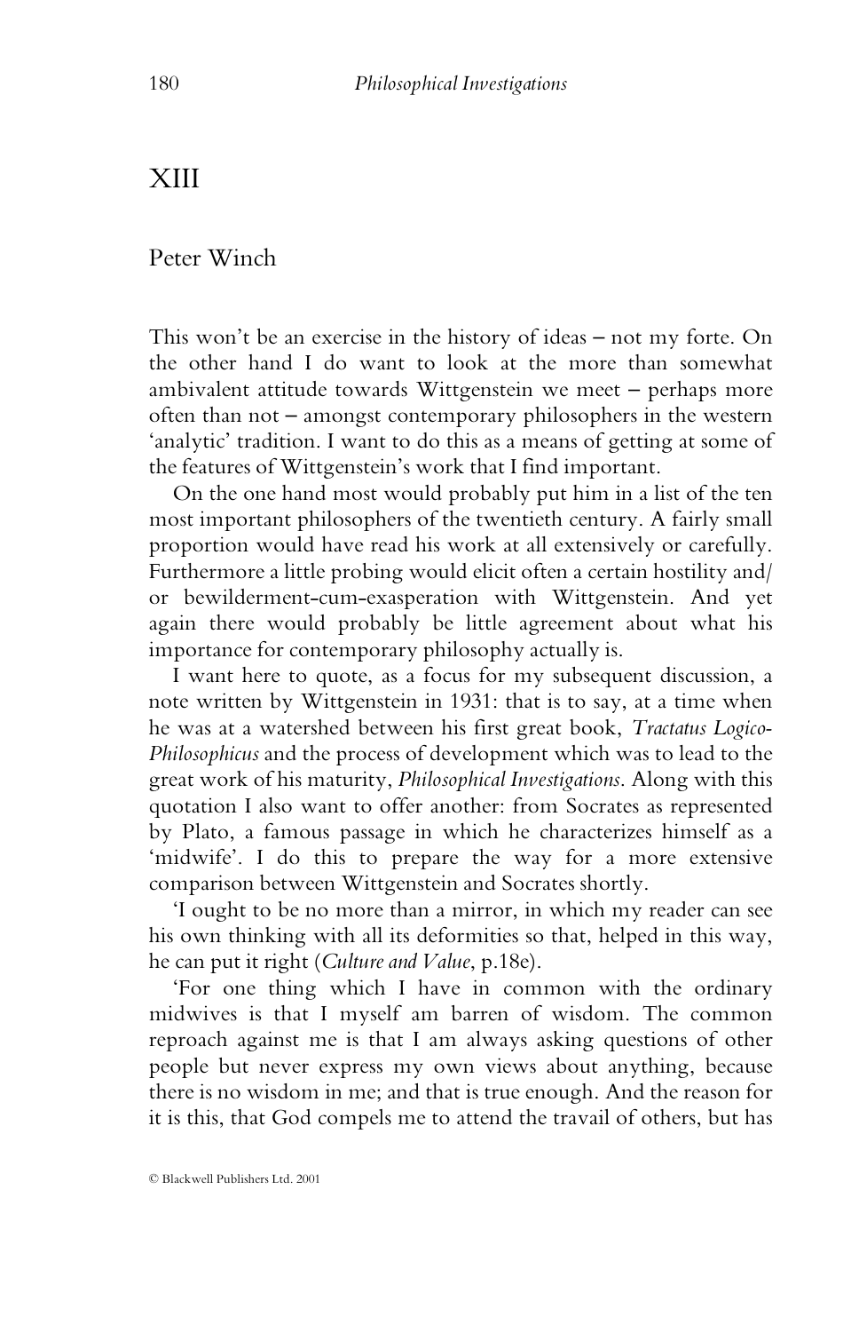# XIII

## Peter Winch

This won't be an exercise in the history of ideas – not my forte. On the other hand I do want to look at the more than somewhat ambivalent attitude towards Wittgenstein we meet – perhaps more often than not – amongst contemporary philosophers in the western 'analytic' tradition. I want to do this as a means of getting at some of the features of Wittgenstein's work that I find important.

On the one hand most would probably put him in a list of the ten most important philosophers of the twentieth century. A fairly small proportion would have read his work at all extensively or carefully. Furthermore a little probing would elicit often a certain hostility and/or bewilderment-cum-exasperation with Wittgenstein. And yet again there would probably be little agreement about what his importance for contemporary philosophy actually is.

I want here to quote, as a focus for my subsequent discussion, a note written by Wittgenstein in 1931: that is to say, at a time when he was at a watershed between his first great book, *Tractatus Logico-Philosophicus* and the process of development which was to lead to the great work of his maturity, *Philosophical Investigations*. Along with this quotation I also want to offer another: from Socrates as represented by Plato, a famous passage in which he characterizes himself as a 'midwife'. I do this to prepare the way for a more extensive comparison between Wittgenstein and Socrates shortly.

'I ought to be no more than a mirror, in which my reader can see his own thinking with all its deformities so that, helped in this way, he can put it right (*Culture and Value*, p.18e).

'For one thing which I have in common with the ordinary midwives is that I myself am barren of wisdom. The common reproach against me is that I am always asking questions of other people but never express my own views about anything, because there is no wisdom in me; and that is true enough. And the reason for it is this, that God compels me to attend the travail of others, but has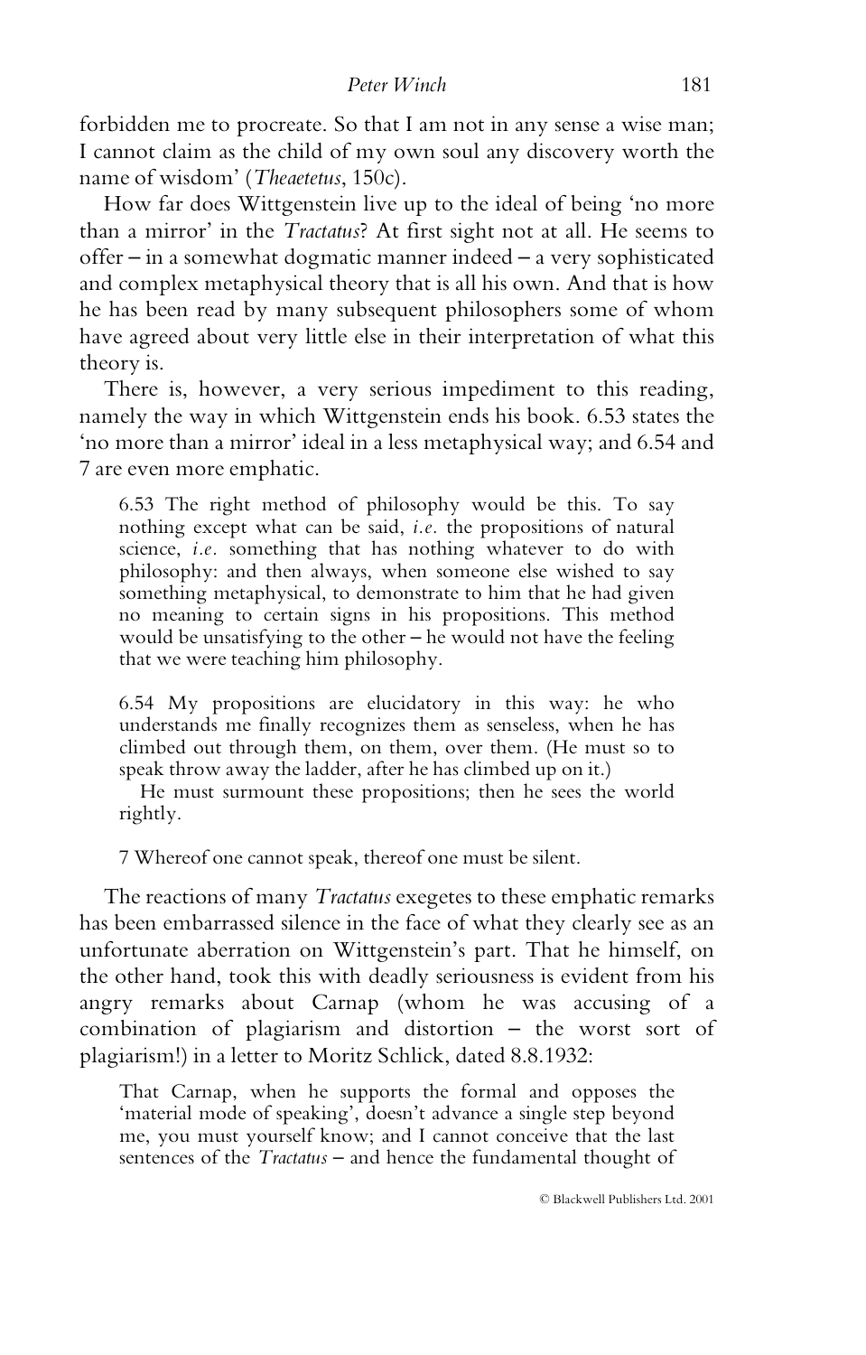forbidden me to procreate. So that I am not in any sense a wise man; I cannot claim as the child of my own soul any discovery worth the name of wisdom' (*Theaetetus*, 150c).

How far does Wittgenstein live up to the ideal of being 'no more than a mirror' in the *Tractatus*? At first sight not at all. He seems to offer – in a somewhat dogmatic manner indeed – a very sophisticated and complex metaphysical theory that is all his own. And that is how he has been read by many subsequent philosophers some of whom have agreed about very little else in their interpretation of what this theory is.

There is, however, a very serious impediment to this reading, namely the way in which Wittgenstein ends his book. 6.53 states the 'no more than a mirror' ideal in a less metaphysical way; and 6.54 and 7 are even more emphatic.

> 6.53 The right method of philosophy would be this. To say nothing except what can be said, *i.e.* the propositions of natural science, *i.e.* something that has nothing whatever to do with philosophy: and then always, when someone else wished to say something metaphysical, to demonstrate to him that he had given no meaning to certain signs in his propositions. This method would be unsatisfying to the other – he would not have the feeling that we were teaching him philosophy.
>
> 6.54 My propositions are elucidatory in this way: he who understands me finally recognizes them as senseless, when he has climbed out through them, on them, over them. (He must so to speak throw away the ladder, after he has climbed up on it.)
>
> He must surmount these propositions; then he sees the world rightly.
>
> 7 Whereof one cannot speak, thereof one must be silent.

The reactions of many *Tractatus* exegetes to these emphatic remarks has been embarrassed silence in the face of what they clearly see as an unfortunate aberration on Wittgenstein's part. That he himself, on the other hand, took this with deadly seriousness is evident from his angry remarks about Carnap (whom he was accusing of a combination of plagiarism and distortion – the worst sort of plagiarism!) in a letter to Moritz Schlick, dated 8.8.1932:

> That Carnap, when he supports the formal and opposes the 'material mode of speaking', doesn't advance a single step beyond me, you must yourself know; and I cannot conceive that the last sentences of the *Tractatus* – and hence the fundamental thought of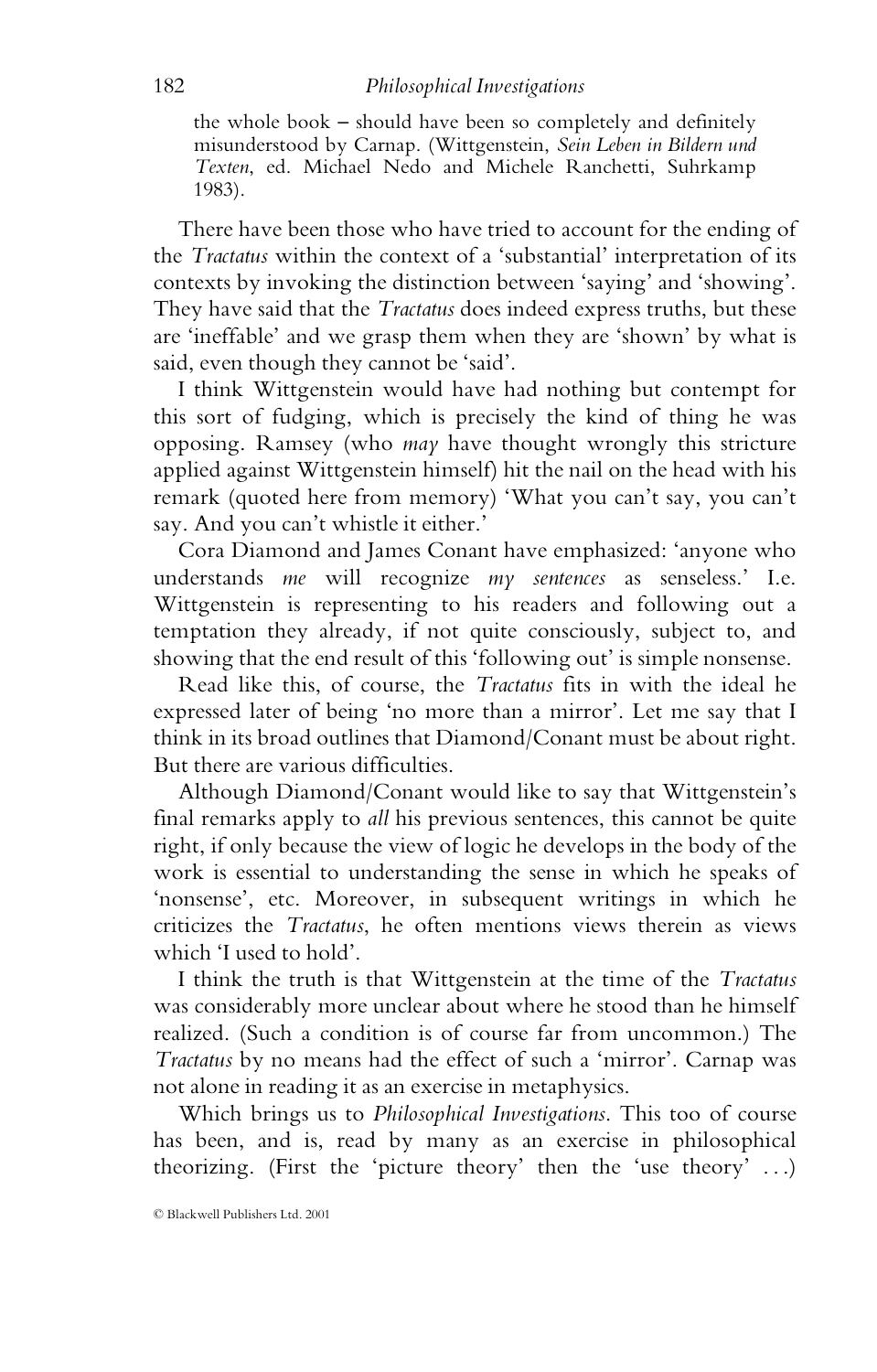the whole book – should have been so completely and definitely misunderstood by Carnap. (Wittgenstein, *Sein Leben in Bildern und Texten*, ed. Michael Nedo and Michele Ranchetti, Suhrkamp 1983).

There have been those who have tried to account for the ending of the *Tractatus* within the context of a 'substantial' interpretation of its contexts by invoking the distinction between 'saying' and 'showing'. They have said that the *Tractatus* does indeed express truths, but these are 'ineffable' and we grasp them when they are 'shown' by what is said, even though they cannot be 'said'.

I think Wittgenstein would have had nothing but contempt for this sort of fudging, which is precisely the kind of thing he was opposing. Ramsey (who *may* have thought wrongly this stricture applied against Wittgenstein himself) hit the nail on the head with his remark (quoted here from memory) 'What you can't say, you can't say. And you can't whistle it either.'

Cora Diamond and James Conant have emphasized: 'anyone who understands *me* will recognize *my sentences* as senseless.' I.e. Wittgenstein is representing to his readers and following out a temptation they already, if not quite consciously, subject to, and showing that the end result of this 'following out' is simple nonsense.

Read like this, of course, the *Tractatus* fits in with the ideal he expressed later of being 'no more than a mirror'. Let me say that I think in its broad outlines that Diamond/Conant must be about right. But there are various difficulties.

Although Diamond/Conant would like to say that Wittgenstein's final remarks apply to *all* his previous sentences, this cannot be quite right, if only because the view of logic he develops in the body of the work is essential to understanding the sense in which he speaks of 'nonsense', etc. Moreover, in subsequent writings in which he criticizes the *Tractatus*, he often mentions views therein as views which 'I used to hold'.

I think the truth is that Wittgenstein at the time of the *Tractatus* was considerably more unclear about where he stood than he himself realized. (Such a condition is of course far from uncommon.) The *Tractatus* by no means had the effect of such a 'mirror'. Carnap was not alone in reading it as an exercise in metaphysics.

Which brings us to *Philosophical Investigations*. This too of course has been, and is, read by many as an exercise in philosophical theorizing. (First the 'picture theory' then the 'use theory' ...)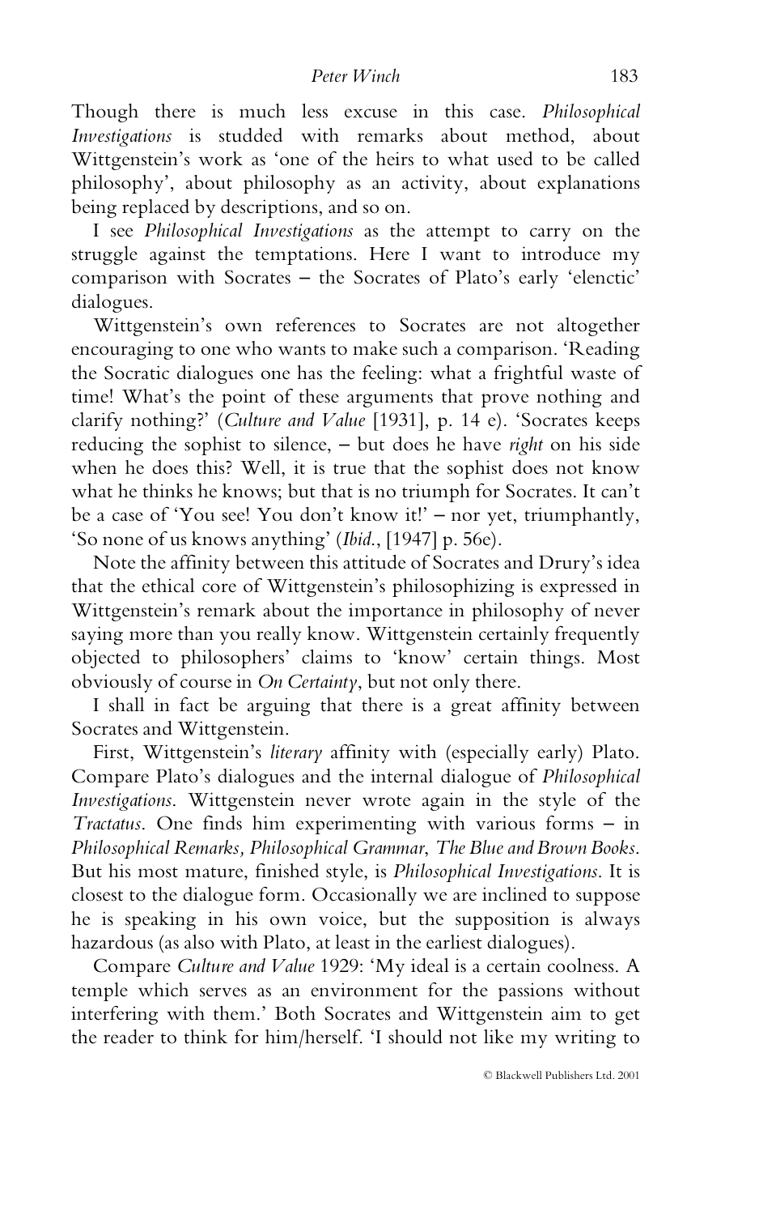Though there is much less excuse in this case. *Philosophical Investigations* is studded with remarks about method, about Wittgenstein's work as 'one of the heirs to what used to be called philosophy', about philosophy as an activity, about explanations being replaced by descriptions, and so on.

I see *Philosophical Investigations* as the attempt to carry on the struggle against the temptations. Here I want to introduce my comparison with Socrates – the Socrates of Plato's early 'elenctic' dialogues.

Wittgenstein's own references to Socrates are not altogether encouraging to one who wants to make such a comparison. 'Reading the Socratic dialogues one has the feeling: what a frightful waste of time! What's the point of these arguments that prove nothing and clarify nothing?' (*Culture and Value* [1931], p. 14 e). 'Socrates keeps reducing the sophist to silence, – but does he have *right* on his side when he does this? Well, it is true that the sophist does not know what he thinks he knows; but that is no triumph for Socrates. It can't be a case of 'You see! You don't know it!' – nor yet, triumphantly, 'So none of us knows anything' (*Ibid.*, [1947] p. 56e).

Note the affinity between this attitude of Socrates and Drury's idea that the ethical core of Wittgenstein's philosophizing is expressed in Wittgenstein's remark about the importance in philosophy of never saying more than you really know. Wittgenstein certainly frequently objected to philosophers' claims to 'know' certain things. Most obviously of course in *On Certainty*, but not only there.

I shall in fact be arguing that there is a great affinity between Socrates and Wittgenstein.

First, Wittgenstein's *literary* affinity with (especially early) Plato. Compare Plato's dialogues and the internal dialogue of *Philosophical Investigations*. Wittgenstein never wrote again in the style of the *Tractatus*. One finds him experimenting with various forms – in *Philosophical Remarks, Philosophical Grammar, The Blue and Brown Books*. But his most mature, finished style, is *Philosophical Investigations*. It is closest to the dialogue form. Occasionally we are inclined to suppose he is speaking in his own voice, but the supposition is always hazardous (as also with Plato, at least in the earliest dialogues).

Compare *Culture and Value* 1929: 'My ideal is a certain coolness. A temple which serves as an environment for the passions without interfering with them.' Both Socrates and Wittgenstein aim to get the reader to think for him/herself. 'I should not like my writing to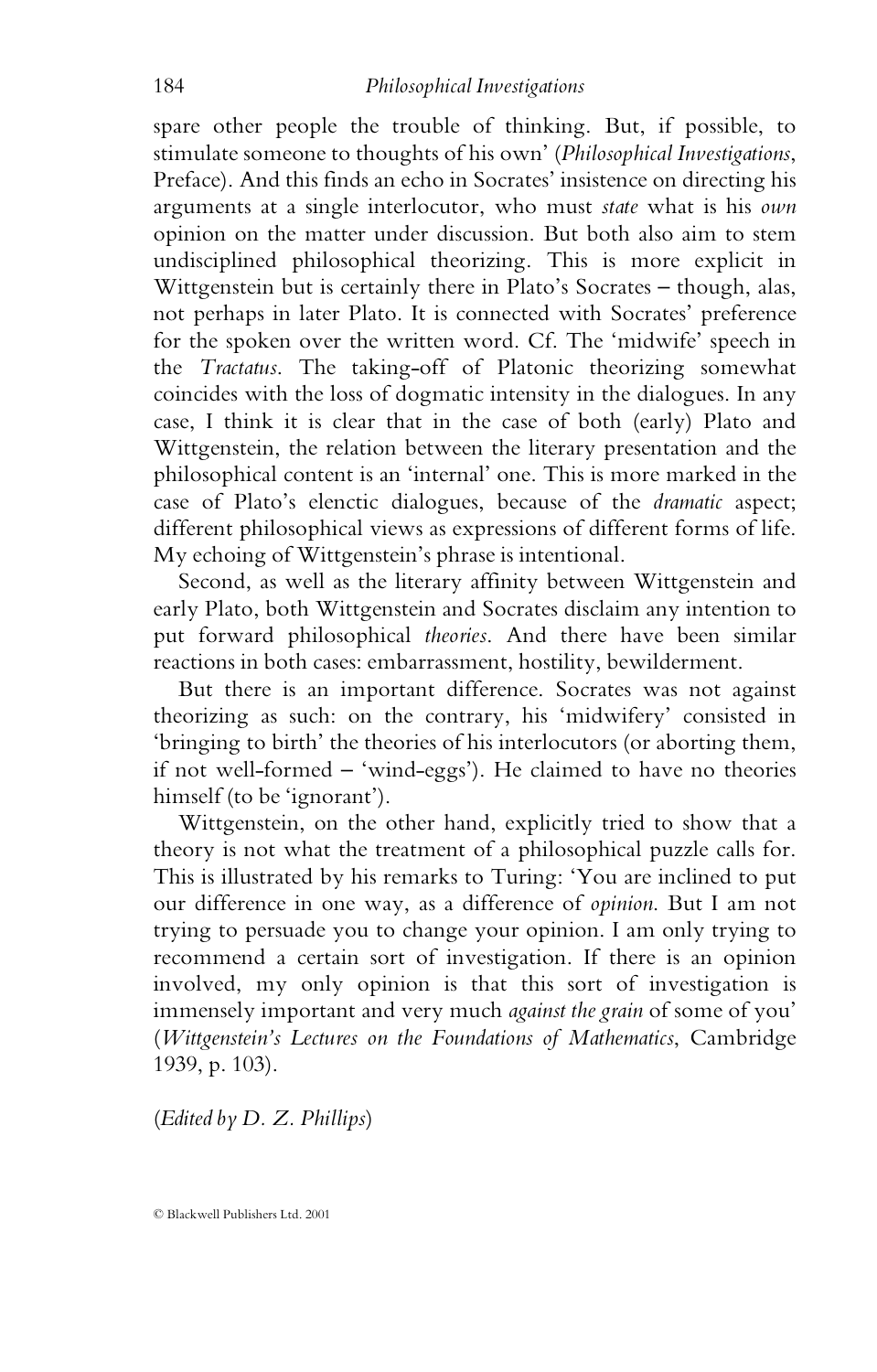spare other people the trouble of thinking. But, if possible, to stimulate someone to thoughts of his own' (*Philosophical Investigations*, Preface). And this finds an echo in Socrates' insistence on directing his arguments at a single interlocutor, who must *state* what is his *own* opinion on the matter under discussion. But both also aim to stem undisciplined philosophical theorizing. This is more explicit in Wittgenstein but is certainly there in Plato's Socrates – though, alas, not perhaps in later Plato. It is connected with Socrates' preference for the spoken over the written word. Cf. The 'midwife' speech in the *Tractatus*. The taking-off of Platonic theorizing somewhat coincides with the loss of dogmatic intensity in the dialogues. In any case, I think it is clear that in the case of both (early) Plato and Wittgenstein, the relation between the literary presentation and the philosophical content is an 'internal' one. This is more marked in the case of Plato's elenctic dialogues, because of the *dramatic* aspect; different philosophical views as expressions of different forms of life. My echoing of Wittgenstein's phrase is intentional.

Second, as well as the literary affinity between Wittgenstein and early Plato, both Wittgenstein and Socrates disclaim any intention to put forward philosophical *theories*. And there have been similar reactions in both cases: embarrassment, hostility, bewilderment.

But there is an important difference. Socrates was not against theorizing as such: on the contrary, his 'midwifery' consisted in 'bringing to birth' the theories of his interlocutors (or aborting them, if not well-formed – 'wind-eggs'). He claimed to have no theories himself (to be 'ignorant').

Wittgenstein, on the other hand, explicitly tried to show that a theory is not what the treatment of a philosophical puzzle calls for. This is illustrated by his remarks to Turing: 'You are inclined to put our difference in one way, as a difference of *opinion*. But I am not trying to persuade you to change your opinion. I am only trying to recommend a certain sort of investigation. If there is an opinion involved, my only opinion is that this sort of investigation is immensely important and very much *against the grain* of some of you' (*Wittgenstein's Lectures on the Foundations of Mathematics*, Cambridge 1939, p. 103).

(*Edited by D. Z. Phillips*)

© Blackwell Publishers Ltd. 2001